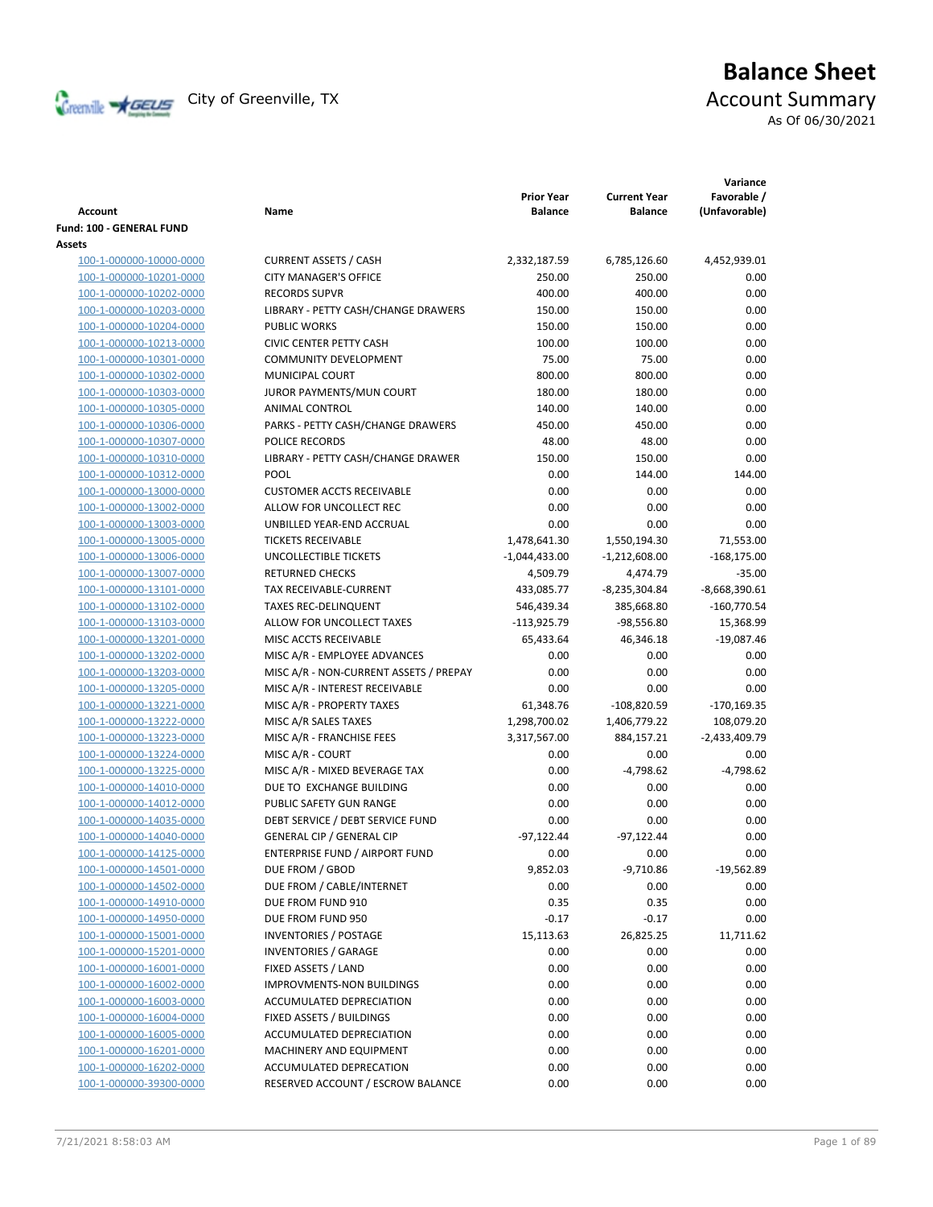City of Greenville, TX

# Balance Sheet

## Account Summary

As Of 06/30/2021

| Account | Name | Prior Year Balance | Current Year Balance | Variance Favorable / (Unfavorable) |
|---|---|---|---|---|
| **Fund: 100 - GENERAL FUND** | | | | |
| **Assets** | | | | |
| 100-1-000000-10000-0000 | CURRENT ASSETS / CASH | 2,332,187.59 | 6,785,126.60 | 4,452,939.01 |
| 100-1-000000-10201-0000 | CITY MANAGER'S OFFICE | 250.00 | 250.00 | 0.00 |
| 100-1-000000-10202-0000 | RECORDS SUPVR | 400.00 | 400.00 | 0.00 |
| 100-1-000000-10203-0000 | LIBRARY - PETTY CASH/CHANGE DRAWERS | 150.00 | 150.00 | 0.00 |
| 100-1-000000-10204-0000 | PUBLIC WORKS | 150.00 | 150.00 | 0.00 |
| 100-1-000000-10213-0000 | CIVIC CENTER PETTY CASH | 100.00 | 100.00 | 0.00 |
| 100-1-000000-10301-0000 | COMMUNITY DEVELOPMENT | 75.00 | 75.00 | 0.00 |
| 100-1-000000-10302-0000 | MUNICIPAL COURT | 800.00 | 800.00 | 0.00 |
| 100-1-000000-10303-0000 | JUROR PAYMENTS/MUN COURT | 180.00 | 180.00 | 0.00 |
| 100-1-000000-10305-0000 | ANIMAL CONTROL | 140.00 | 140.00 | 0.00 |
| 100-1-000000-10306-0000 | PARKS - PETTY CASH/CHANGE DRAWERS | 450.00 | 450.00 | 0.00 |
| 100-1-000000-10307-0000 | POLICE RECORDS | 48.00 | 48.00 | 0.00 |
| 100-1-000000-10310-0000 | LIBRARY - PETTY CASH/CHANGE DRAWER | 150.00 | 150.00 | 0.00 |
| 100-1-000000-10312-0000 | POOL | 0.00 | 144.00 | 144.00 |
| 100-1-000000-13000-0000 | CUSTOMER ACCTS RECEIVABLE | 0.00 | 0.00 | 0.00 |
| 100-1-000000-13002-0000 | ALLOW FOR UNCOLLECT REC | 0.00 | 0.00 | 0.00 |
| 100-1-000000-13003-0000 | UNBILLED YEAR-END ACCRUAL | 0.00 | 0.00 | 0.00 |
| 100-1-000000-13005-0000 | TICKETS RECEIVABLE | 1,478,641.30 | 1,550,194.30 | 71,553.00 |
| 100-1-000000-13006-0000 | UNCOLLECTIBLE TICKETS | -1,044,433.00 | -1,212,608.00 | -168,175.00 |
| 100-1-000000-13007-0000 | RETURNED CHECKS | 4,509.79 | 4,474.79 | -35.00 |
| 100-1-000000-13101-0000 | TAX RECEIVABLE-CURRENT | 433,085.77 | -8,235,304.84 | -8,668,390.61 |
| 100-1-000000-13102-0000 | TAXES REC-DELINQUENT | 546,439.34 | 385,668.80 | -160,770.54 |
| 100-1-000000-13103-0000 | ALLOW FOR UNCOLLECT TAXES | -113,925.79 | -98,556.80 | 15,368.99 |
| 100-1-000000-13201-0000 | MISC ACCTS RECEIVABLE | 65,433.64 | 46,346.18 | -19,087.46 |
| 100-1-000000-13202-0000 | MISC A/R - EMPLOYEE ADVANCES | 0.00 | 0.00 | 0.00 |
| 100-1-000000-13203-0000 | MISC A/R - NON-CURRENT ASSETS / PREPAY | 0.00 | 0.00 | 0.00 |
| 100-1-000000-13205-0000 | MISC A/R - INTEREST RECEIVABLE | 0.00 | 0.00 | 0.00 |
| 100-1-000000-13221-0000 | MISC A/R - PROPERTY TAXES | 61,348.76 | -108,820.59 | -170,169.35 |
| 100-1-000000-13222-0000 | MISC A/R SALES TAXES | 1,298,700.02 | 1,406,779.22 | 108,079.20 |
| 100-1-000000-13223-0000 | MISC A/R - FRANCHISE FEES | 3,317,567.00 | 884,157.21 | -2,433,409.79 |
| 100-1-000000-13224-0000 | MISC A/R - COURT | 0.00 | 0.00 | 0.00 |
| 100-1-000000-13225-0000 | MISC A/R - MIXED BEVERAGE TAX | 0.00 | -4,798.62 | -4,798.62 |
| 100-1-000000-14010-0000 | DUE TO EXCHANGE BUILDING | 0.00 | 0.00 | 0.00 |
| 100-1-000000-14012-0000 | PUBLIC SAFETY GUN RANGE | 0.00 | 0.00 | 0.00 |
| 100-1-000000-14035-0000 | DEBT SERVICE / DEBT SERVICE FUND | 0.00 | 0.00 | 0.00 |
| 100-1-000000-14040-0000 | GENERAL CIP / GENERAL CIP | -97,122.44 | -97,122.44 | 0.00 |
| 100-1-000000-14125-0000 | ENTERPRISE FUND / AIRPORT FUND | 0.00 | 0.00 | 0.00 |
| 100-1-000000-14501-0000 | DUE FROM / GBOD | 9,852.03 | -9,710.86 | -19,562.89 |
| 100-1-000000-14502-0000 | DUE FROM / CABLE/INTERNET | 0.00 | 0.00 | 0.00 |
| 100-1-000000-14910-0000 | DUE FROM FUND 910 | 0.35 | 0.35 | 0.00 |
| 100-1-000000-14950-0000 | DUE FROM FUND 950 | -0.17 | -0.17 | 0.00 |
| 100-1-000000-15001-0000 | INVENTORIES / POSTAGE | 15,113.63 | 26,825.25 | 11,711.62 |
| 100-1-000000-15201-0000 | INVENTORIES / GARAGE | 0.00 | 0.00 | 0.00 |
| 100-1-000000-16001-0000 | FIXED ASSETS / LAND | 0.00 | 0.00 | 0.00 |
| 100-1-000000-16002-0000 | IMPROVMENTS-NON BUILDINGS | 0.00 | 0.00 | 0.00 |
| 100-1-000000-16003-0000 | ACCUMULATED DEPRECIATION | 0.00 | 0.00 | 0.00 |
| 100-1-000000-16004-0000 | FIXED ASSETS / BUILDINGS | 0.00 | 0.00 | 0.00 |
| 100-1-000000-16005-0000 | ACCUMULATED DEPRECIATION | 0.00 | 0.00 | 0.00 |
| 100-1-000000-16201-0000 | MACHINERY AND EQUIPMENT | 0.00 | 0.00 | 0.00 |
| 100-1-000000-16202-0000 | ACCUMULATED DEPRECATION | 0.00 | 0.00 | 0.00 |
| 100-1-000000-39300-0000 | RESERVED ACCOUNT / ESCROW BALANCE | 0.00 | 0.00 | 0.00 |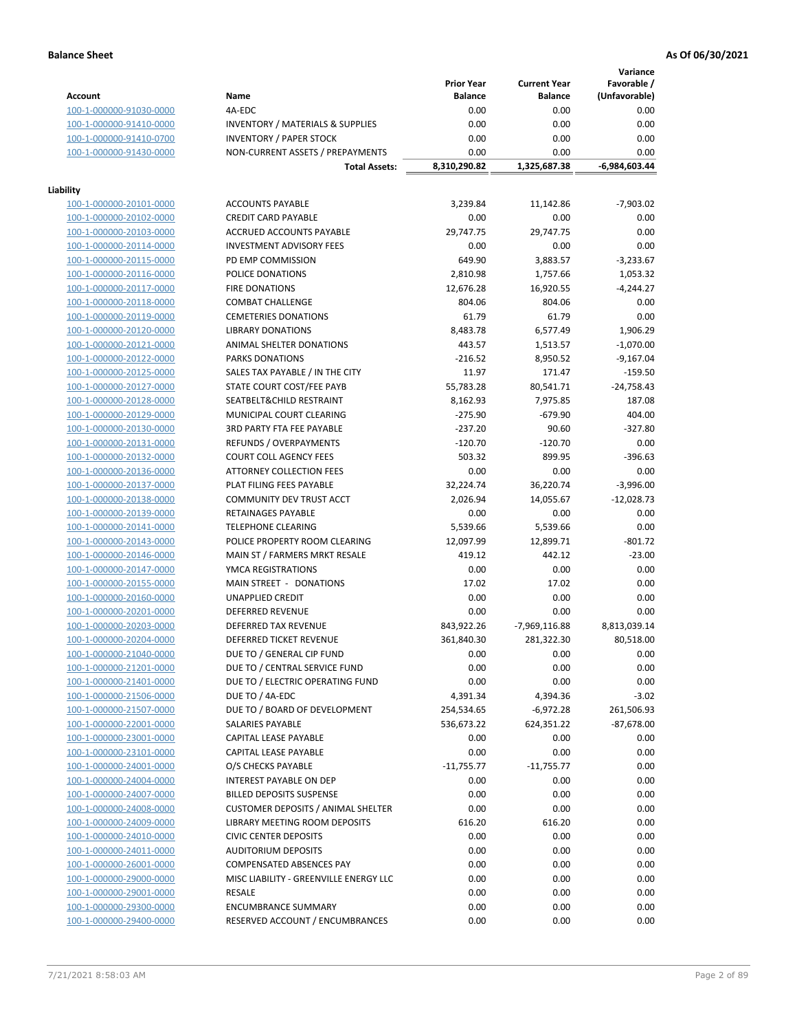**Balance Sheet** **As Of 06/30/2021**

| Account | Name | Prior Year Balance | Current Year Balance | Variance Favorable / (Unfavorable) |
|---|---|---|---|---|
| 100-1-000000-91030-0000 | 4A-EDC | 0.00 | 0.00 | 0.00 |
| 100-1-000000-91410-0000 | INVENTORY / MATERIALS & SUPPLIES | 0.00 | 0.00 | 0.00 |
| 100-1-000000-91410-0700 | INVENTORY / PAPER STOCK | 0.00 | 0.00 | 0.00 |
| 100-1-000000-91430-0000 | NON-CURRENT ASSETS / PREPAYMENTS | 0.00 | 0.00 | 0.00 |
| | **Total Assets:** | **8,310,290.82** | **1,325,687.38** | **-6,984,603.44** |
| **Liability** | | | | |
| 100-1-000000-20101-0000 | ACCOUNTS PAYABLE | 3,239.84 | 11,142.86 | -7,903.02 |
| 100-1-000000-20102-0000 | CREDIT CARD PAYABLE | 0.00 | 0.00 | 0.00 |
| 100-1-000000-20103-0000 | ACCRUED ACCOUNTS PAYABLE | 29,747.75 | 29,747.75 | 0.00 |
| 100-1-000000-20114-0000 | INVESTMENT ADVISORY FEES | 0.00 | 0.00 | 0.00 |
| 100-1-000000-20115-0000 | PD EMP COMMISSION | 649.90 | 3,883.57 | -3,233.67 |
| 100-1-000000-20116-0000 | POLICE DONATIONS | 2,810.98 | 1,757.66 | 1,053.32 |
| 100-1-000000-20117-0000 | FIRE DONATIONS | 12,676.28 | 16,920.55 | -4,244.27 |
| 100-1-000000-20118-0000 | COMBAT CHALLENGE | 804.06 | 804.06 | 0.00 |
| 100-1-000000-20119-0000 | CEMETERIES DONATIONS | 61.79 | 61.79 | 0.00 |
| 100-1-000000-20120-0000 | LIBRARY DONATIONS | 8,483.78 | 6,577.49 | 1,906.29 |
| 100-1-000000-20121-0000 | ANIMAL SHELTER DONATIONS | 443.57 | 1,513.57 | -1,070.00 |
| 100-1-000000-20122-0000 | PARKS DONATIONS | -216.52 | 8,950.52 | -9,167.04 |
| 100-1-000000-20125-0000 | SALES TAX PAYABLE / IN THE CITY | 11.97 | 171.47 | -159.50 |
| 100-1-000000-20127-0000 | STATE COURT COST/FEE PAYB | 55,783.28 | 80,541.71 | -24,758.43 |
| 100-1-000000-20128-0000 | SEATBELT&CHILD RESTRAINT | 8,162.93 | 7,975.85 | 187.08 |
| 100-1-000000-20129-0000 | MUNICIPAL COURT CLEARING | -275.90 | -679.90 | 404.00 |
| 100-1-000000-20130-0000 | 3RD PARTY FTA FEE PAYABLE | -237.20 | 90.60 | -327.80 |
| 100-1-000000-20131-0000 | REFUNDS / OVERPAYMENTS | -120.70 | -120.70 | 0.00 |
| 100-1-000000-20132-0000 | COURT COLL AGENCY FEES | 503.32 | 899.95 | -396.63 |
| 100-1-000000-20136-0000 | ATTORNEY COLLECTION FEES | 0.00 | 0.00 | 0.00 |
| 100-1-000000-20137-0000 | PLAT FILING FEES PAYABLE | 32,224.74 | 36,220.74 | -3,996.00 |
| 100-1-000000-20138-0000 | COMMUNITY DEV TRUST ACCT | 2,026.94 | 14,055.67 | -12,028.73 |
| 100-1-000000-20139-0000 | RETAINAGES PAYABLE | 0.00 | 0.00 | 0.00 |
| 100-1-000000-20141-0000 | TELEPHONE CLEARING | 5,539.66 | 5,539.66 | 0.00 |
| 100-1-000000-20143-0000 | POLICE PROPERTY ROOM CLEARING | 12,097.99 | 12,899.71 | -801.72 |
| 100-1-000000-20146-0000 | MAIN ST / FARMERS MRKT RESALE | 419.12 | 442.12 | -23.00 |
| 100-1-000000-20147-0000 | YMCA REGISTRATIONS | 0.00 | 0.00 | 0.00 |
| 100-1-000000-20155-0000 | MAIN STREET - DONATIONS | 17.02 | 17.02 | 0.00 |
| 100-1-000000-20160-0000 | UNAPPLIED CREDIT | 0.00 | 0.00 | 0.00 |
| 100-1-000000-20201-0000 | DEFERRED REVENUE | 0.00 | 0.00 | 0.00 |
| 100-1-000000-20203-0000 | DEFERRED TAX REVENUE | 843,922.26 | -7,969,116.88 | 8,813,039.14 |
| 100-1-000000-20204-0000 | DEFERRED TICKET REVENUE | 361,840.30 | 281,322.30 | 80,518.00 |
| 100-1-000000-21040-0000 | DUE TO / GENERAL CIP FUND | 0.00 | 0.00 | 0.00 |
| 100-1-000000-21201-0000 | DUE TO / CENTRAL SERVICE FUND | 0.00 | 0.00 | 0.00 |
| 100-1-000000-21401-0000 | DUE TO / ELECTRIC OPERATING FUND | 0.00 | 0.00 | 0.00 |
| 100-1-000000-21506-0000 | DUE TO / 4A-EDC | 4,391.34 | 4,394.36 | -3.02 |
| 100-1-000000-21507-0000 | DUE TO / BOARD OF DEVELOPMENT | 254,534.65 | -6,972.28 | 261,506.93 |
| 100-1-000000-22001-0000 | SALARIES PAYABLE | 536,673.22 | 624,351.22 | -87,678.00 |
| 100-1-000000-23001-0000 | CAPITAL LEASE PAYABLE | 0.00 | 0.00 | 0.00 |
| 100-1-000000-23101-0000 | CAPITAL LEASE PAYABLE | 0.00 | 0.00 | 0.00 |
| 100-1-000000-24001-0000 | O/S CHECKS PAYABLE | -11,755.77 | -11,755.77 | 0.00 |
| 100-1-000000-24004-0000 | INTEREST PAYABLE ON DEP | 0.00 | 0.00 | 0.00 |
| 100-1-000000-24007-0000 | BILLED DEPOSITS SUSPENSE | 0.00 | 0.00 | 0.00 |
| 100-1-000000-24008-0000 | CUSTOMER DEPOSITS / ANIMAL SHELTER | 0.00 | 0.00 | 0.00 |
| 100-1-000000-24009-0000 | LIBRARY MEETING ROOM DEPOSITS | 616.20 | 616.20 | 0.00 |
| 100-1-000000-24010-0000 | CIVIC CENTER DEPOSITS | 0.00 | 0.00 | 0.00 |
| 100-1-000000-24011-0000 | AUDITORIUM DEPOSITS | 0.00 | 0.00 | 0.00 |
| 100-1-000000-26001-0000 | COMPENSATED ABSENCES PAY | 0.00 | 0.00 | 0.00 |
| 100-1-000000-29000-0000 | MISC LIABILITY - GREENVILLE ENERGY LLC | 0.00 | 0.00 | 0.00 |
| 100-1-000000-29001-0000 | RESALE | 0.00 | 0.00 | 0.00 |
| 100-1-000000-29300-0000 | ENCUMBRANCE SUMMARY | 0.00 | 0.00 | 0.00 |
| 100-1-000000-29400-0000 | RESERVED ACCOUNT / ENCUMBRANCES | 0.00 | 0.00 | 0.00 |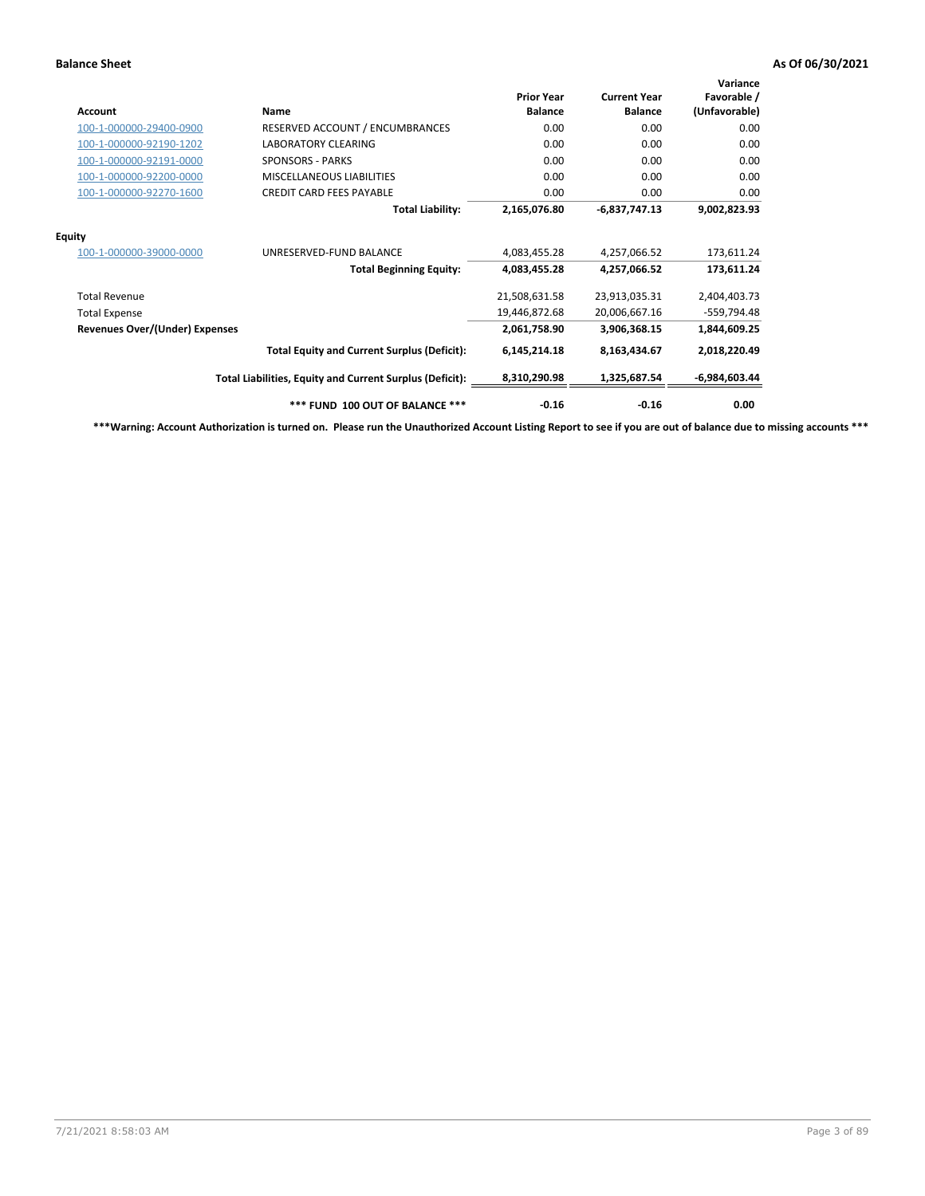**Balance Sheet** **As Of 06/30/2021**

| Account | Name | Prior Year Balance | Current Year Balance | Variance Favorable / (Unfavorable) |
|---|---|---|---|---|
| 100-1-000000-29400-0900 | RESERVED ACCOUNT / ENCUMBRANCES | 0.00 | 0.00 | 0.00 |
| 100-1-000000-92190-1202 | LABORATORY CLEARING | 0.00 | 0.00 | 0.00 |
| 100-1-000000-92191-0000 | SPONSORS - PARKS | 0.00 | 0.00 | 0.00 |
| 100-1-000000-92200-0000 | MISCELLANEOUS LIABILITIES | 0.00 | 0.00 | 0.00 |
| 100-1-000000-92270-1600 | CREDIT CARD FEES PAYABLE | 0.00 | 0.00 | 0.00 |
| | **Total Liability:** | **2,165,076.80** | **-6,837,747.13** | **9,002,823.93** |
| **Equity** | | | | |
| 100-1-000000-39000-0000 | UNRESERVED-FUND BALANCE | 4,083,455.28 | 4,257,066.52 | 173,611.24 |
| | **Total Beginning Equity:** | **4,083,455.28** | **4,257,066.52** | **173,611.24** |
| Total Revenue | | 21,508,631.58 | 23,913,035.31 | 2,404,403.73 |
| Total Expense | | 19,446,872.68 | 20,006,667.16 | -559,794.48 |
| **Revenues Over/(Under) Expenses** | | **2,061,758.90** | **3,906,368.15** | **1,844,609.25** |
| | **Total Equity and Current Surplus (Deficit):** | **6,145,214.18** | **8,163,434.67** | **2,018,220.49** |
| | **Total Liabilities, Equity and Current Surplus (Deficit):** | **8,310,290.98** | **1,325,687.54** | **-6,984,603.44** |
| | **\*\*\* FUND 100 OUT OF BALANCE \*\*\*** | **-0.16** | **-0.16** | **0.00** |

**\*\*\*Warning: Account Authorization is turned on. Please run the Unauthorized Account Listing Report to see if you are out of balance due to missing accounts \*\*\***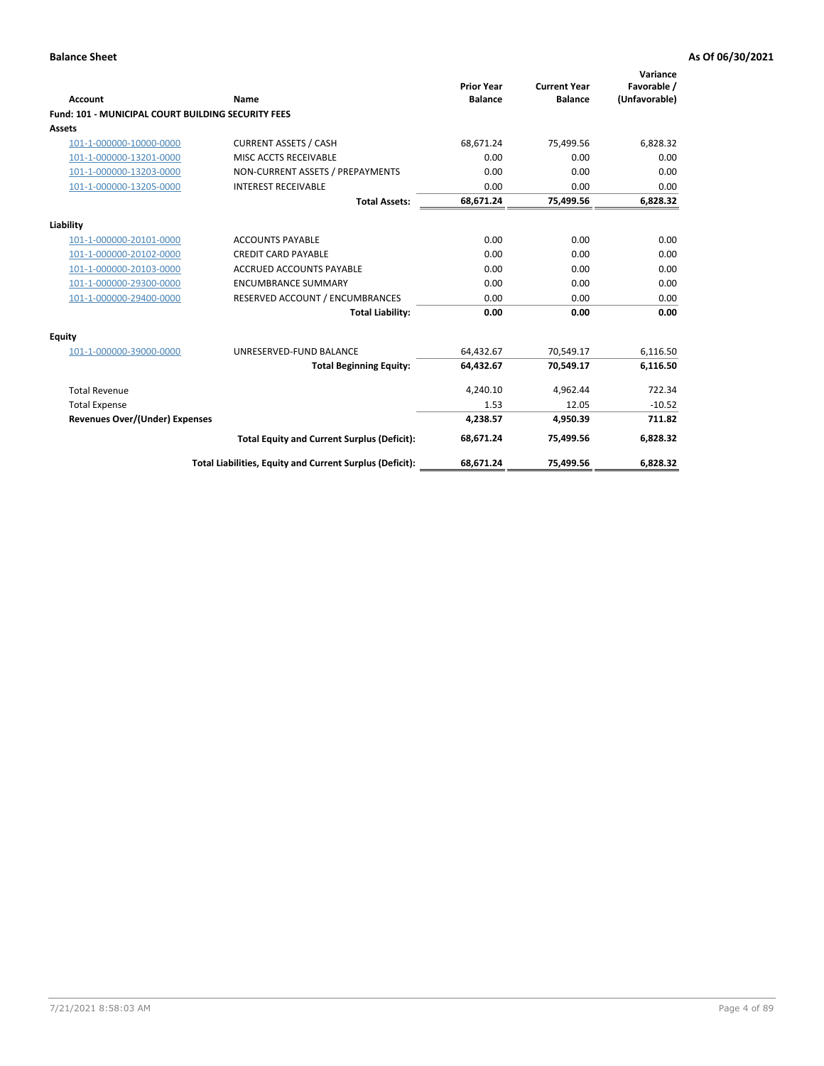**Balance Sheet** **As Of 06/30/2021**

| Account | Name | Prior Year Balance | Current Year Balance | Variance Favorable / (Unfavorable) |
|---|---|---|---|---|
| **Fund: 101 - MUNICIPAL COURT BUILDING SECURITY FEES** | | | | |
| **Assets** | | | | |
| 101-1-000000-10000-0000 | CURRENT ASSETS / CASH | 68,671.24 | 75,499.56 | 6,828.32 |
| 101-1-000000-13201-0000 | MISC ACCTS RECEIVABLE | 0.00 | 0.00 | 0.00 |
| 101-1-000000-13203-0000 | NON-CURRENT ASSETS / PREPAYMENTS | 0.00 | 0.00 | 0.00 |
| 101-1-000000-13205-0000 | INTEREST RECEIVABLE | 0.00 | 0.00 | 0.00 |
| | **Total Assets:** | **68,671.24** | **75,499.56** | **6,828.32** |
| **Liability** | | | | |
| 101-1-000000-20101-0000 | ACCOUNTS PAYABLE | 0.00 | 0.00 | 0.00 |
| 101-1-000000-20102-0000 | CREDIT CARD PAYABLE | 0.00 | 0.00 | 0.00 |
| 101-1-000000-20103-0000 | ACCRUED ACCOUNTS PAYABLE | 0.00 | 0.00 | 0.00 |
| 101-1-000000-29300-0000 | ENCUMBRANCE SUMMARY | 0.00 | 0.00 | 0.00 |
| 101-1-000000-29400-0000 | RESERVED ACCOUNT / ENCUMBRANCES | 0.00 | 0.00 | 0.00 |
| | **Total Liability:** | **0.00** | **0.00** | **0.00** |
| **Equity** | | | | |
| 101-1-000000-39000-0000 | UNRESERVED-FUND BALANCE | 64,432.67 | 70,549.17 | 6,116.50 |
| | **Total Beginning Equity:** | **64,432.67** | **70,549.17** | **6,116.50** |
| Total Revenue | | 4,240.10 | 4,962.44 | 722.34 |
| Total Expense | | 1.53 | 12.05 | -10.52 |
| **Revenues Over/(Under) Expenses** | | **4,238.57** | **4,950.39** | **711.82** |
| | **Total Equity and Current Surplus (Deficit):** | **68,671.24** | **75,499.56** | **6,828.32** |
| | **Total Liabilities, Equity and Current Surplus (Deficit):** | **68,671.24** | **75,499.56** | **6,828.32** |

7/21/2021 8:58:03 AM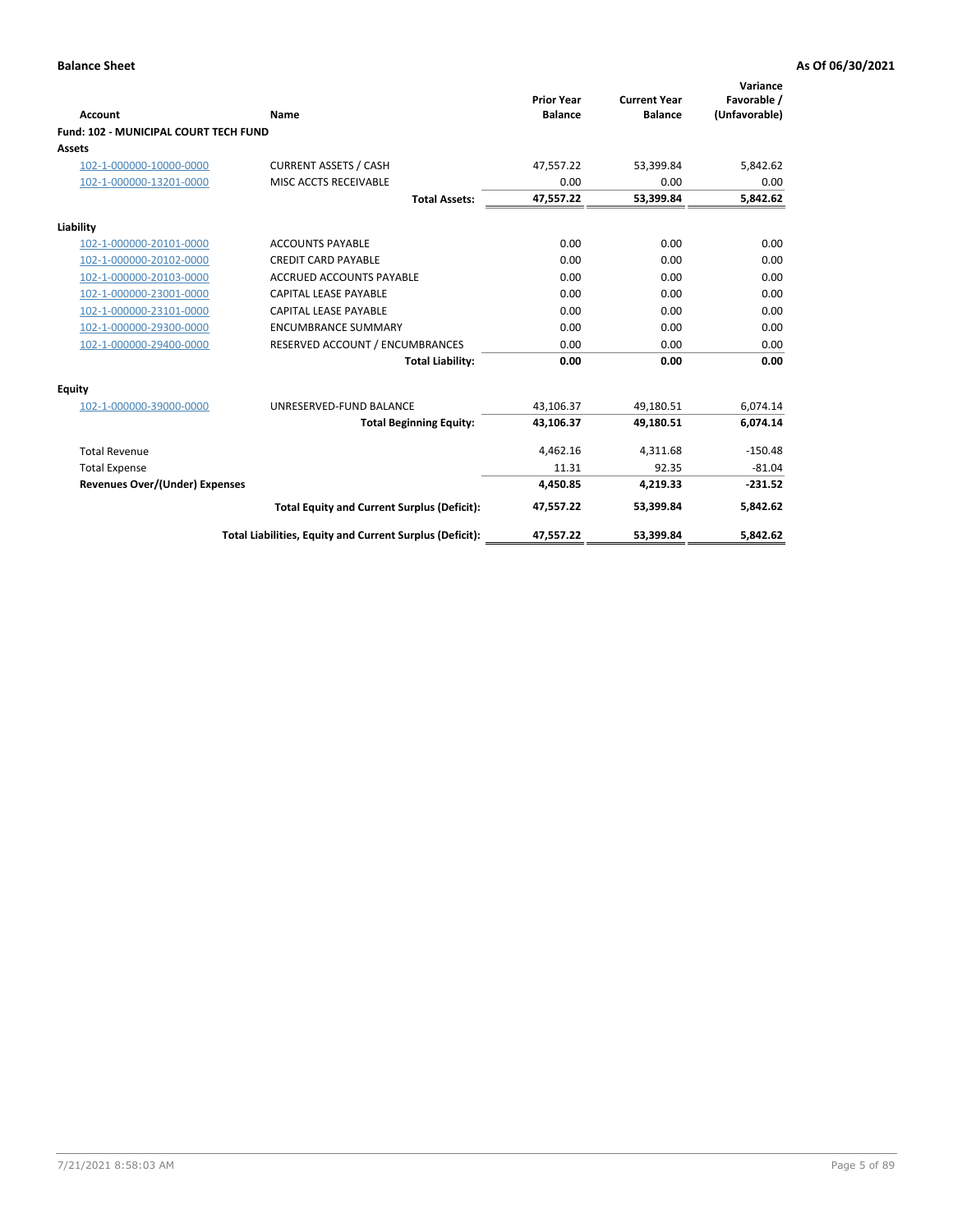**Balance Sheet** **As Of 06/30/2021**

| Account | Name | Prior Year Balance | Current Year Balance | Variance Favorable / (Unfavorable) |
|---|---|---|---|---|
| **Fund: 102 - MUNICIPAL COURT TECH FUND** | | | | |
| **Assets** | | | | |
| 102-1-000000-10000-0000 | CURRENT ASSETS / CASH | 47,557.22 | 53,399.84 | 5,842.62 |
| 102-1-000000-13201-0000 | MISC ACCTS RECEIVABLE | 0.00 | 0.00 | 0.00 |
| | **Total Assets:** | **47,557.22** | **53,399.84** | **5,842.62** |
| **Liability** | | | | |
| 102-1-000000-20101-0000 | ACCOUNTS PAYABLE | 0.00 | 0.00 | 0.00 |
| 102-1-000000-20102-0000 | CREDIT CARD PAYABLE | 0.00 | 0.00 | 0.00 |
| 102-1-000000-20103-0000 | ACCRUED ACCOUNTS PAYABLE | 0.00 | 0.00 | 0.00 |
| 102-1-000000-23001-0000 | CAPITAL LEASE PAYABLE | 0.00 | 0.00 | 0.00 |
| 102-1-000000-23101-0000 | CAPITAL LEASE PAYABLE | 0.00 | 0.00 | 0.00 |
| 102-1-000000-29300-0000 | ENCUMBRANCE SUMMARY | 0.00 | 0.00 | 0.00 |
| 102-1-000000-29400-0000 | RESERVED ACCOUNT / ENCUMBRANCES | 0.00 | 0.00 | 0.00 |
| | **Total Liability:** | **0.00** | **0.00** | **0.00** |
| **Equity** | | | | |
| 102-1-000000-39000-0000 | UNRESERVED-FUND BALANCE | 43,106.37 | 49,180.51 | 6,074.14 |
| | **Total Beginning Equity:** | **43,106.37** | **49,180.51** | **6,074.14** |
| Total Revenue | | 4,462.16 | 4,311.68 | -150.48 |
| Total Expense | | 11.31 | 92.35 | -81.04 |
| **Revenues Over/(Under) Expenses** | | **4,450.85** | **4,219.33** | **-231.52** |
| | **Total Equity and Current Surplus (Deficit):** | **47,557.22** | **53,399.84** | **5,842.62** |
| | **Total Liabilities, Equity and Current Surplus (Deficit):** | **47,557.22** | **53,399.84** | **5,842.62** |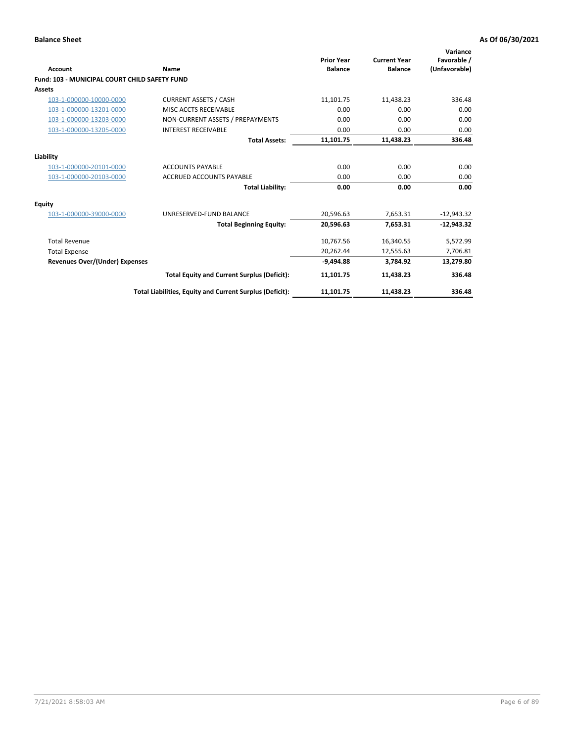**Balance Sheet** **As Of 06/30/2021**

| Account | Name | Prior Year Balance | Current Year Balance | Variance Favorable / (Unfavorable) |
|---|---|---|---|---|
| **Fund: 103 - MUNICIPAL COURT CHILD SAFETY FUND** | | | | |
| **Assets** | | | | |
| 103-1-000000-10000-0000 | CURRENT ASSETS / CASH | 11,101.75 | 11,438.23 | 336.48 |
| 103-1-000000-13201-0000 | MISC ACCTS RECEIVABLE | 0.00 | 0.00 | 0.00 |
| 103-1-000000-13203-0000 | NON-CURRENT ASSETS / PREPAYMENTS | 0.00 | 0.00 | 0.00 |
| 103-1-000000-13205-0000 | INTEREST RECEIVABLE | 0.00 | 0.00 | 0.00 |
| | **Total Assets:** | **11,101.75** | **11,438.23** | **336.48** |
| **Liability** | | | | |
| 103-1-000000-20101-0000 | ACCOUNTS PAYABLE | 0.00 | 0.00 | 0.00 |
| 103-1-000000-20103-0000 | ACCRUED ACCOUNTS PAYABLE | 0.00 | 0.00 | 0.00 |
| | **Total Liability:** | **0.00** | **0.00** | **0.00** |
| **Equity** | | | | |
| 103-1-000000-39000-0000 | UNRESERVED-FUND BALANCE | 20,596.63 | 7,653.31 | -12,943.32 |
| | **Total Beginning Equity:** | **20,596.63** | **7,653.31** | **-12,943.32** |
| Total Revenue | | 10,767.56 | 16,340.55 | 5,572.99 |
| Total Expense | | 20,262.44 | 12,555.63 | 7,706.81 |
| **Revenues Over/(Under) Expenses** | | **-9,494.88** | **3,784.92** | **13,279.80** |
| | **Total Equity and Current Surplus (Deficit):** | **11,101.75** | **11,438.23** | **336.48** |
| | **Total Liabilities, Equity and Current Surplus (Deficit):** | **11,101.75** | **11,438.23** | **336.48** |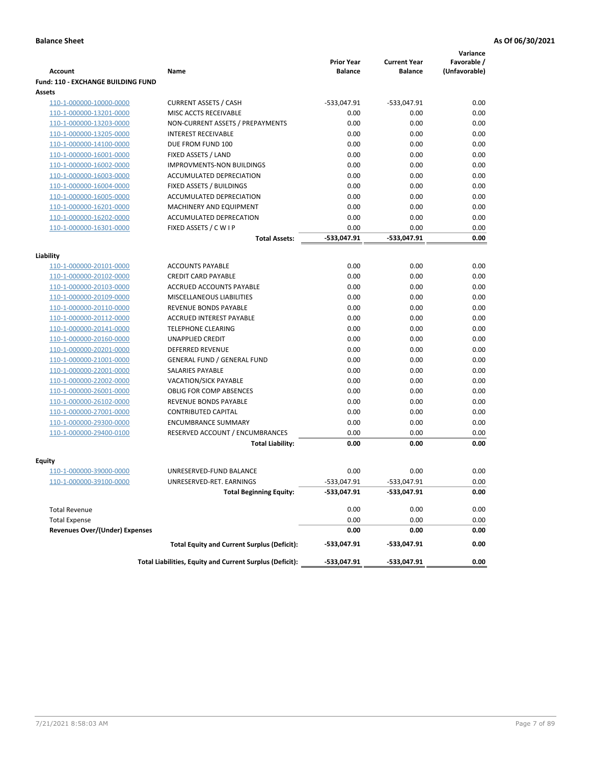**Balance Sheet** **As Of 06/30/2021**

| Account | Name | Prior Year Balance | Current Year Balance | Variance Favorable / (Unfavorable) |
|---|---|---|---|---|
| **Fund: 110 - EXCHANGE BUILDING FUND** | | | | |
| **Assets** | | | | |
| 110-1-000000-10000-0000 | CURRENT ASSETS / CASH | -533,047.91 | -533,047.91 | 0.00 |
| 110-1-000000-13201-0000 | MISC ACCTS RECEIVABLE | 0.00 | 0.00 | 0.00 |
| 110-1-000000-13203-0000 | NON-CURRENT ASSETS / PREPAYMENTS | 0.00 | 0.00 | 0.00 |
| 110-1-000000-13205-0000 | INTEREST RECEIVABLE | 0.00 | 0.00 | 0.00 |
| 110-1-000000-14100-0000 | DUE FROM FUND 100 | 0.00 | 0.00 | 0.00 |
| 110-1-000000-16001-0000 | FIXED ASSETS / LAND | 0.00 | 0.00 | 0.00 |
| 110-1-000000-16002-0000 | IMPROVMENTS-NON BUILDINGS | 0.00 | 0.00 | 0.00 |
| 110-1-000000-16003-0000 | ACCUMULATED DEPRECIATION | 0.00 | 0.00 | 0.00 |
| 110-1-000000-16004-0000 | FIXED ASSETS / BUILDINGS | 0.00 | 0.00 | 0.00 |
| 110-1-000000-16005-0000 | ACCUMULATED DEPRECIATION | 0.00 | 0.00 | 0.00 |
| 110-1-000000-16201-0000 | MACHINERY AND EQUIPMENT | 0.00 | 0.00 | 0.00 |
| 110-1-000000-16202-0000 | ACCUMULATED DEPRECATION | 0.00 | 0.00 | 0.00 |
| 110-1-000000-16301-0000 | FIXED ASSETS / C W I P | 0.00 | 0.00 | 0.00 |
| | **Total Assets:** | **-533,047.91** | **-533,047.91** | **0.00** |
| **Liability** | | | | |
| 110-1-000000-20101-0000 | ACCOUNTS PAYABLE | 0.00 | 0.00 | 0.00 |
| 110-1-000000-20102-0000 | CREDIT CARD PAYABLE | 0.00 | 0.00 | 0.00 |
| 110-1-000000-20103-0000 | ACCRUED ACCOUNTS PAYABLE | 0.00 | 0.00 | 0.00 |
| 110-1-000000-20109-0000 | MISCELLANEOUS LIABILITIES | 0.00 | 0.00 | 0.00 |
| 110-1-000000-20110-0000 | REVENUE BONDS PAYABLE | 0.00 | 0.00 | 0.00 |
| 110-1-000000-20112-0000 | ACCRUED INTEREST PAYABLE | 0.00 | 0.00 | 0.00 |
| 110-1-000000-20141-0000 | TELEPHONE CLEARING | 0.00 | 0.00 | 0.00 |
| 110-1-000000-20160-0000 | UNAPPLIED CREDIT | 0.00 | 0.00 | 0.00 |
| 110-1-000000-20201-0000 | DEFERRED REVENUE | 0.00 | 0.00 | 0.00 |
| 110-1-000000-21001-0000 | GENERAL FUND / GENERAL FUND | 0.00 | 0.00 | 0.00 |
| 110-1-000000-22001-0000 | SALARIES PAYABLE | 0.00 | 0.00 | 0.00 |
| 110-1-000000-22002-0000 | VACATION/SICK PAYABLE | 0.00 | 0.00 | 0.00 |
| 110-1-000000-26001-0000 | OBLIG FOR COMP ABSENCES | 0.00 | 0.00 | 0.00 |
| 110-1-000000-26102-0000 | REVENUE BONDS PAYABLE | 0.00 | 0.00 | 0.00 |
| 110-1-000000-27001-0000 | CONTRIBUTED CAPITAL | 0.00 | 0.00 | 0.00 |
| 110-1-000000-29300-0000 | ENCUMBRANCE SUMMARY | 0.00 | 0.00 | 0.00 |
| 110-1-000000-29400-0100 | RESERVED ACCOUNT / ENCUMBRANCES | 0.00 | 0.00 | 0.00 |
| | **Total Liability:** | **0.00** | **0.00** | **0.00** |
| **Equity** | | | | |
| 110-1-000000-39000-0000 | UNRESERVED-FUND BALANCE | 0.00 | 0.00 | 0.00 |
| 110-1-000000-39100-0000 | UNRESERVED-RET. EARNINGS | -533,047.91 | -533,047.91 | 0.00 |
| | **Total Beginning Equity:** | **-533,047.91** | **-533,047.91** | **0.00** |
| Total Revenue | | 0.00 | 0.00 | 0.00 |
| Total Expense | | 0.00 | 0.00 | 0.00 |
| **Revenues Over/(Under) Expenses** | | **0.00** | **0.00** | **0.00** |
| | **Total Equity and Current Surplus (Deficit):** | **-533,047.91** | **-533,047.91** | **0.00** |
| | **Total Liabilities, Equity and Current Surplus (Deficit):** | **-533,047.91** | **-533,047.91** | **0.00** |

7/21/2021 8:58:03 AM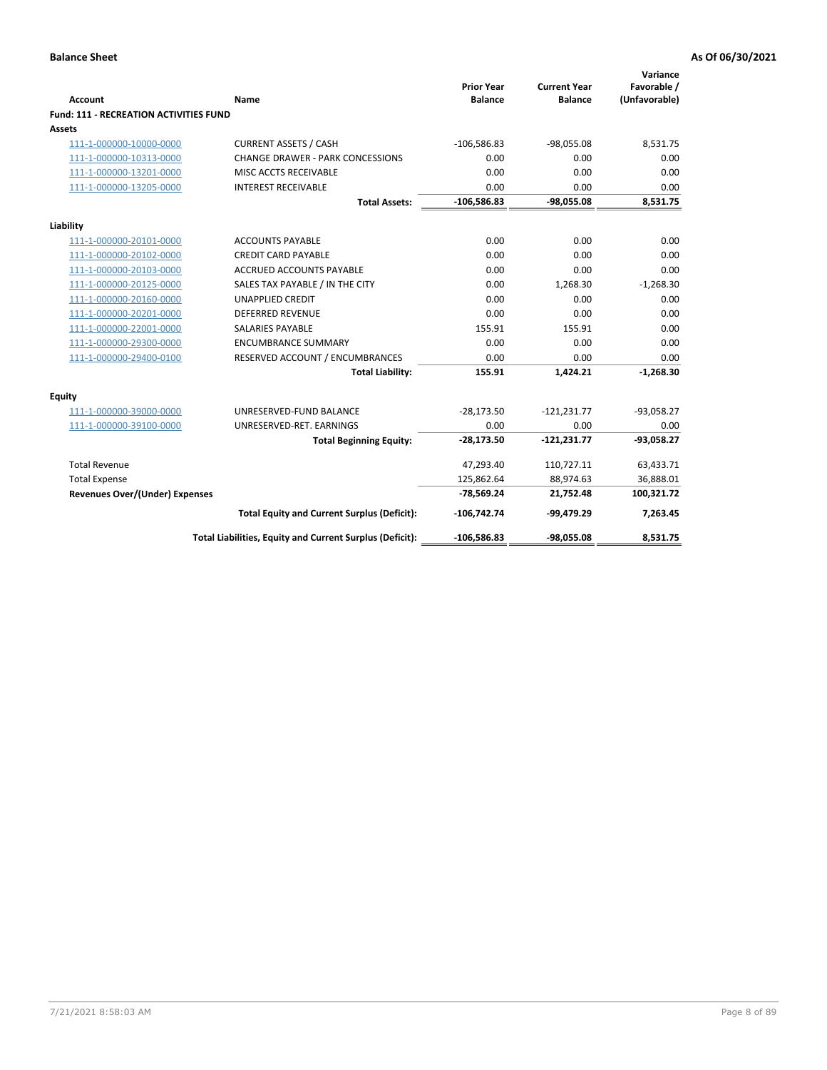**Balance Sheet** | **As Of 06/30/2021**

| Account | Name | Prior Year Balance | Current Year Balance | Variance Favorable / (Unfavorable) |
|---|---|---|---|---|
| **Fund: 111 - RECREATION ACTIVITIES FUND** | | | | |
| **Assets** | | | | |
| 111-1-000000-10000-0000 | CURRENT ASSETS / CASH | -106,586.83 | -98,055.08 | 8,531.75 |
| 111-1-000000-10313-0000 | CHANGE DRAWER - PARK CONCESSIONS | 0.00 | 0.00 | 0.00 |
| 111-1-000000-13201-0000 | MISC ACCTS RECEIVABLE | 0.00 | 0.00 | 0.00 |
| 111-1-000000-13205-0000 | INTEREST RECEIVABLE | 0.00 | 0.00 | 0.00 |
| | **Total Assets:** | **-106,586.83** | **-98,055.08** | **8,531.75** |
| **Liability** | | | | |
| 111-1-000000-20101-0000 | ACCOUNTS PAYABLE | 0.00 | 0.00 | 0.00 |
| 111-1-000000-20102-0000 | CREDIT CARD PAYABLE | 0.00 | 0.00 | 0.00 |
| 111-1-000000-20103-0000 | ACCRUED ACCOUNTS PAYABLE | 0.00 | 0.00 | 0.00 |
| 111-1-000000-20125-0000 | SALES TAX PAYABLE / IN THE CITY | 0.00 | 1,268.30 | -1,268.30 |
| 111-1-000000-20160-0000 | UNAPPLIED CREDIT | 0.00 | 0.00 | 0.00 |
| 111-1-000000-20201-0000 | DEFERRED REVENUE | 0.00 | 0.00 | 0.00 |
| 111-1-000000-22001-0000 | SALARIES PAYABLE | 155.91 | 155.91 | 0.00 |
| 111-1-000000-29300-0000 | ENCUMBRANCE SUMMARY | 0.00 | 0.00 | 0.00 |
| 111-1-000000-29400-0100 | RESERVED ACCOUNT / ENCUMBRANCES | 0.00 | 0.00 | 0.00 |
| | **Total Liability:** | **155.91** | **1,424.21** | **-1,268.30** |
| **Equity** | | | | |
| 111-1-000000-39000-0000 | UNRESERVED-FUND BALANCE | -28,173.50 | -121,231.77 | -93,058.27 |
| 111-1-000000-39100-0000 | UNRESERVED-RET. EARNINGS | 0.00 | 0.00 | 0.00 |
| | **Total Beginning Equity:** | **-28,173.50** | **-121,231.77** | **-93,058.27** |
| Total Revenue | | 47,293.40 | 110,727.11 | 63,433.71 |
| Total Expense | | 125,862.64 | 88,974.63 | 36,888.01 |
| **Revenues Over/(Under) Expenses** | | **-78,569.24** | **21,752.48** | **100,321.72** |
| | **Total Equity and Current Surplus (Deficit):** | **-106,742.74** | **-99,479.29** | **7,263.45** |
| | **Total Liabilities, Equity and Current Surplus (Deficit):** | **-106,586.83** | **-98,055.08** | **8,531.75** |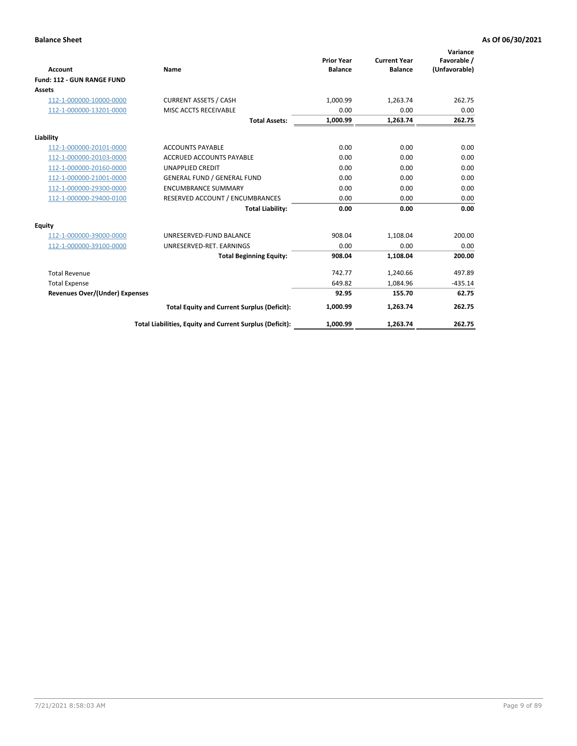**Balance Sheet** **As Of 06/30/2021**

| Account | Name | Prior Year Balance | Current Year Balance | Variance Favorable / (Unfavorable) |
|---|---|---|---|---|
| **Fund: 112 - GUN RANGE FUND** | | | | |
| **Assets** | | | | |
| 112-1-000000-10000-0000 | CURRENT ASSETS / CASH | 1,000.99 | 1,263.74 | 262.75 |
| 112-1-000000-13201-0000 | MISC ACCTS RECEIVABLE | 0.00 | 0.00 | 0.00 |
| | **Total Assets:** | **1,000.99** | **1,263.74** | **262.75** |
| **Liability** | | | | |
| 112-1-000000-20101-0000 | ACCOUNTS PAYABLE | 0.00 | 0.00 | 0.00 |
| 112-1-000000-20103-0000 | ACCRUED ACCOUNTS PAYABLE | 0.00 | 0.00 | 0.00 |
| 112-1-000000-20160-0000 | UNAPPLIED CREDIT | 0.00 | 0.00 | 0.00 |
| 112-1-000000-21001-0000 | GENERAL FUND / GENERAL FUND | 0.00 | 0.00 | 0.00 |
| 112-1-000000-29300-0000 | ENCUMBRANCE SUMMARY | 0.00 | 0.00 | 0.00 |
| 112-1-000000-29400-0100 | RESERVED ACCOUNT / ENCUMBRANCES | 0.00 | 0.00 | 0.00 |
| | **Total Liability:** | **0.00** | **0.00** | **0.00** |
| **Equity** | | | | |
| 112-1-000000-39000-0000 | UNRESERVED-FUND BALANCE | 908.04 | 1,108.04 | 200.00 |
| 112-1-000000-39100-0000 | UNRESERVED-RET. EARNINGS | 0.00 | 0.00 | 0.00 |
| | **Total Beginning Equity:** | **908.04** | **1,108.04** | **200.00** |
| Total Revenue | | 742.77 | 1,240.66 | 497.89 |
| Total Expense | | 649.82 | 1,084.96 | -435.14 |
| **Revenues Over/(Under) Expenses** | | **92.95** | **155.70** | **62.75** |
| | **Total Equity and Current Surplus (Deficit):** | **1,000.99** | **1,263.74** | **262.75** |
| | **Total Liabilities, Equity and Current Surplus (Deficit):** | **1,000.99** | **1,263.74** | **262.75** |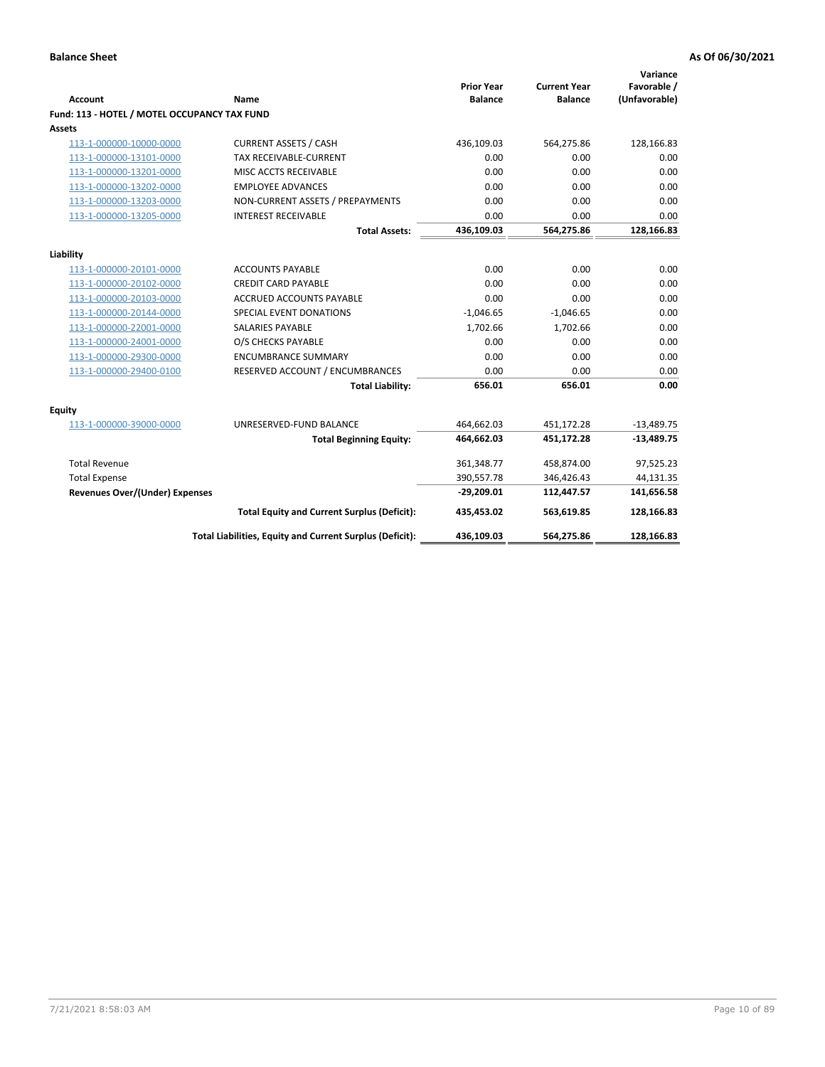**Balance Sheet** **As Of 06/30/2021**

| Account | Name | Prior Year Balance | Current Year Balance | Variance Favorable / (Unfavorable) |
|---|---|---|---|---|
| **Fund: 113 - HOTEL / MOTEL OCCUPANCY TAX FUND** | | | | |
| **Assets** | | | | |
| 113-1-000000-10000-0000 | CURRENT ASSETS / CASH | 436,109.03 | 564,275.86 | 128,166.83 |
| 113-1-000000-13101-0000 | TAX RECEIVABLE-CURRENT | 0.00 | 0.00 | 0.00 |
| 113-1-000000-13201-0000 | MISC ACCTS RECEIVABLE | 0.00 | 0.00 | 0.00 |
| 113-1-000000-13202-0000 | EMPLOYEE ADVANCES | 0.00 | 0.00 | 0.00 |
| 113-1-000000-13203-0000 | NON-CURRENT ASSETS / PREPAYMENTS | 0.00 | 0.00 | 0.00 |
| 113-1-000000-13205-0000 | INTEREST RECEIVABLE | 0.00 | 0.00 | 0.00 |
| | **Total Assets:** | **436,109.03** | **564,275.86** | **128,166.83** |
| **Liability** | | | | |
| 113-1-000000-20101-0000 | ACCOUNTS PAYABLE | 0.00 | 0.00 | 0.00 |
| 113-1-000000-20102-0000 | CREDIT CARD PAYABLE | 0.00 | 0.00 | 0.00 |
| 113-1-000000-20103-0000 | ACCRUED ACCOUNTS PAYABLE | 0.00 | 0.00 | 0.00 |
| 113-1-000000-20144-0000 | SPECIAL EVENT DONATIONS | -1,046.65 | -1,046.65 | 0.00 |
| 113-1-000000-22001-0000 | SALARIES PAYABLE | 1,702.66 | 1,702.66 | 0.00 |
| 113-1-000000-24001-0000 | O/S CHECKS PAYABLE | 0.00 | 0.00 | 0.00 |
| 113-1-000000-29300-0000 | ENCUMBRANCE SUMMARY | 0.00 | 0.00 | 0.00 |
| 113-1-000000-29400-0100 | RESERVED ACCOUNT / ENCUMBRANCES | 0.00 | 0.00 | 0.00 |
| | **Total Liability:** | **656.01** | **656.01** | **0.00** |
| **Equity** | | | | |
| 113-1-000000-39000-0000 | UNRESERVED-FUND BALANCE | 464,662.03 | 451,172.28 | -13,489.75 |
| | **Total Beginning Equity:** | **464,662.03** | **451,172.28** | **-13,489.75** |
| Total Revenue | | 361,348.77 | 458,874.00 | 97,525.23 |
| Total Expense | | 390,557.78 | 346,426.43 | 44,131.35 |
| **Revenues Over/(Under) Expenses** | | **-29,209.01** | **112,447.57** | **141,656.58** |
| | **Total Equity and Current Surplus (Deficit):** | **435,453.02** | **563,619.85** | **128,166.83** |
| | **Total Liabilities, Equity and Current Surplus (Deficit):** | **436,109.03** | **564,275.86** | **128,166.83** |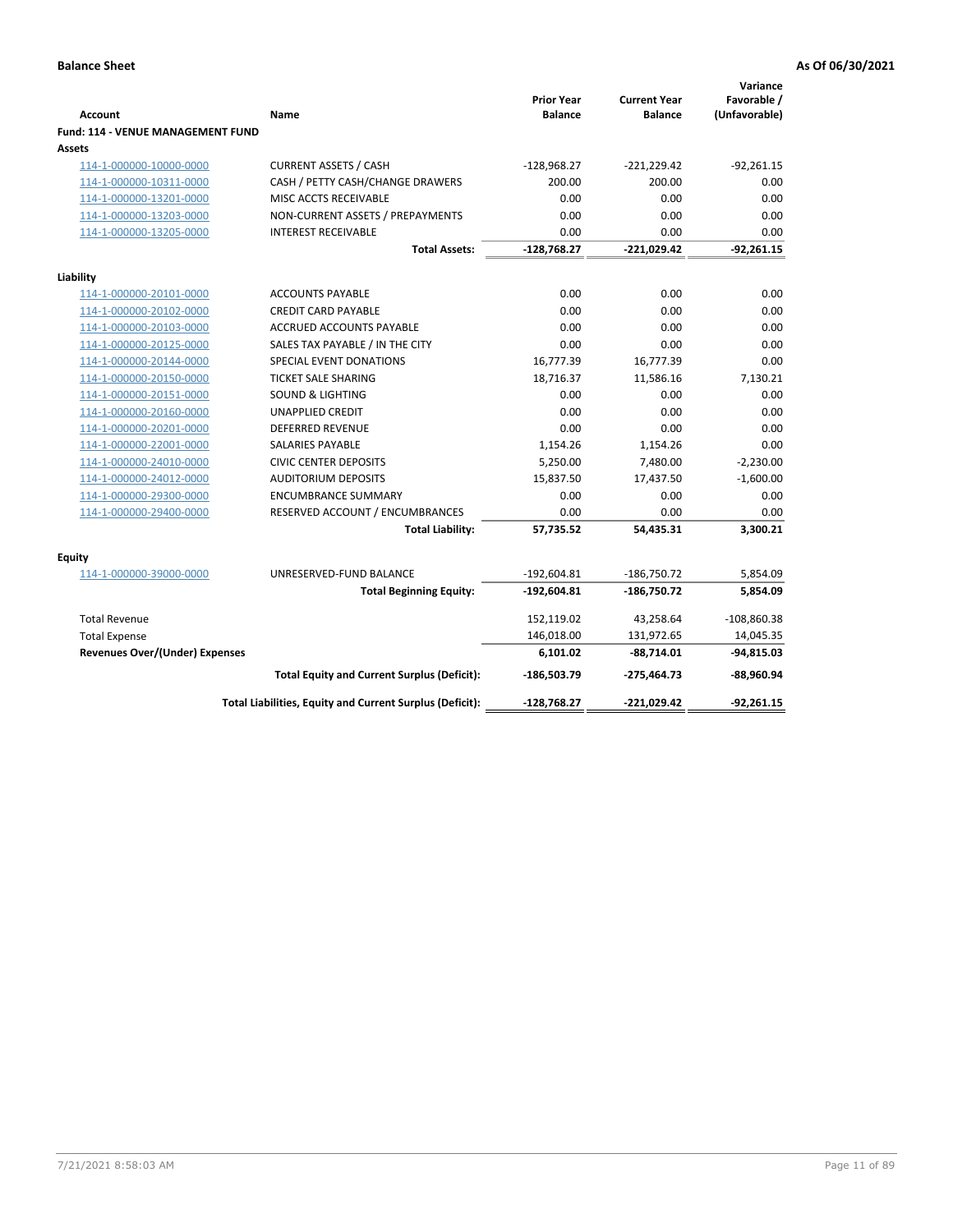**Balance Sheet** **As Of 06/30/2021**

| Account | Name | Prior Year Balance | Current Year Balance | Variance Favorable / (Unfavorable) |
|---|---|---|---|---|
| **Fund: 114 - VENUE MANAGEMENT FUND** | | | | |
| **Assets** | | | | |
| 114-1-000000-10000-0000 | CURRENT ASSETS / CASH | -128,968.27 | -221,229.42 | -92,261.15 |
| 114-1-000000-10311-0000 | CASH / PETTY CASH/CHANGE DRAWERS | 200.00 | 200.00 | 0.00 |
| 114-1-000000-13201-0000 | MISC ACCTS RECEIVABLE | 0.00 | 0.00 | 0.00 |
| 114-1-000000-13203-0000 | NON-CURRENT ASSETS / PREPAYMENTS | 0.00 | 0.00 | 0.00 |
| 114-1-000000-13205-0000 | INTEREST RECEIVABLE | 0.00 | 0.00 | 0.00 |
| | **Total Assets:** | **-128,768.27** | **-221,029.42** | **-92,261.15** |
| **Liability** | | | | |
| 114-1-000000-20101-0000 | ACCOUNTS PAYABLE | 0.00 | 0.00 | 0.00 |
| 114-1-000000-20102-0000 | CREDIT CARD PAYABLE | 0.00 | 0.00 | 0.00 |
| 114-1-000000-20103-0000 | ACCRUED ACCOUNTS PAYABLE | 0.00 | 0.00 | 0.00 |
| 114-1-000000-20125-0000 | SALES TAX PAYABLE / IN THE CITY | 0.00 | 0.00 | 0.00 |
| 114-1-000000-20144-0000 | SPECIAL EVENT DONATIONS | 16,777.39 | 16,777.39 | 0.00 |
| 114-1-000000-20150-0000 | TICKET SALE SHARING | 18,716.37 | 11,586.16 | 7,130.21 |
| 114-1-000000-20151-0000 | SOUND & LIGHTING | 0.00 | 0.00 | 0.00 |
| 114-1-000000-20160-0000 | UNAPPLIED CREDIT | 0.00 | 0.00 | 0.00 |
| 114-1-000000-20201-0000 | DEFERRED REVENUE | 0.00 | 0.00 | 0.00 |
| 114-1-000000-22001-0000 | SALARIES PAYABLE | 1,154.26 | 1,154.26 | 0.00 |
| 114-1-000000-24010-0000 | CIVIC CENTER DEPOSITS | 5,250.00 | 7,480.00 | -2,230.00 |
| 114-1-000000-24012-0000 | AUDITORIUM DEPOSITS | 15,837.50 | 17,437.50 | -1,600.00 |
| 114-1-000000-29300-0000 | ENCUMBRANCE SUMMARY | 0.00 | 0.00 | 0.00 |
| 114-1-000000-29400-0000 | RESERVED ACCOUNT / ENCUMBRANCES | 0.00 | 0.00 | 0.00 |
| | **Total Liability:** | **57,735.52** | **54,435.31** | **3,300.21** |
| **Equity** | | | | |
| 114-1-000000-39000-0000 | UNRESERVED-FUND BALANCE | -192,604.81 | -186,750.72 | 5,854.09 |
| | **Total Beginning Equity:** | **-192,604.81** | **-186,750.72** | **5,854.09** |
| Total Revenue | | 152,119.02 | 43,258.64 | -108,860.38 |
| Total Expense | | 146,018.00 | 131,972.65 | 14,045.35 |
| **Revenues Over/(Under) Expenses** | | **6,101.02** | **-88,714.01** | **-94,815.03** |
| | **Total Equity and Current Surplus (Deficit):** | **-186,503.79** | **-275,464.73** | **-88,960.94** |
| | **Total Liabilities, Equity and Current Surplus (Deficit):** | **-128,768.27** | **-221,029.42** | **-92,261.15** |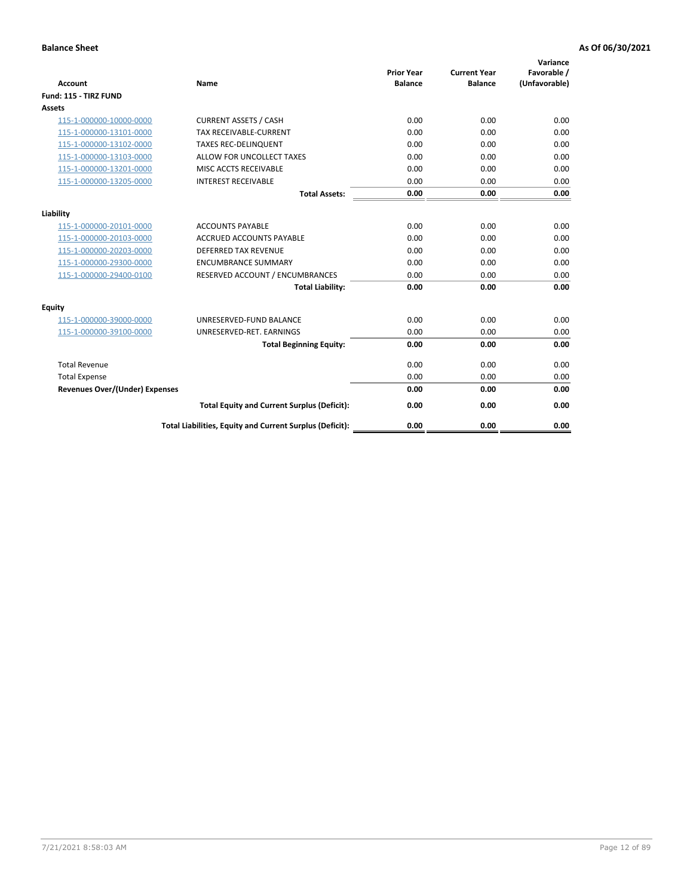**Balance Sheet** — **As Of 06/30/2021**

| Account | Name | Prior Year Balance | Current Year Balance | Variance Favorable / (Unfavorable) |
|---|---|---|---|---|
| **Fund: 115 - TIRZ FUND** | | | | |
| **Assets** | | | | |
| 115-1-000000-10000-0000 | CURRENT ASSETS / CASH | 0.00 | 0.00 | 0.00 |
| 115-1-000000-13101-0000 | TAX RECEIVABLE-CURRENT | 0.00 | 0.00 | 0.00 |
| 115-1-000000-13102-0000 | TAXES REC-DELINQUENT | 0.00 | 0.00 | 0.00 |
| 115-1-000000-13103-0000 | ALLOW FOR UNCOLLECT TAXES | 0.00 | 0.00 | 0.00 |
| 115-1-000000-13201-0000 | MISC ACCTS RECEIVABLE | 0.00 | 0.00 | 0.00 |
| 115-1-000000-13205-0000 | INTEREST RECEIVABLE | 0.00 | 0.00 | 0.00 |
| | **Total Assets:** | **0.00** | **0.00** | **0.00** |
| **Liability** | | | | |
| 115-1-000000-20101-0000 | ACCOUNTS PAYABLE | 0.00 | 0.00 | 0.00 |
| 115-1-000000-20103-0000 | ACCRUED ACCOUNTS PAYABLE | 0.00 | 0.00 | 0.00 |
| 115-1-000000-20203-0000 | DEFERRED TAX REVENUE | 0.00 | 0.00 | 0.00 |
| 115-1-000000-29300-0000 | ENCUMBRANCE SUMMARY | 0.00 | 0.00 | 0.00 |
| 115-1-000000-29400-0100 | RESERVED ACCOUNT / ENCUMBRANCES | 0.00 | 0.00 | 0.00 |
| | **Total Liability:** | **0.00** | **0.00** | **0.00** |
| **Equity** | | | | |
| 115-1-000000-39000-0000 | UNRESERVED-FUND BALANCE | 0.00 | 0.00 | 0.00 |
| 115-1-000000-39100-0000 | UNRESERVED-RET. EARNINGS | 0.00 | 0.00 | 0.00 |
| | **Total Beginning Equity:** | **0.00** | **0.00** | **0.00** |
| Total Revenue | | 0.00 | 0.00 | 0.00 |
| Total Expense | | 0.00 | 0.00 | 0.00 |
| **Revenues Over/(Under) Expenses** | | **0.00** | **0.00** | **0.00** |
| | **Total Equity and Current Surplus (Deficit):** | **0.00** | **0.00** | **0.00** |
| | **Total Liabilities, Equity and Current Surplus (Deficit):** | **0.00** | **0.00** | **0.00** |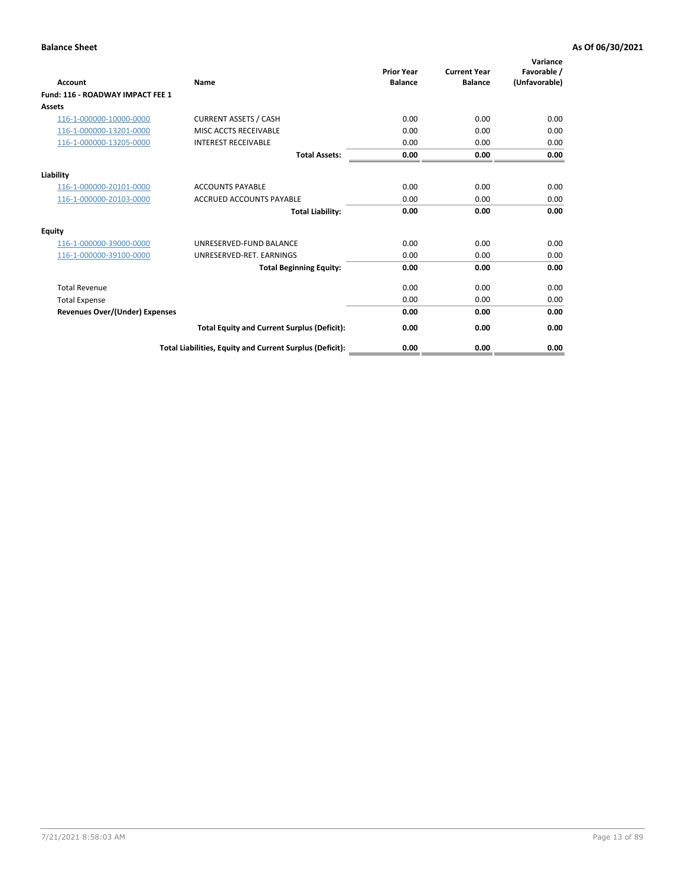**Balance Sheet** | **As Of 06/30/2021**

| Account | Name | Prior Year Balance | Current Year Balance | Variance Favorable / (Unfavorable) |
|---|---|---|---|---|
| **Fund: 116 - ROADWAY IMPACT FEE 1** | | | | |
| **Assets** | | | | |
| 116-1-000000-10000-0000 | CURRENT ASSETS / CASH | 0.00 | 0.00 | 0.00 |
| 116-1-000000-13201-0000 | MISC ACCTS RECEIVABLE | 0.00 | 0.00 | 0.00 |
| 116-1-000000-13205-0000 | INTEREST RECEIVABLE | 0.00 | 0.00 | 0.00 |
| | **Total Assets:** | **0.00** | **0.00** | **0.00** |
| **Liability** | | | | |
| 116-1-000000-20101-0000 | ACCOUNTS PAYABLE | 0.00 | 0.00 | 0.00 |
| 116-1-000000-20103-0000 | ACCRUED ACCOUNTS PAYABLE | 0.00 | 0.00 | 0.00 |
| | **Total Liability:** | **0.00** | **0.00** | **0.00** |
| **Equity** | | | | |
| 116-1-000000-39000-0000 | UNRESERVED-FUND BALANCE | 0.00 | 0.00 | 0.00 |
| 116-1-000000-39100-0000 | UNRESERVED-RET. EARNINGS | 0.00 | 0.00 | 0.00 |
| | **Total Beginning Equity:** | **0.00** | **0.00** | **0.00** |
| Total Revenue | | 0.00 | 0.00 | 0.00 |
| Total Expense | | 0.00 | 0.00 | 0.00 |
| **Revenues Over/(Under) Expenses** | | **0.00** | **0.00** | **0.00** |
| | **Total Equity and Current Surplus (Deficit):** | **0.00** | **0.00** | **0.00** |
| | **Total Liabilities, Equity and Current Surplus (Deficit):** | **0.00** | **0.00** | **0.00** |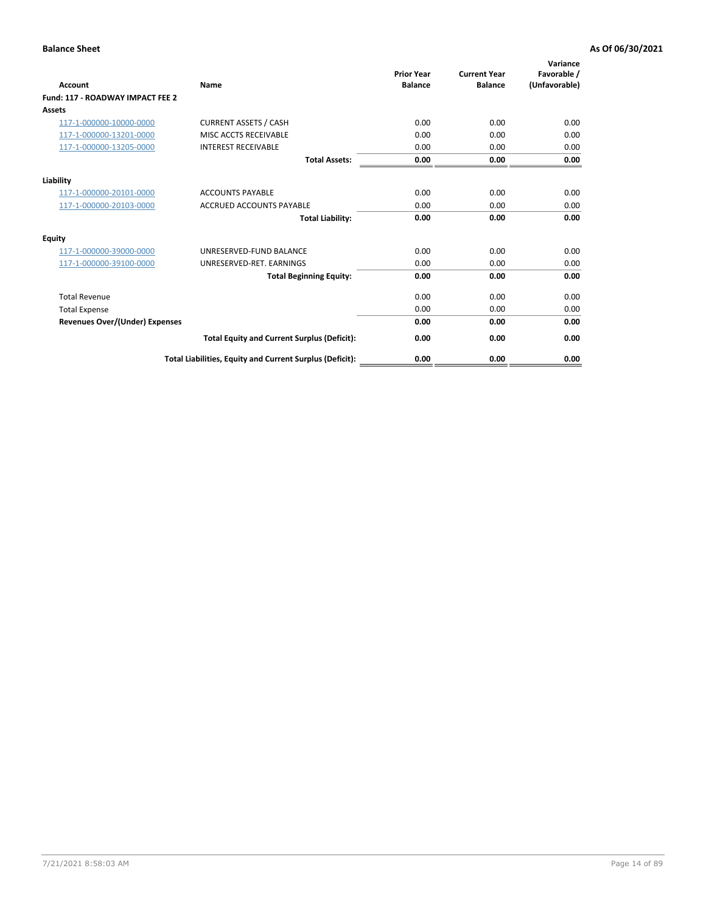**Balance Sheet** **As Of 06/30/2021**

| Account | Name | Prior Year Balance | Current Year Balance | Variance Favorable / (Unfavorable) |
|---|---|---|---|---|
| **Fund: 117 - ROADWAY IMPACT FEE 2** | | | | |
| **Assets** | | | | |
| 117-1-000000-10000-0000 | CURRENT ASSETS / CASH | 0.00 | 0.00 | 0.00 |
| 117-1-000000-13201-0000 | MISC ACCTS RECEIVABLE | 0.00 | 0.00 | 0.00 |
| 117-1-000000-13205-0000 | INTEREST RECEIVABLE | 0.00 | 0.00 | 0.00 |
| | **Total Assets:** | **0.00** | **0.00** | **0.00** |
| **Liability** | | | | |
| 117-1-000000-20101-0000 | ACCOUNTS PAYABLE | 0.00 | 0.00 | 0.00 |
| 117-1-000000-20103-0000 | ACCRUED ACCOUNTS PAYABLE | 0.00 | 0.00 | 0.00 |
| | **Total Liability:** | **0.00** | **0.00** | **0.00** |
| **Equity** | | | | |
| 117-1-000000-39000-0000 | UNRESERVED-FUND BALANCE | 0.00 | 0.00 | 0.00 |
| 117-1-000000-39100-0000 | UNRESERVED-RET. EARNINGS | 0.00 | 0.00 | 0.00 |
| | **Total Beginning Equity:** | **0.00** | **0.00** | **0.00** |
| Total Revenue | | 0.00 | 0.00 | 0.00 |
| Total Expense | | 0.00 | 0.00 | 0.00 |
| **Revenues Over/(Under) Expenses** | | **0.00** | **0.00** | **0.00** |
| | **Total Equity and Current Surplus (Deficit):** | **0.00** | **0.00** | **0.00** |
| | **Total Liabilities, Equity and Current Surplus (Deficit):** | **0.00** | **0.00** | **0.00** |

7/21/2021 8:58:03 AM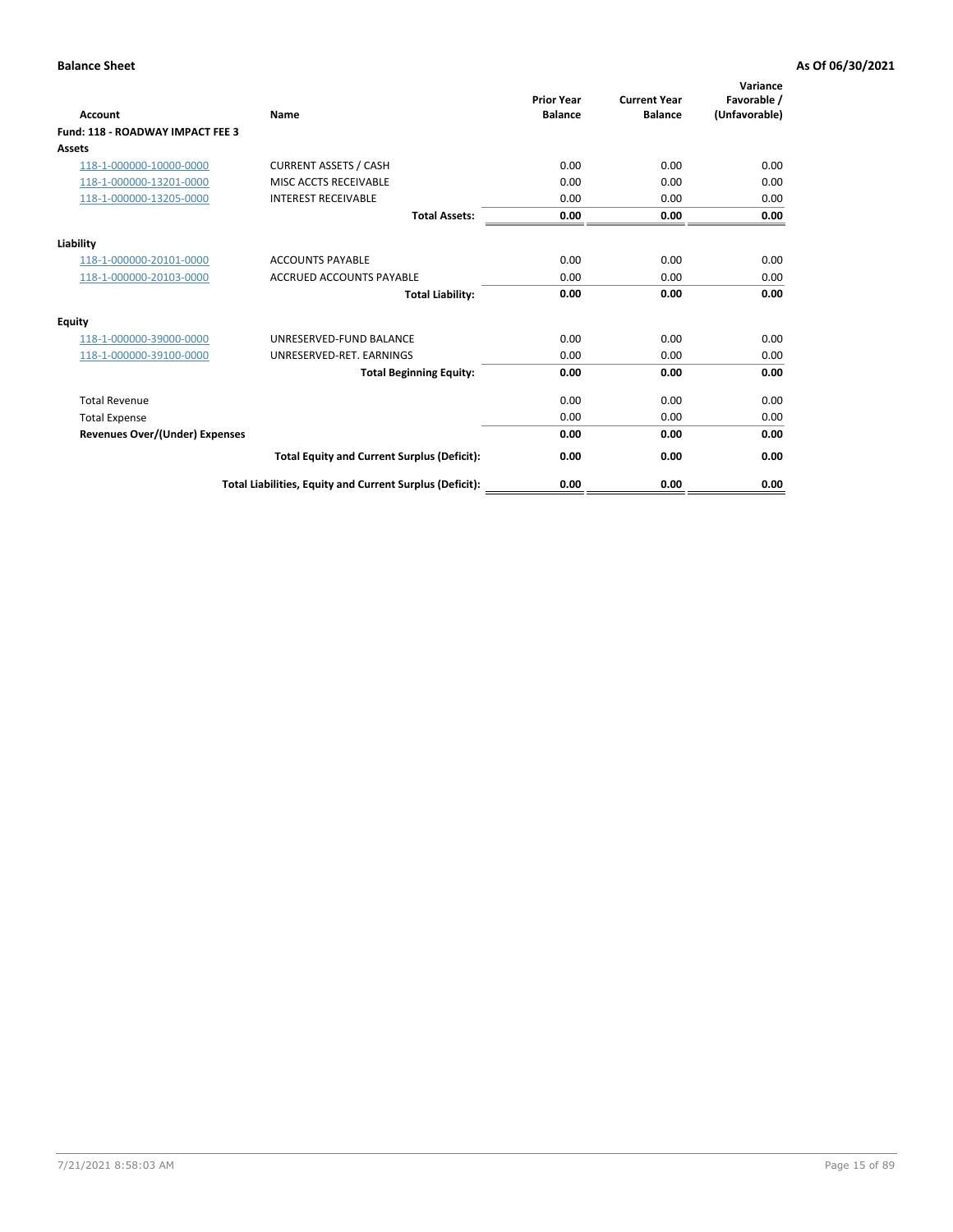**Balance Sheet** **As Of 06/30/2021**

| Account | Name | Prior Year Balance | Current Year Balance | Variance Favorable / (Unfavorable) |
|---|---|---|---|---|
| **Fund: 118 - ROADWAY IMPACT FEE 3** | | | | |
| **Assets** | | | | |
| 118-1-000000-10000-0000 | CURRENT ASSETS / CASH | 0.00 | 0.00 | 0.00 |
| 118-1-000000-13201-0000 | MISC ACCTS RECEIVABLE | 0.00 | 0.00 | 0.00 |
| 118-1-000000-13205-0000 | INTEREST RECEIVABLE | 0.00 | 0.00 | 0.00 |
| | **Total Assets:** | **0.00** | **0.00** | **0.00** |
| **Liability** | | | | |
| 118-1-000000-20101-0000 | ACCOUNTS PAYABLE | 0.00 | 0.00 | 0.00 |
| 118-1-000000-20103-0000 | ACCRUED ACCOUNTS PAYABLE | 0.00 | 0.00 | 0.00 |
| | **Total Liability:** | **0.00** | **0.00** | **0.00** |
| **Equity** | | | | |
| 118-1-000000-39000-0000 | UNRESERVED-FUND BALANCE | 0.00 | 0.00 | 0.00 |
| 118-1-000000-39100-0000 | UNRESERVED-RET. EARNINGS | 0.00 | 0.00 | 0.00 |
| | **Total Beginning Equity:** | **0.00** | **0.00** | **0.00** |
| Total Revenue | | 0.00 | 0.00 | 0.00 |
| Total Expense | | 0.00 | 0.00 | 0.00 |
| **Revenues Over/(Under) Expenses** | | **0.00** | **0.00** | **0.00** |
| | **Total Equity and Current Surplus (Deficit):** | **0.00** | **0.00** | **0.00** |
| | **Total Liabilities, Equity and Current Surplus (Deficit):** | **0.00** | **0.00** | **0.00** |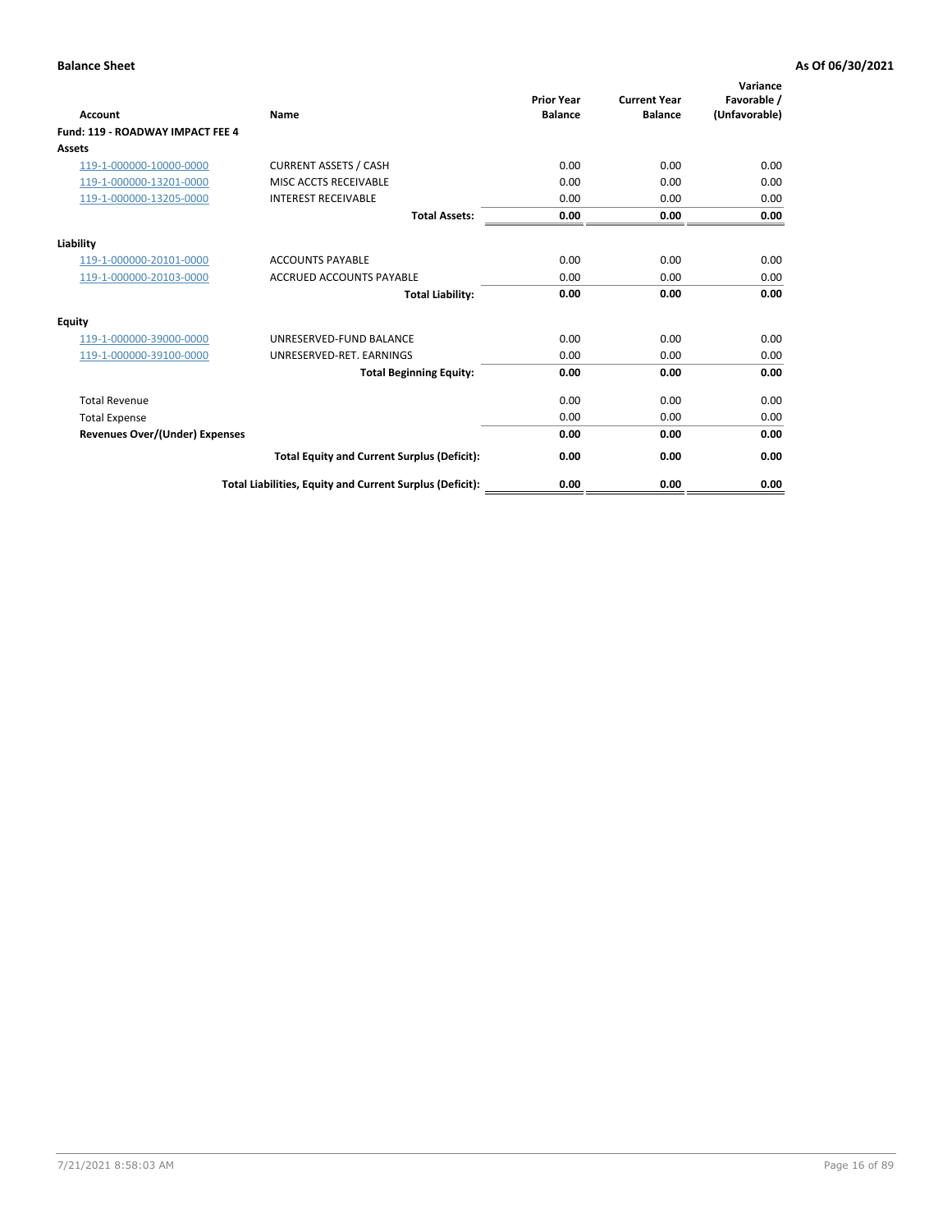**Balance Sheet** **As Of 06/30/2021**

| Account | Name | Prior Year Balance | Current Year Balance | Variance Favorable / (Unfavorable) |
|---|---|---|---|---|
| **Fund: 119 - ROADWAY IMPACT FEE 4** | | | | |
| **Assets** | | | | |
| 119-1-000000-10000-0000 | CURRENT ASSETS / CASH | 0.00 | 0.00 | 0.00 |
| 119-1-000000-13201-0000 | MISC ACCTS RECEIVABLE | 0.00 | 0.00 | 0.00 |
| 119-1-000000-13205-0000 | INTEREST RECEIVABLE | 0.00 | 0.00 | 0.00 |
| | **Total Assets:** | **0.00** | **0.00** | **0.00** |
| **Liability** | | | | |
| 119-1-000000-20101-0000 | ACCOUNTS PAYABLE | 0.00 | 0.00 | 0.00 |
| 119-1-000000-20103-0000 | ACCRUED ACCOUNTS PAYABLE | 0.00 | 0.00 | 0.00 |
| | **Total Liability:** | **0.00** | **0.00** | **0.00** |
| **Equity** | | | | |
| 119-1-000000-39000-0000 | UNRESERVED-FUND BALANCE | 0.00 | 0.00 | 0.00 |
| 119-1-000000-39100-0000 | UNRESERVED-RET. EARNINGS | 0.00 | 0.00 | 0.00 |
| | **Total Beginning Equity:** | **0.00** | **0.00** | **0.00** |
| Total Revenue | | 0.00 | 0.00 | 0.00 |
| Total Expense | | 0.00 | 0.00 | 0.00 |
| **Revenues Over/(Under) Expenses** | | **0.00** | **0.00** | **0.00** |
| | **Total Equity and Current Surplus (Deficit):** | **0.00** | **0.00** | **0.00** |
| | **Total Liabilities, Equity and Current Surplus (Deficit):** | **0.00** | **0.00** | **0.00** |

7/21/2021 8:58:03 AM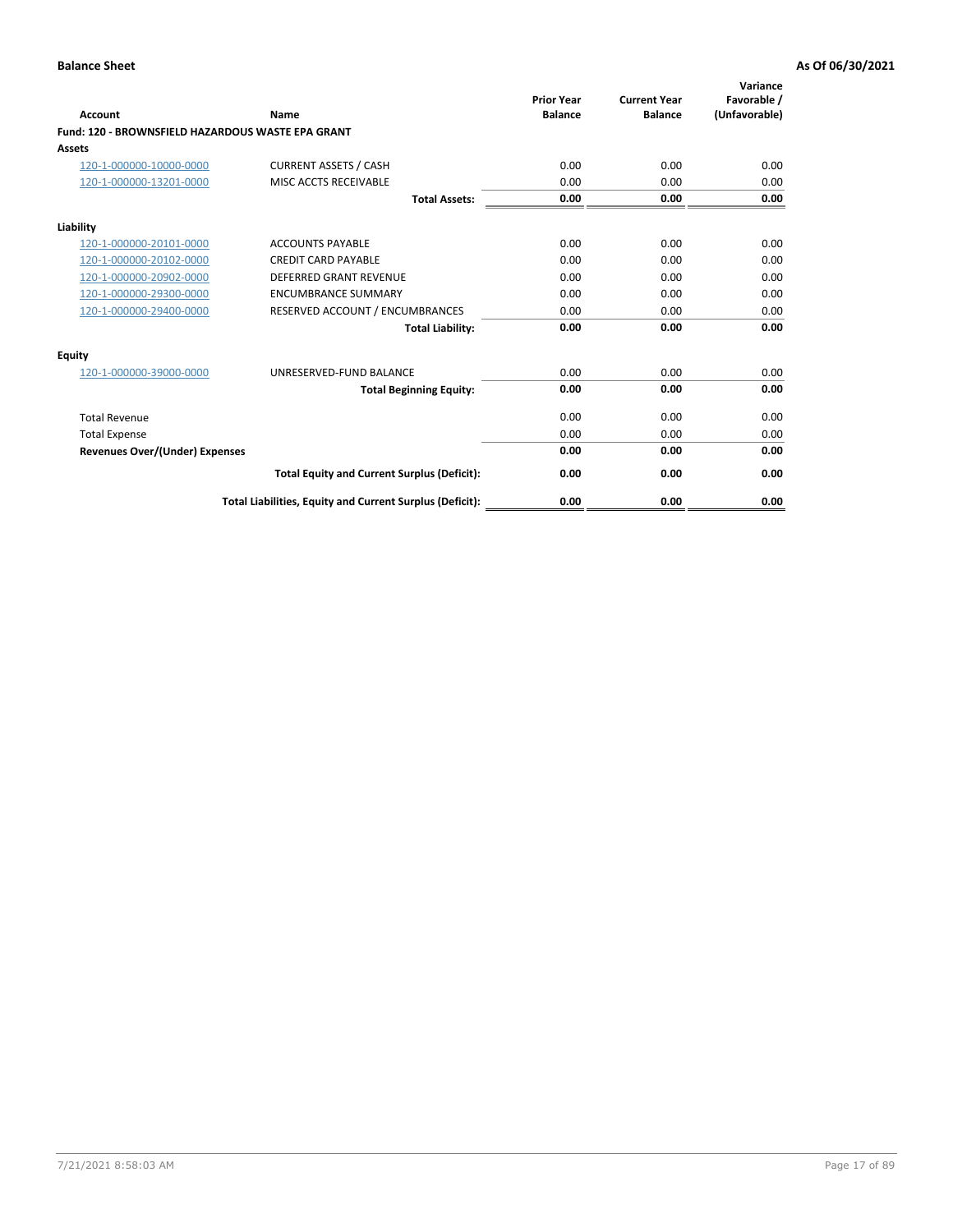**Balance Sheet** | **As Of 06/30/2021**

| Account | Name | Prior Year Balance | Current Year Balance | Variance Favorable / (Unfavorable) |
|---|---|---|---|---|
| **Fund: 120 - BROWNSFIELD HAZARDOUS WASTE EPA GRANT** | | | | |
| **Assets** | | | | |
| 120-1-000000-10000-0000 | CURRENT ASSETS / CASH | 0.00 | 0.00 | 0.00 |
| 120-1-000000-13201-0000 | MISC ACCTS RECEIVABLE | 0.00 | 0.00 | 0.00 |
| | **Total Assets:** | **0.00** | **0.00** | **0.00** |
| **Liability** | | | | |
| 120-1-000000-20101-0000 | ACCOUNTS PAYABLE | 0.00 | 0.00 | 0.00 |
| 120-1-000000-20102-0000 | CREDIT CARD PAYABLE | 0.00 | 0.00 | 0.00 |
| 120-1-000000-20902-0000 | DEFERRED GRANT REVENUE | 0.00 | 0.00 | 0.00 |
| 120-1-000000-29300-0000 | ENCUMBRANCE SUMMARY | 0.00 | 0.00 | 0.00 |
| 120-1-000000-29400-0000 | RESERVED ACCOUNT / ENCUMBRANCES | 0.00 | 0.00 | 0.00 |
| | **Total Liability:** | **0.00** | **0.00** | **0.00** |
| **Equity** | | | | |
| 120-1-000000-39000-0000 | UNRESERVED-FUND BALANCE | 0.00 | 0.00 | 0.00 |
| | **Total Beginning Equity:** | **0.00** | **0.00** | **0.00** |
| Total Revenue | | 0.00 | 0.00 | 0.00 |
| Total Expense | | 0.00 | 0.00 | 0.00 |
| **Revenues Over/(Under) Expenses** | | **0.00** | **0.00** | **0.00** |
| | **Total Equity and Current Surplus (Deficit):** | **0.00** | **0.00** | **0.00** |
| | **Total Liabilities, Equity and Current Surplus (Deficit):** | **0.00** | **0.00** | **0.00** |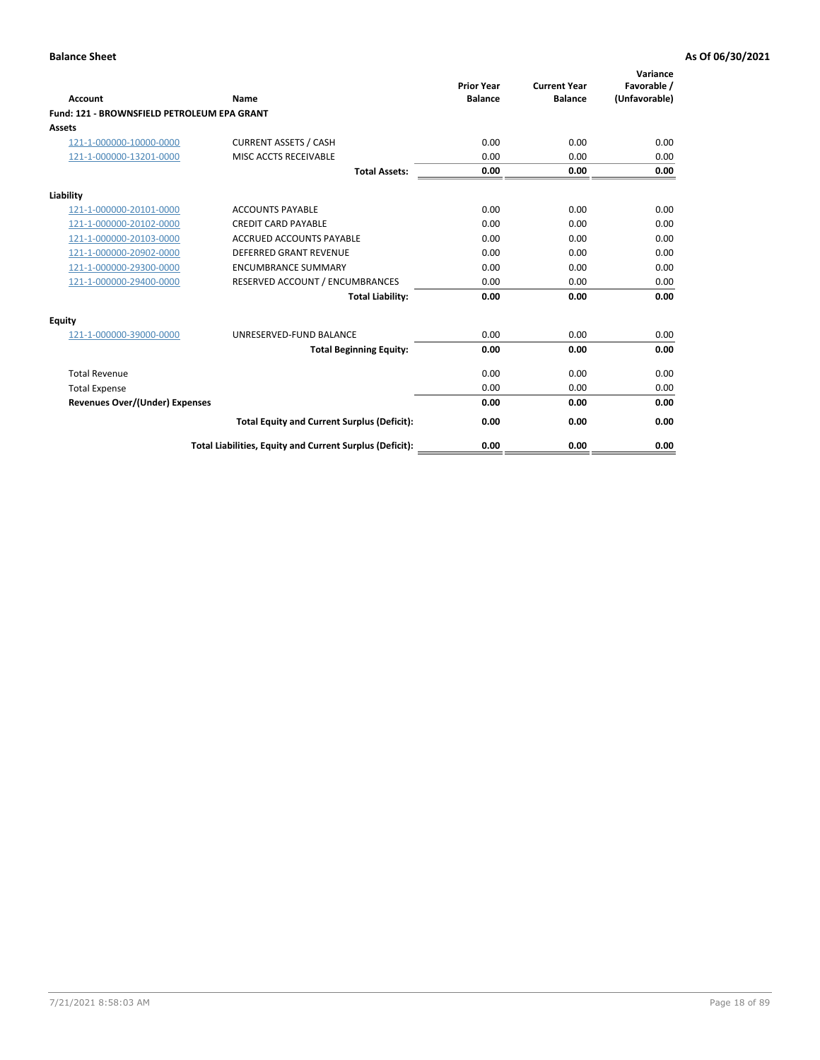**Balance Sheet** **As Of 06/30/2021**

| Account | Name | Prior Year Balance | Current Year Balance | Variance Favorable / (Unfavorable) |
|---|---|---|---|---|
| **Fund: 121 - BROWNSFIELD PETROLEUM EPA GRANT** | | | | |
| **Assets** | | | | |
| 121-1-000000-10000-0000 | CURRENT ASSETS / CASH | 0.00 | 0.00 | 0.00 |
| 121-1-000000-13201-0000 | MISC ACCTS RECEIVABLE | 0.00 | 0.00 | 0.00 |
| | **Total Assets:** | **0.00** | **0.00** | **0.00** |
| **Liability** | | | | |
| 121-1-000000-20101-0000 | ACCOUNTS PAYABLE | 0.00 | 0.00 | 0.00 |
| 121-1-000000-20102-0000 | CREDIT CARD PAYABLE | 0.00 | 0.00 | 0.00 |
| 121-1-000000-20103-0000 | ACCRUED ACCOUNTS PAYABLE | 0.00 | 0.00 | 0.00 |
| 121-1-000000-20902-0000 | DEFERRED GRANT REVENUE | 0.00 | 0.00 | 0.00 |
| 121-1-000000-29300-0000 | ENCUMBRANCE SUMMARY | 0.00 | 0.00 | 0.00 |
| 121-1-000000-29400-0000 | RESERVED ACCOUNT / ENCUMBRANCES | 0.00 | 0.00 | 0.00 |
| | **Total Liability:** | **0.00** | **0.00** | **0.00** |
| **Equity** | | | | |
| 121-1-000000-39000-0000 | UNRESERVED-FUND BALANCE | 0.00 | 0.00 | 0.00 |
| | **Total Beginning Equity:** | **0.00** | **0.00** | **0.00** |
| Total Revenue | | 0.00 | 0.00 | 0.00 |
| Total Expense | | 0.00 | 0.00 | 0.00 |
| **Revenues Over/(Under) Expenses** | | **0.00** | **0.00** | **0.00** |
| | **Total Equity and Current Surplus (Deficit):** | **0.00** | **0.00** | **0.00** |
| | **Total Liabilities, Equity and Current Surplus (Deficit):** | **0.00** | **0.00** | **0.00** |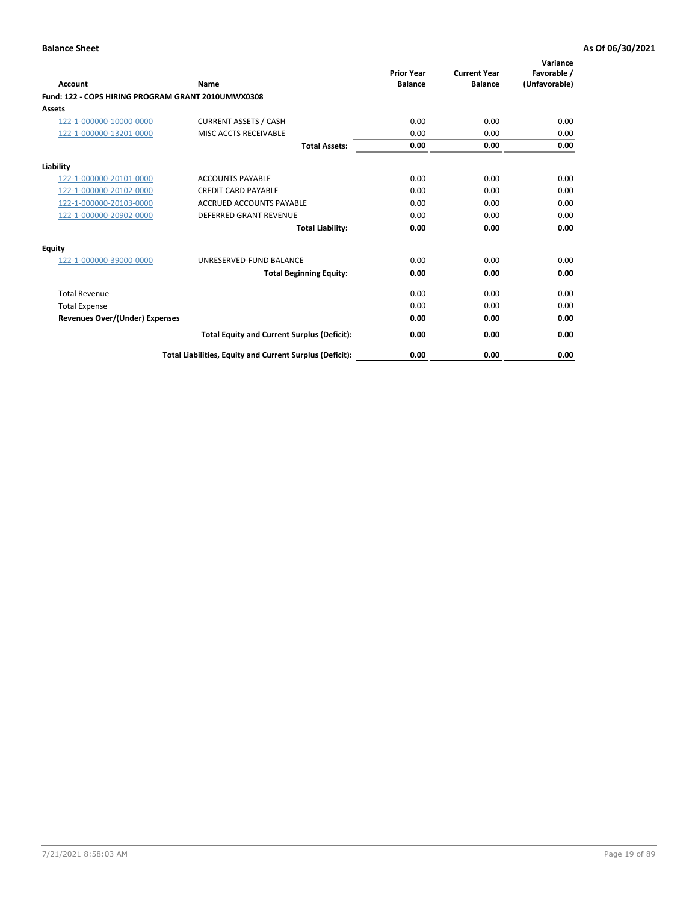**Balance Sheet** | **As Of 06/30/2021**

| Account | Name | Prior Year Balance | Current Year Balance | Variance Favorable / (Unfavorable) |
|---|---|---|---|---|
| **Fund: 122 - COPS HIRING PROGRAM GRANT 2010UMWX0308** | | | | |
| **Assets** | | | | |
| 122-1-000000-10000-0000 | CURRENT ASSETS / CASH | 0.00 | 0.00 | 0.00 |
| 122-1-000000-13201-0000 | MISC ACCTS RECEIVABLE | 0.00 | 0.00 | 0.00 |
| | **Total Assets:** | **0.00** | **0.00** | **0.00** |
| **Liability** | | | | |
| 122-1-000000-20101-0000 | ACCOUNTS PAYABLE | 0.00 | 0.00 | 0.00 |
| 122-1-000000-20102-0000 | CREDIT CARD PAYABLE | 0.00 | 0.00 | 0.00 |
| 122-1-000000-20103-0000 | ACCRUED ACCOUNTS PAYABLE | 0.00 | 0.00 | 0.00 |
| 122-1-000000-20902-0000 | DEFERRED GRANT REVENUE | 0.00 | 0.00 | 0.00 |
| | **Total Liability:** | **0.00** | **0.00** | **0.00** |
| **Equity** | | | | |
| 122-1-000000-39000-0000 | UNRESERVED-FUND BALANCE | 0.00 | 0.00 | 0.00 |
| | **Total Beginning Equity:** | **0.00** | **0.00** | **0.00** |
| Total Revenue | | 0.00 | 0.00 | 0.00 |
| Total Expense | | 0.00 | 0.00 | 0.00 |
| **Revenues Over/(Under) Expenses** | | **0.00** | **0.00** | **0.00** |
| | **Total Equity and Current Surplus (Deficit):** | **0.00** | **0.00** | **0.00** |
| | **Total Liabilities, Equity and Current Surplus (Deficit):** | **0.00** | **0.00** | **0.00** |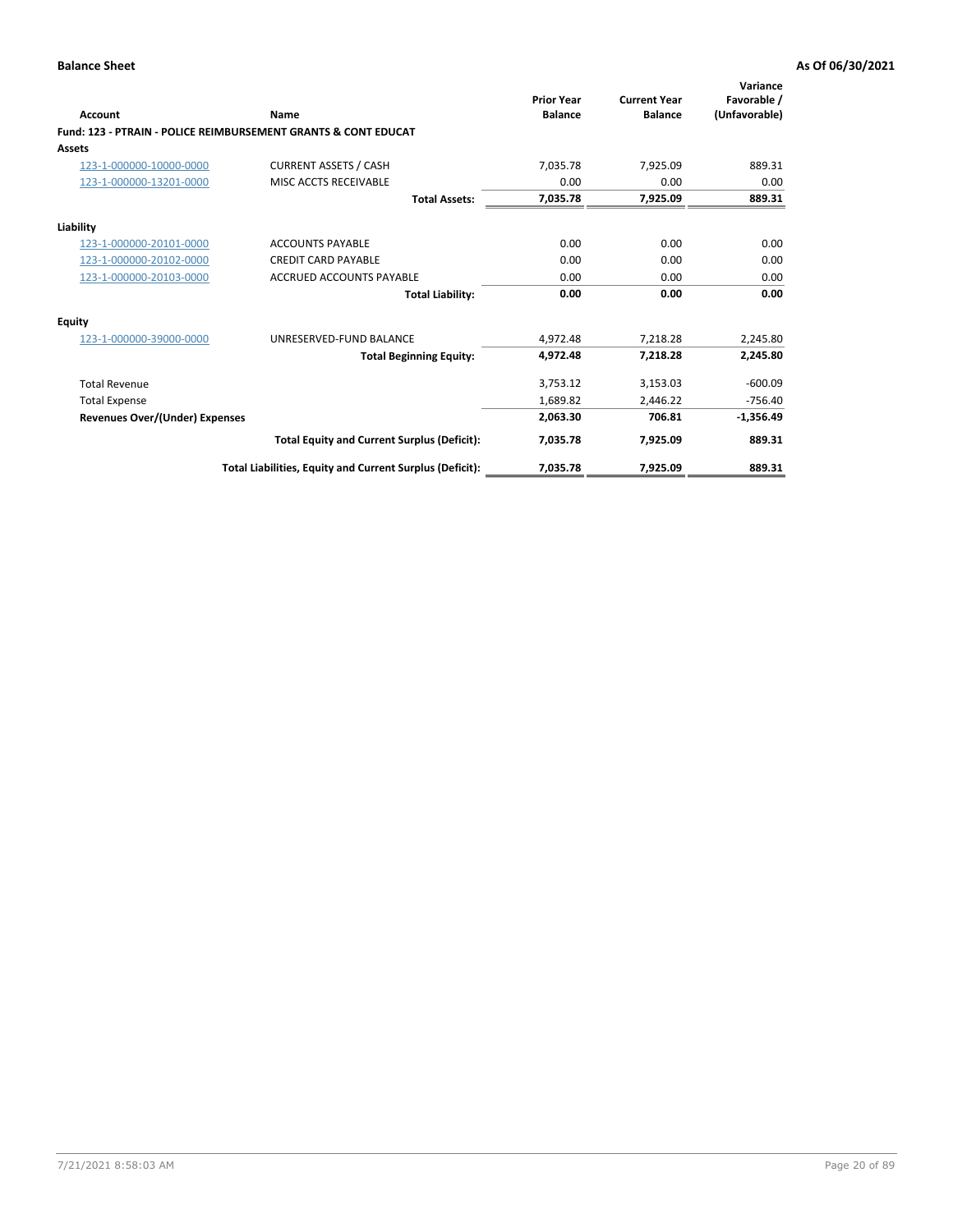**Balance Sheet** | **As Of 06/30/2021**

| Account | Name | Prior Year Balance | Current Year Balance | Variance Favorable / (Unfavorable) |
|---|---|---|---|---|
| **Fund: 123 - PTRAIN - POLICE REIMBURSEMENT GRANTS & CONT EDUCAT** | | | | |
| **Assets** | | | | |
| 123-1-000000-10000-0000 | CURRENT ASSETS / CASH | 7,035.78 | 7,925.09 | 889.31 |
| 123-1-000000-13201-0000 | MISC ACCTS RECEIVABLE | 0.00 | 0.00 | 0.00 |
| | **Total Assets:** | **7,035.78** | **7,925.09** | **889.31** |
| **Liability** | | | | |
| 123-1-000000-20101-0000 | ACCOUNTS PAYABLE | 0.00 | 0.00 | 0.00 |
| 123-1-000000-20102-0000 | CREDIT CARD PAYABLE | 0.00 | 0.00 | 0.00 |
| 123-1-000000-20103-0000 | ACCRUED ACCOUNTS PAYABLE | 0.00 | 0.00 | 0.00 |
| | **Total Liability:** | **0.00** | **0.00** | **0.00** |
| **Equity** | | | | |
| 123-1-000000-39000-0000 | UNRESERVED-FUND BALANCE | 4,972.48 | 7,218.28 | 2,245.80 |
| | **Total Beginning Equity:** | **4,972.48** | **7,218.28** | **2,245.80** |
| Total Revenue | | 3,753.12 | 3,153.03 | -600.09 |
| Total Expense | | 1,689.82 | 2,446.22 | -756.40 |
| **Revenues Over/(Under) Expenses** | | **2,063.30** | **706.81** | **-1,356.49** |
| | **Total Equity and Current Surplus (Deficit):** | **7,035.78** | **7,925.09** | **889.31** |
| | **Total Liabilities, Equity and Current Surplus (Deficit):** | **7,035.78** | **7,925.09** | **889.31** |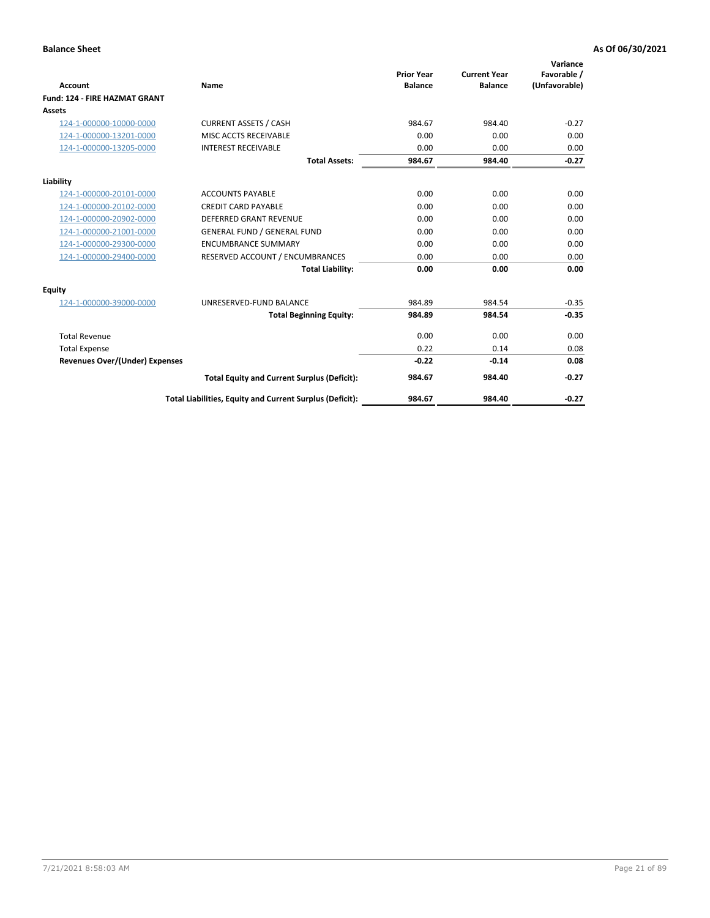**Balance Sheet** **As Of 06/30/2021**

| Account | Name | Prior Year Balance | Current Year Balance | Variance Favorable / (Unfavorable) |
|---|---|---|---|---|
| **Fund: 124 - FIRE HAZMAT GRANT** | | | | |
| **Assets** | | | | |
| 124-1-000000-10000-0000 | CURRENT ASSETS / CASH | 984.67 | 984.40 | -0.27 |
| 124-1-000000-13201-0000 | MISC ACCTS RECEIVABLE | 0.00 | 0.00 | 0.00 |
| 124-1-000000-13205-0000 | INTEREST RECEIVABLE | 0.00 | 0.00 | 0.00 |
| | **Total Assets:** | **984.67** | **984.40** | **-0.27** |
| **Liability** | | | | |
| 124-1-000000-20101-0000 | ACCOUNTS PAYABLE | 0.00 | 0.00 | 0.00 |
| 124-1-000000-20102-0000 | CREDIT CARD PAYABLE | 0.00 | 0.00 | 0.00 |
| 124-1-000000-20902-0000 | DEFERRED GRANT REVENUE | 0.00 | 0.00 | 0.00 |
| 124-1-000000-21001-0000 | GENERAL FUND / GENERAL FUND | 0.00 | 0.00 | 0.00 |
| 124-1-000000-29300-0000 | ENCUMBRANCE SUMMARY | 0.00 | 0.00 | 0.00 |
| 124-1-000000-29400-0000 | RESERVED ACCOUNT / ENCUMBRANCES | 0.00 | 0.00 | 0.00 |
| | **Total Liability:** | **0.00** | **0.00** | **0.00** |
| **Equity** | | | | |
| 124-1-000000-39000-0000 | UNRESERVED-FUND BALANCE | 984.89 | 984.54 | -0.35 |
| | **Total Beginning Equity:** | **984.89** | **984.54** | **-0.35** |
| Total Revenue | | 0.00 | 0.00 | 0.00 |
| Total Expense | | 0.22 | 0.14 | 0.08 |
| **Revenues Over/(Under) Expenses** | | **-0.22** | **-0.14** | **0.08** |
| | **Total Equity and Current Surplus (Deficit):** | **984.67** | **984.40** | **-0.27** |
| | **Total Liabilities, Equity and Current Surplus (Deficit):** | **984.67** | **984.40** | **-0.27** |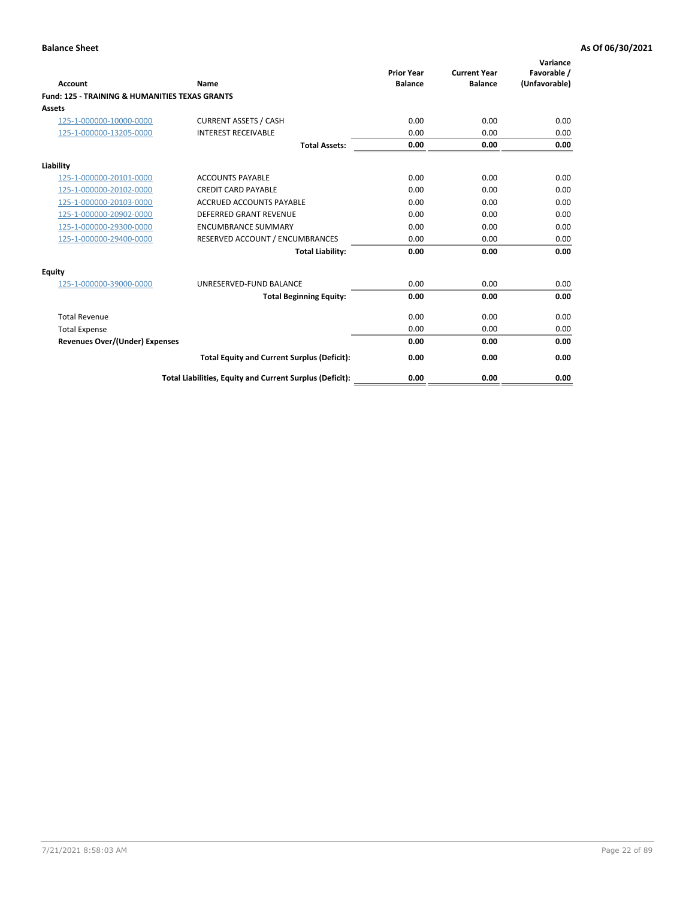**Balance Sheet** **As Of 06/30/2021**

| Account | Name | Prior Year Balance | Current Year Balance | Variance Favorable / (Unfavorable) |
|---|---|---|---|---|
| **Fund: 125 - TRAINING & HUMANITIES TEXAS GRANTS** | | | | |
| **Assets** | | | | |
| 125-1-000000-10000-0000 | CURRENT ASSETS / CASH | 0.00 | 0.00 | 0.00 |
| 125-1-000000-13205-0000 | INTEREST RECEIVABLE | 0.00 | 0.00 | 0.00 |
| | **Total Assets:** | **0.00** | **0.00** | **0.00** |
| **Liability** | | | | |
| 125-1-000000-20101-0000 | ACCOUNTS PAYABLE | 0.00 | 0.00 | 0.00 |
| 125-1-000000-20102-0000 | CREDIT CARD PAYABLE | 0.00 | 0.00 | 0.00 |
| 125-1-000000-20103-0000 | ACCRUED ACCOUNTS PAYABLE | 0.00 | 0.00 | 0.00 |
| 125-1-000000-20902-0000 | DEFERRED GRANT REVENUE | 0.00 | 0.00 | 0.00 |
| 125-1-000000-29300-0000 | ENCUMBRANCE SUMMARY | 0.00 | 0.00 | 0.00 |
| 125-1-000000-29400-0000 | RESERVED ACCOUNT / ENCUMBRANCES | 0.00 | 0.00 | 0.00 |
| | **Total Liability:** | **0.00** | **0.00** | **0.00** |
| **Equity** | | | | |
| 125-1-000000-39000-0000 | UNRESERVED-FUND BALANCE | 0.00 | 0.00 | 0.00 |
| | **Total Beginning Equity:** | **0.00** | **0.00** | **0.00** |
| Total Revenue | | 0.00 | 0.00 | 0.00 |
| Total Expense | | 0.00 | 0.00 | 0.00 |
| **Revenues Over/(Under) Expenses** | | **0.00** | **0.00** | **0.00** |
| | **Total Equity and Current Surplus (Deficit):** | **0.00** | **0.00** | **0.00** |
| | **Total Liabilities, Equity and Current Surplus (Deficit):** | **0.00** | **0.00** | **0.00** |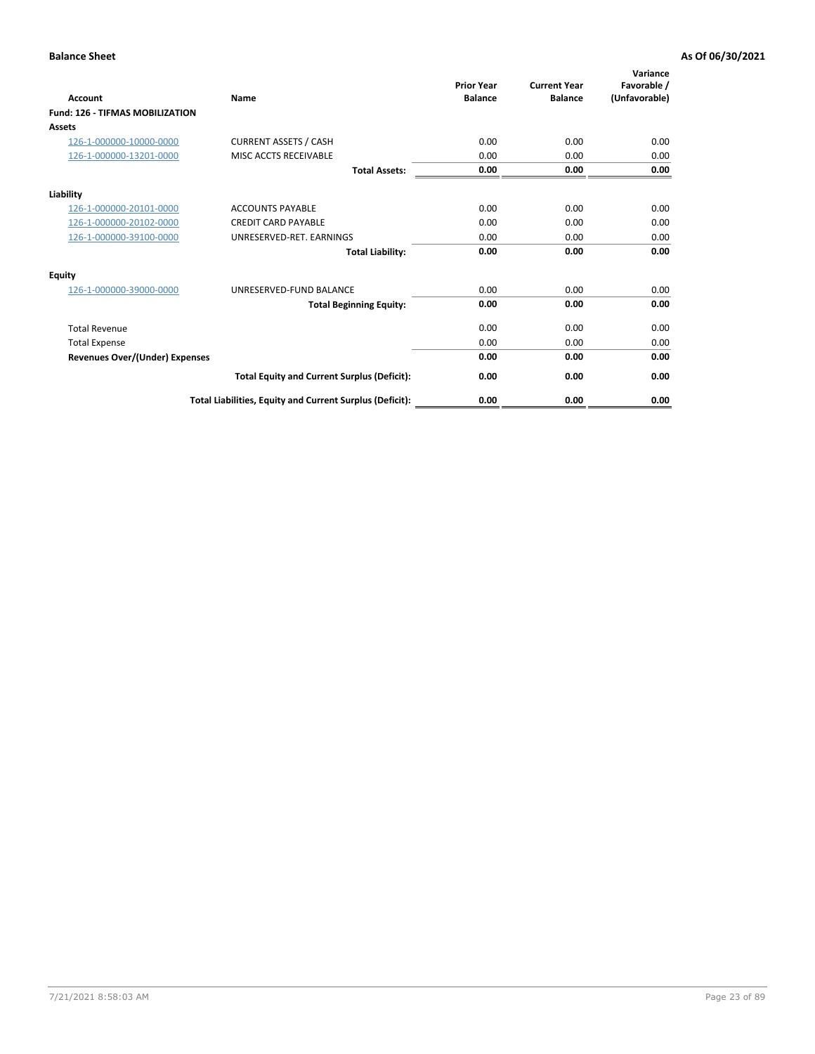**Balance Sheet** **As Of 06/30/2021**

| Account | Name | Prior Year Balance | Current Year Balance | Variance Favorable / (Unfavorable) |
|---|---|---|---|---|
| **Fund: 126 - TIFMAS MOBILIZATION** | | | | |
| **Assets** | | | | |
| 126-1-000000-10000-0000 | CURRENT ASSETS / CASH | 0.00 | 0.00 | 0.00 |
| 126-1-000000-13201-0000 | MISC ACCTS RECEIVABLE | 0.00 | 0.00 | 0.00 |
| | **Total Assets:** | **0.00** | **0.00** | **0.00** |
| **Liability** | | | | |
| 126-1-000000-20101-0000 | ACCOUNTS PAYABLE | 0.00 | 0.00 | 0.00 |
| 126-1-000000-20102-0000 | CREDIT CARD PAYABLE | 0.00 | 0.00 | 0.00 |
| 126-1-000000-39100-0000 | UNRESERVED-RET. EARNINGS | 0.00 | 0.00 | 0.00 |
| | **Total Liability:** | **0.00** | **0.00** | **0.00** |
| **Equity** | | | | |
| 126-1-000000-39000-0000 | UNRESERVED-FUND BALANCE | 0.00 | 0.00 | 0.00 |
| | **Total Beginning Equity:** | **0.00** | **0.00** | **0.00** |
| Total Revenue | | 0.00 | 0.00 | 0.00 |
| Total Expense | | 0.00 | 0.00 | 0.00 |
| **Revenues Over/(Under) Expenses** | | **0.00** | **0.00** | **0.00** |
| | **Total Equity and Current Surplus (Deficit):** | **0.00** | **0.00** | **0.00** |
| | **Total Liabilities, Equity and Current Surplus (Deficit):** | **0.00** | **0.00** | **0.00** |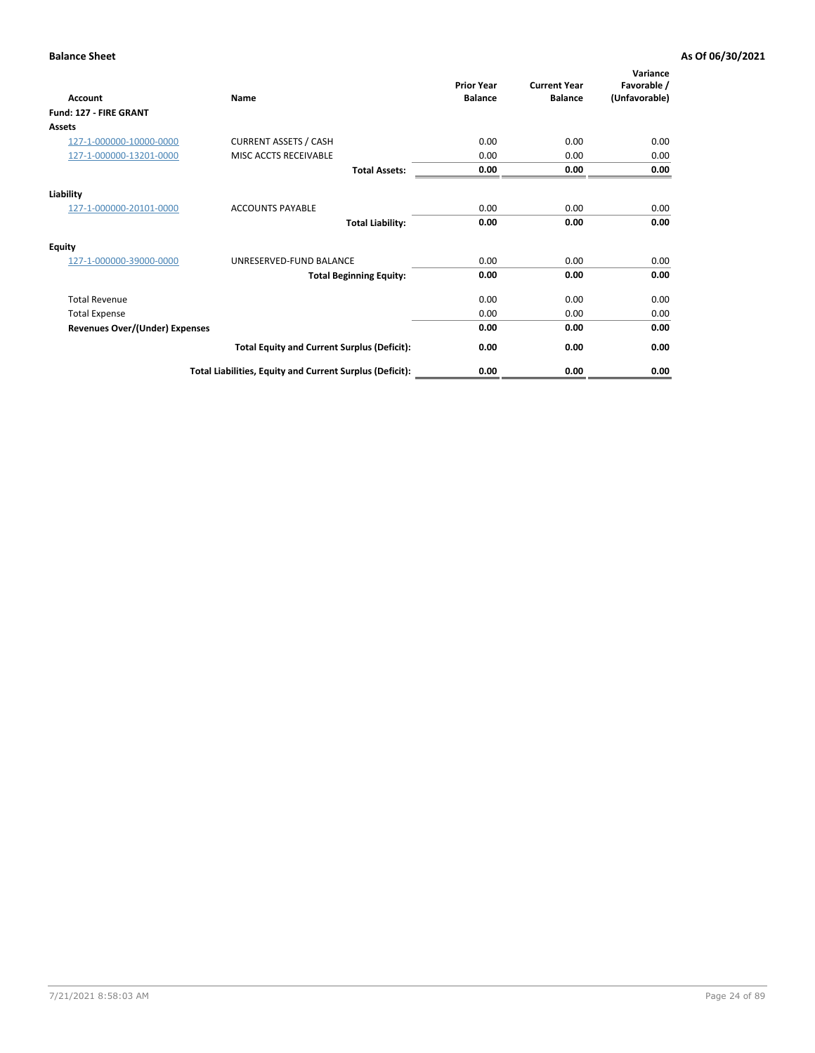**Balance Sheet** **As Of 06/30/2021**

| Account | Name | Prior Year Balance | Current Year Balance | Variance Favorable / (Unfavorable) |
|---|---|---|---|---|
| **Fund: 127 - FIRE GRANT** | | | | |
| **Assets** | | | | |
| 127-1-000000-10000-0000 | CURRENT ASSETS / CASH | 0.00 | 0.00 | 0.00 |
| 127-1-000000-13201-0000 | MISC ACCTS RECEIVABLE | 0.00 | 0.00 | 0.00 |
| | **Total Assets:** | **0.00** | **0.00** | **0.00** |
| **Liability** | | | | |
| 127-1-000000-20101-0000 | ACCOUNTS PAYABLE | 0.00 | 0.00 | 0.00 |
| | **Total Liability:** | **0.00** | **0.00** | **0.00** |
| **Equity** | | | | |
| 127-1-000000-39000-0000 | UNRESERVED-FUND BALANCE | 0.00 | 0.00 | 0.00 |
| | **Total Beginning Equity:** | **0.00** | **0.00** | **0.00** |
| Total Revenue | | 0.00 | 0.00 | 0.00 |
| Total Expense | | 0.00 | 0.00 | 0.00 |
| **Revenues Over/(Under) Expenses** | | **0.00** | **0.00** | **0.00** |
| | **Total Equity and Current Surplus (Deficit):** | **0.00** | **0.00** | **0.00** |
| | **Total Liabilities, Equity and Current Surplus (Deficit):** | **0.00** | **0.00** | **0.00** |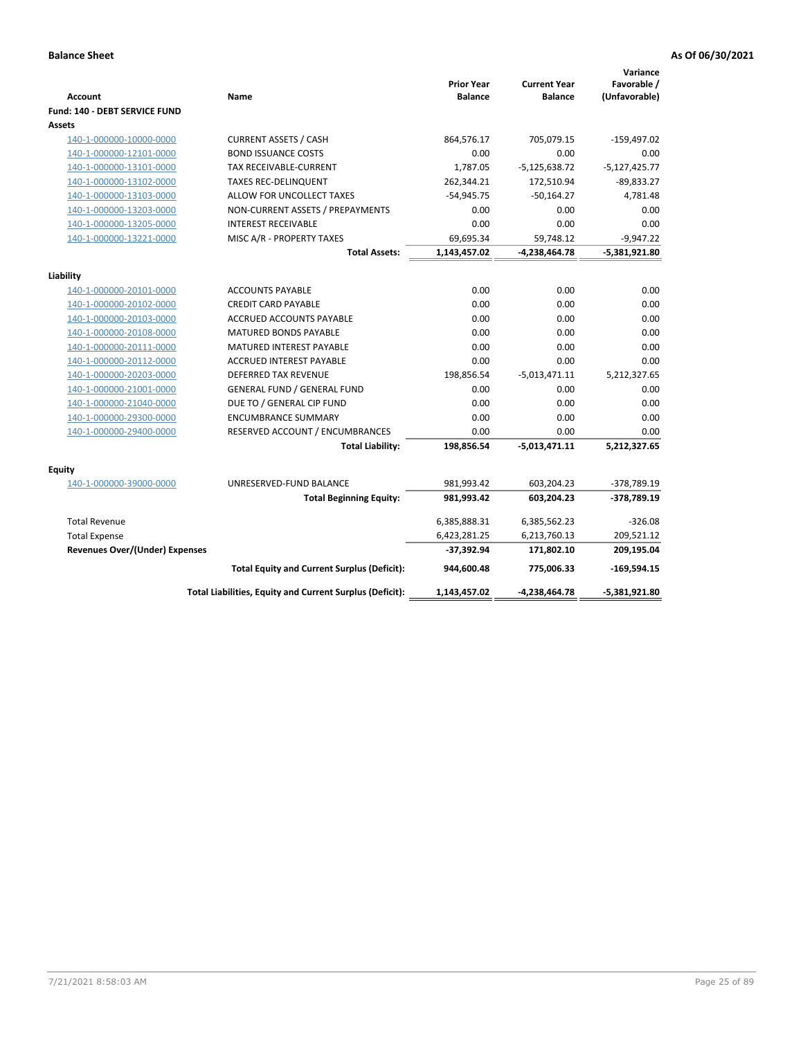**Balance Sheet** **As Of 06/30/2021**

| Account | Name | Prior Year Balance | Current Year Balance | Variance Favorable / (Unfavorable) |
|---|---|---|---|---|
| **Fund: 140 - DEBT SERVICE FUND** | | | | |
| **Assets** | | | | |
| 140-1-000000-10000-0000 | CURRENT ASSETS / CASH | 864,576.17 | 705,079.15 | -159,497.02 |
| 140-1-000000-12101-0000 | BOND ISSUANCE COSTS | 0.00 | 0.00 | 0.00 |
| 140-1-000000-13101-0000 | TAX RECEIVABLE-CURRENT | 1,787.05 | -5,125,638.72 | -5,127,425.77 |
| 140-1-000000-13102-0000 | TAXES REC-DELINQUENT | 262,344.21 | 172,510.94 | -89,833.27 |
| 140-1-000000-13103-0000 | ALLOW FOR UNCOLLECT TAXES | -54,945.75 | -50,164.27 | 4,781.48 |
| 140-1-000000-13203-0000 | NON-CURRENT ASSETS / PREPAYMENTS | 0.00 | 0.00 | 0.00 |
| 140-1-000000-13205-0000 | INTEREST RECEIVABLE | 0.00 | 0.00 | 0.00 |
| 140-1-000000-13221-0000 | MISC A/R - PROPERTY TAXES | 69,695.34 | 59,748.12 | -9,947.22 |
| | **Total Assets:** | **1,143,457.02** | **-4,238,464.78** | **-5,381,921.80** |
| **Liability** | | | | |
| 140-1-000000-20101-0000 | ACCOUNTS PAYABLE | 0.00 | 0.00 | 0.00 |
| 140-1-000000-20102-0000 | CREDIT CARD PAYABLE | 0.00 | 0.00 | 0.00 |
| 140-1-000000-20103-0000 | ACCRUED ACCOUNTS PAYABLE | 0.00 | 0.00 | 0.00 |
| 140-1-000000-20108-0000 | MATURED BONDS PAYABLE | 0.00 | 0.00 | 0.00 |
| 140-1-000000-20111-0000 | MATURED INTEREST PAYABLE | 0.00 | 0.00 | 0.00 |
| 140-1-000000-20112-0000 | ACCRUED INTEREST PAYABLE | 0.00 | 0.00 | 0.00 |
| 140-1-000000-20203-0000 | DEFERRED TAX REVENUE | 198,856.54 | -5,013,471.11 | 5,212,327.65 |
| 140-1-000000-21001-0000 | GENERAL FUND / GENERAL FUND | 0.00 | 0.00 | 0.00 |
| 140-1-000000-21040-0000 | DUE TO / GENERAL CIP FUND | 0.00 | 0.00 | 0.00 |
| 140-1-000000-29300-0000 | ENCUMBRANCE SUMMARY | 0.00 | 0.00 | 0.00 |
| 140-1-000000-29400-0000 | RESERVED ACCOUNT / ENCUMBRANCES | 0.00 | 0.00 | 0.00 |
| | **Total Liability:** | **198,856.54** | **-5,013,471.11** | **5,212,327.65** |
| **Equity** | | | | |
| 140-1-000000-39000-0000 | UNRESERVED-FUND BALANCE | 981,993.42 | 603,204.23 | -378,789.19 |
| | **Total Beginning Equity:** | **981,993.42** | **603,204.23** | **-378,789.19** |
| Total Revenue | | 6,385,888.31 | 6,385,562.23 | -326.08 |
| Total Expense | | 6,423,281.25 | 6,213,760.13 | 209,521.12 |
| **Revenues Over/(Under) Expenses** | | **-37,392.94** | **171,802.10** | **209,195.04** |
| | **Total Equity and Current Surplus (Deficit):** | **944,600.48** | **775,006.33** | **-169,594.15** |
| | **Total Liabilities, Equity and Current Surplus (Deficit):** | **1,143,457.02** | **-4,238,464.78** | **-5,381,921.80** |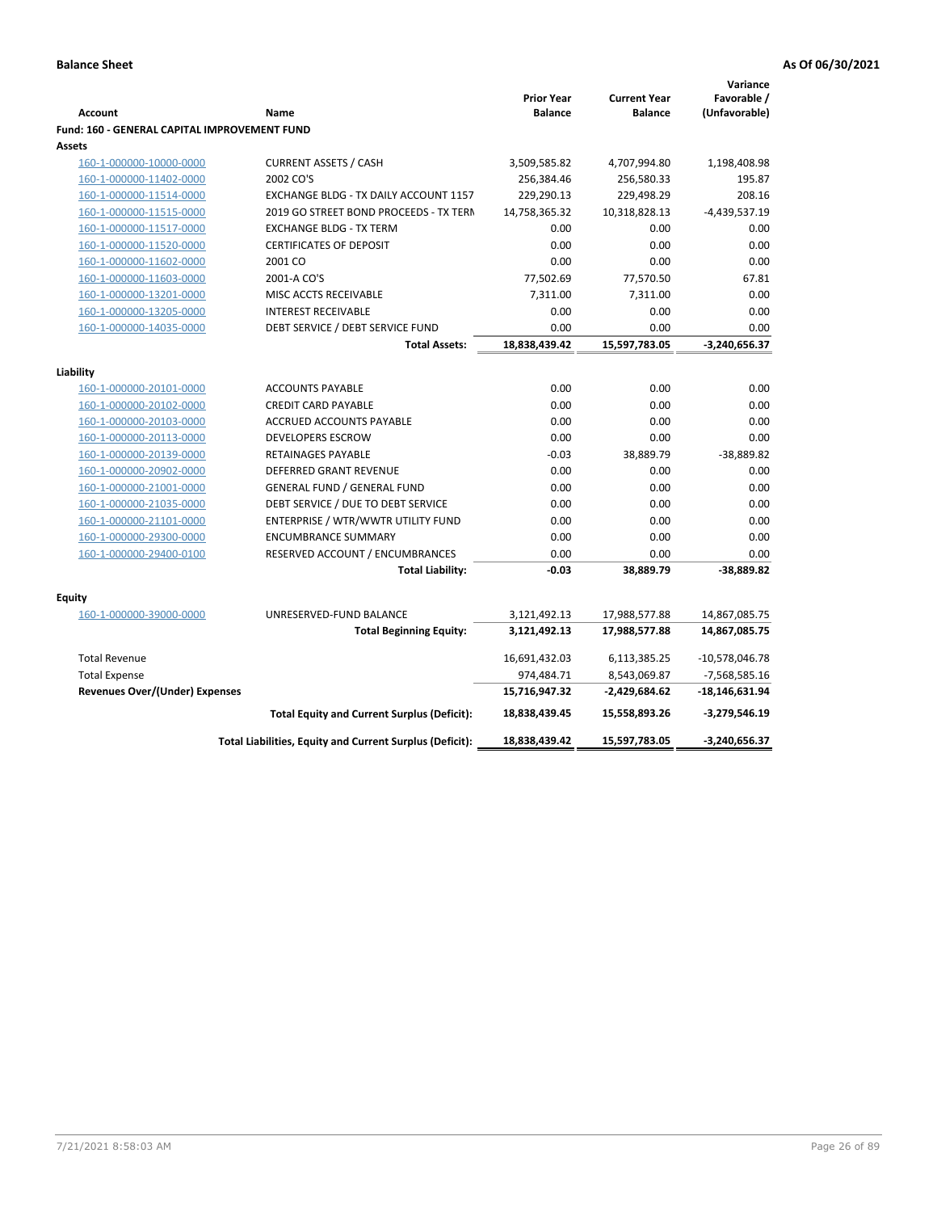**Balance Sheet** | **As Of 06/30/2021**

| Account | Name | Prior Year Balance | Current Year Balance | Variance Favorable / (Unfavorable) |
|---|---|---|---|---|
| **Fund: 160 - GENERAL CAPITAL IMPROVEMENT FUND** | | | | |
| **Assets** | | | | |
| 160-1-000000-10000-0000 | CURRENT ASSETS / CASH | 3,509,585.82 | 4,707,994.80 | 1,198,408.98 |
| 160-1-000000-11402-0000 | 2002 CO'S | 256,384.46 | 256,580.33 | 195.87 |
| 160-1-000000-11514-0000 | EXCHANGE BLDG - TX DAILY ACCOUNT 1157 | 229,290.13 | 229,498.29 | 208.16 |
| 160-1-000000-11515-0000 | 2019 GO STREET BOND PROCEEDS - TX TERM | 14,758,365.32 | 10,318,828.13 | -4,439,537.19 |
| 160-1-000000-11517-0000 | EXCHANGE BLDG - TX TERM | 0.00 | 0.00 | 0.00 |
| 160-1-000000-11520-0000 | CERTIFICATES OF DEPOSIT | 0.00 | 0.00 | 0.00 |
| 160-1-000000-11602-0000 | 2001 CO | 0.00 | 0.00 | 0.00 |
| 160-1-000000-11603-0000 | 2001-A CO'S | 77,502.69 | 77,570.50 | 67.81 |
| 160-1-000000-13201-0000 | MISC ACCTS RECEIVABLE | 7,311.00 | 7,311.00 | 0.00 |
| 160-1-000000-13205-0000 | INTEREST RECEIVABLE | 0.00 | 0.00 | 0.00 |
| 160-1-000000-14035-0000 | DEBT SERVICE / DEBT SERVICE FUND | 0.00 | 0.00 | 0.00 |
| | **Total Assets:** | **18,838,439.42** | **15,597,783.05** | **-3,240,656.37** |
| **Liability** | | | | |
| 160-1-000000-20101-0000 | ACCOUNTS PAYABLE | 0.00 | 0.00 | 0.00 |
| 160-1-000000-20102-0000 | CREDIT CARD PAYABLE | 0.00 | 0.00 | 0.00 |
| 160-1-000000-20103-0000 | ACCRUED ACCOUNTS PAYABLE | 0.00 | 0.00 | 0.00 |
| 160-1-000000-20113-0000 | DEVELOPERS ESCROW | 0.00 | 0.00 | 0.00 |
| 160-1-000000-20139-0000 | RETAINAGES PAYABLE | -0.03 | 38,889.79 | -38,889.82 |
| 160-1-000000-20902-0000 | DEFERRED GRANT REVENUE | 0.00 | 0.00 | 0.00 |
| 160-1-000000-21001-0000 | GENERAL FUND / GENERAL FUND | 0.00 | 0.00 | 0.00 |
| 160-1-000000-21035-0000 | DEBT SERVICE / DUE TO DEBT SERVICE | 0.00 | 0.00 | 0.00 |
| 160-1-000000-21101-0000 | ENTERPRISE / WTR/WWTR UTILITY FUND | 0.00 | 0.00 | 0.00 |
| 160-1-000000-29300-0000 | ENCUMBRANCE SUMMARY | 0.00 | 0.00 | 0.00 |
| 160-1-000000-29400-0100 | RESERVED ACCOUNT / ENCUMBRANCES | 0.00 | 0.00 | 0.00 |
| | **Total Liability:** | **-0.03** | **38,889.79** | **-38,889.82** |
| **Equity** | | | | |
| 160-1-000000-39000-0000 | UNRESERVED-FUND BALANCE | 3,121,492.13 | 17,988,577.88 | 14,867,085.75 |
| | **Total Beginning Equity:** | **3,121,492.13** | **17,988,577.88** | **14,867,085.75** |
| Total Revenue | | 16,691,432.03 | 6,113,385.25 | -10,578,046.78 |
| Total Expense | | 974,484.71 | 8,543,069.87 | -7,568,585.16 |
| **Revenues Over/(Under) Expenses** | | **15,716,947.32** | **-2,429,684.62** | **-18,146,631.94** |
| | **Total Equity and Current Surplus (Deficit):** | **18,838,439.45** | **15,558,893.26** | **-3,279,546.19** |
| | **Total Liabilities, Equity and Current Surplus (Deficit):** | **18,838,439.42** | **15,597,783.05** | **-3,240,656.37** |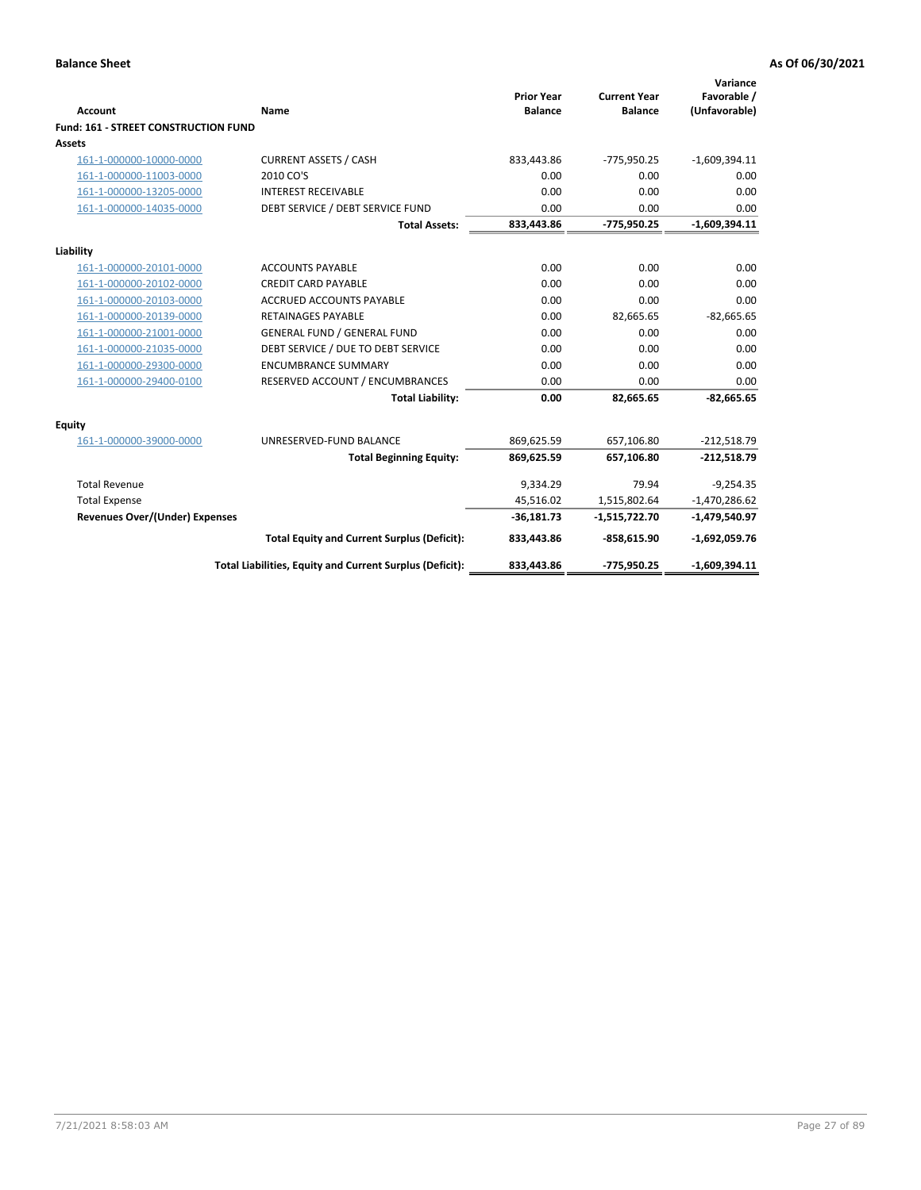**Balance Sheet** | **As Of 06/30/2021**

| Account | Name | Prior Year Balance | Current Year Balance | Variance Favorable / (Unfavorable) |
|---|---|---|---|---|
| **Fund: 161 - STREET CONSTRUCTION FUND** | | | | |
| **Assets** | | | | |
| 161-1-000000-10000-0000 | CURRENT ASSETS / CASH | 833,443.86 | -775,950.25 | -1,609,394.11 |
| 161-1-000000-11003-0000 | 2010 CO'S | 0.00 | 0.00 | 0.00 |
| 161-1-000000-13205-0000 | INTEREST RECEIVABLE | 0.00 | 0.00 | 0.00 |
| 161-1-000000-14035-0000 | DEBT SERVICE / DEBT SERVICE FUND | 0.00 | 0.00 | 0.00 |
| | **Total Assets:** | **833,443.86** | **-775,950.25** | **-1,609,394.11** |
| **Liability** | | | | |
| 161-1-000000-20101-0000 | ACCOUNTS PAYABLE | 0.00 | 0.00 | 0.00 |
| 161-1-000000-20102-0000 | CREDIT CARD PAYABLE | 0.00 | 0.00 | 0.00 |
| 161-1-000000-20103-0000 | ACCRUED ACCOUNTS PAYABLE | 0.00 | 0.00 | 0.00 |
| 161-1-000000-20139-0000 | RETAINAGES PAYABLE | 0.00 | 82,665.65 | -82,665.65 |
| 161-1-000000-21001-0000 | GENERAL FUND / GENERAL FUND | 0.00 | 0.00 | 0.00 |
| 161-1-000000-21035-0000 | DEBT SERVICE / DUE TO DEBT SERVICE | 0.00 | 0.00 | 0.00 |
| 161-1-000000-29300-0000 | ENCUMBRANCE SUMMARY | 0.00 | 0.00 | 0.00 |
| 161-1-000000-29400-0100 | RESERVED ACCOUNT / ENCUMBRANCES | 0.00 | 0.00 | 0.00 |
| | **Total Liability:** | **0.00** | **82,665.65** | **-82,665.65** |
| **Equity** | | | | |
| 161-1-000000-39000-0000 | UNRESERVED-FUND BALANCE | 869,625.59 | 657,106.80 | -212,518.79 |
| | **Total Beginning Equity:** | **869,625.59** | **657,106.80** | **-212,518.79** |
| Total Revenue | | 9,334.29 | 79.94 | -9,254.35 |
| Total Expense | | 45,516.02 | 1,515,802.64 | -1,470,286.62 |
| **Revenues Over/(Under) Expenses** | | **-36,181.73** | **-1,515,722.70** | **-1,479,540.97** |
| | **Total Equity and Current Surplus (Deficit):** | **833,443.86** | **-858,615.90** | **-1,692,059.76** |
| | **Total Liabilities, Equity and Current Surplus (Deficit):** | **833,443.86** | **-775,950.25** | **-1,609,394.11** |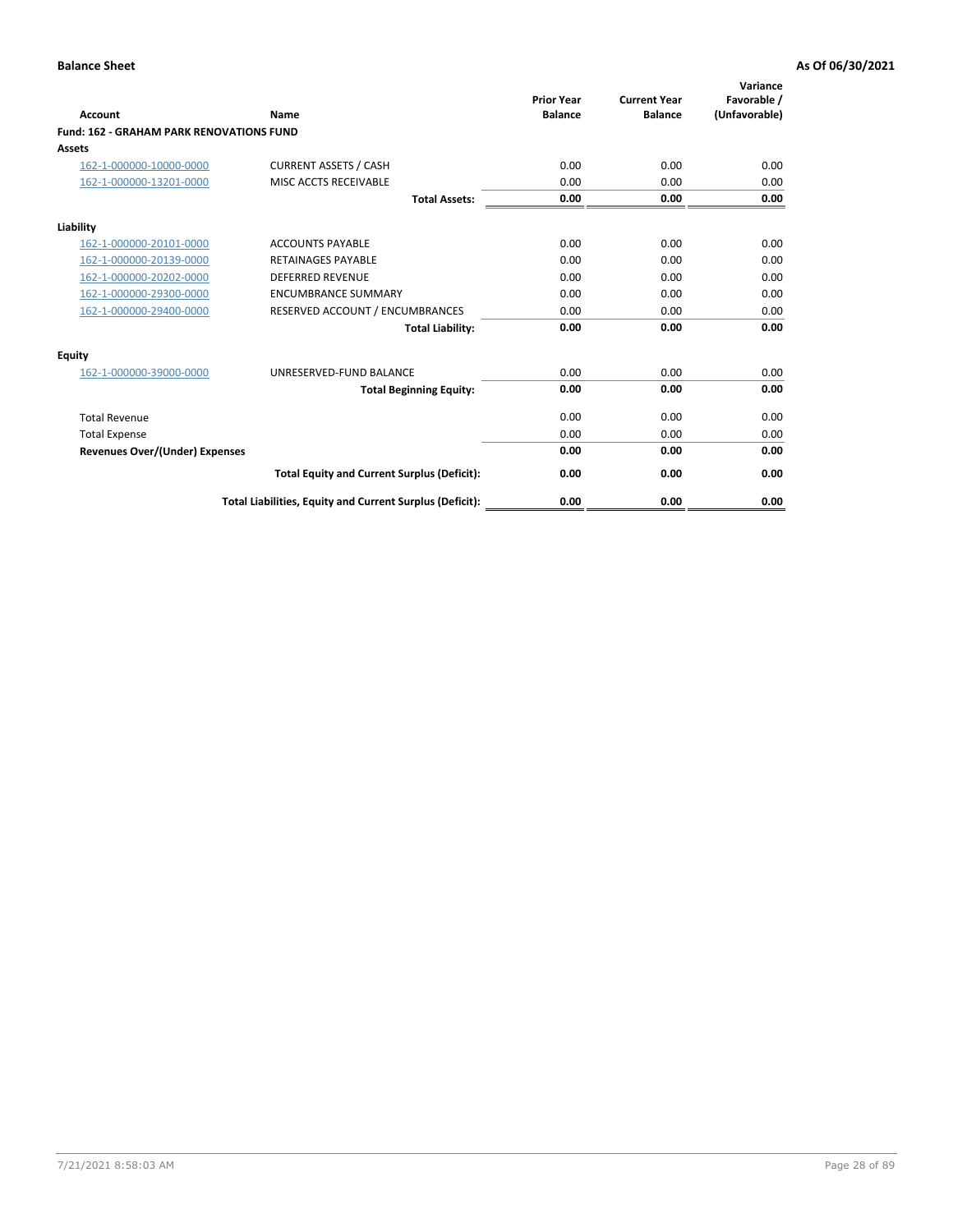**Balance Sheet** **As Of 06/30/2021**

| Account | Name | Prior Year Balance | Current Year Balance | Variance Favorable / (Unfavorable) |
|---|---|---|---|---|
| **Fund: 162 - GRAHAM PARK RENOVATIONS FUND** | | | | |
| **Assets** | | | | |
| 162-1-000000-10000-0000 | CURRENT ASSETS / CASH | 0.00 | 0.00 | 0.00 |
| 162-1-000000-13201-0000 | MISC ACCTS RECEIVABLE | 0.00 | 0.00 | 0.00 |
| | **Total Assets:** | **0.00** | **0.00** | **0.00** |
| **Liability** | | | | |
| 162-1-000000-20101-0000 | ACCOUNTS PAYABLE | 0.00 | 0.00 | 0.00 |
| 162-1-000000-20139-0000 | RETAINAGES PAYABLE | 0.00 | 0.00 | 0.00 |
| 162-1-000000-20202-0000 | DEFERRED REVENUE | 0.00 | 0.00 | 0.00 |
| 162-1-000000-29300-0000 | ENCUMBRANCE SUMMARY | 0.00 | 0.00 | 0.00 |
| 162-1-000000-29400-0000 | RESERVED ACCOUNT / ENCUMBRANCES | 0.00 | 0.00 | 0.00 |
| | **Total Liability:** | **0.00** | **0.00** | **0.00** |
| **Equity** | | | | |
| 162-1-000000-39000-0000 | UNRESERVED-FUND BALANCE | 0.00 | 0.00 | 0.00 |
| | **Total Beginning Equity:** | **0.00** | **0.00** | **0.00** |
| Total Revenue | | 0.00 | 0.00 | 0.00 |
| Total Expense | | 0.00 | 0.00 | 0.00 |
| **Revenues Over/(Under) Expenses** | | **0.00** | **0.00** | **0.00** |
| | **Total Equity and Current Surplus (Deficit):** | **0.00** | **0.00** | **0.00** |
| | **Total Liabilities, Equity and Current Surplus (Deficit):** | **0.00** | **0.00** | **0.00** |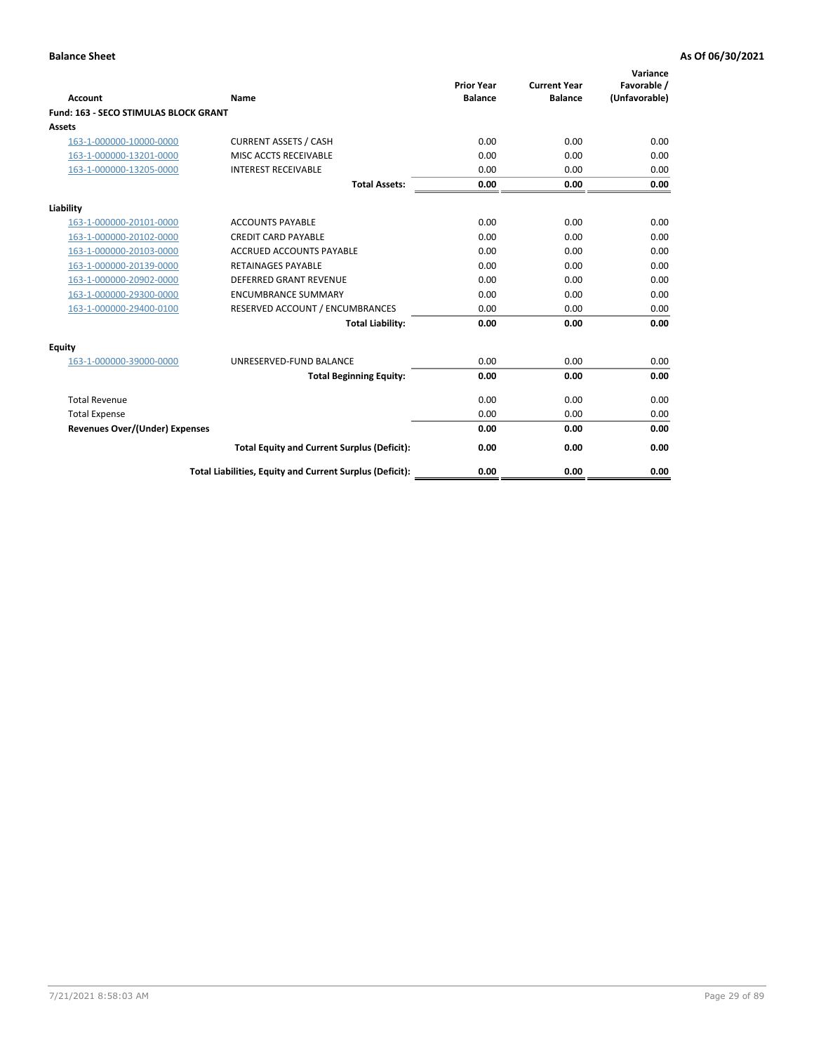**Balance Sheet** **As Of 06/30/2021**

| Account | Name | Prior Year Balance | Current Year Balance | Variance Favorable / (Unfavorable) |
|---|---|---|---|---|
| **Fund: 163 - SECO STIMULAS BLOCK GRANT** | | | | |
| **Assets** | | | | |
| 163-1-000000-10000-0000 | CURRENT ASSETS / CASH | 0.00 | 0.00 | 0.00 |
| 163-1-000000-13201-0000 | MISC ACCTS RECEIVABLE | 0.00 | 0.00 | 0.00 |
| 163-1-000000-13205-0000 | INTEREST RECEIVABLE | 0.00 | 0.00 | 0.00 |
| | **Total Assets:** | **0.00** | **0.00** | **0.00** |
| **Liability** | | | | |
| 163-1-000000-20101-0000 | ACCOUNTS PAYABLE | 0.00 | 0.00 | 0.00 |
| 163-1-000000-20102-0000 | CREDIT CARD PAYABLE | 0.00 | 0.00 | 0.00 |
| 163-1-000000-20103-0000 | ACCRUED ACCOUNTS PAYABLE | 0.00 | 0.00 | 0.00 |
| 163-1-000000-20139-0000 | RETAINAGES PAYABLE | 0.00 | 0.00 | 0.00 |
| 163-1-000000-20902-0000 | DEFERRED GRANT REVENUE | 0.00 | 0.00 | 0.00 |
| 163-1-000000-29300-0000 | ENCUMBRANCE SUMMARY | 0.00 | 0.00 | 0.00 |
| 163-1-000000-29400-0100 | RESERVED ACCOUNT / ENCUMBRANCES | 0.00 | 0.00 | 0.00 |
| | **Total Liability:** | **0.00** | **0.00** | **0.00** |
| **Equity** | | | | |
| 163-1-000000-39000-0000 | UNRESERVED-FUND BALANCE | 0.00 | 0.00 | 0.00 |
| | **Total Beginning Equity:** | **0.00** | **0.00** | **0.00** |
| Total Revenue | | 0.00 | 0.00 | 0.00 |
| Total Expense | | 0.00 | 0.00 | 0.00 |
| **Revenues Over/(Under) Expenses** | | **0.00** | **0.00** | **0.00** |
| | **Total Equity and Current Surplus (Deficit):** | **0.00** | **0.00** | **0.00** |
| | **Total Liabilities, Equity and Current Surplus (Deficit):** | **0.00** | **0.00** | **0.00** |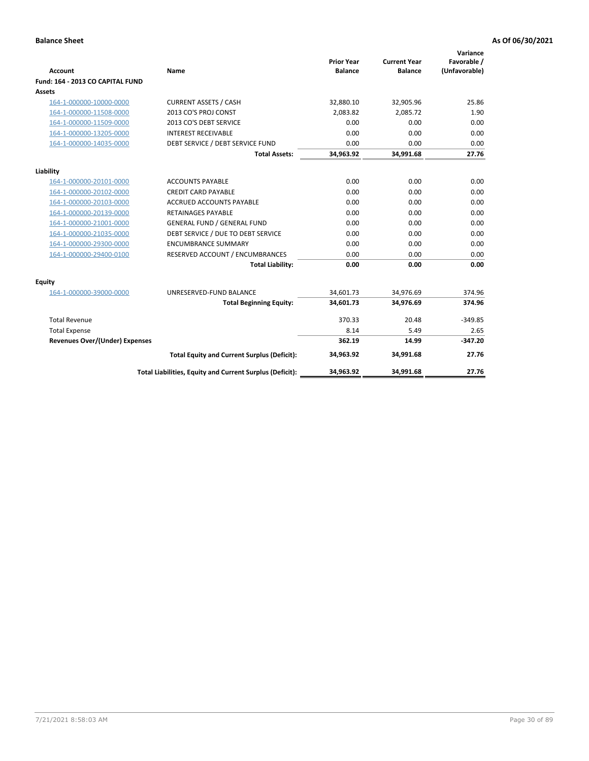**Balance Sheet** **As Of 06/30/2021**

| Account | Name | Prior Year Balance | Current Year Balance | Variance Favorable / (Unfavorable) |
|---|---|---|---|---|
| **Fund: 164 - 2013 CO CAPITAL FUND** | | | | |
| **Assets** | | | | |
| 164-1-000000-10000-0000 | CURRENT ASSETS / CASH | 32,880.10 | 32,905.96 | 25.86 |
| 164-1-000000-11508-0000 | 2013 CO'S PROJ CONST | 2,083.82 | 2,085.72 | 1.90 |
| 164-1-000000-11509-0000 | 2013 CO'S DEBT SERVICE | 0.00 | 0.00 | 0.00 |
| 164-1-000000-13205-0000 | INTEREST RECEIVABLE | 0.00 | 0.00 | 0.00 |
| 164-1-000000-14035-0000 | DEBT SERVICE / DEBT SERVICE FUND | 0.00 | 0.00 | 0.00 |
| | **Total Assets:** | **34,963.92** | **34,991.68** | **27.76** |
| **Liability** | | | | |
| 164-1-000000-20101-0000 | ACCOUNTS PAYABLE | 0.00 | 0.00 | 0.00 |
| 164-1-000000-20102-0000 | CREDIT CARD PAYABLE | 0.00 | 0.00 | 0.00 |
| 164-1-000000-20103-0000 | ACCRUED ACCOUNTS PAYABLE | 0.00 | 0.00 | 0.00 |
| 164-1-000000-20139-0000 | RETAINAGES PAYABLE | 0.00 | 0.00 | 0.00 |
| 164-1-000000-21001-0000 | GENERAL FUND / GENERAL FUND | 0.00 | 0.00 | 0.00 |
| 164-1-000000-21035-0000 | DEBT SERVICE / DUE TO DEBT SERVICE | 0.00 | 0.00 | 0.00 |
| 164-1-000000-29300-0000 | ENCUMBRANCE SUMMARY | 0.00 | 0.00 | 0.00 |
| 164-1-000000-29400-0100 | RESERVED ACCOUNT / ENCUMBRANCES | 0.00 | 0.00 | 0.00 |
| | **Total Liability:** | **0.00** | **0.00** | **0.00** |
| **Equity** | | | | |
| 164-1-000000-39000-0000 | UNRESERVED-FUND BALANCE | 34,601.73 | 34,976.69 | 374.96 |
| | **Total Beginning Equity:** | **34,601.73** | **34,976.69** | **374.96** |
| Total Revenue | | 370.33 | 20.48 | -349.85 |
| Total Expense | | 8.14 | 5.49 | 2.65 |
| **Revenues Over/(Under) Expenses** | | **362.19** | **14.99** | **-347.20** |
| | **Total Equity and Current Surplus (Deficit):** | **34,963.92** | **34,991.68** | **27.76** |
| | **Total Liabilities, Equity and Current Surplus (Deficit):** | **34,963.92** | **34,991.68** | **27.76** |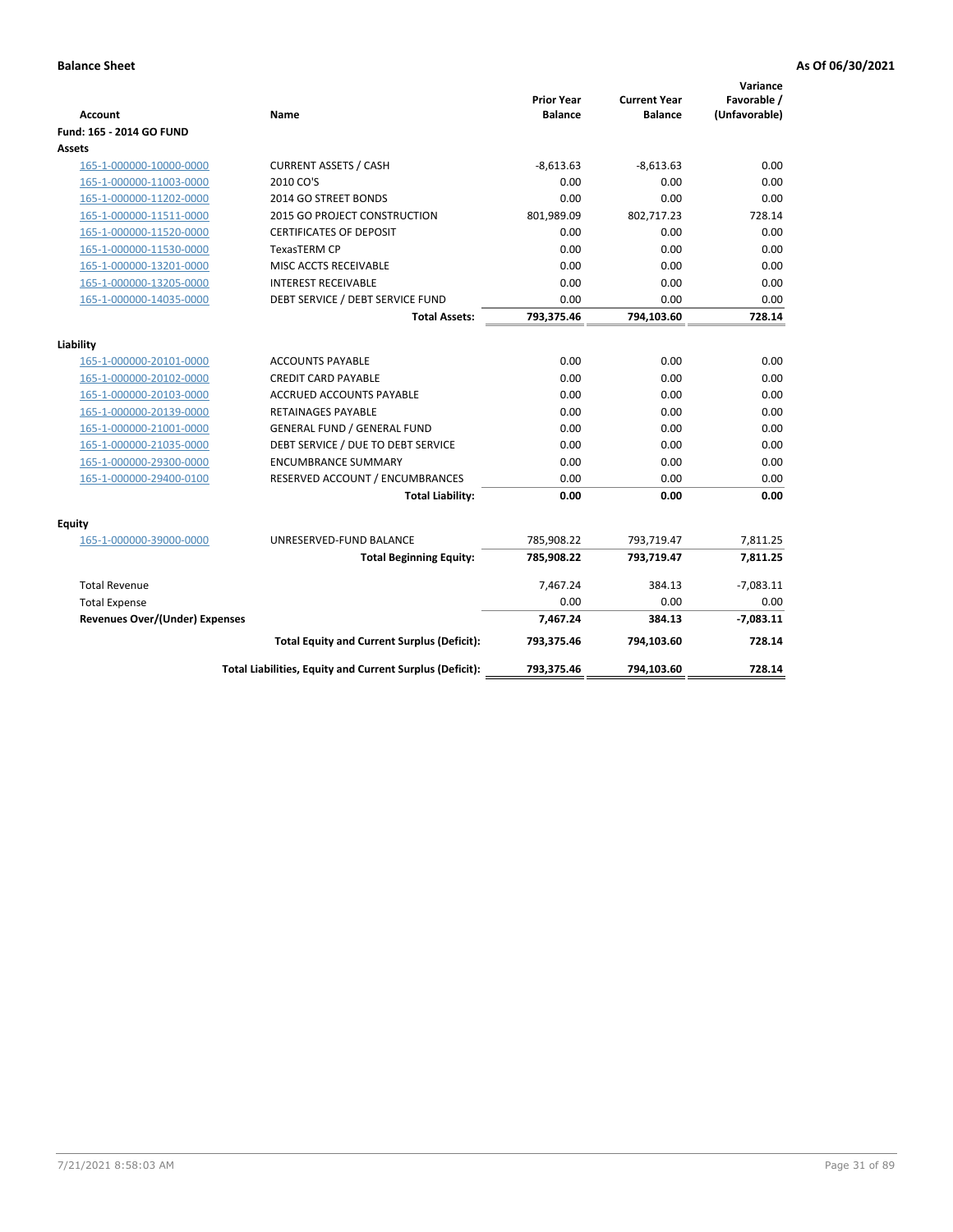**Balance Sheet** | **As Of 06/30/2021**

| Account | Name | Prior Year Balance | Current Year Balance | Variance Favorable / (Unfavorable) |
|---|---|---|---|---|
| **Fund: 165 - 2014 GO FUND** | | | | |
| **Assets** | | | | |
| 165-1-000000-10000-0000 | CURRENT ASSETS / CASH | -8,613.63 | -8,613.63 | 0.00 |
| 165-1-000000-11003-0000 | 2010 CO'S | 0.00 | 0.00 | 0.00 |
| 165-1-000000-11202-0000 | 2014 GO STREET BONDS | 0.00 | 0.00 | 0.00 |
| 165-1-000000-11511-0000 | 2015 GO PROJECT CONSTRUCTION | 801,989.09 | 802,717.23 | 728.14 |
| 165-1-000000-11520-0000 | CERTIFICATES OF DEPOSIT | 0.00 | 0.00 | 0.00 |
| 165-1-000000-11530-0000 | TexasTERM CP | 0.00 | 0.00 | 0.00 |
| 165-1-000000-13201-0000 | MISC ACCTS RECEIVABLE | 0.00 | 0.00 | 0.00 |
| 165-1-000000-13205-0000 | INTEREST RECEIVABLE | 0.00 | 0.00 | 0.00 |
| 165-1-000000-14035-0000 | DEBT SERVICE / DEBT SERVICE FUND | 0.00 | 0.00 | 0.00 |
| | **Total Assets:** | **793,375.46** | **794,103.60** | **728.14** |
| **Liability** | | | | |
| 165-1-000000-20101-0000 | ACCOUNTS PAYABLE | 0.00 | 0.00 | 0.00 |
| 165-1-000000-20102-0000 | CREDIT CARD PAYABLE | 0.00 | 0.00 | 0.00 |
| 165-1-000000-20103-0000 | ACCRUED ACCOUNTS PAYABLE | 0.00 | 0.00 | 0.00 |
| 165-1-000000-20139-0000 | RETAINAGES PAYABLE | 0.00 | 0.00 | 0.00 |
| 165-1-000000-21001-0000 | GENERAL FUND / GENERAL FUND | 0.00 | 0.00 | 0.00 |
| 165-1-000000-21035-0000 | DEBT SERVICE / DUE TO DEBT SERVICE | 0.00 | 0.00 | 0.00 |
| 165-1-000000-29300-0000 | ENCUMBRANCE SUMMARY | 0.00 | 0.00 | 0.00 |
| 165-1-000000-29400-0100 | RESERVED ACCOUNT / ENCUMBRANCES | 0.00 | 0.00 | 0.00 |
| | **Total Liability:** | **0.00** | **0.00** | **0.00** |
| **Equity** | | | | |
| 165-1-000000-39000-0000 | UNRESERVED-FUND BALANCE | 785,908.22 | 793,719.47 | 7,811.25 |
| | **Total Beginning Equity:** | **785,908.22** | **793,719.47** | **7,811.25** |
| Total Revenue | | 7,467.24 | 384.13 | -7,083.11 |
| Total Expense | | 0.00 | 0.00 | 0.00 |
| **Revenues Over/(Under) Expenses** | | **7,467.24** | **384.13** | **-7,083.11** |
| | **Total Equity and Current Surplus (Deficit):** | **793,375.46** | **794,103.60** | **728.14** |
| | **Total Liabilities, Equity and Current Surplus (Deficit):** | **793,375.46** | **794,103.60** | **728.14** |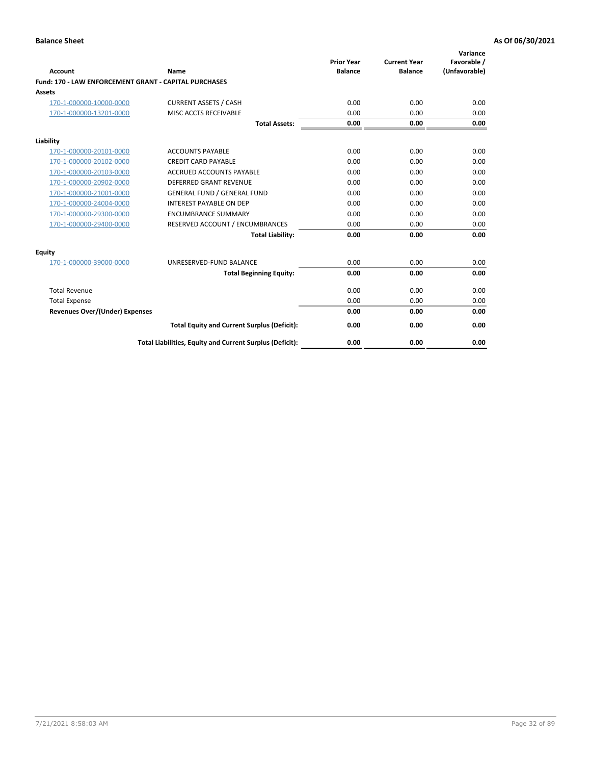**Balance Sheet** **As Of 06/30/2021**

| Account | Name | Prior Year Balance | Current Year Balance | Variance Favorable / (Unfavorable) |
|---|---|---|---|---|
| **Fund: 170 - LAW ENFORCEMENT GRANT - CAPITAL PURCHASES** | | | | |
| **Assets** | | | | |
| 170-1-000000-10000-0000 | CURRENT ASSETS / CASH | 0.00 | 0.00 | 0.00 |
| 170-1-000000-13201-0000 | MISC ACCTS RECEIVABLE | 0.00 | 0.00 | 0.00 |
| | **Total Assets:** | **0.00** | **0.00** | **0.00** |
| **Liability** | | | | |
| 170-1-000000-20101-0000 | ACCOUNTS PAYABLE | 0.00 | 0.00 | 0.00 |
| 170-1-000000-20102-0000 | CREDIT CARD PAYABLE | 0.00 | 0.00 | 0.00 |
| 170-1-000000-20103-0000 | ACCRUED ACCOUNTS PAYABLE | 0.00 | 0.00 | 0.00 |
| 170-1-000000-20902-0000 | DEFERRED GRANT REVENUE | 0.00 | 0.00 | 0.00 |
| 170-1-000000-21001-0000 | GENERAL FUND / GENERAL FUND | 0.00 | 0.00 | 0.00 |
| 170-1-000000-24004-0000 | INTEREST PAYABLE ON DEP | 0.00 | 0.00 | 0.00 |
| 170-1-000000-29300-0000 | ENCUMBRANCE SUMMARY | 0.00 | 0.00 | 0.00 |
| 170-1-000000-29400-0000 | RESERVED ACCOUNT / ENCUMBRANCES | 0.00 | 0.00 | 0.00 |
| | **Total Liability:** | **0.00** | **0.00** | **0.00** |
| **Equity** | | | | |
| 170-1-000000-39000-0000 | UNRESERVED-FUND BALANCE | 0.00 | 0.00 | 0.00 |
| | **Total Beginning Equity:** | **0.00** | **0.00** | **0.00** |
| Total Revenue | | 0.00 | 0.00 | 0.00 |
| Total Expense | | 0.00 | 0.00 | 0.00 |
| **Revenues Over/(Under) Expenses** | | **0.00** | **0.00** | **0.00** |
| | **Total Equity and Current Surplus (Deficit):** | **0.00** | **0.00** | **0.00** |
| | **Total Liabilities, Equity and Current Surplus (Deficit):** | **0.00** | **0.00** | **0.00** |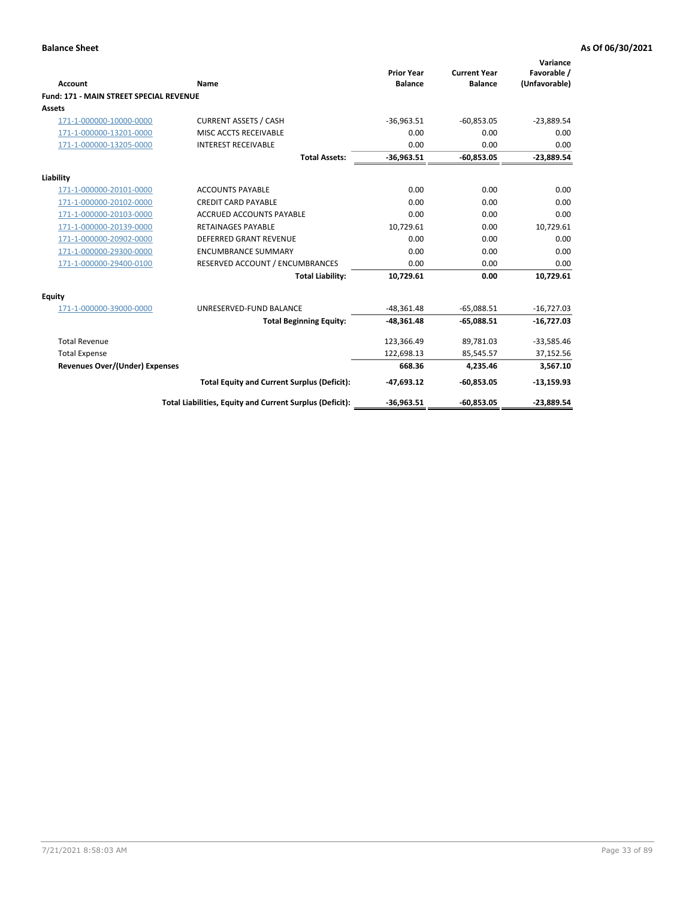**Balance Sheet** **As Of 06/30/2021**

| Account | Name | Prior Year Balance | Current Year Balance | Variance Favorable / (Unfavorable) |
|---|---|---|---|---|
| **Fund: 171 - MAIN STREET SPECIAL REVENUE** | | | | |
| **Assets** | | | | |
| 171-1-000000-10000-0000 | CURRENT ASSETS / CASH | -36,963.51 | -60,853.05 | -23,889.54 |
| 171-1-000000-13201-0000 | MISC ACCTS RECEIVABLE | 0.00 | 0.00 | 0.00 |
| 171-1-000000-13205-0000 | INTEREST RECEIVABLE | 0.00 | 0.00 | 0.00 |
| | **Total Assets:** | **-36,963.51** | **-60,853.05** | **-23,889.54** |
| **Liability** | | | | |
| 171-1-000000-20101-0000 | ACCOUNTS PAYABLE | 0.00 | 0.00 | 0.00 |
| 171-1-000000-20102-0000 | CREDIT CARD PAYABLE | 0.00 | 0.00 | 0.00 |
| 171-1-000000-20103-0000 | ACCRUED ACCOUNTS PAYABLE | 0.00 | 0.00 | 0.00 |
| 171-1-000000-20139-0000 | RETAINAGES PAYABLE | 10,729.61 | 0.00 | 10,729.61 |
| 171-1-000000-20902-0000 | DEFERRED GRANT REVENUE | 0.00 | 0.00 | 0.00 |
| 171-1-000000-29300-0000 | ENCUMBRANCE SUMMARY | 0.00 | 0.00 | 0.00 |
| 171-1-000000-29400-0100 | RESERVED ACCOUNT / ENCUMBRANCES | 0.00 | 0.00 | 0.00 |
| | **Total Liability:** | **10,729.61** | **0.00** | **10,729.61** |
| **Equity** | | | | |
| 171-1-000000-39000-0000 | UNRESERVED-FUND BALANCE | -48,361.48 | -65,088.51 | -16,727.03 |
| | **Total Beginning Equity:** | **-48,361.48** | **-65,088.51** | **-16,727.03** |
| Total Revenue | | 123,366.49 | 89,781.03 | -33,585.46 |
| Total Expense | | 122,698.13 | 85,545.57 | 37,152.56 |
| **Revenues Over/(Under) Expenses** | | **668.36** | **4,235.46** | **3,567.10** |
| | **Total Equity and Current Surplus (Deficit):** | **-47,693.12** | **-60,853.05** | **-13,159.93** |
| | **Total Liabilities, Equity and Current Surplus (Deficit):** | **-36,963.51** | **-60,853.05** | **-23,889.54** |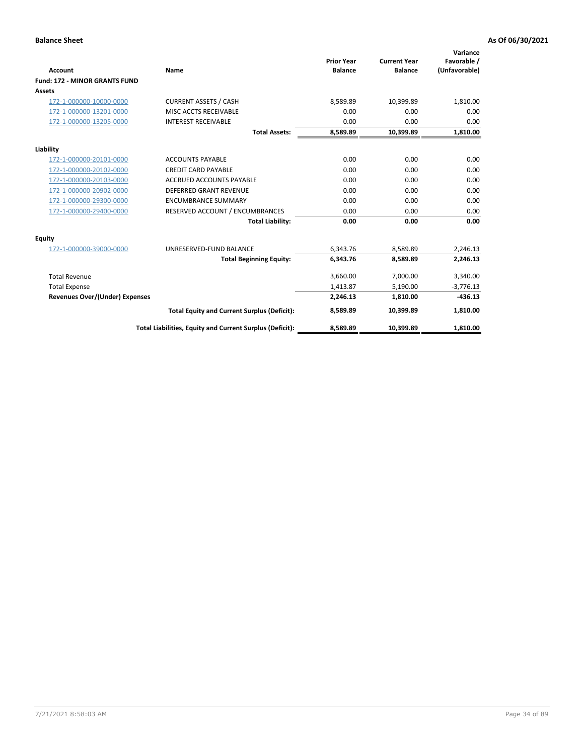**Balance Sheet** **As Of 06/30/2021**

| Account | Name | Prior Year Balance | Current Year Balance | Variance Favorable / (Unfavorable) |
|---|---|---|---|---|
| **Fund: 172 - MINOR GRANTS FUND** | | | | |
| **Assets** | | | | |
| 172-1-000000-10000-0000 | CURRENT ASSETS / CASH | 8,589.89 | 10,399.89 | 1,810.00 |
| 172-1-000000-13201-0000 | MISC ACCTS RECEIVABLE | 0.00 | 0.00 | 0.00 |
| 172-1-000000-13205-0000 | INTEREST RECEIVABLE | 0.00 | 0.00 | 0.00 |
| | **Total Assets:** | **8,589.89** | **10,399.89** | **1,810.00** |
| **Liability** | | | | |
| 172-1-000000-20101-0000 | ACCOUNTS PAYABLE | 0.00 | 0.00 | 0.00 |
| 172-1-000000-20102-0000 | CREDIT CARD PAYABLE | 0.00 | 0.00 | 0.00 |
| 172-1-000000-20103-0000 | ACCRUED ACCOUNTS PAYABLE | 0.00 | 0.00 | 0.00 |
| 172-1-000000-20902-0000 | DEFERRED GRANT REVENUE | 0.00 | 0.00 | 0.00 |
| 172-1-000000-29300-0000 | ENCUMBRANCE SUMMARY | 0.00 | 0.00 | 0.00 |
| 172-1-000000-29400-0000 | RESERVED ACCOUNT / ENCUMBRANCES | 0.00 | 0.00 | 0.00 |
| | **Total Liability:** | **0.00** | **0.00** | **0.00** |
| **Equity** | | | | |
| 172-1-000000-39000-0000 | UNRESERVED-FUND BALANCE | 6,343.76 | 8,589.89 | 2,246.13 |
| | **Total Beginning Equity:** | **6,343.76** | **8,589.89** | **2,246.13** |
| Total Revenue | | 3,660.00 | 7,000.00 | 3,340.00 |
| Total Expense | | 1,413.87 | 5,190.00 | -3,776.13 |
| **Revenues Over/(Under) Expenses** | | **2,246.13** | **1,810.00** | **-436.13** |
| | **Total Equity and Current Surplus (Deficit):** | **8,589.89** | **10,399.89** | **1,810.00** |
| | **Total Liabilities, Equity and Current Surplus (Deficit):** | **8,589.89** | **10,399.89** | **1,810.00** |

7/21/2021 8:58:03 AM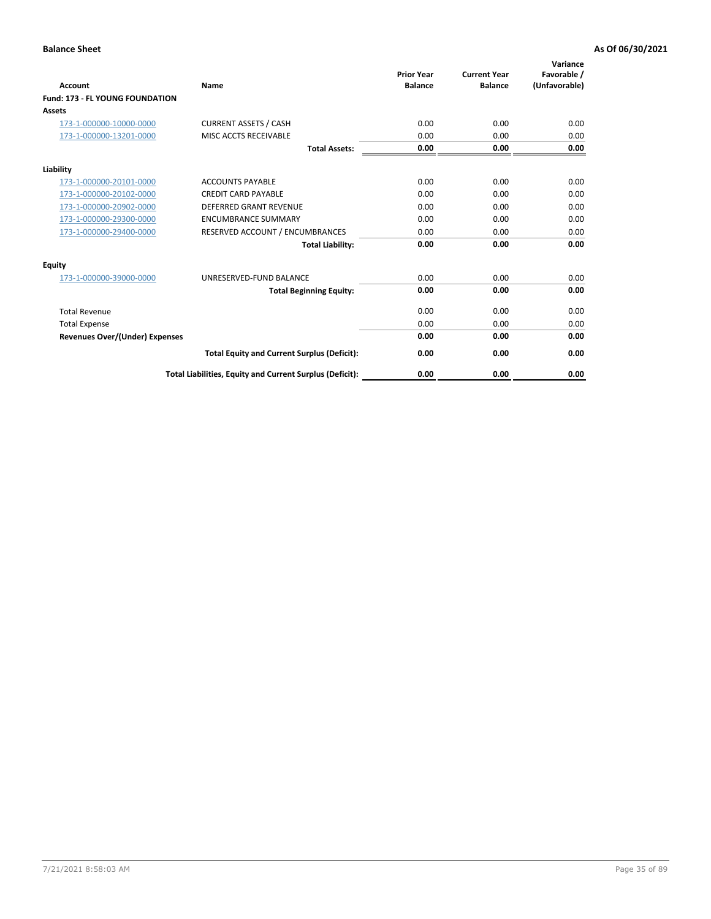**Balance Sheet** **As Of 06/30/2021**

| Account | Name | Prior Year Balance | Current Year Balance | Variance Favorable / (Unfavorable) |
|---|---|---|---|---|
| **Fund: 173 - FL YOUNG FOUNDATION** | | | | |
| **Assets** | | | | |
| 173-1-000000-10000-0000 | CURRENT ASSETS / CASH | 0.00 | 0.00 | 0.00 |
| 173-1-000000-13201-0000 | MISC ACCTS RECEIVABLE | 0.00 | 0.00 | 0.00 |
| | **Total Assets:** | **0.00** | **0.00** | **0.00** |
| **Liability** | | | | |
| 173-1-000000-20101-0000 | ACCOUNTS PAYABLE | 0.00 | 0.00 | 0.00 |
| 173-1-000000-20102-0000 | CREDIT CARD PAYABLE | 0.00 | 0.00 | 0.00 |
| 173-1-000000-20902-0000 | DEFERRED GRANT REVENUE | 0.00 | 0.00 | 0.00 |
| 173-1-000000-29300-0000 | ENCUMBRANCE SUMMARY | 0.00 | 0.00 | 0.00 |
| 173-1-000000-29400-0000 | RESERVED ACCOUNT / ENCUMBRANCES | 0.00 | 0.00 | 0.00 |
| | **Total Liability:** | **0.00** | **0.00** | **0.00** |
| **Equity** | | | | |
| 173-1-000000-39000-0000 | UNRESERVED-FUND BALANCE | 0.00 | 0.00 | 0.00 |
| | **Total Beginning Equity:** | **0.00** | **0.00** | **0.00** |
| Total Revenue | | 0.00 | 0.00 | 0.00 |
| Total Expense | | 0.00 | 0.00 | 0.00 |
| **Revenues Over/(Under) Expenses** | | **0.00** | **0.00** | **0.00** |
| | **Total Equity and Current Surplus (Deficit):** | **0.00** | **0.00** | **0.00** |
| | **Total Liabilities, Equity and Current Surplus (Deficit):** | **0.00** | **0.00** | **0.00** |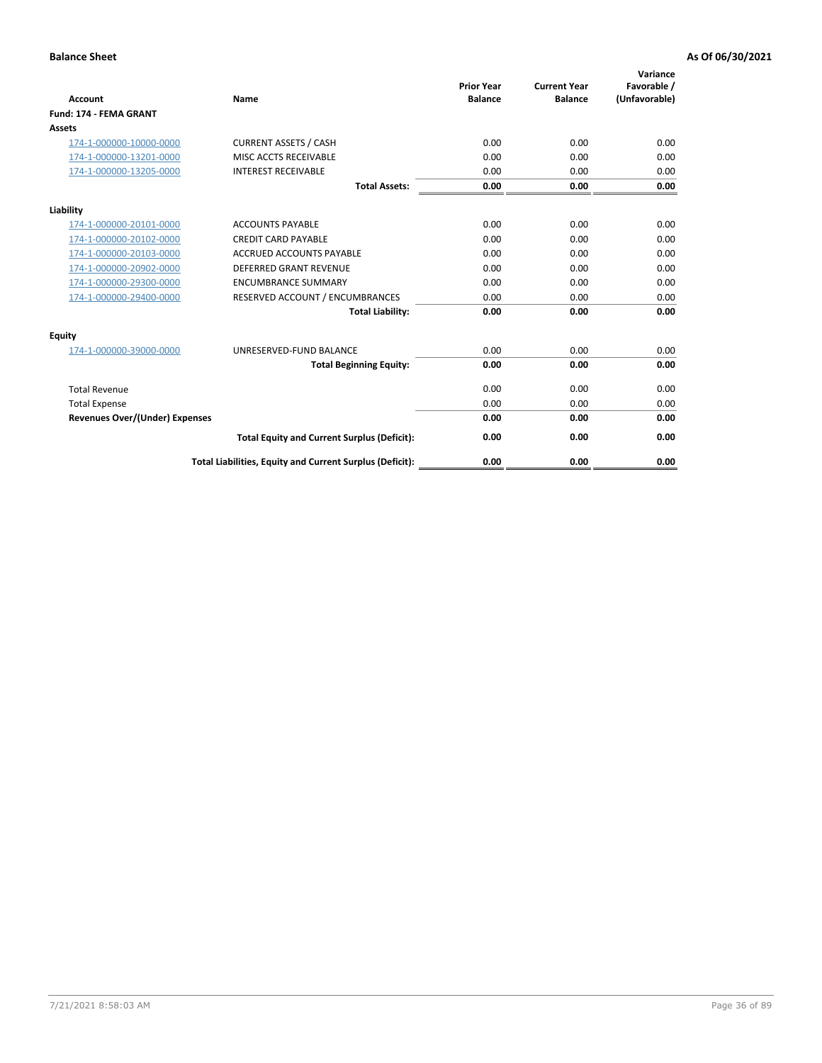**Balance Sheet** — **As Of 06/30/2021**

| Account | Name | Prior Year Balance | Current Year Balance | Variance Favorable / (Unfavorable) |
|---|---|---|---|---|
| **Fund: 174 - FEMA GRANT** | | | | |
| **Assets** | | | | |
| 174-1-000000-10000-0000 | CURRENT ASSETS / CASH | 0.00 | 0.00 | 0.00 |
| 174-1-000000-13201-0000 | MISC ACCTS RECEIVABLE | 0.00 | 0.00 | 0.00 |
| 174-1-000000-13205-0000 | INTEREST RECEIVABLE | 0.00 | 0.00 | 0.00 |
| | **Total Assets:** | **0.00** | **0.00** | **0.00** |
| **Liability** | | | | |
| 174-1-000000-20101-0000 | ACCOUNTS PAYABLE | 0.00 | 0.00 | 0.00 |
| 174-1-000000-20102-0000 | CREDIT CARD PAYABLE | 0.00 | 0.00 | 0.00 |
| 174-1-000000-20103-0000 | ACCRUED ACCOUNTS PAYABLE | 0.00 | 0.00 | 0.00 |
| 174-1-000000-20902-0000 | DEFERRED GRANT REVENUE | 0.00 | 0.00 | 0.00 |
| 174-1-000000-29300-0000 | ENCUMBRANCE SUMMARY | 0.00 | 0.00 | 0.00 |
| 174-1-000000-29400-0000 | RESERVED ACCOUNT / ENCUMBRANCES | 0.00 | 0.00 | 0.00 |
| | **Total Liability:** | **0.00** | **0.00** | **0.00** |
| **Equity** | | | | |
| 174-1-000000-39000-0000 | UNRESERVED-FUND BALANCE | 0.00 | 0.00 | 0.00 |
| | **Total Beginning Equity:** | **0.00** | **0.00** | **0.00** |
| Total Revenue | | 0.00 | 0.00 | 0.00 |
| Total Expense | | 0.00 | 0.00 | 0.00 |
| **Revenues Over/(Under) Expenses** | | **0.00** | **0.00** | **0.00** |
| | **Total Equity and Current Surplus (Deficit):** | **0.00** | **0.00** | **0.00** |
| | **Total Liabilities, Equity and Current Surplus (Deficit):** | **0.00** | **0.00** | **0.00** |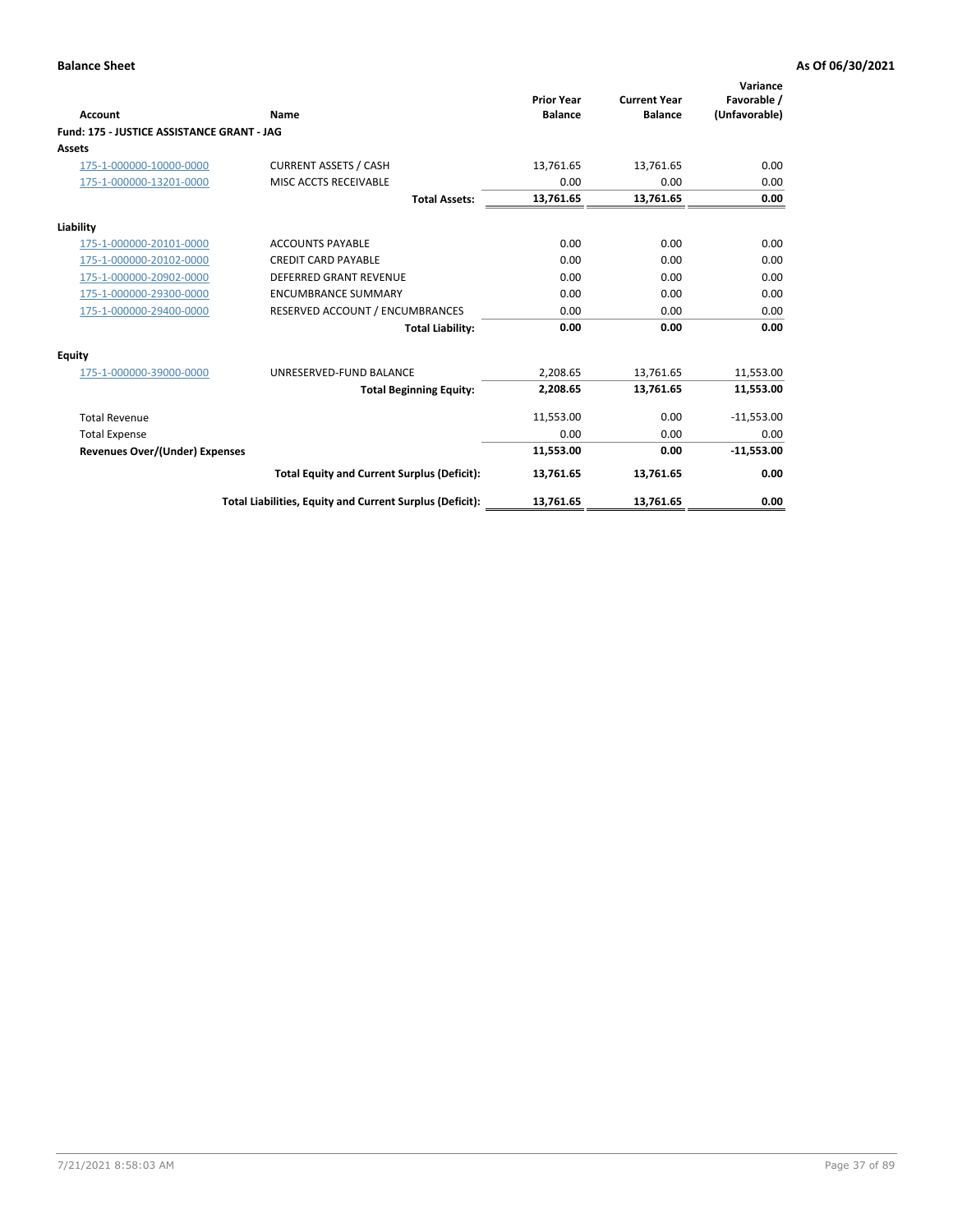**Balance Sheet** — As Of 06/30/2021

| Account | Name | Prior Year Balance | Current Year Balance | Variance Favorable / (Unfavorable) |
|---|---|---|---|---|
| **Fund: 175 - JUSTICE ASSISTANCE GRANT - JAG** | | | | |
| **Assets** | | | | |
| 175-1-000000-10000-0000 | CURRENT ASSETS / CASH | 13,761.65 | 13,761.65 | 0.00 |
| 175-1-000000-13201-0000 | MISC ACCTS RECEIVABLE | 0.00 | 0.00 | 0.00 |
| | **Total Assets:** | **13,761.65** | **13,761.65** | **0.00** |
| **Liability** | | | | |
| 175-1-000000-20101-0000 | ACCOUNTS PAYABLE | 0.00 | 0.00 | 0.00 |
| 175-1-000000-20102-0000 | CREDIT CARD PAYABLE | 0.00 | 0.00 | 0.00 |
| 175-1-000000-20902-0000 | DEFERRED GRANT REVENUE | 0.00 | 0.00 | 0.00 |
| 175-1-000000-29300-0000 | ENCUMBRANCE SUMMARY | 0.00 | 0.00 | 0.00 |
| 175-1-000000-29400-0000 | RESERVED ACCOUNT / ENCUMBRANCES | 0.00 | 0.00 | 0.00 |
| | **Total Liability:** | **0.00** | **0.00** | **0.00** |
| **Equity** | | | | |
| 175-1-000000-39000-0000 | UNRESERVED-FUND BALANCE | 2,208.65 | 13,761.65 | 11,553.00 |
| | **Total Beginning Equity:** | **2,208.65** | **13,761.65** | **11,553.00** |
| Total Revenue | | 11,553.00 | 0.00 | -11,553.00 |
| Total Expense | | 0.00 | 0.00 | 0.00 |
| **Revenues Over/(Under) Expenses** | | **11,553.00** | **0.00** | **-11,553.00** |
| | **Total Equity and Current Surplus (Deficit):** | **13,761.65** | **13,761.65** | **0.00** |
| | **Total Liabilities, Equity and Current Surplus (Deficit):** | **13,761.65** | **13,761.65** | **0.00** |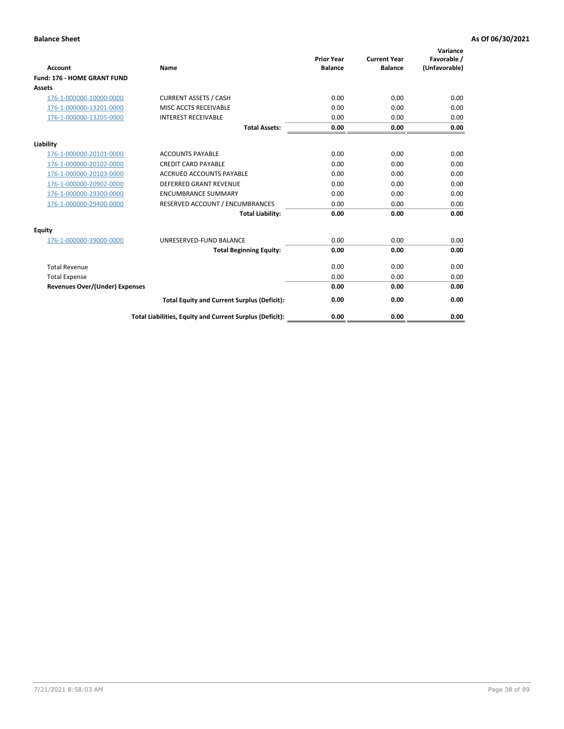**Balance Sheet** — **As Of 06/30/2021**

| Account | Name | Prior Year Balance | Current Year Balance | Variance Favorable / (Unfavorable) |
|---|---|---|---|---|
| **Fund: 176 - HOME GRANT FUND** | | | | |
| **Assets** | | | | |
| 176-1-000000-10000-0000 | CURRENT ASSETS / CASH | 0.00 | 0.00 | 0.00 |
| 176-1-000000-13201-0000 | MISC ACCTS RECEIVABLE | 0.00 | 0.00 | 0.00 |
| 176-1-000000-13205-0000 | INTEREST RECEIVABLE | 0.00 | 0.00 | 0.00 |
| | **Total Assets:** | **0.00** | **0.00** | **0.00** |
| **Liability** | | | | |
| 176-1-000000-20101-0000 | ACCOUNTS PAYABLE | 0.00 | 0.00 | 0.00 |
| 176-1-000000-20102-0000 | CREDIT CARD PAYABLE | 0.00 | 0.00 | 0.00 |
| 176-1-000000-20103-0000 | ACCRUED ACCOUNTS PAYABLE | 0.00 | 0.00 | 0.00 |
| 176-1-000000-20902-0000 | DEFERRED GRANT REVENUE | 0.00 | 0.00 | 0.00 |
| 176-1-000000-29300-0000 | ENCUMBRANCE SUMMARY | 0.00 | 0.00 | 0.00 |
| 176-1-000000-29400-0000 | RESERVED ACCOUNT / ENCUMBRANCES | 0.00 | 0.00 | 0.00 |
| | **Total Liability:** | **0.00** | **0.00** | **0.00** |
| **Equity** | | | | |
| 176-1-000000-39000-0000 | UNRESERVED-FUND BALANCE | 0.00 | 0.00 | 0.00 |
| | **Total Beginning Equity:** | **0.00** | **0.00** | **0.00** |
| Total Revenue | | 0.00 | 0.00 | 0.00 |
| Total Expense | | 0.00 | 0.00 | 0.00 |
| **Revenues Over/(Under) Expenses** | | **0.00** | **0.00** | **0.00** |
| | **Total Equity and Current Surplus (Deficit):** | **0.00** | **0.00** | **0.00** |
| | **Total Liabilities, Equity and Current Surplus (Deficit):** | **0.00** | **0.00** | **0.00** |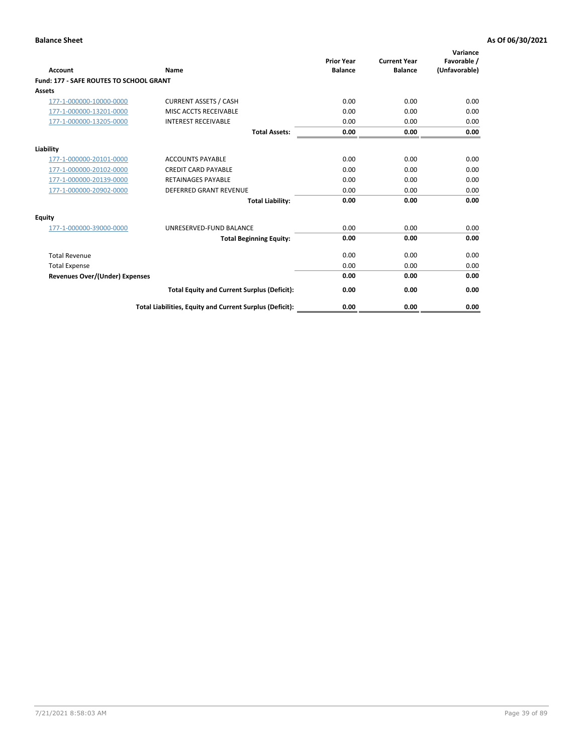**Balance Sheet** **As Of 06/30/2021**

| Account | Name | Prior Year Balance | Current Year Balance | Variance Favorable / (Unfavorable) |
|---|---|---|---|---|
| **Fund: 177 - SAFE ROUTES TO SCHOOL GRANT** | | | | |
| **Assets** | | | | |
| 177-1-000000-10000-0000 | CURRENT ASSETS / CASH | 0.00 | 0.00 | 0.00 |
| 177-1-000000-13201-0000 | MISC ACCTS RECEIVABLE | 0.00 | 0.00 | 0.00 |
| 177-1-000000-13205-0000 | INTEREST RECEIVABLE | 0.00 | 0.00 | 0.00 |
| | **Total Assets:** | **0.00** | **0.00** | **0.00** |
| **Liability** | | | | |
| 177-1-000000-20101-0000 | ACCOUNTS PAYABLE | 0.00 | 0.00 | 0.00 |
| 177-1-000000-20102-0000 | CREDIT CARD PAYABLE | 0.00 | 0.00 | 0.00 |
| 177-1-000000-20139-0000 | RETAINAGES PAYABLE | 0.00 | 0.00 | 0.00 |
| 177-1-000000-20902-0000 | DEFERRED GRANT REVENUE | 0.00 | 0.00 | 0.00 |
| | **Total Liability:** | **0.00** | **0.00** | **0.00** |
| **Equity** | | | | |
| 177-1-000000-39000-0000 | UNRESERVED-FUND BALANCE | 0.00 | 0.00 | 0.00 |
| | **Total Beginning Equity:** | **0.00** | **0.00** | **0.00** |
| Total Revenue | | 0.00 | 0.00 | 0.00 |
| Total Expense | | 0.00 | 0.00 | 0.00 |
| **Revenues Over/(Under) Expenses** | | **0.00** | **0.00** | **0.00** |
| | **Total Equity and Current Surplus (Deficit):** | **0.00** | **0.00** | **0.00** |
| | **Total Liabilities, Equity and Current Surplus (Deficit):** | **0.00** | **0.00** | **0.00** |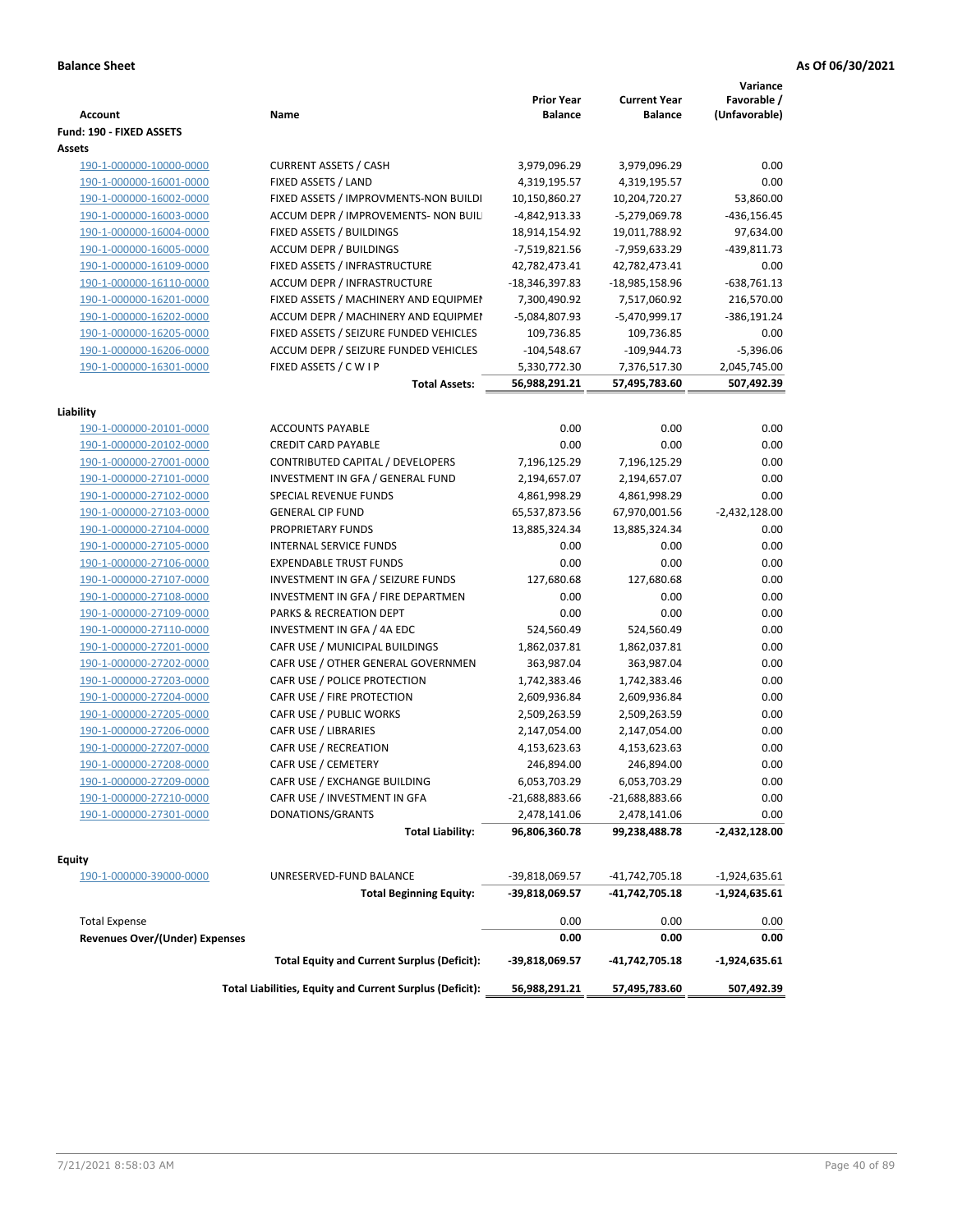**Balance Sheet** **As Of 06/30/2021**

| Account | Name | Prior Year Balance | Current Year Balance | Variance Favorable / (Unfavorable) |
|---|---|---|---|---|
| **Fund: 190 - FIXED ASSETS** | | | | |
| **Assets** | | | | |
| 190-1-000000-10000-0000 | CURRENT ASSETS / CASH | 3,979,096.29 | 3,979,096.29 | 0.00 |
| 190-1-000000-16001-0000 | FIXED ASSETS / LAND | 4,319,195.57 | 4,319,195.57 | 0.00 |
| 190-1-000000-16002-0000 | FIXED ASSETS / IMPROVMENTS-NON BUILDI | 10,150,860.27 | 10,204,720.27 | 53,860.00 |
| 190-1-000000-16003-0000 | ACCUM DEPR / IMPROVEMENTS- NON BUIL | -4,842,913.33 | -5,279,069.78 | -436,156.45 |
| 190-1-000000-16004-0000 | FIXED ASSETS / BUILDINGS | 18,914,154.92 | 19,011,788.92 | 97,634.00 |
| 190-1-000000-16005-0000 | ACCUM DEPR / BUILDINGS | -7,519,821.56 | -7,959,633.29 | -439,811.73 |
| 190-1-000000-16109-0000 | FIXED ASSETS / INFRASTRUCTURE | 42,782,473.41 | 42,782,473.41 | 0.00 |
| 190-1-000000-16110-0000 | ACCUM DEPR / INFRASTRUCTURE | -18,346,397.83 | -18,985,158.96 | -638,761.13 |
| 190-1-000000-16201-0000 | FIXED ASSETS / MACHINERY AND EQUIPMEN | 7,300,490.92 | 7,517,060.92 | 216,570.00 |
| 190-1-000000-16202-0000 | ACCUM DEPR / MACHINERY AND EQUIPMEI | -5,084,807.93 | -5,470,999.17 | -386,191.24 |
| 190-1-000000-16205-0000 | FIXED ASSETS / SEIZURE FUNDED VEHICLES | 109,736.85 | 109,736.85 | 0.00 |
| 190-1-000000-16206-0000 | ACCUM DEPR / SEIZURE FUNDED VEHICLES | -104,548.67 | -109,944.73 | -5,396.06 |
| 190-1-000000-16301-0000 | FIXED ASSETS / C W I P | 5,330,772.30 | 7,376,517.30 | 2,045,745.00 |
| | **Total Assets:** | **56,988,291.21** | **57,495,783.60** | **507,492.39** |
| **Liability** | | | | |
| 190-1-000000-20101-0000 | ACCOUNTS PAYABLE | 0.00 | 0.00 | 0.00 |
| 190-1-000000-20102-0000 | CREDIT CARD PAYABLE | 0.00 | 0.00 | 0.00 |
| 190-1-000000-27001-0000 | CONTRIBUTED CAPITAL / DEVELOPERS | 7,196,125.29 | 7,196,125.29 | 0.00 |
| 190-1-000000-27101-0000 | INVESTMENT IN GFA / GENERAL FUND | 2,194,657.07 | 2,194,657.07 | 0.00 |
| 190-1-000000-27102-0000 | SPECIAL REVENUE FUNDS | 4,861,998.29 | 4,861,998.29 | 0.00 |
| 190-1-000000-27103-0000 | GENERAL CIP FUND | 65,537,873.56 | 67,970,001.56 | -2,432,128.00 |
| 190-1-000000-27104-0000 | PROPRIETARY FUNDS | 13,885,324.34 | 13,885,324.34 | 0.00 |
| 190-1-000000-27105-0000 | INTERNAL SERVICE FUNDS | 0.00 | 0.00 | 0.00 |
| 190-1-000000-27106-0000 | EXPENDABLE TRUST FUNDS | 0.00 | 0.00 | 0.00 |
| 190-1-000000-27107-0000 | INVESTMENT IN GFA / SEIZURE FUNDS | 127,680.68 | 127,680.68 | 0.00 |
| 190-1-000000-27108-0000 | INVESTMENT IN GFA / FIRE DEPARTMEN | 0.00 | 0.00 | 0.00 |
| 190-1-000000-27109-0000 | PARKS & RECREATION DEPT | 0.00 | 0.00 | 0.00 |
| 190-1-000000-27110-0000 | INVESTMENT IN GFA / 4A EDC | 524,560.49 | 524,560.49 | 0.00 |
| 190-1-000000-27201-0000 | CAFR USE / MUNICIPAL BUILDINGS | 1,862,037.81 | 1,862,037.81 | 0.00 |
| 190-1-000000-27202-0000 | CAFR USE / OTHER GENERAL GOVERNMEN | 363,987.04 | 363,987.04 | 0.00 |
| 190-1-000000-27203-0000 | CAFR USE / POLICE PROTECTION | 1,742,383.46 | 1,742,383.46 | 0.00 |
| 190-1-000000-27204-0000 | CAFR USE / FIRE PROTECTION | 2,609,936.84 | 2,609,936.84 | 0.00 |
| 190-1-000000-27205-0000 | CAFR USE / PUBLIC WORKS | 2,509,263.59 | 2,509,263.59 | 0.00 |
| 190-1-000000-27206-0000 | CAFR USE / LIBRARIES | 2,147,054.00 | 2,147,054.00 | 0.00 |
| 190-1-000000-27207-0000 | CAFR USE / RECREATION | 4,153,623.63 | 4,153,623.63 | 0.00 |
| 190-1-000000-27208-0000 | CAFR USE / CEMETERY | 246,894.00 | 246,894.00 | 0.00 |
| 190-1-000000-27209-0000 | CAFR USE / EXCHANGE BUILDING | 6,053,703.29 | 6,053,703.29 | 0.00 |
| 190-1-000000-27210-0000 | CAFR USE / INVESTMENT IN GFA | -21,688,883.66 | -21,688,883.66 | 0.00 |
| 190-1-000000-27301-0000 | DONATIONS/GRANTS | 2,478,141.06 | 2,478,141.06 | 0.00 |
| | **Total Liability:** | **96,806,360.78** | **99,238,488.78** | **-2,432,128.00** |
| **Equity** | | | | |
| 190-1-000000-39000-0000 | UNRESERVED-FUND BALANCE | -39,818,069.57 | -41,742,705.18 | -1,924,635.61 |
| | **Total Beginning Equity:** | **-39,818,069.57** | **-41,742,705.18** | **-1,924,635.61** |
| Total Expense | | 0.00 | 0.00 | 0.00 |
| **Revenues Over/(Under) Expenses** | | **0.00** | **0.00** | **0.00** |
| | **Total Equity and Current Surplus (Deficit):** | **-39,818,069.57** | **-41,742,705.18** | **-1,924,635.61** |
| | **Total Liabilities, Equity and Current Surplus (Deficit):** | **56,988,291.21** | **57,495,783.60** | **507,492.39** |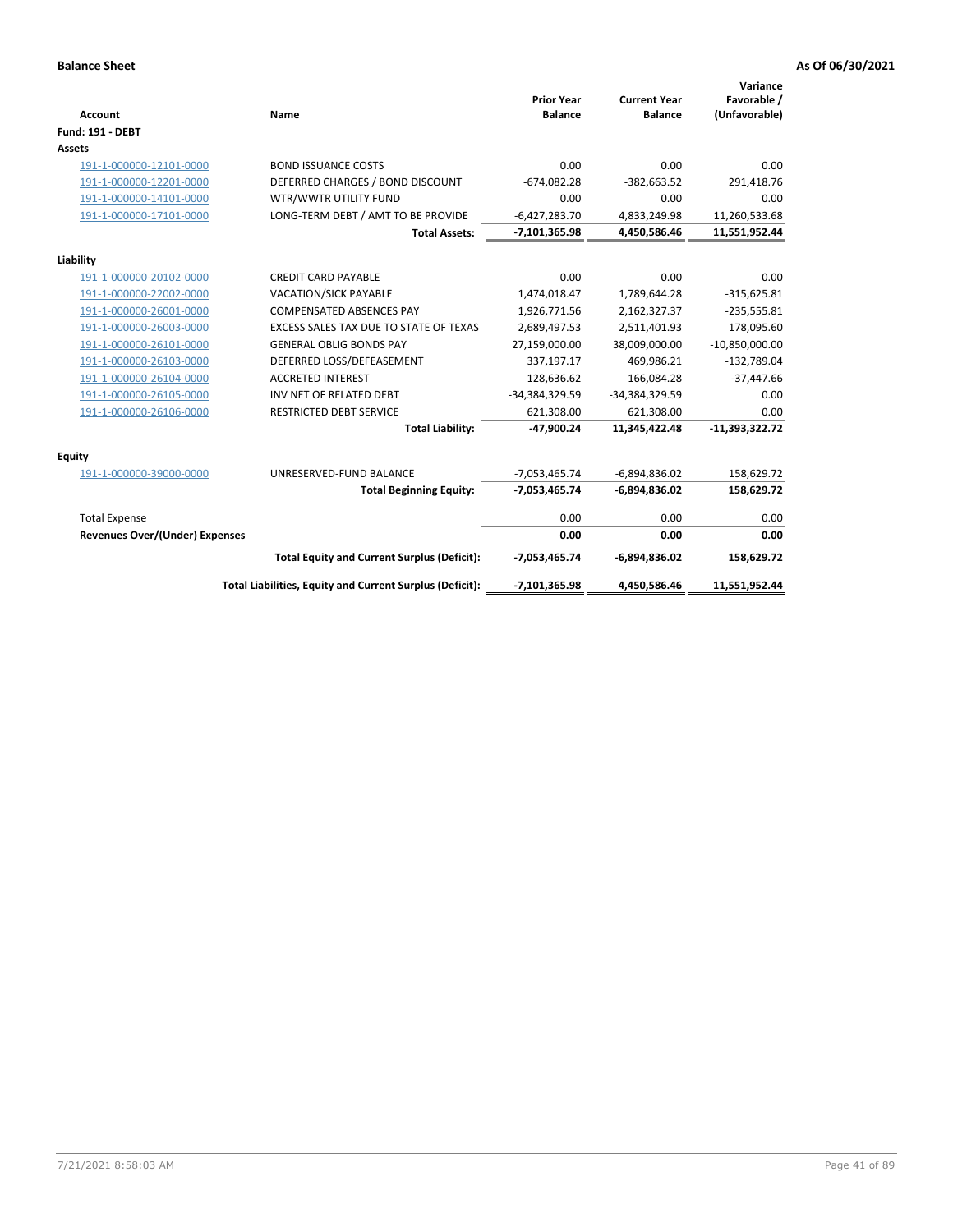**Balance Sheet** | **As Of 06/30/2021**

| Account | Name | Prior Year Balance | Current Year Balance | Variance Favorable / (Unfavorable) |
|---|---|---|---|---|
| **Fund: 191 - DEBT** | | | | |
| **Assets** | | | | |
| 191-1-000000-12101-0000 | BOND ISSUANCE COSTS | 0.00 | 0.00 | 0.00 |
| 191-1-000000-12201-0000 | DEFERRED CHARGES / BOND DISCOUNT | -674,082.28 | -382,663.52 | 291,418.76 |
| 191-1-000000-14101-0000 | WTR/WWTR UTILITY FUND | 0.00 | 0.00 | 0.00 |
| 191-1-000000-17101-0000 | LONG-TERM DEBT / AMT TO BE PROVIDE | -6,427,283.70 | 4,833,249.98 | 11,260,533.68 |
| | **Total Assets:** | **-7,101,365.98** | **4,450,586.46** | **11,551,952.44** |
| **Liability** | | | | |
| 191-1-000000-20102-0000 | CREDIT CARD PAYABLE | 0.00 | 0.00 | 0.00 |
| 191-1-000000-22002-0000 | VACATION/SICK PAYABLE | 1,474,018.47 | 1,789,644.28 | -315,625.81 |
| 191-1-000000-26001-0000 | COMPENSATED ABSENCES PAY | 1,926,771.56 | 2,162,327.37 | -235,555.81 |
| 191-1-000000-26003-0000 | EXCESS SALES TAX DUE TO STATE OF TEXAS | 2,689,497.53 | 2,511,401.93 | 178,095.60 |
| 191-1-000000-26101-0000 | GENERAL OBLIG BONDS PAY | 27,159,000.00 | 38,009,000.00 | -10,850,000.00 |
| 191-1-000000-26103-0000 | DEFERRED LOSS/DEFEASEMENT | 337,197.17 | 469,986.21 | -132,789.04 |
| 191-1-000000-26104-0000 | ACCRETED INTEREST | 128,636.62 | 166,084.28 | -37,447.66 |
| 191-1-000000-26105-0000 | INV NET OF RELATED DEBT | -34,384,329.59 | -34,384,329.59 | 0.00 |
| 191-1-000000-26106-0000 | RESTRICTED DEBT SERVICE | 621,308.00 | 621,308.00 | 0.00 |
| | **Total Liability:** | **-47,900.24** | **11,345,422.48** | **-11,393,322.72** |
| **Equity** | | | | |
| 191-1-000000-39000-0000 | UNRESERVED-FUND BALANCE | -7,053,465.74 | -6,894,836.02 | 158,629.72 |
| | **Total Beginning Equity:** | **-7,053,465.74** | **-6,894,836.02** | **158,629.72** |
| Total Expense | | 0.00 | 0.00 | 0.00 |
| **Revenues Over/(Under) Expenses** | | **0.00** | **0.00** | **0.00** |
| | **Total Equity and Current Surplus (Deficit):** | **-7,053,465.74** | **-6,894,836.02** | **158,629.72** |
| | **Total Liabilities, Equity and Current Surplus (Deficit):** | **-7,101,365.98** | **4,450,586.46** | **11,551,952.44** |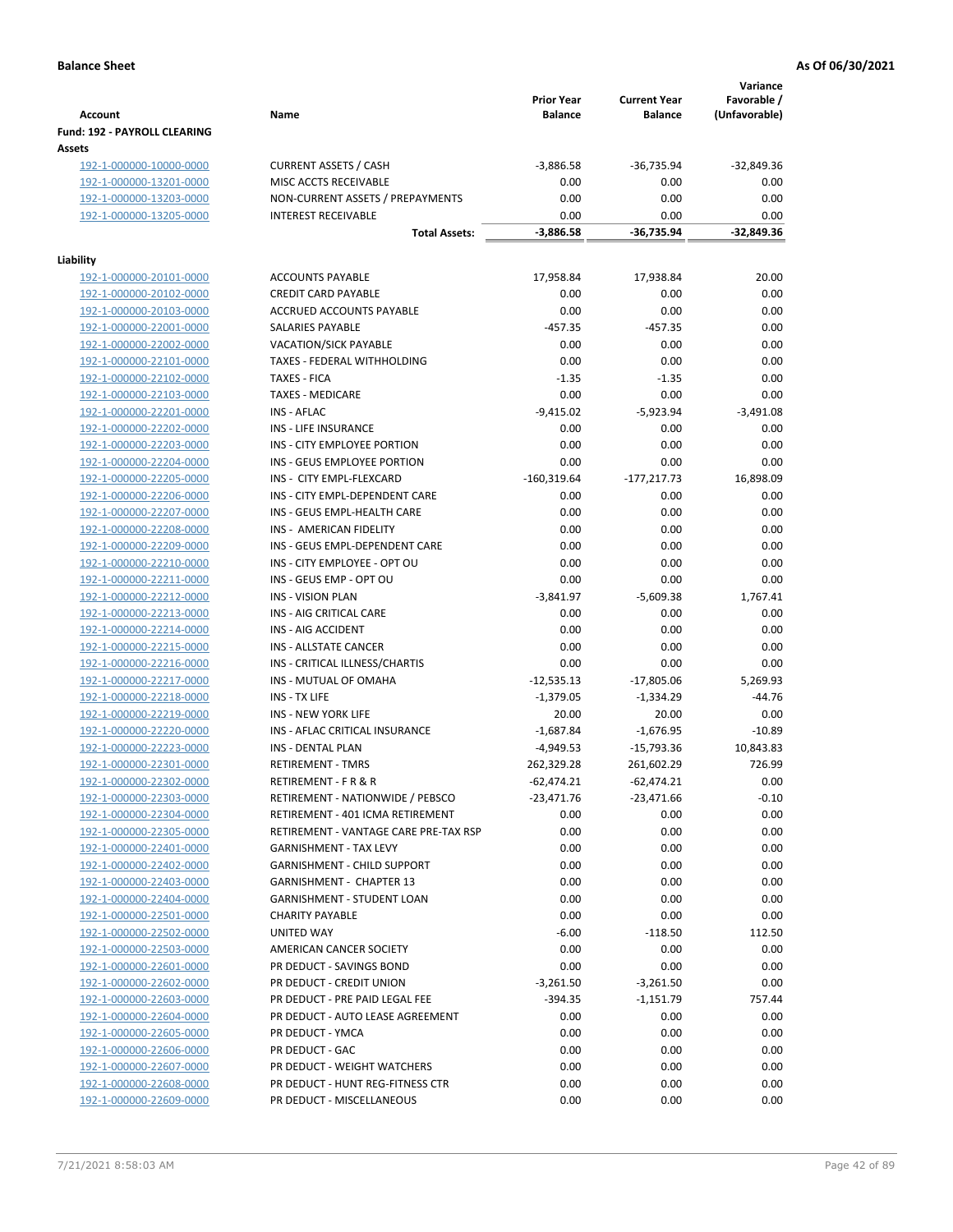**Balance Sheet** **As Of 06/30/2021**

| Account | Name | Prior Year Balance | Current Year Balance | Variance Favorable / (Unfavorable) |
|---|---|---|---|---|
| **Fund: 192 - PAYROLL CLEARING** | | | | |
| **Assets** | | | | |
| 192-1-000000-10000-0000 | CURRENT ASSETS / CASH | -3,886.58 | -36,735.94 | -32,849.36 |
| 192-1-000000-13201-0000 | MISC ACCTS RECEIVABLE | 0.00 | 0.00 | 0.00 |
| 192-1-000000-13203-0000 | NON-CURRENT ASSETS / PREPAYMENTS | 0.00 | 0.00 | 0.00 |
| 192-1-000000-13205-0000 | INTEREST RECEIVABLE | 0.00 | 0.00 | 0.00 |
| | **Total Assets:** | **-3,886.58** | **-36,735.94** | **-32,849.36** |
| **Liability** | | | | |
| 192-1-000000-20101-0000 | ACCOUNTS PAYABLE | 17,958.84 | 17,938.84 | 20.00 |
| 192-1-000000-20102-0000 | CREDIT CARD PAYABLE | 0.00 | 0.00 | 0.00 |
| 192-1-000000-20103-0000 | ACCRUED ACCOUNTS PAYABLE | 0.00 | 0.00 | 0.00 |
| 192-1-000000-22001-0000 | SALARIES PAYABLE | -457.35 | -457.35 | 0.00 |
| 192-1-000000-22002-0000 | VACATION/SICK PAYABLE | 0.00 | 0.00 | 0.00 |
| 192-1-000000-22101-0000 | TAXES - FEDERAL WITHHOLDING | 0.00 | 0.00 | 0.00 |
| 192-1-000000-22102-0000 | TAXES - FICA | -1.35 | -1.35 | 0.00 |
| 192-1-000000-22103-0000 | TAXES - MEDICARE | 0.00 | 0.00 | 0.00 |
| 192-1-000000-22201-0000 | INS - AFLAC | -9,415.02 | -5,923.94 | -3,491.08 |
| 192-1-000000-22202-0000 | INS - LIFE INSURANCE | 0.00 | 0.00 | 0.00 |
| 192-1-000000-22203-0000 | INS - CITY EMPLOYEE PORTION | 0.00 | 0.00 | 0.00 |
| 192-1-000000-22204-0000 | INS - GEUS EMPLOYEE PORTION | 0.00 | 0.00 | 0.00 |
| 192-1-000000-22205-0000 | INS - CITY EMPL-FLEXCARD | -160,319.64 | -177,217.73 | 16,898.09 |
| 192-1-000000-22206-0000 | INS - CITY EMPL-DEPENDENT CARE | 0.00 | 0.00 | 0.00 |
| 192-1-000000-22207-0000 | INS - GEUS EMPL-HEALTH CARE | 0.00 | 0.00 | 0.00 |
| 192-1-000000-22208-0000 | INS - AMERICAN FIDELITY | 0.00 | 0.00 | 0.00 |
| 192-1-000000-22209-0000 | INS - GEUS EMPL-DEPENDENT CARE | 0.00 | 0.00 | 0.00 |
| 192-1-000000-22210-0000 | INS - CITY EMPLOYEE - OPT OU | 0.00 | 0.00 | 0.00 |
| 192-1-000000-22211-0000 | INS - GEUS EMP - OPT OU | 0.00 | 0.00 | 0.00 |
| 192-1-000000-22212-0000 | INS - VISION PLAN | -3,841.97 | -5,609.38 | 1,767.41 |
| 192-1-000000-22213-0000 | INS - AIG CRITICAL CARE | 0.00 | 0.00 | 0.00 |
| 192-1-000000-22214-0000 | INS - AIG ACCIDENT | 0.00 | 0.00 | 0.00 |
| 192-1-000000-22215-0000 | INS - ALLSTATE CANCER | 0.00 | 0.00 | 0.00 |
| 192-1-000000-22216-0000 | INS - CRITICAL ILLNESS/CHARTIS | 0.00 | 0.00 | 0.00 |
| 192-1-000000-22217-0000 | INS - MUTUAL OF OMAHA | -12,535.13 | -17,805.06 | 5,269.93 |
| 192-1-000000-22218-0000 | INS - TX LIFE | -1,379.05 | -1,334.29 | -44.76 |
| 192-1-000000-22219-0000 | INS - NEW YORK LIFE | 20.00 | 20.00 | 0.00 |
| 192-1-000000-22220-0000 | INS - AFLAC CRITICAL INSURANCE | -1,687.84 | -1,676.95 | -10.89 |
| 192-1-000000-22223-0000 | INS - DENTAL PLAN | -4,949.53 | -15,793.36 | 10,843.83 |
| 192-1-000000-22301-0000 | RETIREMENT - TMRS | 262,329.28 | 261,602.29 | 726.99 |
| 192-1-000000-22302-0000 | RETIREMENT - F R & R | -62,474.21 | -62,474.21 | 0.00 |
| 192-1-000000-22303-0000 | RETIREMENT - NATIONWIDE / PEBSCO | -23,471.76 | -23,471.66 | -0.10 |
| 192-1-000000-22304-0000 | RETIREMENT - 401 ICMA RETIREMENT | 0.00 | 0.00 | 0.00 |
| 192-1-000000-22305-0000 | RETIREMENT - VANTAGE CARE PRE-TAX RSP | 0.00 | 0.00 | 0.00 |
| 192-1-000000-22401-0000 | GARNISHMENT - TAX LEVY | 0.00 | 0.00 | 0.00 |
| 192-1-000000-22402-0000 | GARNISHMENT - CHILD SUPPORT | 0.00 | 0.00 | 0.00 |
| 192-1-000000-22403-0000 | GARNISHMENT - CHAPTER 13 | 0.00 | 0.00 | 0.00 |
| 192-1-000000-22404-0000 | GARNISHMENT - STUDENT LOAN | 0.00 | 0.00 | 0.00 |
| 192-1-000000-22501-0000 | CHARITY PAYABLE | 0.00 | 0.00 | 0.00 |
| 192-1-000000-22502-0000 | UNITED WAY | -6.00 | -118.50 | 112.50 |
| 192-1-000000-22503-0000 | AMERICAN CANCER SOCIETY | 0.00 | 0.00 | 0.00 |
| 192-1-000000-22601-0000 | PR DEDUCT - SAVINGS BOND | 0.00 | 0.00 | 0.00 |
| 192-1-000000-22602-0000 | PR DEDUCT - CREDIT UNION | -3,261.50 | -3,261.50 | 0.00 |
| 192-1-000000-22603-0000 | PR DEDUCT - PRE PAID LEGAL FEE | -394.35 | -1,151.79 | 757.44 |
| 192-1-000000-22604-0000 | PR DEDUCT - AUTO LEASE AGREEMENT | 0.00 | 0.00 | 0.00 |
| 192-1-000000-22605-0000 | PR DEDUCT - YMCA | 0.00 | 0.00 | 0.00 |
| 192-1-000000-22606-0000 | PR DEDUCT - GAC | 0.00 | 0.00 | 0.00 |
| 192-1-000000-22607-0000 | PR DEDUCT - WEIGHT WATCHERS | 0.00 | 0.00 | 0.00 |
| 192-1-000000-22608-0000 | PR DEDUCT - HUNT REG-FITNESS CTR | 0.00 | 0.00 | 0.00 |
| 192-1-000000-22609-0000 | PR DEDUCT - MISCELLANEOUS | 0.00 | 0.00 | 0.00 |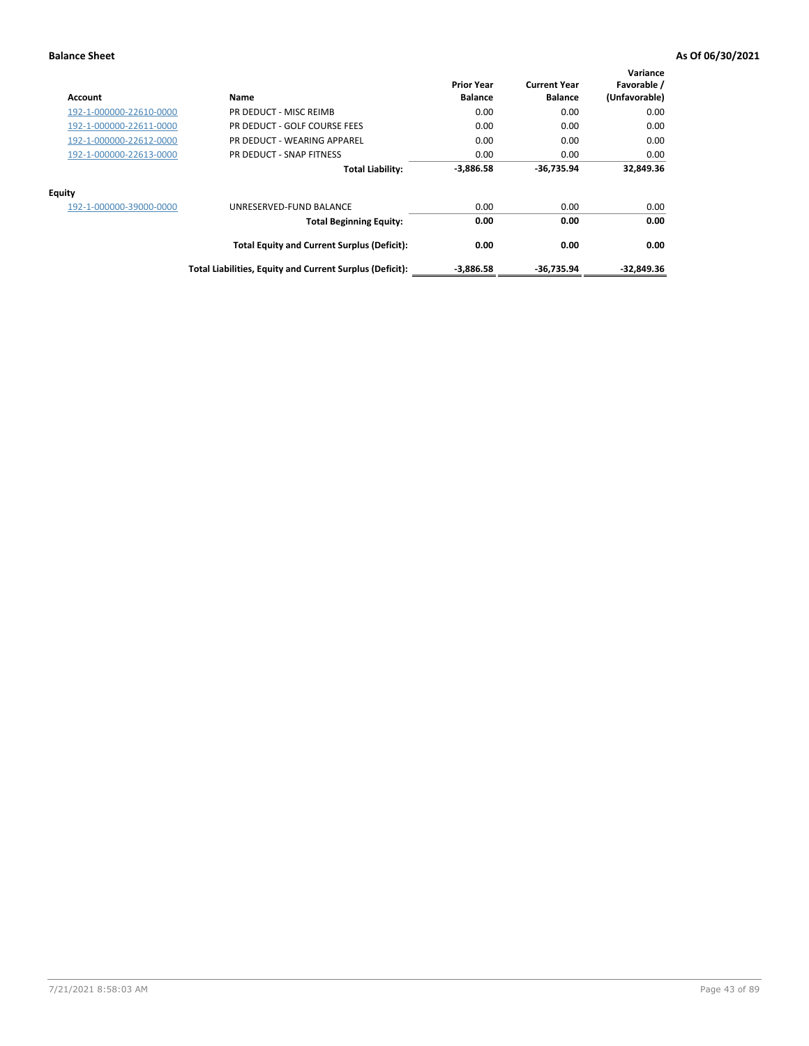| Account | Name | Prior Year Balance | Current Year Balance | Variance Favorable / (Unfavorable) |
|---|---|---|---|---|
| 192-1-000000-22610-0000 | PR DEDUCT - MISC REIMB | 0.00 | 0.00 | 0.00 |
| 192-1-000000-22611-0000 | PR DEDUCT - GOLF COURSE FEES | 0.00 | 0.00 | 0.00 |
| 192-1-000000-22612-0000 | PR DEDUCT - WEARING APPAREL | 0.00 | 0.00 | 0.00 |
| 192-1-000000-22613-0000 | PR DEDUCT - SNAP FITNESS | 0.00 | 0.00 | 0.00 |
| | **Total Liability:** | **-3,886.58** | **-36,735.94** | **32,849.36** |
| **Equity** | | | | |
| 192-1-000000-39000-0000 | UNRESERVED-FUND BALANCE | 0.00 | 0.00 | 0.00 |
| | **Total Beginning Equity:** | **0.00** | **0.00** | **0.00** |
| | **Total Equity and Current Surplus (Deficit):** | **0.00** | **0.00** | **0.00** |
| | **Total Liabilities, Equity and Current Surplus (Deficit):** | **-3,886.58** | **-36,735.94** | **-32,849.36** |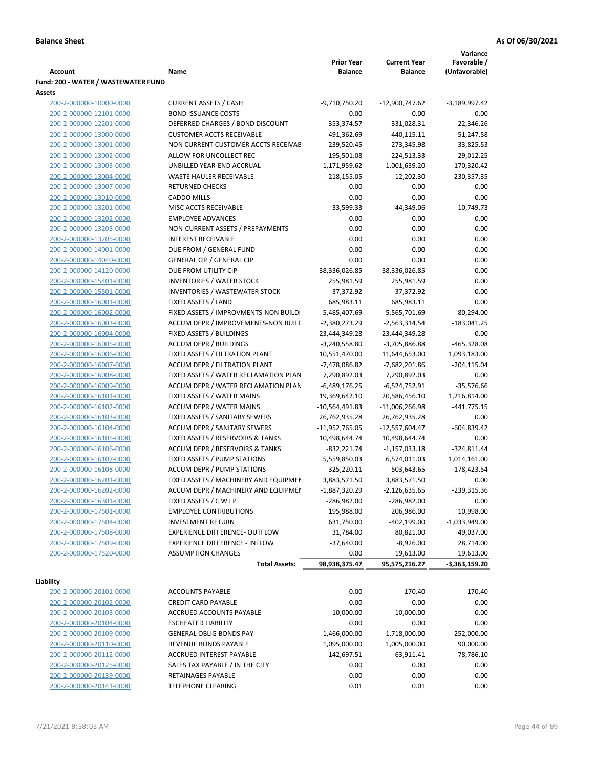**Balance Sheet** **As Of 06/30/2021**

| Account | Name | Prior Year Balance | Current Year Balance | Variance Favorable / (Unfavorable) |
|---|---|---|---|---|
| **Fund: 200 - WATER / WASTEWATER FUND** | | | | |
| **Assets** | | | | |
| 200-2-000000-10000-0000 | CURRENT ASSETS / CASH | -9,710,750.20 | -12,900,747.62 | -3,189,997.42 |
| 200-2-000000-12101-0000 | BOND ISSUANCE COSTS | 0.00 | 0.00 | 0.00 |
| 200-2-000000-12201-0000 | DEFERRED CHARGES / BOND DISCOUNT | -353,374.57 | -331,028.31 | 22,346.26 |
| 200-2-000000-13000-0000 | CUSTOMER ACCTS RECEIVABLE | 491,362.69 | 440,115.11 | -51,247.58 |
| 200-2-000000-13001-0000 | NON CURRENT CUSTOMER ACCTS RECEIVAE | 239,520.45 | 273,345.98 | 33,825.53 |
| 200-2-000000-13002-0000 | ALLOW FOR UNCOLLECT REC | -195,501.08 | -224,513.33 | -29,012.25 |
| 200-2-000000-13003-0000 | UNBILLED YEAR-END ACCRUAL | 1,171,959.62 | 1,001,639.20 | -170,320.42 |
| 200-2-000000-13004-0000 | WASTE HAULER RECEIVABLE | -218,155.05 | 12,202.30 | 230,357.35 |
| 200-2-000000-13007-0000 | RETURNED CHECKS | 0.00 | 0.00 | 0.00 |
| 200-2-000000-13010-0000 | CADDO MILLS | 0.00 | 0.00 | 0.00 |
| 200-2-000000-13201-0000 | MISC ACCTS RECEIVABLE | -33,599.33 | -44,349.06 | -10,749.73 |
| 200-2-000000-13202-0000 | EMPLOYEE ADVANCES | 0.00 | 0.00 | 0.00 |
| 200-2-000000-13203-0000 | NON-CURRENT ASSETS / PREPAYMENTS | 0.00 | 0.00 | 0.00 |
| 200-2-000000-13205-0000 | INTEREST RECEIVABLE | 0.00 | 0.00 | 0.00 |
| 200-2-000000-14001-0000 | DUE FROM / GENERAL FUND | 0.00 | 0.00 | 0.00 |
| 200-2-000000-14040-0000 | GENERAL CIP / GENERAL CIP | 0.00 | 0.00 | 0.00 |
| 200-2-000000-14120-0000 | DUE FROM UTILITY CIP | 38,336,026.85 | 38,336,026.85 | 0.00 |
| 200-2-000000-15401-0000 | INVENTORIES / WATER STOCK | 255,981.59 | 255,981.59 | 0.00 |
| 200-2-000000-15501-0000 | INVENTORIES / WASTEWATER STOCK | 37,372.92 | 37,372.92 | 0.00 |
| 200-2-000000-16001-0000 | FIXED ASSETS / LAND | 685,983.11 | 685,983.11 | 0.00 |
| 200-2-000000-16002-0000 | FIXED ASSETS / IMPROVMENTS-NON BUILDI | 5,485,407.69 | 5,565,701.69 | 80,294.00 |
| 200-2-000000-16003-0000 | ACCUM DEPR / IMPROVEMENTS-NON BUILI | -2,380,273.29 | -2,563,314.54 | -183,041.25 |
| 200-2-000000-16004-0000 | FIXED ASSETS / BUILDINGS | 23,444,349.28 | 23,444,349.28 | 0.00 |
| 200-2-000000-16005-0000 | ACCUM DEPR / BUILDINGS | -3,240,558.80 | -3,705,886.88 | -465,328.08 |
| 200-2-000000-16006-0000 | FIXED ASSETS / FILTRATION PLANT | 10,551,470.00 | 11,644,653.00 | 1,093,183.00 |
| 200-2-000000-16007-0000 | ACCUM DEPR / FILTRATION PLANT | -7,478,086.82 | -7,682,201.86 | -204,115.04 |
| 200-2-000000-16008-0000 | FIXED ASSETS / WATER RECLAMATION PLAN | 7,290,892.03 | 7,290,892.03 | 0.00 |
| 200-2-000000-16009-0000 | ACCUM DEPR / WATER RECLAMATION PLAN | -6,489,176.25 | -6,524,752.91 | -35,576.66 |
| 200-2-000000-16101-0000 | FIXED ASSETS / WATER MAINS | 19,369,642.10 | 20,586,456.10 | 1,216,814.00 |
| 200-2-000000-16102-0000 | ACCUM DEPR / WATER MAINS | -10,564,491.83 | -11,006,266.98 | -441,775.15 |
| 200-2-000000-16103-0000 | FIXED ASSETS / SANITARY SEWERS | 26,762,935.28 | 26,762,935.28 | 0.00 |
| 200-2-000000-16104-0000 | ACCUM DEPR / SANITARY SEWERS | -11,952,765.05 | -12,557,604.47 | -604,839.42 |
| 200-2-000000-16105-0000 | FIXED ASSETS / RESERVOIRS & TANKS | 10,498,644.74 | 10,498,644.74 | 0.00 |
| 200-2-000000-16106-0000 | ACCUM DEPR / RESERVOIRS & TANKS | -832,221.74 | -1,157,033.18 | -324,811.44 |
| 200-2-000000-16107-0000 | FIXED ASSETS / PUMP STATIONS | 5,559,850.03 | 6,574,011.03 | 1,014,161.00 |
| 200-2-000000-16108-0000 | ACCUM DEPR / PUMP STATIONS | -325,220.11 | -503,643.65 | -178,423.54 |
| 200-2-000000-16201-0000 | FIXED ASSETS / MACHINERY AND EQUIPMEI | 3,883,571.50 | 3,883,571.50 | 0.00 |
| 200-2-000000-16202-0000 | ACCUM DEPR / MACHINERY AND EQUIPMEI | -1,887,320.29 | -2,126,635.65 | -239,315.36 |
| 200-2-000000-16301-0000 | FIXED ASSETS / C W I P | -286,982.00 | -286,982.00 | 0.00 |
| 200-2-000000-17501-0000 | EMPLOYEE CONTRIBUTIONS | 195,988.00 | 206,986.00 | 10,998.00 |
| 200-2-000000-17504-0000 | INVESTMENT RETURN | 631,750.00 | -402,199.00 | -1,033,949.00 |
| 200-2-000000-17508-0000 | EXPERIENCE DIFFERENCE- OUTFLOW | 31,784.00 | 80,821.00 | 49,037.00 |
| 200-2-000000-17509-0000 | EXPERIENCE DIFFERENCE - INFLOW | -37,640.00 | -8,926.00 | 28,714.00 |
| 200-2-000000-17520-0000 | ASSUMPTION CHANGES | 0.00 | 19,613.00 | 19,613.00 |
| | **Total Assets:** | **98,938,375.47** | **95,575,216.27** | **-3,363,159.20** |
| **Liability** | | | | |
| 200-2-000000-20101-0000 | ACCOUNTS PAYABLE | 0.00 | -170.40 | 170.40 |
| 200-2-000000-20102-0000 | CREDIT CARD PAYABLE | 0.00 | 0.00 | 0.00 |
| 200-2-000000-20103-0000 | ACCRUED ACCOUNTS PAYABLE | 10,000.00 | 10,000.00 | 0.00 |
| 200-2-000000-20104-0000 | ESCHEATED LIABILITY | 0.00 | 0.00 | 0.00 |
| 200-2-000000-20109-0000 | GENERAL OBLIG BONDS PAY | 1,466,000.00 | 1,718,000.00 | -252,000.00 |
| 200-2-000000-20110-0000 | REVENUE BONDS PAYABLE | 1,095,000.00 | 1,005,000.00 | 90,000.00 |
| 200-2-000000-20112-0000 | ACCRUED INTEREST PAYABLE | 142,697.51 | 63,911.41 | 78,786.10 |
| 200-2-000000-20125-0000 | SALES TAX PAYABLE / IN THE CITY | 0.00 | 0.00 | 0.00 |
| 200-2-000000-20139-0000 | RETAINAGES PAYABLE | 0.00 | 0.00 | 0.00 |
| 200-2-000000-20141-0000 | TELEPHONE CLEARING | 0.01 | 0.01 | 0.00 |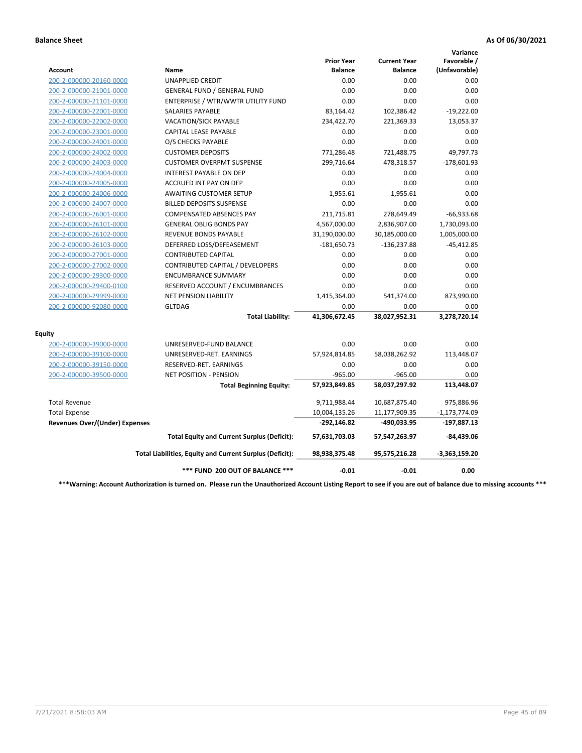**Balance Sheet** **As Of 06/30/2021**

| Account | Name | Prior Year Balance | Current Year Balance | Variance Favorable / (Unfavorable) |
|---|---|---|---|---|
| 200-2-000000-20160-0000 | UNAPPLIED CREDIT | 0.00 | 0.00 | 0.00 |
| 200-2-000000-21001-0000 | GENERAL FUND / GENERAL FUND | 0.00 | 0.00 | 0.00 |
| 200-2-000000-21101-0000 | ENTERPRISE / WTR/WWTR UTILITY FUND | 0.00 | 0.00 | 0.00 |
| 200-2-000000-22001-0000 | SALARIES PAYABLE | 83,164.42 | 102,386.42 | -19,222.00 |
| 200-2-000000-22002-0000 | VACATION/SICK PAYABLE | 234,422.70 | 221,369.33 | 13,053.37 |
| 200-2-000000-23001-0000 | CAPITAL LEASE PAYABLE | 0.00 | 0.00 | 0.00 |
| 200-2-000000-24001-0000 | O/S CHECKS PAYABLE | 0.00 | 0.00 | 0.00 |
| 200-2-000000-24002-0000 | CUSTOMER DEPOSITS | 771,286.48 | 721,488.75 | 49,797.73 |
| 200-2-000000-24003-0000 | CUSTOMER OVERPMT SUSPENSE | 299,716.64 | 478,318.57 | -178,601.93 |
| 200-2-000000-24004-0000 | INTEREST PAYABLE ON DEP | 0.00 | 0.00 | 0.00 |
| 200-2-000000-24005-0000 | ACCRUED INT PAY ON DEP | 0.00 | 0.00 | 0.00 |
| 200-2-000000-24006-0000 | AWAITING CUSTOMER SETUP | 1,955.61 | 1,955.61 | 0.00 |
| 200-2-000000-24007-0000 | BILLED DEPOSITS SUSPENSE | 0.00 | 0.00 | 0.00 |
| 200-2-000000-26001-0000 | COMPENSATED ABSENCES PAY | 211,715.81 | 278,649.49 | -66,933.68 |
| 200-2-000000-26101-0000 | GENERAL OBLIG BONDS PAY | 4,567,000.00 | 2,836,907.00 | 1,730,093.00 |
| 200-2-000000-26102-0000 | REVENUE BONDS PAYABLE | 31,190,000.00 | 30,185,000.00 | 1,005,000.00 |
| 200-2-000000-26103-0000 | DEFERRED LOSS/DEFEASEMENT | -181,650.73 | -136,237.88 | -45,412.85 |
| 200-2-000000-27001-0000 | CONTRIBUTED CAPITAL | 0.00 | 0.00 | 0.00 |
| 200-2-000000-27002-0000 | CONTRIBUTED CAPITAL / DEVELOPERS | 0.00 | 0.00 | 0.00 |
| 200-2-000000-29300-0000 | ENCUMBRANCE SUMMARY | 0.00 | 0.00 | 0.00 |
| 200-2-000000-29400-0100 | RESERVED ACCOUNT / ENCUMBRANCES | 0.00 | 0.00 | 0.00 |
| 200-2-000000-29999-0000 | NET PENSION LIABILITY | 1,415,364.00 | 541,374.00 | 873,990.00 |
| 200-2-000000-92080-0000 | GLTDAG | 0.00 | 0.00 | 0.00 |
| | **Total Liability:** | **41,306,672.45** | **38,027,952.31** | **3,278,720.14** |
| **Equity** | | | | |
| 200-2-000000-39000-0000 | UNRESERVED-FUND BALANCE | 0.00 | 0.00 | 0.00 |
| 200-2-000000-39100-0000 | UNRESERVED-RET. EARNINGS | 57,924,814.85 | 58,038,262.92 | 113,448.07 |
| 200-2-000000-39150-0000 | RESERVED-RET. EARNINGS | 0.00 | 0.00 | 0.00 |
| 200-2-000000-39500-0000 | NET POSITION - PENSION | -965.00 | -965.00 | 0.00 |
| | **Total Beginning Equity:** | **57,923,849.85** | **58,037,297.92** | **113,448.07** |
| Total Revenue | | 9,711,988.44 | 10,687,875.40 | 975,886.96 |
| Total Expense | | 10,004,135.26 | 11,177,909.35 | -1,173,774.09 |
| **Revenues Over/(Under) Expenses** | | **-292,146.82** | **-490,033.95** | **-197,887.13** |
| | **Total Equity and Current Surplus (Deficit):** | **57,631,703.03** | **57,547,263.97** | **-84,439.06** |
| | **Total Liabilities, Equity and Current Surplus (Deficit):** | **98,938,375.48** | **95,575,216.28** | **-3,363,159.20** |
| | **\*\*\* FUND 200 OUT OF BALANCE \*\*\*** | **-0.01** | **-0.01** | **0.00** |

**\*\*\*Warning: Account Authorization is turned on. Please run the Unauthorized Account Listing Report to see if you are out of balance due to missing accounts \*\*\***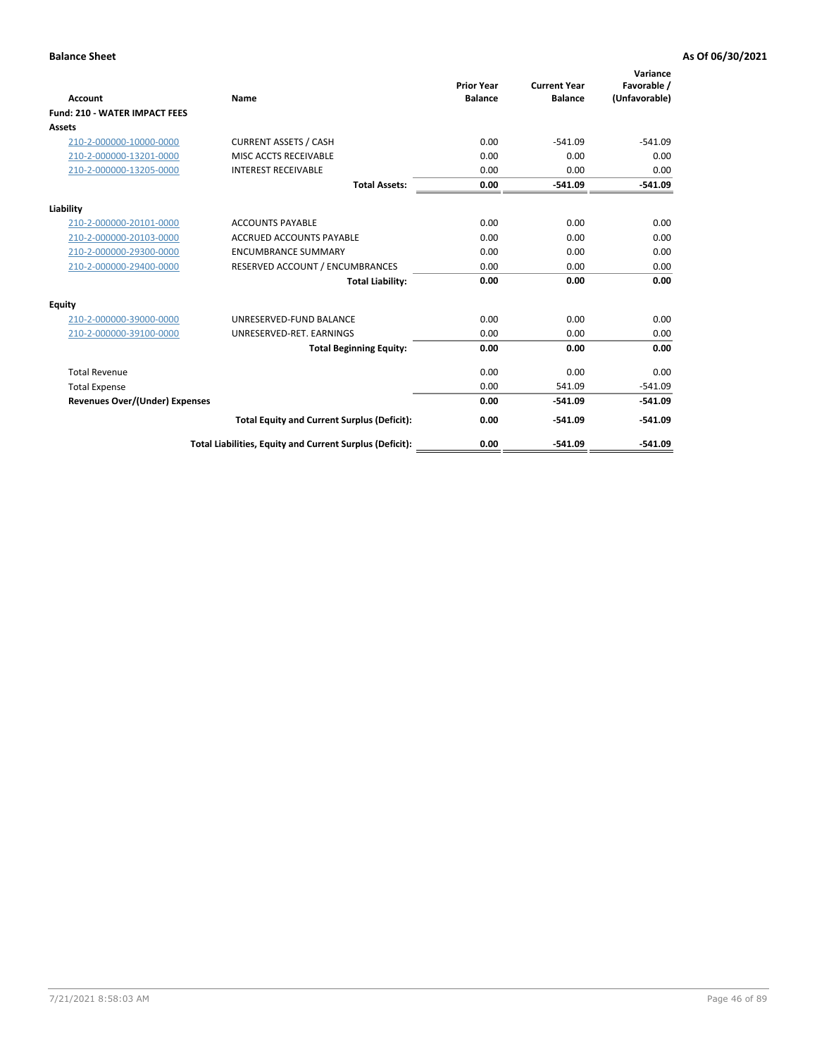**Balance Sheet** | **As Of 06/30/2021**

| Account | Name | Prior Year Balance | Current Year Balance | Variance Favorable / (Unfavorable) |
|---|---|---|---|---|
| **Fund: 210 - WATER IMPACT FEES** | | | | |
| **Assets** | | | | |
| 210-2-000000-10000-0000 | CURRENT ASSETS / CASH | 0.00 | -541.09 | -541.09 |
| 210-2-000000-13201-0000 | MISC ACCTS RECEIVABLE | 0.00 | 0.00 | 0.00 |
| 210-2-000000-13205-0000 | INTEREST RECEIVABLE | 0.00 | 0.00 | 0.00 |
| | **Total Assets:** | **0.00** | **-541.09** | **-541.09** |
| **Liability** | | | | |
| 210-2-000000-20101-0000 | ACCOUNTS PAYABLE | 0.00 | 0.00 | 0.00 |
| 210-2-000000-20103-0000 | ACCRUED ACCOUNTS PAYABLE | 0.00 | 0.00 | 0.00 |
| 210-2-000000-29300-0000 | ENCUMBRANCE SUMMARY | 0.00 | 0.00 | 0.00 |
| 210-2-000000-29400-0000 | RESERVED ACCOUNT / ENCUMBRANCES | 0.00 | 0.00 | 0.00 |
| | **Total Liability:** | **0.00** | **0.00** | **0.00** |
| **Equity** | | | | |
| 210-2-000000-39000-0000 | UNRESERVED-FUND BALANCE | 0.00 | 0.00 | 0.00 |
| 210-2-000000-39100-0000 | UNRESERVED-RET. EARNINGS | 0.00 | 0.00 | 0.00 |
| | **Total Beginning Equity:** | **0.00** | **0.00** | **0.00** |
| Total Revenue | | 0.00 | 0.00 | 0.00 |
| Total Expense | | 0.00 | 541.09 | -541.09 |
| **Revenues Over/(Under) Expenses** | | **0.00** | **-541.09** | **-541.09** |
| | **Total Equity and Current Surplus (Deficit):** | **0.00** | **-541.09** | **-541.09** |
| | **Total Liabilities, Equity and Current Surplus (Deficit):** | **0.00** | **-541.09** | **-541.09** |

7/21/2021 8:58:03 AM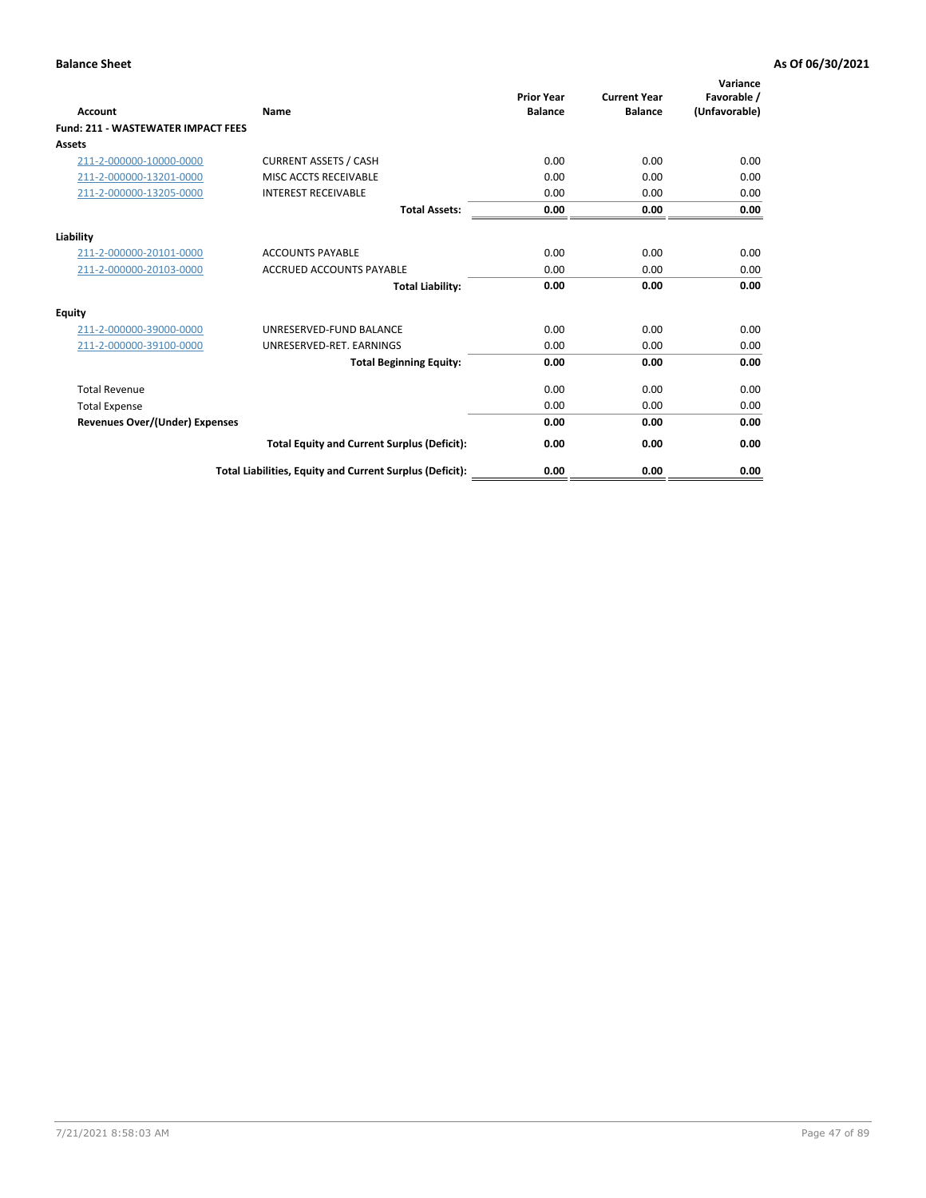**Balance Sheet** **As Of 06/30/2021**

| Account | Name | Prior Year Balance | Current Year Balance | Variance Favorable / (Unfavorable) |
|---|---|---|---|---|
| **Fund: 211 - WASTEWATER IMPACT FEES** | | | | |
| **Assets** | | | | |
| 211-2-000000-10000-0000 | CURRENT ASSETS / CASH | 0.00 | 0.00 | 0.00 |
| 211-2-000000-13201-0000 | MISC ACCTS RECEIVABLE | 0.00 | 0.00 | 0.00 |
| 211-2-000000-13205-0000 | INTEREST RECEIVABLE | 0.00 | 0.00 | 0.00 |
| | **Total Assets:** | **0.00** | **0.00** | **0.00** |
| **Liability** | | | | |
| 211-2-000000-20101-0000 | ACCOUNTS PAYABLE | 0.00 | 0.00 | 0.00 |
| 211-2-000000-20103-0000 | ACCRUED ACCOUNTS PAYABLE | 0.00 | 0.00 | 0.00 |
| | **Total Liability:** | **0.00** | **0.00** | **0.00** |
| **Equity** | | | | |
| 211-2-000000-39000-0000 | UNRESERVED-FUND BALANCE | 0.00 | 0.00 | 0.00 |
| 211-2-000000-39100-0000 | UNRESERVED-RET. EARNINGS | 0.00 | 0.00 | 0.00 |
| | **Total Beginning Equity:** | **0.00** | **0.00** | **0.00** |
| Total Revenue | | 0.00 | 0.00 | 0.00 |
| Total Expense | | 0.00 | 0.00 | 0.00 |
| **Revenues Over/(Under) Expenses** | | **0.00** | **0.00** | **0.00** |
| | **Total Equity and Current Surplus (Deficit):** | **0.00** | **0.00** | **0.00** |
| | **Total Liabilities, Equity and Current Surplus (Deficit):** | **0.00** | **0.00** | **0.00** |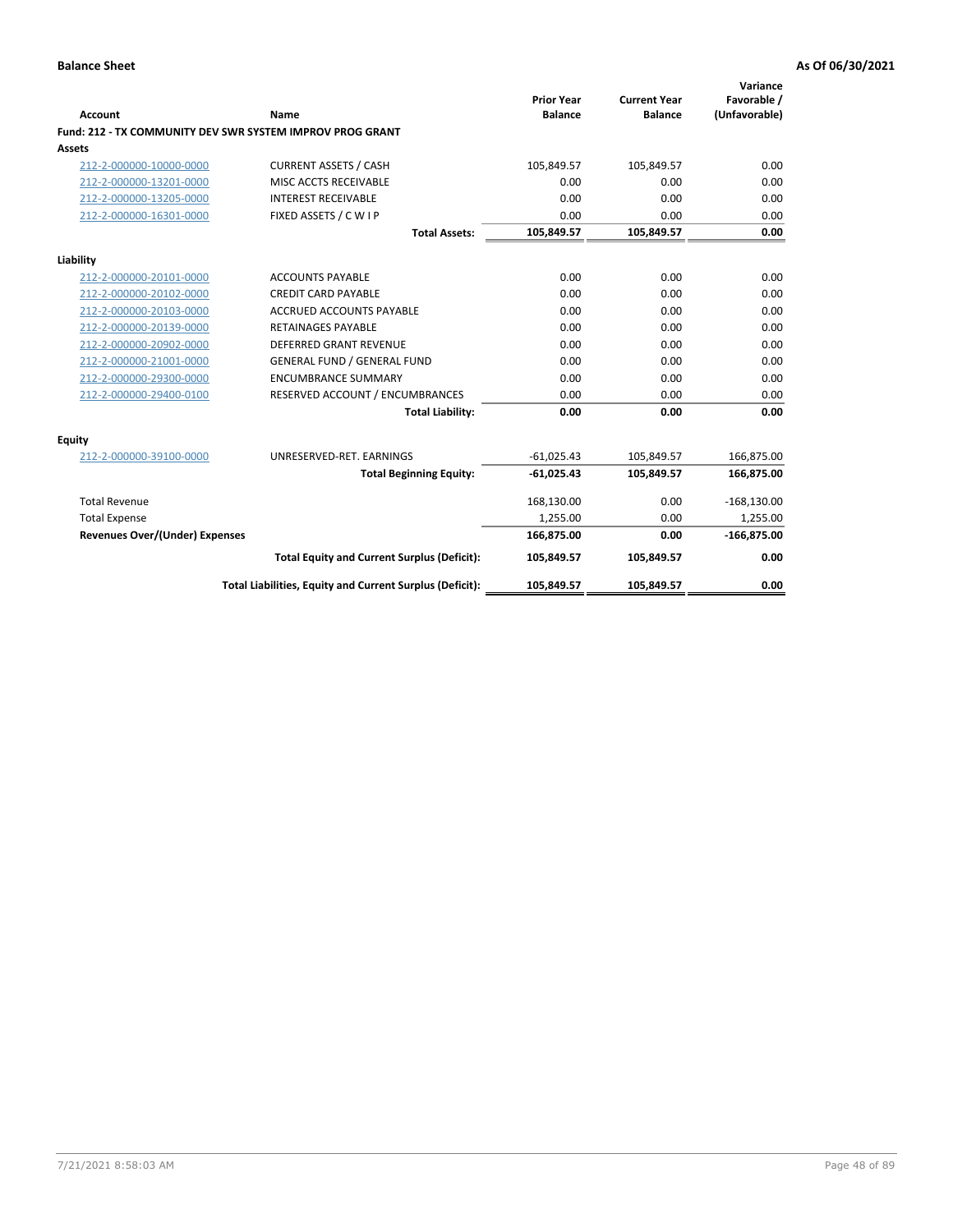**Balance Sheet** **As Of 06/30/2021**

| Account | Name | Prior Year Balance | Current Year Balance | Variance Favorable / (Unfavorable) |
|---|---|---|---|---|
| **Fund: 212 - TX COMMUNITY DEV SWR SYSTEM IMPROV PROG GRANT** | | | | |
| **Assets** | | | | |
| 212-2-000000-10000-0000 | CURRENT ASSETS / CASH | 105,849.57 | 105,849.57 | 0.00 |
| 212-2-000000-13201-0000 | MISC ACCTS RECEIVABLE | 0.00 | 0.00 | 0.00 |
| 212-2-000000-13205-0000 | INTEREST RECEIVABLE | 0.00 | 0.00 | 0.00 |
| 212-2-000000-16301-0000 | FIXED ASSETS / C W I P | 0.00 | 0.00 | 0.00 |
| | **Total Assets:** | **105,849.57** | **105,849.57** | **0.00** |
| **Liability** | | | | |
| 212-2-000000-20101-0000 | ACCOUNTS PAYABLE | 0.00 | 0.00 | 0.00 |
| 212-2-000000-20102-0000 | CREDIT CARD PAYABLE | 0.00 | 0.00 | 0.00 |
| 212-2-000000-20103-0000 | ACCRUED ACCOUNTS PAYABLE | 0.00 | 0.00 | 0.00 |
| 212-2-000000-20139-0000 | RETAINAGES PAYABLE | 0.00 | 0.00 | 0.00 |
| 212-2-000000-20902-0000 | DEFERRED GRANT REVENUE | 0.00 | 0.00 | 0.00 |
| 212-2-000000-21001-0000 | GENERAL FUND / GENERAL FUND | 0.00 | 0.00 | 0.00 |
| 212-2-000000-29300-0000 | ENCUMBRANCE SUMMARY | 0.00 | 0.00 | 0.00 |
| 212-2-000000-29400-0100 | RESERVED ACCOUNT / ENCUMBRANCES | 0.00 | 0.00 | 0.00 |
| | **Total Liability:** | **0.00** | **0.00** | **0.00** |
| **Equity** | | | | |
| 212-2-000000-39100-0000 | UNRESERVED-RET. EARNINGS | -61,025.43 | 105,849.57 | 166,875.00 |
| | **Total Beginning Equity:** | **-61,025.43** | **105,849.57** | **166,875.00** |
| Total Revenue | | 168,130.00 | 0.00 | -168,130.00 |
| Total Expense | | 1,255.00 | 0.00 | 1,255.00 |
| **Revenues Over/(Under) Expenses** | | **166,875.00** | **0.00** | **-166,875.00** |
| | **Total Equity and Current Surplus (Deficit):** | **105,849.57** | **105,849.57** | **0.00** |
| | **Total Liabilities, Equity and Current Surplus (Deficit):** | **105,849.57** | **105,849.57** | **0.00** |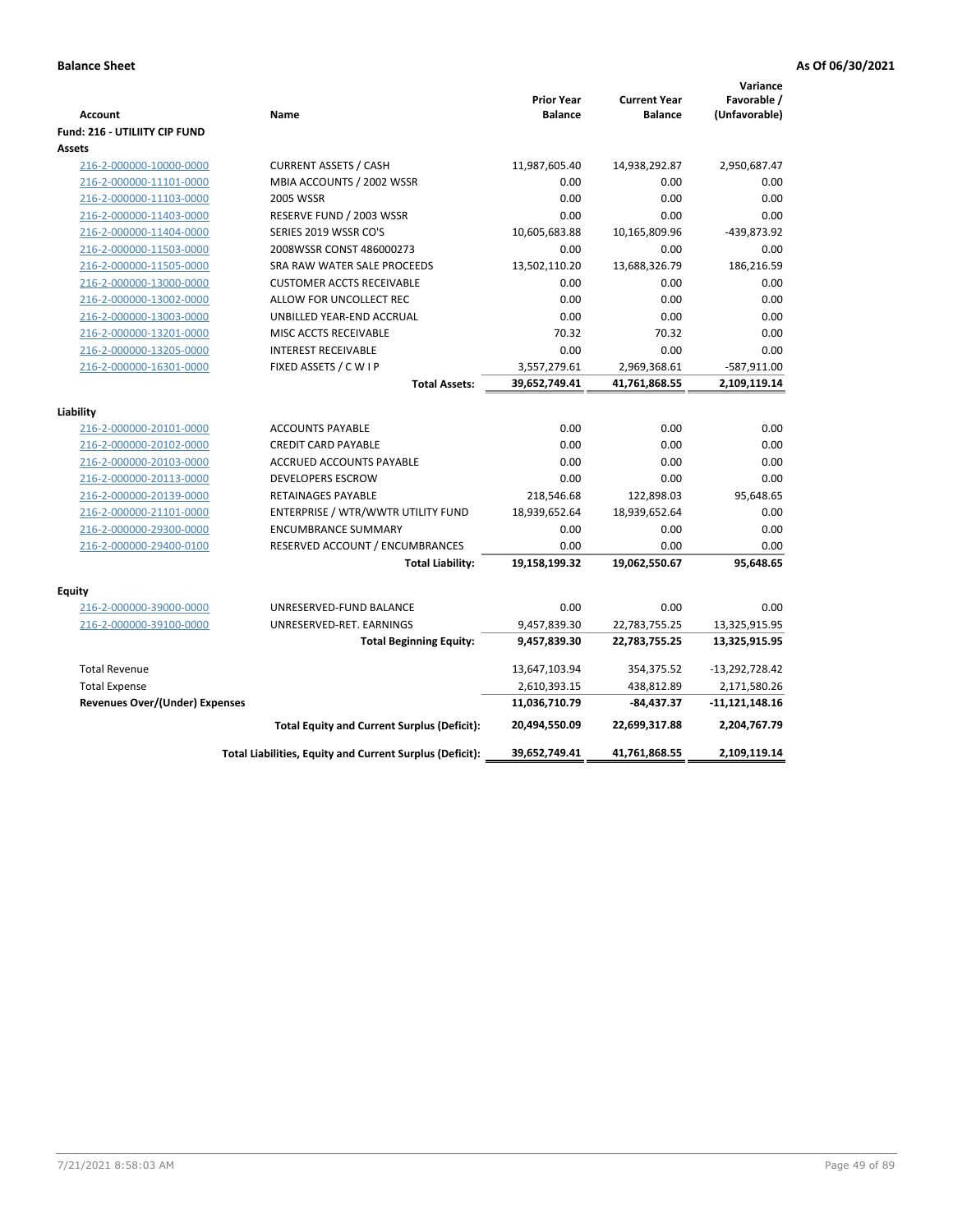**Balance Sheet** — **As Of 06/30/2021**

| Account | Name | Prior Year Balance | Current Year Balance | Variance Favorable / (Unfavorable) |
|---|---|---|---|---|
| **Fund: 216 - UTILIITY CIP FUND** | | | | |
| **Assets** | | | | |
| 216-2-000000-10000-0000 | CURRENT ASSETS / CASH | 11,987,605.40 | 14,938,292.87 | 2,950,687.47 |
| 216-2-000000-11101-0000 | MBIA ACCOUNTS / 2002 WSSR | 0.00 | 0.00 | 0.00 |
| 216-2-000000-11103-0000 | 2005 WSSR | 0.00 | 0.00 | 0.00 |
| 216-2-000000-11403-0000 | RESERVE FUND / 2003 WSSR | 0.00 | 0.00 | 0.00 |
| 216-2-000000-11404-0000 | SERIES 2019 WSSR CO'S | 10,605,683.88 | 10,165,809.96 | -439,873.92 |
| 216-2-000000-11503-0000 | 2008WSSR CONST 486000273 | 0.00 | 0.00 | 0.00 |
| 216-2-000000-11505-0000 | SRA RAW WATER SALE PROCEEDS | 13,502,110.20 | 13,688,326.79 | 186,216.59 |
| 216-2-000000-13000-0000 | CUSTOMER ACCTS RECEIVABLE | 0.00 | 0.00 | 0.00 |
| 216-2-000000-13002-0000 | ALLOW FOR UNCOLLECT REC | 0.00 | 0.00 | 0.00 |
| 216-2-000000-13003-0000 | UNBILLED YEAR-END ACCRUAL | 0.00 | 0.00 | 0.00 |
| 216-2-000000-13201-0000 | MISC ACCTS RECEIVABLE | 70.32 | 70.32 | 0.00 |
| 216-2-000000-13205-0000 | INTEREST RECEIVABLE | 0.00 | 0.00 | 0.00 |
| 216-2-000000-16301-0000 | FIXED ASSETS / C W I P | 3,557,279.61 | 2,969,368.61 | -587,911.00 |
| | **Total Assets:** | **39,652,749.41** | **41,761,868.55** | **2,109,119.14** |
| **Liability** | | | | |
| 216-2-000000-20101-0000 | ACCOUNTS PAYABLE | 0.00 | 0.00 | 0.00 |
| 216-2-000000-20102-0000 | CREDIT CARD PAYABLE | 0.00 | 0.00 | 0.00 |
| 216-2-000000-20103-0000 | ACCRUED ACCOUNTS PAYABLE | 0.00 | 0.00 | 0.00 |
| 216-2-000000-20113-0000 | DEVELOPERS ESCROW | 0.00 | 0.00 | 0.00 |
| 216-2-000000-20139-0000 | RETAINAGES PAYABLE | 218,546.68 | 122,898.03 | 95,648.65 |
| 216-2-000000-21101-0000 | ENTERPRISE / WTR/WWTR UTILITY FUND | 18,939,652.64 | 18,939,652.64 | 0.00 |
| 216-2-000000-29300-0000 | ENCUMBRANCE SUMMARY | 0.00 | 0.00 | 0.00 |
| 216-2-000000-29400-0100 | RESERVED ACCOUNT / ENCUMBRANCES | 0.00 | 0.00 | 0.00 |
| | **Total Liability:** | **19,158,199.32** | **19,062,550.67** | **95,648.65** |
| **Equity** | | | | |
| 216-2-000000-39000-0000 | UNRESERVED-FUND BALANCE | 0.00 | 0.00 | 0.00 |
| 216-2-000000-39100-0000 | UNRESERVED-RET. EARNINGS | 9,457,839.30 | 22,783,755.25 | 13,325,915.95 |
| | **Total Beginning Equity:** | **9,457,839.30** | **22,783,755.25** | **13,325,915.95** |
| Total Revenue | | 13,647,103.94 | 354,375.52 | -13,292,728.42 |
| Total Expense | | 2,610,393.15 | 438,812.89 | 2,171,580.26 |
| **Revenues Over/(Under) Expenses** | | **11,036,710.79** | **-84,437.37** | **-11,121,148.16** |
| | **Total Equity and Current Surplus (Deficit):** | **20,494,550.09** | **22,699,317.88** | **2,204,767.79** |
| | **Total Liabilities, Equity and Current Surplus (Deficit):** | **39,652,749.41** | **41,761,868.55** | **2,109,119.14** |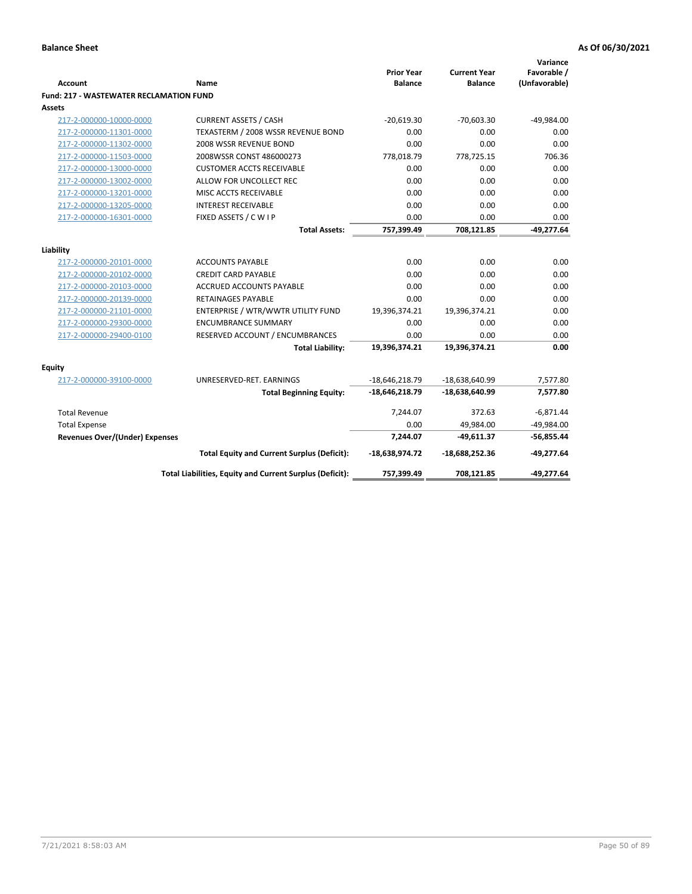**Balance Sheet** **As Of 06/30/2021**

| Account | Name | Prior Year Balance | Current Year Balance | Variance Favorable / (Unfavorable) |
|---|---|---|---|---|
| **Fund: 217 - WASTEWATER RECLAMATION FUND** | | | | |
| **Assets** | | | | |
| 217-2-000000-10000-0000 | CURRENT ASSETS / CASH | -20,619.30 | -70,603.30 | -49,984.00 |
| 217-2-000000-11301-0000 | TEXASTERM / 2008 WSSR REVENUE BOND | 0.00 | 0.00 | 0.00 |
| 217-2-000000-11302-0000 | 2008 WSSR REVENUE BOND | 0.00 | 0.00 | 0.00 |
| 217-2-000000-11503-0000 | 2008WSSR CONST 486000273 | 778,018.79 | 778,725.15 | 706.36 |
| 217-2-000000-13000-0000 | CUSTOMER ACCTS RECEIVABLE | 0.00 | 0.00 | 0.00 |
| 217-2-000000-13002-0000 | ALLOW FOR UNCOLLECT REC | 0.00 | 0.00 | 0.00 |
| 217-2-000000-13201-0000 | MISC ACCTS RECEIVABLE | 0.00 | 0.00 | 0.00 |
| 217-2-000000-13205-0000 | INTEREST RECEIVABLE | 0.00 | 0.00 | 0.00 |
| 217-2-000000-16301-0000 | FIXED ASSETS / C W I P | 0.00 | 0.00 | 0.00 |
| | **Total Assets:** | **757,399.49** | **708,121.85** | **-49,277.64** |
| **Liability** | | | | |
| 217-2-000000-20101-0000 | ACCOUNTS PAYABLE | 0.00 | 0.00 | 0.00 |
| 217-2-000000-20102-0000 | CREDIT CARD PAYABLE | 0.00 | 0.00 | 0.00 |
| 217-2-000000-20103-0000 | ACCRUED ACCOUNTS PAYABLE | 0.00 | 0.00 | 0.00 |
| 217-2-000000-20139-0000 | RETAINAGES PAYABLE | 0.00 | 0.00 | 0.00 |
| 217-2-000000-21101-0000 | ENTERPRISE / WTR/WWTR UTILITY FUND | 19,396,374.21 | 19,396,374.21 | 0.00 |
| 217-2-000000-29300-0000 | ENCUMBRANCE SUMMARY | 0.00 | 0.00 | 0.00 |
| 217-2-000000-29400-0100 | RESERVED ACCOUNT / ENCUMBRANCES | 0.00 | 0.00 | 0.00 |
| | **Total Liability:** | **19,396,374.21** | **19,396,374.21** | **0.00** |
| **Equity** | | | | |
| 217-2-000000-39100-0000 | UNRESERVED-RET. EARNINGS | -18,646,218.79 | -18,638,640.99 | 7,577.80 |
| | **Total Beginning Equity:** | **-18,646,218.79** | **-18,638,640.99** | **7,577.80** |
| Total Revenue | | 7,244.07 | 372.63 | -6,871.44 |
| Total Expense | | 0.00 | 49,984.00 | -49,984.00 |
| **Revenues Over/(Under) Expenses** | | **7,244.07** | **-49,611.37** | **-56,855.44** |
| | **Total Equity and Current Surplus (Deficit):** | **-18,638,974.72** | **-18,688,252.36** | **-49,277.64** |
| | **Total Liabilities, Equity and Current Surplus (Deficit):** | **757,399.49** | **708,121.85** | **-49,277.64** |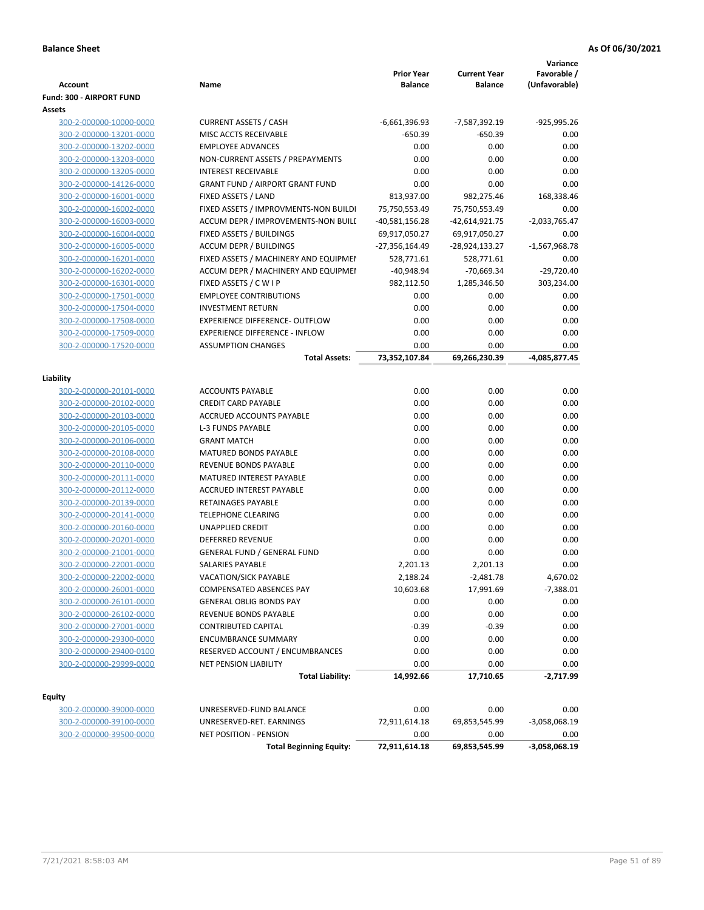**Balance Sheet** **As Of 06/30/2021**

| Account | Name | Prior Year Balance | Current Year Balance | Variance Favorable / (Unfavorable) |
|---|---|---|---|---|
| **Fund: 300 - AIRPORT FUND** | | | | |
| **Assets** | | | | |
| 300-2-000000-10000-0000 | CURRENT ASSETS / CASH | -6,661,396.93 | -7,587,392.19 | -925,995.26 |
| 300-2-000000-13201-0000 | MISC ACCTS RECEIVABLE | -650.39 | -650.39 | 0.00 |
| 300-2-000000-13202-0000 | EMPLOYEE ADVANCES | 0.00 | 0.00 | 0.00 |
| 300-2-000000-13203-0000 | NON-CURRENT ASSETS / PREPAYMENTS | 0.00 | 0.00 | 0.00 |
| 300-2-000000-13205-0000 | INTEREST RECEIVABLE | 0.00 | 0.00 | 0.00 |
| 300-2-000000-14126-0000 | GRANT FUND / AIRPORT GRANT FUND | 0.00 | 0.00 | 0.00 |
| 300-2-000000-16001-0000 | FIXED ASSETS / LAND | 813,937.00 | 982,275.46 | 168,338.46 |
| 300-2-000000-16002-0000 | FIXED ASSETS / IMPROVMENTS-NON BUILDI | 75,750,553.49 | 75,750,553.49 | 0.00 |
| 300-2-000000-16003-0000 | ACCUM DEPR / IMPROVEMENTS-NON BUILI | -40,581,156.28 | -42,614,921.75 | -2,033,765.47 |
| 300-2-000000-16004-0000 | FIXED ASSETS / BUILDINGS | 69,917,050.27 | 69,917,050.27 | 0.00 |
| 300-2-000000-16005-0000 | ACCUM DEPR / BUILDINGS | -27,356,164.49 | -28,924,133.27 | -1,567,968.78 |
| 300-2-000000-16201-0000 | FIXED ASSETS / MACHINERY AND EQUIPMEI | 528,771.61 | 528,771.61 | 0.00 |
| 300-2-000000-16202-0000 | ACCUM DEPR / MACHINERY AND EQUIPMEI | -40,948.94 | -70,669.34 | -29,720.40 |
| 300-2-000000-16301-0000 | FIXED ASSETS / C W I P | 982,112.50 | 1,285,346.50 | 303,234.00 |
| 300-2-000000-17501-0000 | EMPLOYEE CONTRIBUTIONS | 0.00 | 0.00 | 0.00 |
| 300-2-000000-17504-0000 | INVESTMENT RETURN | 0.00 | 0.00 | 0.00 |
| 300-2-000000-17508-0000 | EXPERIENCE DIFFERENCE- OUTFLOW | 0.00 | 0.00 | 0.00 |
| 300-2-000000-17509-0000 | EXPERIENCE DIFFERENCE - INFLOW | 0.00 | 0.00 | 0.00 |
| 300-2-000000-17520-0000 | ASSUMPTION CHANGES | 0.00 | 0.00 | 0.00 |
| | **Total Assets:** | **73,352,107.84** | **69,266,230.39** | **-4,085,877.45** |
| **Liability** | | | | |
| 300-2-000000-20101-0000 | ACCOUNTS PAYABLE | 0.00 | 0.00 | 0.00 |
| 300-2-000000-20102-0000 | CREDIT CARD PAYABLE | 0.00 | 0.00 | 0.00 |
| 300-2-000000-20103-0000 | ACCRUED ACCOUNTS PAYABLE | 0.00 | 0.00 | 0.00 |
| 300-2-000000-20105-0000 | L-3 FUNDS PAYABLE | 0.00 | 0.00 | 0.00 |
| 300-2-000000-20106-0000 | GRANT MATCH | 0.00 | 0.00 | 0.00 |
| 300-2-000000-20108-0000 | MATURED BONDS PAYABLE | 0.00 | 0.00 | 0.00 |
| 300-2-000000-20110-0000 | REVENUE BONDS PAYABLE | 0.00 | 0.00 | 0.00 |
| 300-2-000000-20111-0000 | MATURED INTEREST PAYABLE | 0.00 | 0.00 | 0.00 |
| 300-2-000000-20112-0000 | ACCRUED INTEREST PAYABLE | 0.00 | 0.00 | 0.00 |
| 300-2-000000-20139-0000 | RETAINAGES PAYABLE | 0.00 | 0.00 | 0.00 |
| 300-2-000000-20141-0000 | TELEPHONE CLEARING | 0.00 | 0.00 | 0.00 |
| 300-2-000000-20160-0000 | UNAPPLIED CREDIT | 0.00 | 0.00 | 0.00 |
| 300-2-000000-20201-0000 | DEFERRED REVENUE | 0.00 | 0.00 | 0.00 |
| 300-2-000000-21001-0000 | GENERAL FUND / GENERAL FUND | 0.00 | 0.00 | 0.00 |
| 300-2-000000-22001-0000 | SALARIES PAYABLE | 2,201.13 | 2,201.13 | 0.00 |
| 300-2-000000-22002-0000 | VACATION/SICK PAYABLE | 2,188.24 | -2,481.78 | 4,670.02 |
| 300-2-000000-26001-0000 | COMPENSATED ABSENCES PAY | 10,603.68 | 17,991.69 | -7,388.01 |
| 300-2-000000-26101-0000 | GENERAL OBLIG BONDS PAY | 0.00 | 0.00 | 0.00 |
| 300-2-000000-26102-0000 | REVENUE BONDS PAYABLE | 0.00 | 0.00 | 0.00 |
| 300-2-000000-27001-0000 | CONTRIBUTED CAPITAL | -0.39 | -0.39 | 0.00 |
| 300-2-000000-29300-0000 | ENCUMBRANCE SUMMARY | 0.00 | 0.00 | 0.00 |
| 300-2-000000-29400-0100 | RESERVED ACCOUNT / ENCUMBRANCES | 0.00 | 0.00 | 0.00 |
| 300-2-000000-29999-0000 | NET PENSION LIABILITY | 0.00 | 0.00 | 0.00 |
| | **Total Liability:** | **14,992.66** | **17,710.65** | **-2,717.99** |
| **Equity** | | | | |
| 300-2-000000-39000-0000 | UNRESERVED-FUND BALANCE | 0.00 | 0.00 | 0.00 |
| 300-2-000000-39100-0000 | UNRESERVED-RET. EARNINGS | 72,911,614.18 | 69,853,545.99 | -3,058,068.19 |
| 300-2-000000-39500-0000 | NET POSITION - PENSION | 0.00 | 0.00 | 0.00 |
| | **Total Beginning Equity:** | **72,911,614.18** | **69,853,545.99** | **-3,058,068.19** |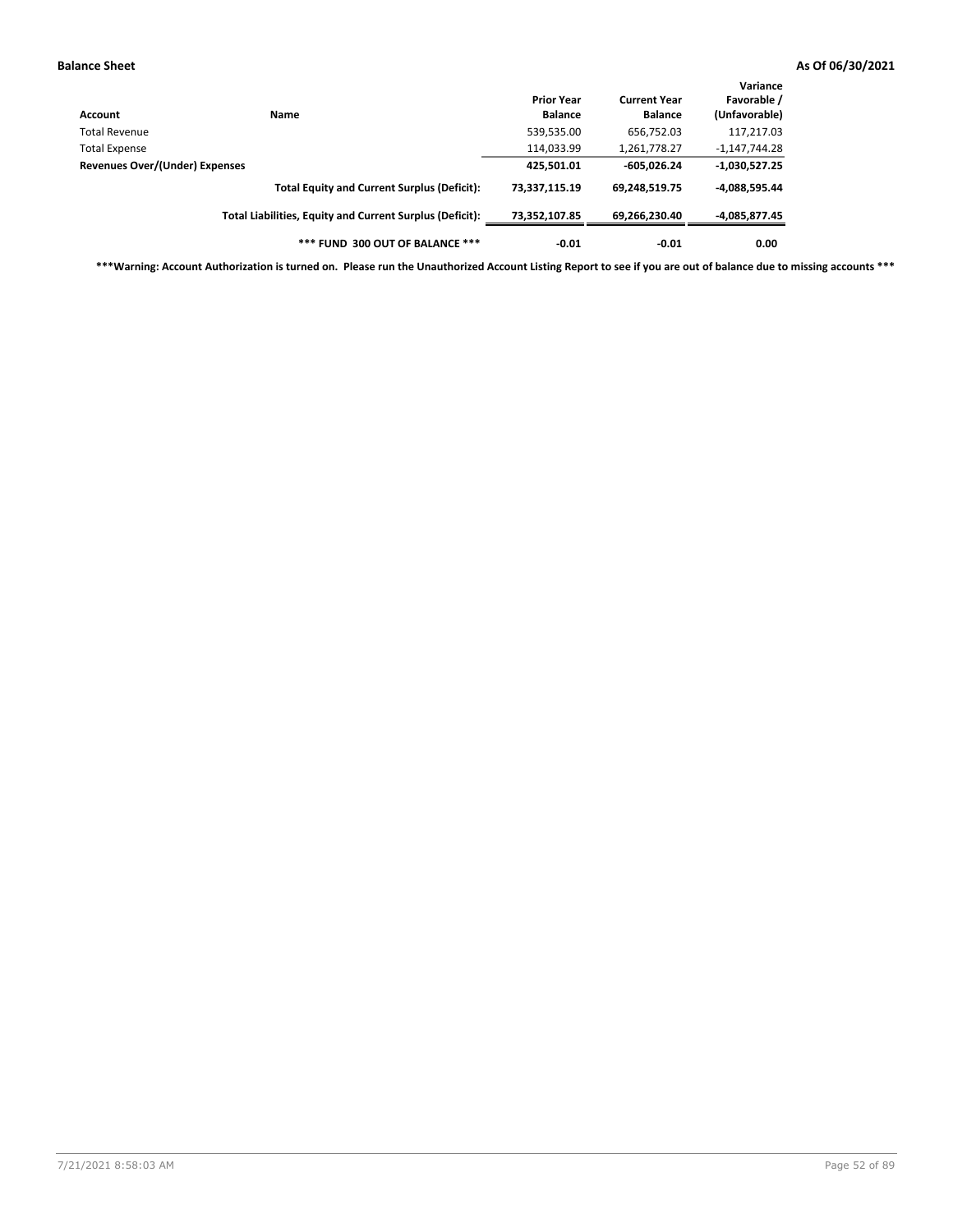**Balance Sheet** **As Of 06/30/2021**

| Account | Name | Prior Year Balance | Current Year Balance | Variance Favorable / (Unfavorable) |
|---|---|---|---|---|
| Total Revenue | | 539,535.00 | 656,752.03 | 117,217.03 |
| Total Expense | | 114,033.99 | 1,261,778.27 | -1,147,744.28 |
| **Revenues Over/(Under) Expenses** | | **425,501.01** | **-605,026.24** | **-1,030,527.25** |
| | **Total Equity and Current Surplus (Deficit):** | **73,337,115.19** | **69,248,519.75** | **-4,088,595.44** |
| | **Total Liabilities, Equity and Current Surplus (Deficit):** | **73,352,107.85** | **69,266,230.40** | **-4,085,877.45** |
| | **\*\*\* FUND 300 OUT OF BALANCE \*\*\*** | **-0.01** | **-0.01** | **0.00** |

**\*\*\*Warning: Account Authorization is turned on. Please run the Unauthorized Account Listing Report to see if you are out of balance due to missing accounts \*\*\***

7/21/2021 8:58:03 AM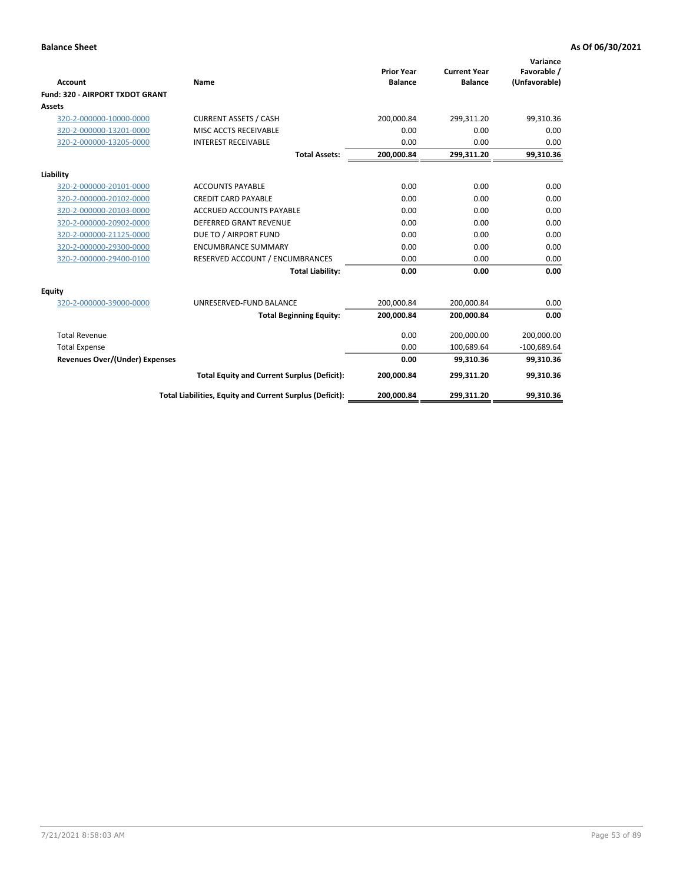**Balance Sheet** **As Of 06/30/2021**

| Account | Name | Prior Year Balance | Current Year Balance | Variance Favorable / (Unfavorable) |
|---|---|---|---|---|
| **Fund: 320 - AIRPORT TXDOT GRANT** | | | | |
| **Assets** | | | | |
| 320-2-000000-10000-0000 | CURRENT ASSETS / CASH | 200,000.84 | 299,311.20 | 99,310.36 |
| 320-2-000000-13201-0000 | MISC ACCTS RECEIVABLE | 0.00 | 0.00 | 0.00 |
| 320-2-000000-13205-0000 | INTEREST RECEIVABLE | 0.00 | 0.00 | 0.00 |
| | **Total Assets:** | **200,000.84** | **299,311.20** | **99,310.36** |
| **Liability** | | | | |
| 320-2-000000-20101-0000 | ACCOUNTS PAYABLE | 0.00 | 0.00 | 0.00 |
| 320-2-000000-20102-0000 | CREDIT CARD PAYABLE | 0.00 | 0.00 | 0.00 |
| 320-2-000000-20103-0000 | ACCRUED ACCOUNTS PAYABLE | 0.00 | 0.00 | 0.00 |
| 320-2-000000-20902-0000 | DEFERRED GRANT REVENUE | 0.00 | 0.00 | 0.00 |
| 320-2-000000-21125-0000 | DUE TO / AIRPORT FUND | 0.00 | 0.00 | 0.00 |
| 320-2-000000-29300-0000 | ENCUMBRANCE SUMMARY | 0.00 | 0.00 | 0.00 |
| 320-2-000000-29400-0100 | RESERVED ACCOUNT / ENCUMBRANCES | 0.00 | 0.00 | 0.00 |
| | **Total Liability:** | **0.00** | **0.00** | **0.00** |
| **Equity** | | | | |
| 320-2-000000-39000-0000 | UNRESERVED-FUND BALANCE | 200,000.84 | 200,000.84 | 0.00 |
| | **Total Beginning Equity:** | **200,000.84** | **200,000.84** | **0.00** |
| Total Revenue | | 0.00 | 200,000.00 | 200,000.00 |
| Total Expense | | 0.00 | 100,689.64 | -100,689.64 |
| **Revenues Over/(Under) Expenses** | | **0.00** | **99,310.36** | **99,310.36** |
| | **Total Equity and Current Surplus (Deficit):** | **200,000.84** | **299,311.20** | **99,310.36** |
| | **Total Liabilities, Equity and Current Surplus (Deficit):** | **200,000.84** | **299,311.20** | **99,310.36** |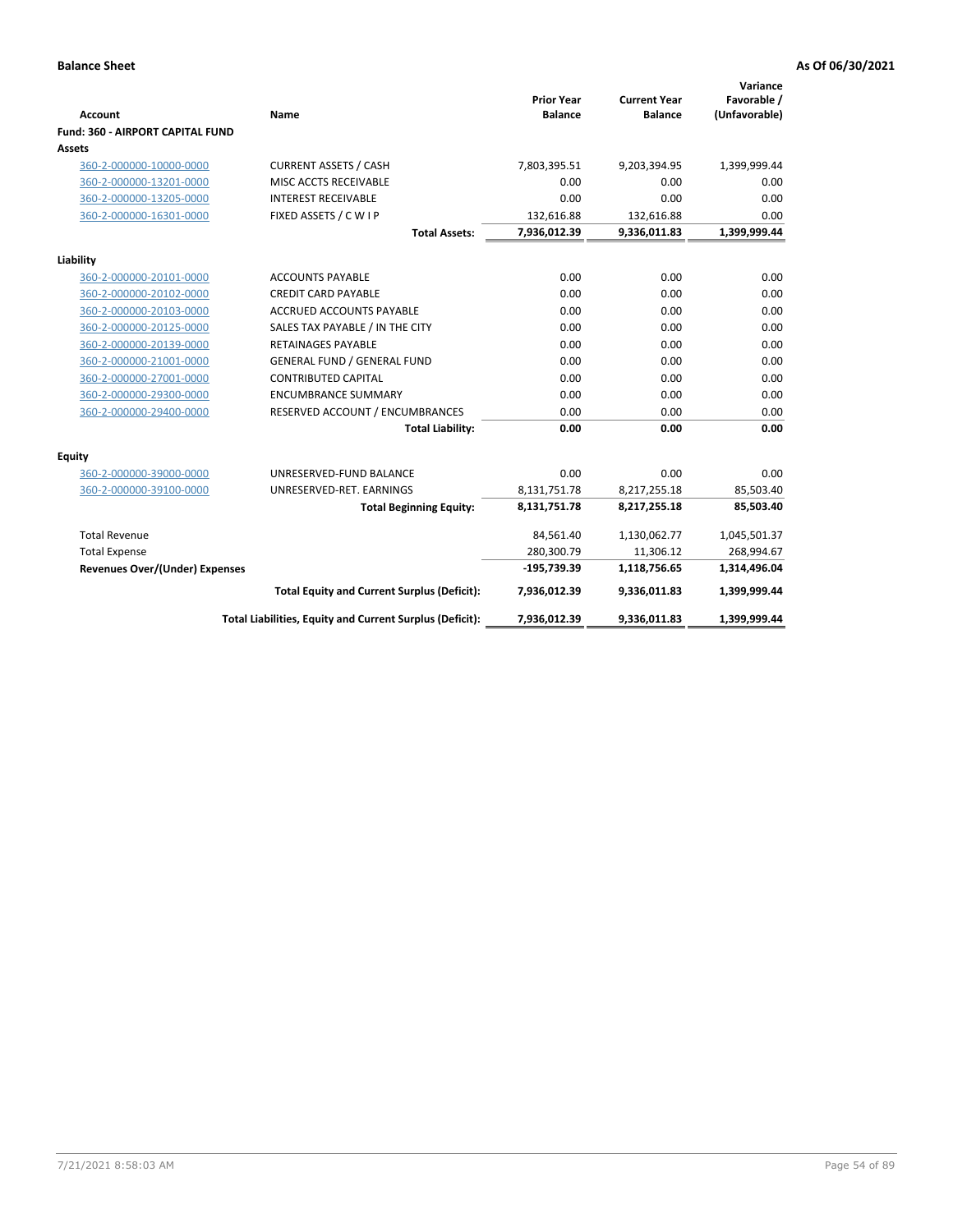**Balance Sheet** | **As Of 06/30/2021**

| Account | Name | Prior Year Balance | Current Year Balance | Variance Favorable / (Unfavorable) |
|---|---|---|---|---|
| **Fund: 360 - AIRPORT CAPITAL FUND** | | | | |
| **Assets** | | | | |
| 360-2-000000-10000-0000 | CURRENT ASSETS / CASH | 7,803,395.51 | 9,203,394.95 | 1,399,999.44 |
| 360-2-000000-13201-0000 | MISC ACCTS RECEIVABLE | 0.00 | 0.00 | 0.00 |
| 360-2-000000-13205-0000 | INTEREST RECEIVABLE | 0.00 | 0.00 | 0.00 |
| 360-2-000000-16301-0000 | FIXED ASSETS / C W I P | 132,616.88 | 132,616.88 | 0.00 |
| | **Total Assets:** | **7,936,012.39** | **9,336,011.83** | **1,399,999.44** |
| **Liability** | | | | |
| 360-2-000000-20101-0000 | ACCOUNTS PAYABLE | 0.00 | 0.00 | 0.00 |
| 360-2-000000-20102-0000 | CREDIT CARD PAYABLE | 0.00 | 0.00 | 0.00 |
| 360-2-000000-20103-0000 | ACCRUED ACCOUNTS PAYABLE | 0.00 | 0.00 | 0.00 |
| 360-2-000000-20125-0000 | SALES TAX PAYABLE / IN THE CITY | 0.00 | 0.00 | 0.00 |
| 360-2-000000-20139-0000 | RETAINAGES PAYABLE | 0.00 | 0.00 | 0.00 |
| 360-2-000000-21001-0000 | GENERAL FUND / GENERAL FUND | 0.00 | 0.00 | 0.00 |
| 360-2-000000-27001-0000 | CONTRIBUTED CAPITAL | 0.00 | 0.00 | 0.00 |
| 360-2-000000-29300-0000 | ENCUMBRANCE SUMMARY | 0.00 | 0.00 | 0.00 |
| 360-2-000000-29400-0000 | RESERVED ACCOUNT / ENCUMBRANCES | 0.00 | 0.00 | 0.00 |
| | **Total Liability:** | **0.00** | **0.00** | **0.00** |
| **Equity** | | | | |
| 360-2-000000-39000-0000 | UNRESERVED-FUND BALANCE | 0.00 | 0.00 | 0.00 |
| 360-2-000000-39100-0000 | UNRESERVED-RET. EARNINGS | 8,131,751.78 | 8,217,255.18 | 85,503.40 |
| | **Total Beginning Equity:** | **8,131,751.78** | **8,217,255.18** | **85,503.40** |
| Total Revenue | | 84,561.40 | 1,130,062.77 | 1,045,501.37 |
| Total Expense | | 280,300.79 | 11,306.12 | 268,994.67 |
| **Revenues Over/(Under) Expenses** | | **-195,739.39** | **1,118,756.65** | **1,314,496.04** |
| | **Total Equity and Current Surplus (Deficit):** | **7,936,012.39** | **9,336,011.83** | **1,399,999.44** |
| | **Total Liabilities, Equity and Current Surplus (Deficit):** | **7,936,012.39** | **9,336,011.83** | **1,399,999.44** |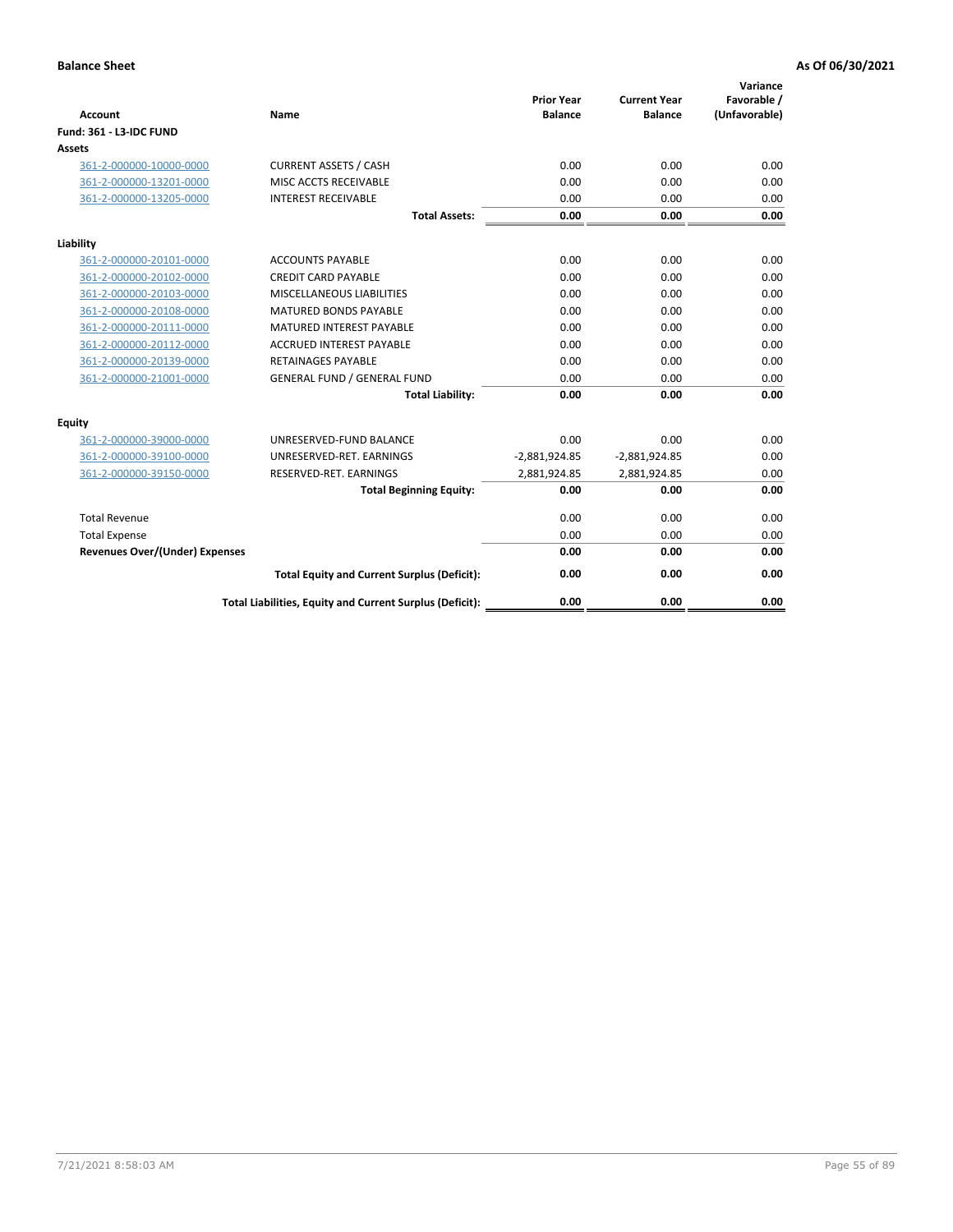**Balance Sheet** | **As Of 06/30/2021**

| Account | Name | Prior Year Balance | Current Year Balance | Variance Favorable / (Unfavorable) |
|---|---|---|---|---|
| **Fund: 361 - L3-IDC FUND** | | | | |
| **Assets** | | | | |
| 361-2-000000-10000-0000 | CURRENT ASSETS / CASH | 0.00 | 0.00 | 0.00 |
| 361-2-000000-13201-0000 | MISC ACCTS RECEIVABLE | 0.00 | 0.00 | 0.00 |
| 361-2-000000-13205-0000 | INTEREST RECEIVABLE | 0.00 | 0.00 | 0.00 |
| | **Total Assets:** | **0.00** | **0.00** | **0.00** |
| **Liability** | | | | |
| 361-2-000000-20101-0000 | ACCOUNTS PAYABLE | 0.00 | 0.00 | 0.00 |
| 361-2-000000-20102-0000 | CREDIT CARD PAYABLE | 0.00 | 0.00 | 0.00 |
| 361-2-000000-20103-0000 | MISCELLANEOUS LIABILITIES | 0.00 | 0.00 | 0.00 |
| 361-2-000000-20108-0000 | MATURED BONDS PAYABLE | 0.00 | 0.00 | 0.00 |
| 361-2-000000-20111-0000 | MATURED INTEREST PAYABLE | 0.00 | 0.00 | 0.00 |
| 361-2-000000-20112-0000 | ACCRUED INTEREST PAYABLE | 0.00 | 0.00 | 0.00 |
| 361-2-000000-20139-0000 | RETAINAGES PAYABLE | 0.00 | 0.00 | 0.00 |
| 361-2-000000-21001-0000 | GENERAL FUND / GENERAL FUND | 0.00 | 0.00 | 0.00 |
| | **Total Liability:** | **0.00** | **0.00** | **0.00** |
| **Equity** | | | | |
| 361-2-000000-39000-0000 | UNRESERVED-FUND BALANCE | 0.00 | 0.00 | 0.00 |
| 361-2-000000-39100-0000 | UNRESERVED-RET. EARNINGS | -2,881,924.85 | -2,881,924.85 | 0.00 |
| 361-2-000000-39150-0000 | RESERVED-RET. EARNINGS | 2,881,924.85 | 2,881,924.85 | 0.00 |
| | **Total Beginning Equity:** | **0.00** | **0.00** | **0.00** |
| Total Revenue | | 0.00 | 0.00 | 0.00 |
| Total Expense | | 0.00 | 0.00 | 0.00 |
| **Revenues Over/(Under) Expenses** | | **0.00** | **0.00** | **0.00** |
| | **Total Equity and Current Surplus (Deficit):** | **0.00** | **0.00** | **0.00** |
| | **Total Liabilities, Equity and Current Surplus (Deficit):** | **0.00** | **0.00** | **0.00** |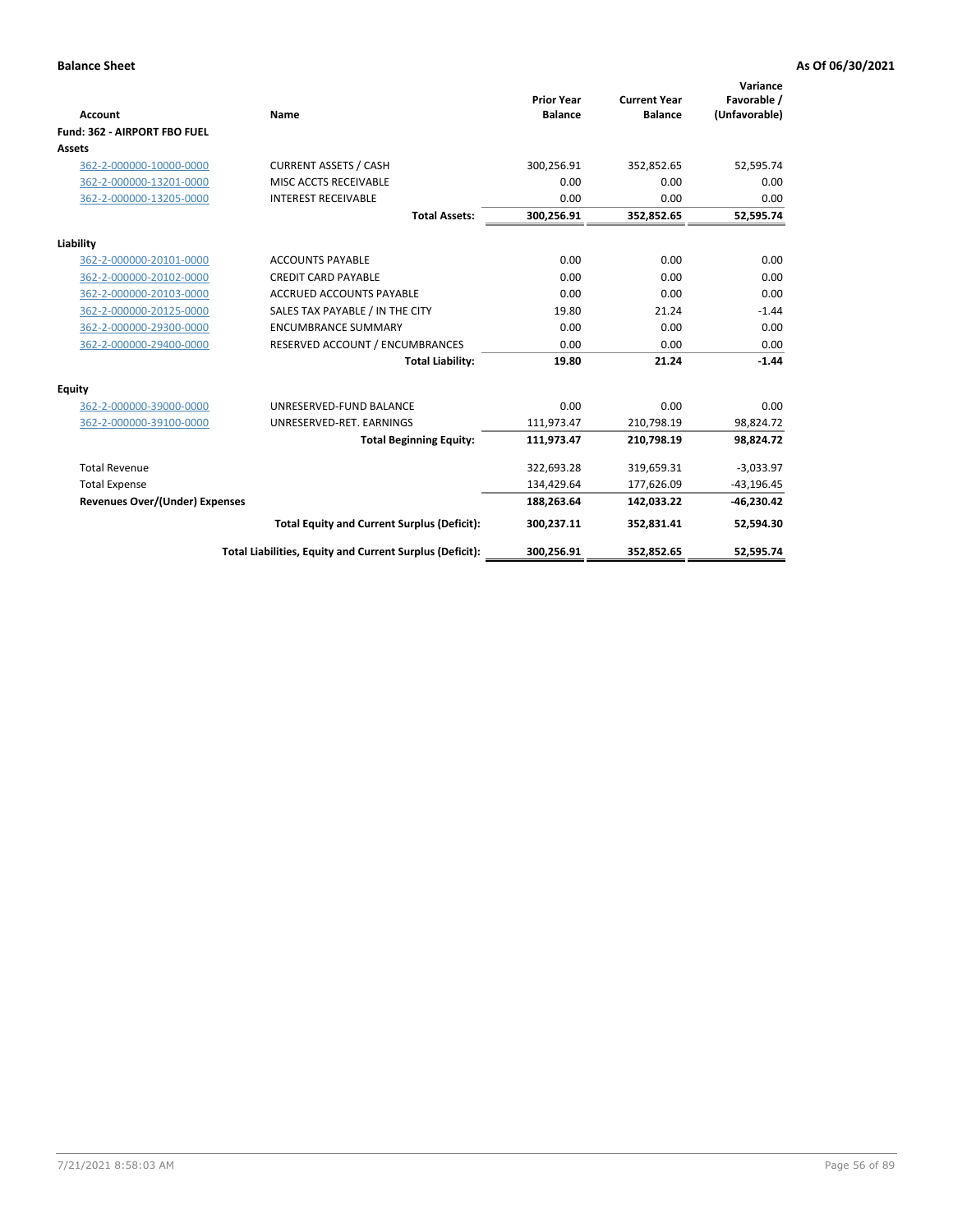**Balance Sheet** **As Of 06/30/2021**

| Account | Name | Prior Year Balance | Current Year Balance | Variance Favorable / (Unfavorable) |
|---|---|---|---|---|
| **Fund: 362 - AIRPORT FBO FUEL** | | | | |
| **Assets** | | | | |
| 362-2-000000-10000-0000 | CURRENT ASSETS / CASH | 300,256.91 | 352,852.65 | 52,595.74 |
| 362-2-000000-13201-0000 | MISC ACCTS RECEIVABLE | 0.00 | 0.00 | 0.00 |
| 362-2-000000-13205-0000 | INTEREST RECEIVABLE | 0.00 | 0.00 | 0.00 |
| | **Total Assets:** | **300,256.91** | **352,852.65** | **52,595.74** |
| **Liability** | | | | |
| 362-2-000000-20101-0000 | ACCOUNTS PAYABLE | 0.00 | 0.00 | 0.00 |
| 362-2-000000-20102-0000 | CREDIT CARD PAYABLE | 0.00 | 0.00 | 0.00 |
| 362-2-000000-20103-0000 | ACCRUED ACCOUNTS PAYABLE | 0.00 | 0.00 | 0.00 |
| 362-2-000000-20125-0000 | SALES TAX PAYABLE / IN THE CITY | 19.80 | 21.24 | -1.44 |
| 362-2-000000-29300-0000 | ENCUMBRANCE SUMMARY | 0.00 | 0.00 | 0.00 |
| 362-2-000000-29400-0000 | RESERVED ACCOUNT / ENCUMBRANCES | 0.00 | 0.00 | 0.00 |
| | **Total Liability:** | **19.80** | **21.24** | **-1.44** |
| **Equity** | | | | |
| 362-2-000000-39000-0000 | UNRESERVED-FUND BALANCE | 0.00 | 0.00 | 0.00 |
| 362-2-000000-39100-0000 | UNRESERVED-RET. EARNINGS | 111,973.47 | 210,798.19 | 98,824.72 |
| | **Total Beginning Equity:** | **111,973.47** | **210,798.19** | **98,824.72** |
| Total Revenue | | 322,693.28 | 319,659.31 | -3,033.97 |
| Total Expense | | 134,429.64 | 177,626.09 | -43,196.45 |
| **Revenues Over/(Under) Expenses** | | **188,263.64** | **142,033.22** | **-46,230.42** |
| | **Total Equity and Current Surplus (Deficit):** | **300,237.11** | **352,831.41** | **52,594.30** |
| | **Total Liabilities, Equity and Current Surplus (Deficit):** | **300,256.91** | **352,852.65** | **52,595.74** |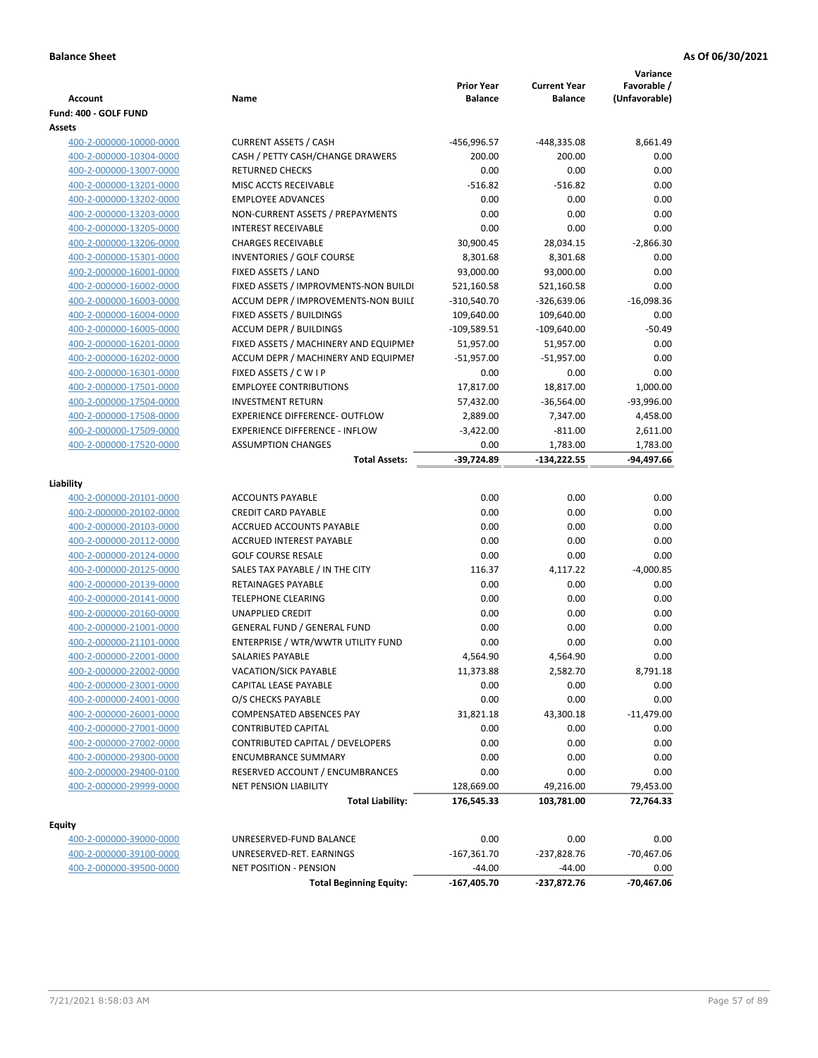**Balance Sheet** **As Of 06/30/2021**

| Account | Name | Prior Year Balance | Current Year Balance | Variance Favorable / (Unfavorable) |
|---|---|---|---|---|
| **Fund: 400 - GOLF FUND** | | | | |
| **Assets** | | | | |
| 400-2-000000-10000-0000 | CURRENT ASSETS / CASH | -456,996.57 | -448,335.08 | 8,661.49 |
| 400-2-000000-10304-0000 | CASH / PETTY CASH/CHANGE DRAWERS | 200.00 | 200.00 | 0.00 |
| 400-2-000000-13007-0000 | RETURNED CHECKS | 0.00 | 0.00 | 0.00 |
| 400-2-000000-13201-0000 | MISC ACCTS RECEIVABLE | -516.82 | -516.82 | 0.00 |
| 400-2-000000-13202-0000 | EMPLOYEE ADVANCES | 0.00 | 0.00 | 0.00 |
| 400-2-000000-13203-0000 | NON-CURRENT ASSETS / PREPAYMENTS | 0.00 | 0.00 | 0.00 |
| 400-2-000000-13205-0000 | INTEREST RECEIVABLE | 0.00 | 0.00 | 0.00 |
| 400-2-000000-13206-0000 | CHARGES RECEIVABLE | 30,900.45 | 28,034.15 | -2,866.30 |
| 400-2-000000-15301-0000 | INVENTORIES / GOLF COURSE | 8,301.68 | 8,301.68 | 0.00 |
| 400-2-000000-16001-0000 | FIXED ASSETS / LAND | 93,000.00 | 93,000.00 | 0.00 |
| 400-2-000000-16002-0000 | FIXED ASSETS / IMPROVMENTS-NON BUILDI | 521,160.58 | 521,160.58 | 0.00 |
| 400-2-000000-16003-0000 | ACCUM DEPR / IMPROVEMENTS-NON BUILI | -310,540.70 | -326,639.06 | -16,098.36 |
| 400-2-000000-16004-0000 | FIXED ASSETS / BUILDINGS | 109,640.00 | 109,640.00 | 0.00 |
| 400-2-000000-16005-0000 | ACCUM DEPR / BUILDINGS | -109,589.51 | -109,640.00 | -50.49 |
| 400-2-000000-16201-0000 | FIXED ASSETS / MACHINERY AND EQUIPMEI | 51,957.00 | 51,957.00 | 0.00 |
| 400-2-000000-16202-0000 | ACCUM DEPR / MACHINERY AND EQUIPMEI | -51,957.00 | -51,957.00 | 0.00 |
| 400-2-000000-16301-0000 | FIXED ASSETS / C W I P | 0.00 | 0.00 | 0.00 |
| 400-2-000000-17501-0000 | EMPLOYEE CONTRIBUTIONS | 17,817.00 | 18,817.00 | 1,000.00 |
| 400-2-000000-17504-0000 | INVESTMENT RETURN | 57,432.00 | -36,564.00 | -93,996.00 |
| 400-2-000000-17508-0000 | EXPERIENCE DIFFERENCE- OUTFLOW | 2,889.00 | 7,347.00 | 4,458.00 |
| 400-2-000000-17509-0000 | EXPERIENCE DIFFERENCE - INFLOW | -3,422.00 | -811.00 | 2,611.00 |
| 400-2-000000-17520-0000 | ASSUMPTION CHANGES | 0.00 | 1,783.00 | 1,783.00 |
| | **Total Assets:** | **-39,724.89** | **-134,222.55** | **-94,497.66** |
| **Liability** | | | | |
| 400-2-000000-20101-0000 | ACCOUNTS PAYABLE | 0.00 | 0.00 | 0.00 |
| 400-2-000000-20102-0000 | CREDIT CARD PAYABLE | 0.00 | 0.00 | 0.00 |
| 400-2-000000-20103-0000 | ACCRUED ACCOUNTS PAYABLE | 0.00 | 0.00 | 0.00 |
| 400-2-000000-20112-0000 | ACCRUED INTEREST PAYABLE | 0.00 | 0.00 | 0.00 |
| 400-2-000000-20124-0000 | GOLF COURSE RESALE | 0.00 | 0.00 | 0.00 |
| 400-2-000000-20125-0000 | SALES TAX PAYABLE / IN THE CITY | 116.37 | 4,117.22 | -4,000.85 |
| 400-2-000000-20139-0000 | RETAINAGES PAYABLE | 0.00 | 0.00 | 0.00 |
| 400-2-000000-20141-0000 | TELEPHONE CLEARING | 0.00 | 0.00 | 0.00 |
| 400-2-000000-20160-0000 | UNAPPLIED CREDIT | 0.00 | 0.00 | 0.00 |
| 400-2-000000-21001-0000 | GENERAL FUND / GENERAL FUND | 0.00 | 0.00 | 0.00 |
| 400-2-000000-21101-0000 | ENTERPRISE / WTR/WWTR UTILITY FUND | 0.00 | 0.00 | 0.00 |
| 400-2-000000-22001-0000 | SALARIES PAYABLE | 4,564.90 | 4,564.90 | 0.00 |
| 400-2-000000-22002-0000 | VACATION/SICK PAYABLE | 11,373.88 | 2,582.70 | 8,791.18 |
| 400-2-000000-23001-0000 | CAPITAL LEASE PAYABLE | 0.00 | 0.00 | 0.00 |
| 400-2-000000-24001-0000 | O/S CHECKS PAYABLE | 0.00 | 0.00 | 0.00 |
| 400-2-000000-26001-0000 | COMPENSATED ABSENCES PAY | 31,821.18 | 43,300.18 | -11,479.00 |
| 400-2-000000-27001-0000 | CONTRIBUTED CAPITAL | 0.00 | 0.00 | 0.00 |
| 400-2-000000-27002-0000 | CONTRIBUTED CAPITAL / DEVELOPERS | 0.00 | 0.00 | 0.00 |
| 400-2-000000-29300-0000 | ENCUMBRANCE SUMMARY | 0.00 | 0.00 | 0.00 |
| 400-2-000000-29400-0100 | RESERVED ACCOUNT / ENCUMBRANCES | 0.00 | 0.00 | 0.00 |
| 400-2-000000-29999-0000 | NET PENSION LIABILITY | 128,669.00 | 49,216.00 | 79,453.00 |
| | **Total Liability:** | **176,545.33** | **103,781.00** | **72,764.33** |
| **Equity** | | | | |
| 400-2-000000-39000-0000 | UNRESERVED-FUND BALANCE | 0.00 | 0.00 | 0.00 |
| 400-2-000000-39100-0000 | UNRESERVED-RET. EARNINGS | -167,361.70 | -237,828.76 | -70,467.06 |
| 400-2-000000-39500-0000 | NET POSITION - PENSION | -44.00 | -44.00 | 0.00 |
| | **Total Beginning Equity:** | **-167,405.70** | **-237,872.76** | **-70,467.06** |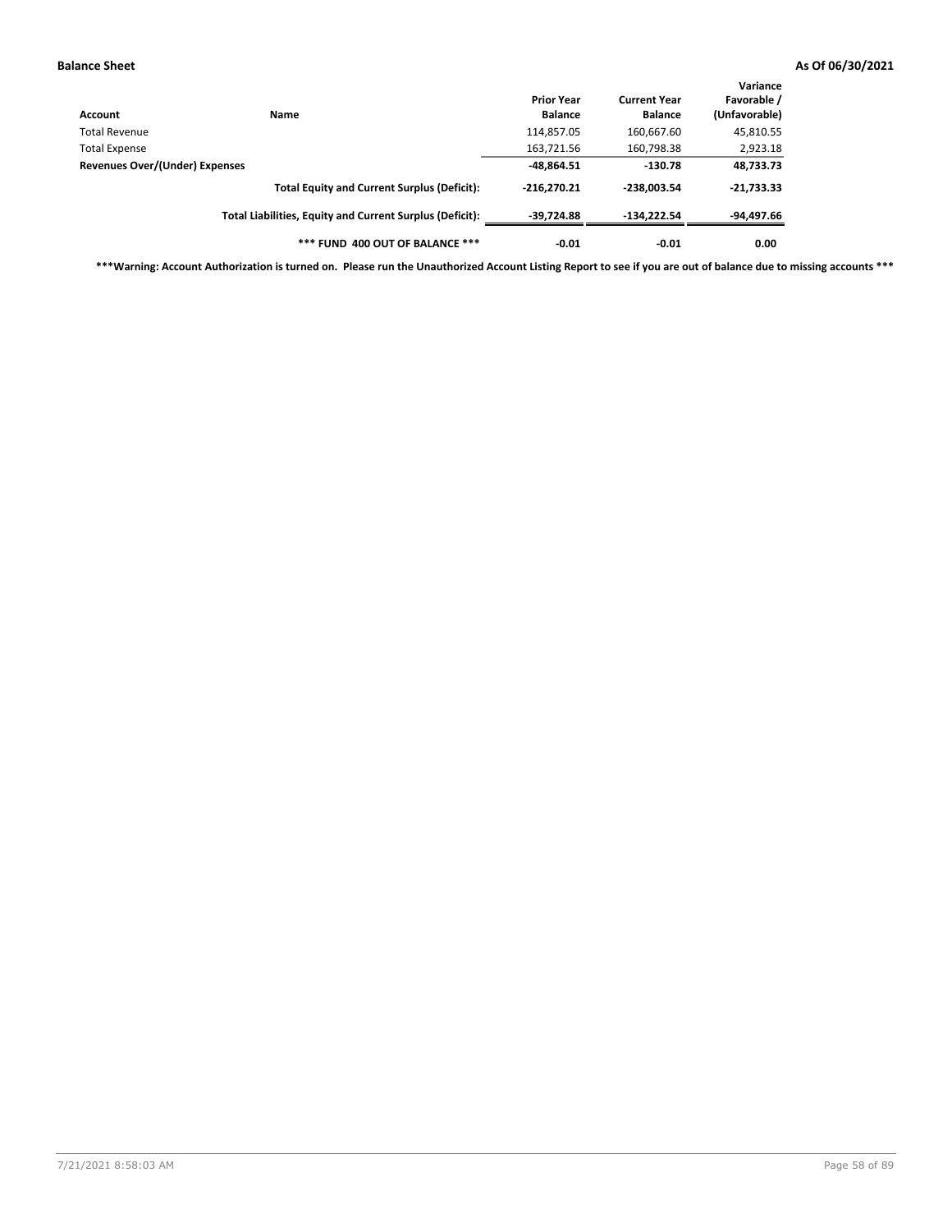**Balance Sheet** **As Of 06/30/2021**

| Account | Name | Prior Year Balance | Current Year Balance | Variance Favorable / (Unfavorable) |
|---|---|---|---|---|
| Total Revenue | | 114,857.05 | 160,667.60 | 45,810.55 |
| Total Expense | | 163,721.56 | 160,798.38 | 2,923.18 |
| **Revenues Over/(Under) Expenses** | | **-48,864.51** | **-130.78** | **48,733.73** |
| | **Total Equity and Current Surplus (Deficit):** | **-216,270.21** | **-238,003.54** | **-21,733.33** |
| | **Total Liabilities, Equity and Current Surplus (Deficit):** | **-39,724.88** | **-134,222.54** | **-94,497.66** |
| | **\*\*\* FUND 400 OUT OF BALANCE \*\*\*** | **-0.01** | **-0.01** | **0.00** |

**\*\*\*Warning: Account Authorization is turned on. Please run the Unauthorized Account Listing Report to see if you are out of balance due to missing accounts \*\*\***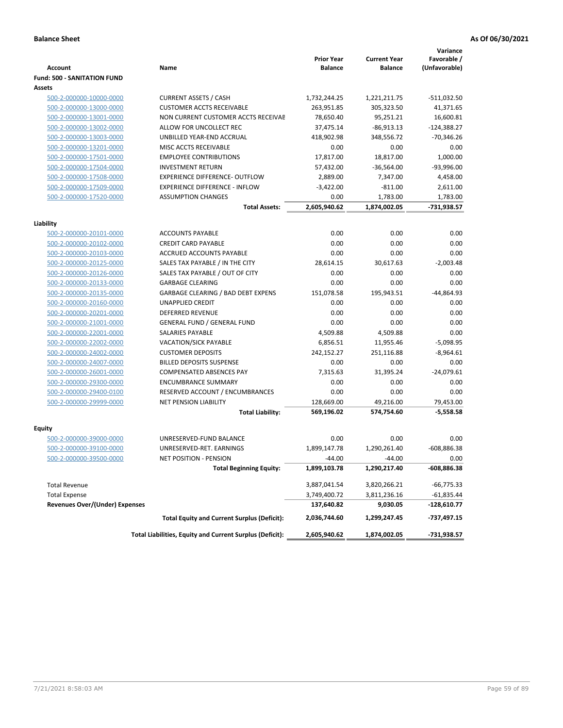**Balance Sheet** **As Of 06/30/2021**

| Account | Name | Prior Year Balance | Current Year Balance | Variance Favorable / (Unfavorable) |
|---|---|---|---|---|
| **Fund: 500 - SANITATION FUND** | | | | |
| **Assets** | | | | |
| 500-2-000000-10000-0000 | CURRENT ASSETS / CASH | 1,732,244.25 | 1,221,211.75 | -511,032.50 |
| 500-2-000000-13000-0000 | CUSTOMER ACCTS RECEIVABLE | 263,951.85 | 305,323.50 | 41,371.65 |
| 500-2-000000-13001-0000 | NON CURRENT CUSTOMER ACCTS RECEIVAE | 78,650.40 | 95,251.21 | 16,600.81 |
| 500-2-000000-13002-0000 | ALLOW FOR UNCOLLECT REC | 37,475.14 | -86,913.13 | -124,388.27 |
| 500-2-000000-13003-0000 | UNBILLED YEAR-END ACCRUAL | 418,902.98 | 348,556.72 | -70,346.26 |
| 500-2-000000-13201-0000 | MISC ACCTS RECEIVABLE | 0.00 | 0.00 | 0.00 |
| 500-2-000000-17501-0000 | EMPLOYEE CONTRIBUTIONS | 17,817.00 | 18,817.00 | 1,000.00 |
| 500-2-000000-17504-0000 | INVESTMENT RETURN | 57,432.00 | -36,564.00 | -93,996.00 |
| 500-2-000000-17508-0000 | EXPERIENCE DIFFERENCE- OUTFLOW | 2,889.00 | 7,347.00 | 4,458.00 |
| 500-2-000000-17509-0000 | EXPERIENCE DIFFERENCE - INFLOW | -3,422.00 | -811.00 | 2,611.00 |
| 500-2-000000-17520-0000 | ASSUMPTION CHANGES | 0.00 | 1,783.00 | 1,783.00 |
| | **Total Assets:** | **2,605,940.62** | **1,874,002.05** | **-731,938.57** |
| **Liability** | | | | |
| 500-2-000000-20101-0000 | ACCOUNTS PAYABLE | 0.00 | 0.00 | 0.00 |
| 500-2-000000-20102-0000 | CREDIT CARD PAYABLE | 0.00 | 0.00 | 0.00 |
| 500-2-000000-20103-0000 | ACCRUED ACCOUNTS PAYABLE | 0.00 | 0.00 | 0.00 |
| 500-2-000000-20125-0000 | SALES TAX PAYABLE / IN THE CITY | 28,614.15 | 30,617.63 | -2,003.48 |
| 500-2-000000-20126-0000 | SALES TAX PAYABLE / OUT OF CITY | 0.00 | 0.00 | 0.00 |
| 500-2-000000-20133-0000 | GARBAGE CLEARING | 0.00 | 0.00 | 0.00 |
| 500-2-000000-20135-0000 | GARBAGE CLEARING / BAD DEBT EXPENS | 151,078.58 | 195,943.51 | -44,864.93 |
| 500-2-000000-20160-0000 | UNAPPLIED CREDIT | 0.00 | 0.00 | 0.00 |
| 500-2-000000-20201-0000 | DEFERRED REVENUE | 0.00 | 0.00 | 0.00 |
| 500-2-000000-21001-0000 | GENERAL FUND / GENERAL FUND | 0.00 | 0.00 | 0.00 |
| 500-2-000000-22001-0000 | SALARIES PAYABLE | 4,509.88 | 4,509.88 | 0.00 |
| 500-2-000000-22002-0000 | VACATION/SICK PAYABLE | 6,856.51 | 11,955.46 | -5,098.95 |
| 500-2-000000-24002-0000 | CUSTOMER DEPOSITS | 242,152.27 | 251,116.88 | -8,964.61 |
| 500-2-000000-24007-0000 | BILLED DEPOSITS SUSPENSE | 0.00 | 0.00 | 0.00 |
| 500-2-000000-26001-0000 | COMPENSATED ABSENCES PAY | 7,315.63 | 31,395.24 | -24,079.61 |
| 500-2-000000-29300-0000 | ENCUMBRANCE SUMMARY | 0.00 | 0.00 | 0.00 |
| 500-2-000000-29400-0100 | RESERVED ACCOUNT / ENCUMBRANCES | 0.00 | 0.00 | 0.00 |
| 500-2-000000-29999-0000 | NET PENSION LIABILITY | 128,669.00 | 49,216.00 | 79,453.00 |
| | **Total Liability:** | **569,196.02** | **574,754.60** | **-5,558.58** |
| **Equity** | | | | |
| 500-2-000000-39000-0000 | UNRESERVED-FUND BALANCE | 0.00 | 0.00 | 0.00 |
| 500-2-000000-39100-0000 | UNRESERVED-RET. EARNINGS | 1,899,147.78 | 1,290,261.40 | -608,886.38 |
| 500-2-000000-39500-0000 | NET POSITION - PENSION | -44.00 | -44.00 | 0.00 |
| | **Total Beginning Equity:** | **1,899,103.78** | **1,290,217.40** | **-608,886.38** |
| Total Revenue | | 3,887,041.54 | 3,820,266.21 | -66,775.33 |
| Total Expense | | 3,749,400.72 | 3,811,236.16 | -61,835.44 |
| **Revenues Over/(Under) Expenses** | | **137,640.82** | **9,030.05** | **-128,610.77** |
| | **Total Equity and Current Surplus (Deficit):** | **2,036,744.60** | **1,299,247.45** | **-737,497.15** |
| | **Total Liabilities, Equity and Current Surplus (Deficit):** | **2,605,940.62** | **1,874,002.05** | **-731,938.57** |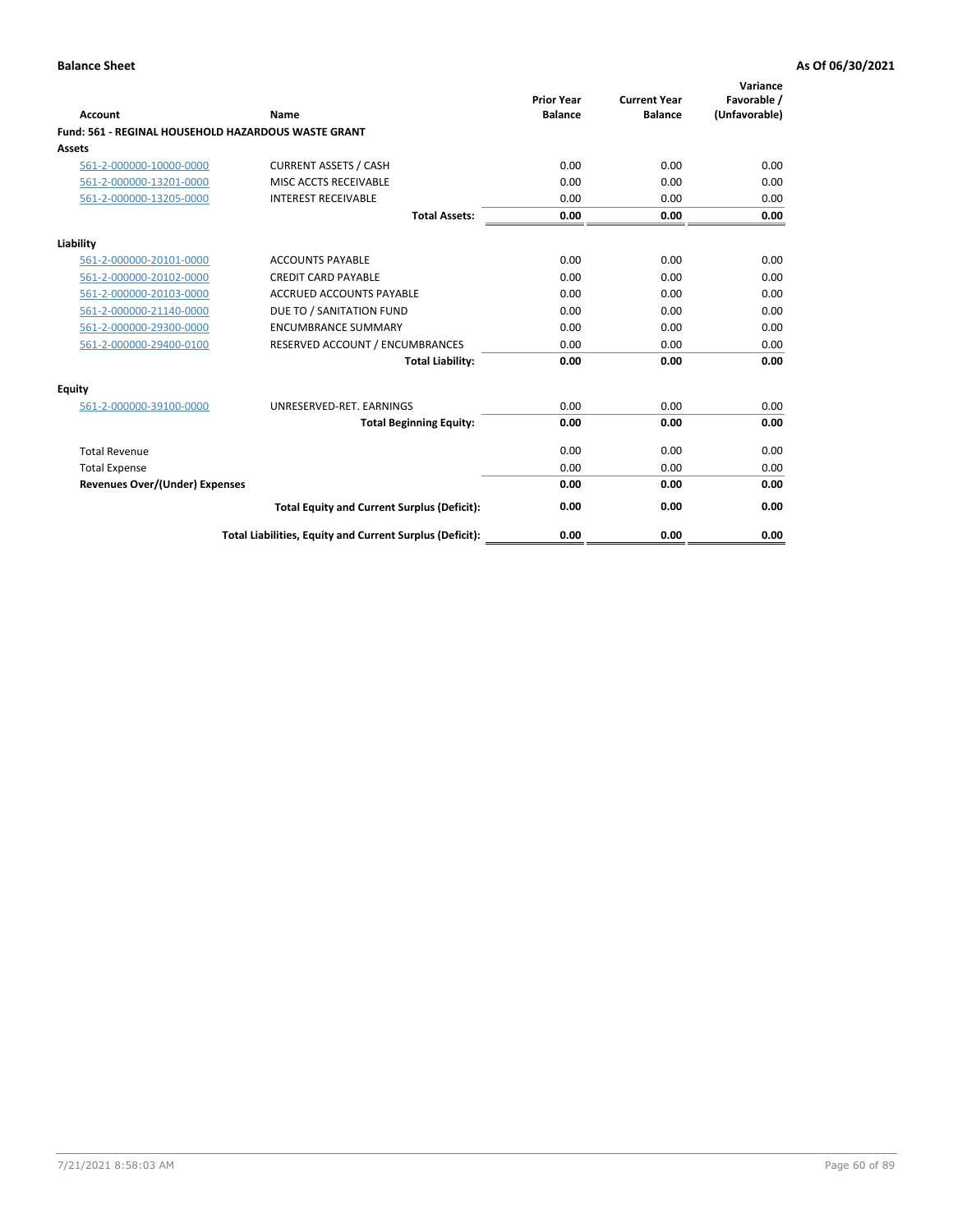**Balance Sheet** — **As Of 06/30/2021**

| Account | Name | Prior Year Balance | Current Year Balance | Variance Favorable / (Unfavorable) |
|---|---|---|---|---|
| **Fund: 561 - REGINAL HOUSEHOLD HAZARDOUS WASTE GRANT** | | | | |
| **Assets** | | | | |
| 561-2-000000-10000-0000 | CURRENT ASSETS / CASH | 0.00 | 0.00 | 0.00 |
| 561-2-000000-13201-0000 | MISC ACCTS RECEIVABLE | 0.00 | 0.00 | 0.00 |
| 561-2-000000-13205-0000 | INTEREST RECEIVABLE | 0.00 | 0.00 | 0.00 |
| | **Total Assets:** | **0.00** | **0.00** | **0.00** |
| **Liability** | | | | |
| 561-2-000000-20101-0000 | ACCOUNTS PAYABLE | 0.00 | 0.00 | 0.00 |
| 561-2-000000-20102-0000 | CREDIT CARD PAYABLE | 0.00 | 0.00 | 0.00 |
| 561-2-000000-20103-0000 | ACCRUED ACCOUNTS PAYABLE | 0.00 | 0.00 | 0.00 |
| 561-2-000000-21140-0000 | DUE TO / SANITATION FUND | 0.00 | 0.00 | 0.00 |
| 561-2-000000-29300-0000 | ENCUMBRANCE SUMMARY | 0.00 | 0.00 | 0.00 |
| 561-2-000000-29400-0100 | RESERVED ACCOUNT / ENCUMBRANCES | 0.00 | 0.00 | 0.00 |
| | **Total Liability:** | **0.00** | **0.00** | **0.00** |
| **Equity** | | | | |
| 561-2-000000-39100-0000 | UNRESERVED-RET. EARNINGS | 0.00 | 0.00 | 0.00 |
| | **Total Beginning Equity:** | **0.00** | **0.00** | **0.00** |
| Total Revenue | | 0.00 | 0.00 | 0.00 |
| Total Expense | | 0.00 | 0.00 | 0.00 |
| **Revenues Over/(Under) Expenses** | | **0.00** | **0.00** | **0.00** |
| | **Total Equity and Current Surplus (Deficit):** | **0.00** | **0.00** | **0.00** |
| | **Total Liabilities, Equity and Current Surplus (Deficit):** | **0.00** | **0.00** | **0.00** |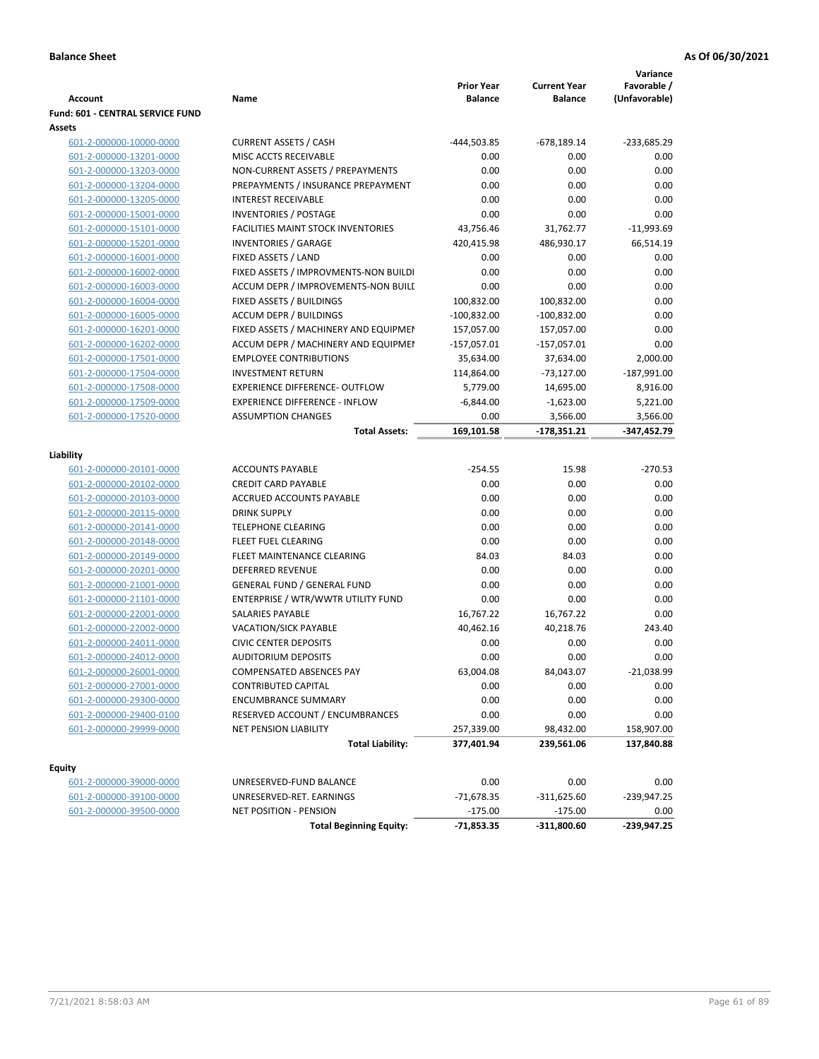**Balance Sheet** | **As Of 06/30/2021**

| Account | Name | Prior Year Balance | Current Year Balance | Variance Favorable / (Unfavorable) |
|---|---|---|---|---|
| **Fund: 601 - CENTRAL SERVICE FUND** | | | | |
| **Assets** | | | | |
| 601-2-000000-10000-0000 | CURRENT ASSETS / CASH | -444,503.85 | -678,189.14 | -233,685.29 |
| 601-2-000000-13201-0000 | MISC ACCTS RECEIVABLE | 0.00 | 0.00 | 0.00 |
| 601-2-000000-13203-0000 | NON-CURRENT ASSETS / PREPAYMENTS | 0.00 | 0.00 | 0.00 |
| 601-2-000000-13204-0000 | PREPAYMENTS / INSURANCE PREPAYMENT | 0.00 | 0.00 | 0.00 |
| 601-2-000000-13205-0000 | INTEREST RECEIVABLE | 0.00 | 0.00 | 0.00 |
| 601-2-000000-15001-0000 | INVENTORIES / POSTAGE | 0.00 | 0.00 | 0.00 |
| 601-2-000000-15101-0000 | FACILITIES MAINT STOCK INVENTORIES | 43,756.46 | 31,762.77 | -11,993.69 |
| 601-2-000000-15201-0000 | INVENTORIES / GARAGE | 420,415.98 | 486,930.17 | 66,514.19 |
| 601-2-000000-16001-0000 | FIXED ASSETS / LAND | 0.00 | 0.00 | 0.00 |
| 601-2-000000-16002-0000 | FIXED ASSETS / IMPROVMENTS-NON BUILDI | 0.00 | 0.00 | 0.00 |
| 601-2-000000-16003-0000 | ACCUM DEPR / IMPROVEMENTS-NON BUILI | 0.00 | 0.00 | 0.00 |
| 601-2-000000-16004-0000 | FIXED ASSETS / BUILDINGS | 100,832.00 | 100,832.00 | 0.00 |
| 601-2-000000-16005-0000 | ACCUM DEPR / BUILDINGS | -100,832.00 | -100,832.00 | 0.00 |
| 601-2-000000-16201-0000 | FIXED ASSETS / MACHINERY AND EQUIPMEI | 157,057.00 | 157,057.00 | 0.00 |
| 601-2-000000-16202-0000 | ACCUM DEPR / MACHINERY AND EQUIPMEI | -157,057.01 | -157,057.01 | 0.00 |
| 601-2-000000-17501-0000 | EMPLOYEE CONTRIBUTIONS | 35,634.00 | 37,634.00 | 2,000.00 |
| 601-2-000000-17504-0000 | INVESTMENT RETURN | 114,864.00 | -73,127.00 | -187,991.00 |
| 601-2-000000-17508-0000 | EXPERIENCE DIFFERENCE- OUTFLOW | 5,779.00 | 14,695.00 | 8,916.00 |
| 601-2-000000-17509-0000 | EXPERIENCE DIFFERENCE - INFLOW | -6,844.00 | -1,623.00 | 5,221.00 |
| 601-2-000000-17520-0000 | ASSUMPTION CHANGES | 0.00 | 3,566.00 | 3,566.00 |
| | **Total Assets:** | **169,101.58** | **-178,351.21** | **-347,452.79** |
| **Liability** | | | | |
| 601-2-000000-20101-0000 | ACCOUNTS PAYABLE | -254.55 | 15.98 | -270.53 |
| 601-2-000000-20102-0000 | CREDIT CARD PAYABLE | 0.00 | 0.00 | 0.00 |
| 601-2-000000-20103-0000 | ACCRUED ACCOUNTS PAYABLE | 0.00 | 0.00 | 0.00 |
| 601-2-000000-20115-0000 | DRINK SUPPLY | 0.00 | 0.00 | 0.00 |
| 601-2-000000-20141-0000 | TELEPHONE CLEARING | 0.00 | 0.00 | 0.00 |
| 601-2-000000-20148-0000 | FLEET FUEL CLEARING | 0.00 | 0.00 | 0.00 |
| 601-2-000000-20149-0000 | FLEET MAINTENANCE CLEARING | 84.03 | 84.03 | 0.00 |
| 601-2-000000-20201-0000 | DEFERRED REVENUE | 0.00 | 0.00 | 0.00 |
| 601-2-000000-21001-0000 | GENERAL FUND / GENERAL FUND | 0.00 | 0.00 | 0.00 |
| 601-2-000000-21101-0000 | ENTERPRISE / WTR/WWTR UTILITY FUND | 0.00 | 0.00 | 0.00 |
| 601-2-000000-22001-0000 | SALARIES PAYABLE | 16,767.22 | 16,767.22 | 0.00 |
| 601-2-000000-22002-0000 | VACATION/SICK PAYABLE | 40,462.16 | 40,218.76 | 243.40 |
| 601-2-000000-24011-0000 | CIVIC CENTER DEPOSITS | 0.00 | 0.00 | 0.00 |
| 601-2-000000-24012-0000 | AUDITORIUM DEPOSITS | 0.00 | 0.00 | 0.00 |
| 601-2-000000-26001-0000 | COMPENSATED ABSENCES PAY | 63,004.08 | 84,043.07 | -21,038.99 |
| 601-2-000000-27001-0000 | CONTRIBUTED CAPITAL | 0.00 | 0.00 | 0.00 |
| 601-2-000000-29300-0000 | ENCUMBRANCE SUMMARY | 0.00 | 0.00 | 0.00 |
| 601-2-000000-29400-0100 | RESERVED ACCOUNT / ENCUMBRANCES | 0.00 | 0.00 | 0.00 |
| 601-2-000000-29999-0000 | NET PENSION LIABILITY | 257,339.00 | 98,432.00 | 158,907.00 |
| | **Total Liability:** | **377,401.94** | **239,561.06** | **137,840.88** |
| **Equity** | | | | |
| 601-2-000000-39000-0000 | UNRESERVED-FUND BALANCE | 0.00 | 0.00 | 0.00 |
| 601-2-000000-39100-0000 | UNRESERVED-RET. EARNINGS | -71,678.35 | -311,625.60 | -239,947.25 |
| 601-2-000000-39500-0000 | NET POSITION - PENSION | -175.00 | -175.00 | 0.00 |
| | **Total Beginning Equity:** | **-71,853.35** | **-311,800.60** | **-239,947.25** |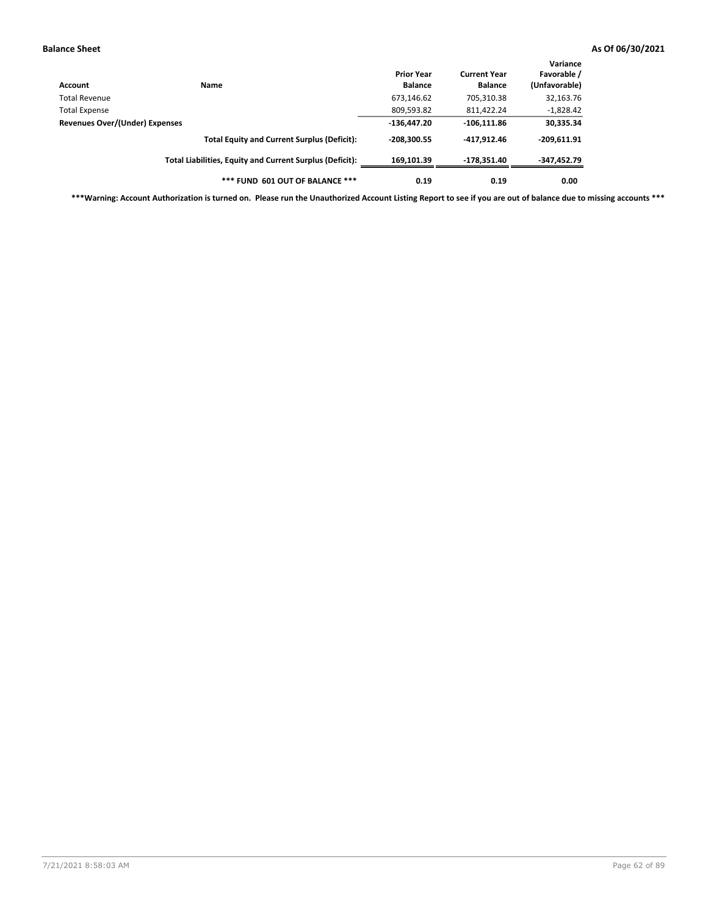**Balance Sheet** **As Of 06/30/2021**

| Account | Name | Prior Year Balance | Current Year Balance | Variance Favorable / (Unfavorable) |
|---|---|---|---|---|
| Total Revenue | | 673,146.62 | 705,310.38 | 32,163.76 |
| Total Expense | | 809,593.82 | 811,422.24 | -1,828.42 |
| **Revenues Over/(Under) Expenses** | | **-136,447.20** | **-106,111.86** | **30,335.34** |
| | **Total Equity and Current Surplus (Deficit):** | **-208,300.55** | **-417,912.46** | **-209,611.91** |
| | **Total Liabilities, Equity and Current Surplus (Deficit):** | **169,101.39** | **-178,351.40** | **-347,452.79** |
| | **\*\*\* FUND 601 OUT OF BALANCE \*\*\*** | **0.19** | **0.19** | **0.00** |

**\*\*\*Warning: Account Authorization is turned on. Please run the Unauthorized Account Listing Report to see if you are out of balance due to missing accounts \*\*\***

7/21/2021 8:58:03 AM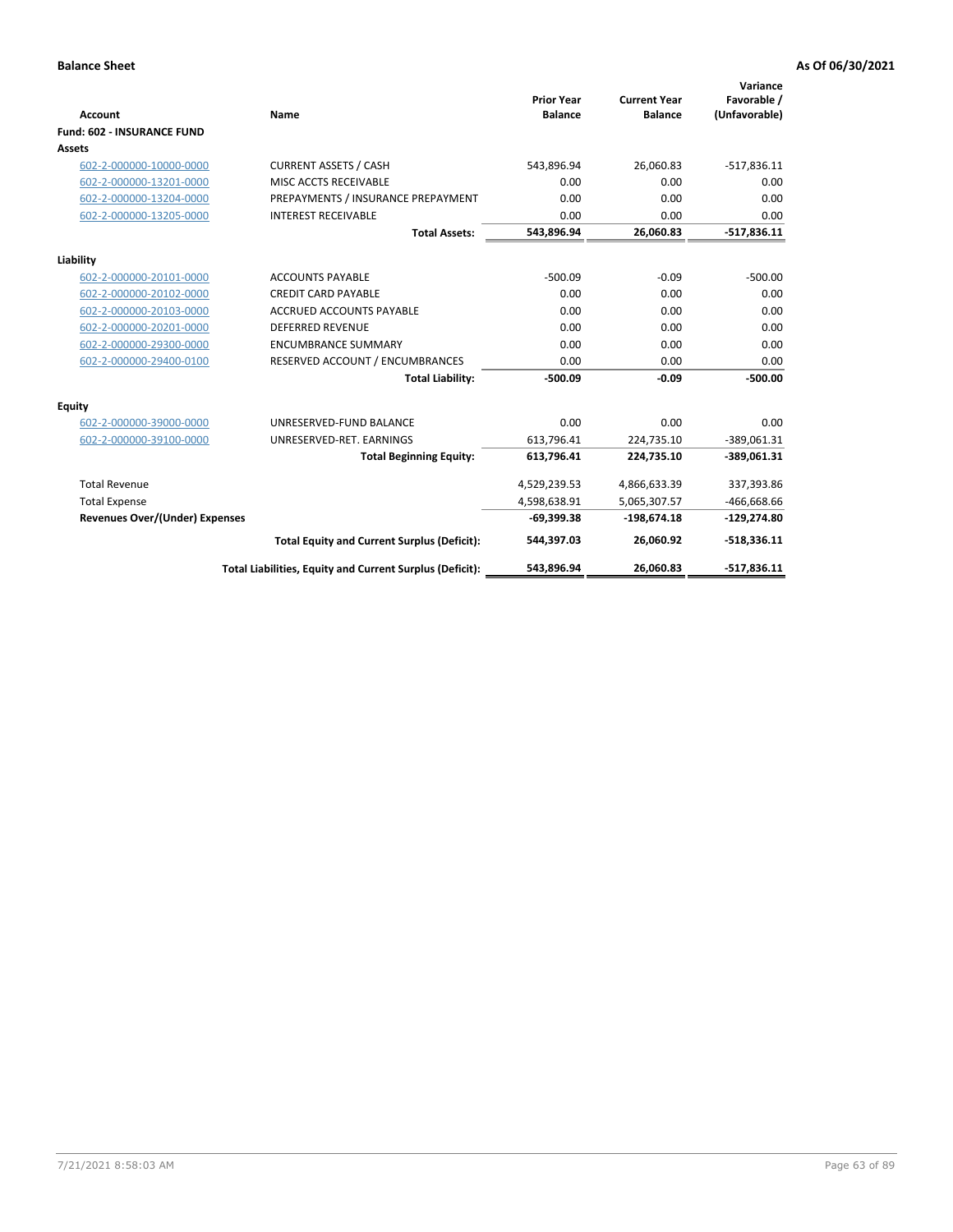**Balance Sheet** **As Of 06/30/2021**

| Account | Name | Prior Year Balance | Current Year Balance | Variance Favorable / (Unfavorable) |
|---|---|---|---|---|
| **Fund: 602 - INSURANCE FUND** | | | | |
| **Assets** | | | | |
| 602-2-000000-10000-0000 | CURRENT ASSETS / CASH | 543,896.94 | 26,060.83 | -517,836.11 |
| 602-2-000000-13201-0000 | MISC ACCTS RECEIVABLE | 0.00 | 0.00 | 0.00 |
| 602-2-000000-13204-0000 | PREPAYMENTS / INSURANCE PREPAYMENT | 0.00 | 0.00 | 0.00 |
| 602-2-000000-13205-0000 | INTEREST RECEIVABLE | 0.00 | 0.00 | 0.00 |
| | **Total Assets:** | **543,896.94** | **26,060.83** | **-517,836.11** |
| **Liability** | | | | |
| 602-2-000000-20101-0000 | ACCOUNTS PAYABLE | -500.09 | -0.09 | -500.00 |
| 602-2-000000-20102-0000 | CREDIT CARD PAYABLE | 0.00 | 0.00 | 0.00 |
| 602-2-000000-20103-0000 | ACCRUED ACCOUNTS PAYABLE | 0.00 | 0.00 | 0.00 |
| 602-2-000000-20201-0000 | DEFERRED REVENUE | 0.00 | 0.00 | 0.00 |
| 602-2-000000-29300-0000 | ENCUMBRANCE SUMMARY | 0.00 | 0.00 | 0.00 |
| 602-2-000000-29400-0100 | RESERVED ACCOUNT / ENCUMBRANCES | 0.00 | 0.00 | 0.00 |
| | **Total Liability:** | **-500.09** | **-0.09** | **-500.00** |
| **Equity** | | | | |
| 602-2-000000-39000-0000 | UNRESERVED-FUND BALANCE | 0.00 | 0.00 | 0.00 |
| 602-2-000000-39100-0000 | UNRESERVED-RET. EARNINGS | 613,796.41 | 224,735.10 | -389,061.31 |
| | **Total Beginning Equity:** | **613,796.41** | **224,735.10** | **-389,061.31** |
| Total Revenue | | 4,529,239.53 | 4,866,633.39 | 337,393.86 |
| Total Expense | | 4,598,638.91 | 5,065,307.57 | -466,668.66 |
| **Revenues Over/(Under) Expenses** | | **-69,399.38** | **-198,674.18** | **-129,274.80** |
| | **Total Equity and Current Surplus (Deficit):** | **544,397.03** | **26,060.92** | **-518,336.11** |
| | **Total Liabilities, Equity and Current Surplus (Deficit):** | **543,896.94** | **26,060.83** | **-517,836.11** |

7/21/2021 8:58:03 AM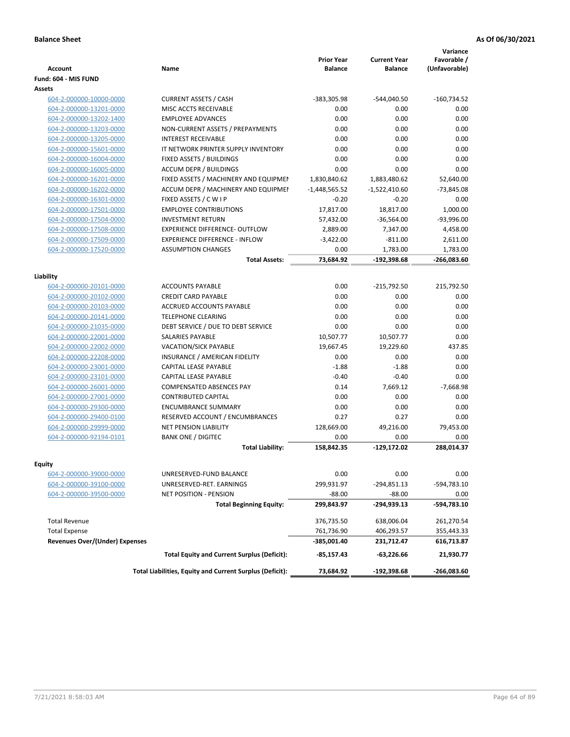**Balance Sheet** **As Of 06/30/2021**

| Account | Name | Prior Year Balance | Current Year Balance | Variance Favorable / (Unfavorable) |
|---|---|---|---|---|
| **Fund: 604 - MIS FUND** | | | | |
| **Assets** | | | | |
| 604-2-000000-10000-0000 | CURRENT ASSETS / CASH | -383,305.98 | -544,040.50 | -160,734.52 |
| 604-2-000000-13201-0000 | MISC ACCTS RECEIVABLE | 0.00 | 0.00 | 0.00 |
| 604-2-000000-13202-1400 | EMPLOYEE ADVANCES | 0.00 | 0.00 | 0.00 |
| 604-2-000000-13203-0000 | NON-CURRENT ASSETS / PREPAYMENTS | 0.00 | 0.00 | 0.00 |
| 604-2-000000-13205-0000 | INTEREST RECEIVABLE | 0.00 | 0.00 | 0.00 |
| 604-2-000000-15601-0000 | IT NETWORK PRINTER SUPPLY INVENTORY | 0.00 | 0.00 | 0.00 |
| 604-2-000000-16004-0000 | FIXED ASSETS / BUILDINGS | 0.00 | 0.00 | 0.00 |
| 604-2-000000-16005-0000 | ACCUM DEPR / BUILDINGS | 0.00 | 0.00 | 0.00 |
| 604-2-000000-16201-0000 | FIXED ASSETS / MACHINERY AND EQUIPMEI | 1,830,840.62 | 1,883,480.62 | 52,640.00 |
| 604-2-000000-16202-0000 | ACCUM DEPR / MACHINERY AND EQUIPMEI | -1,448,565.52 | -1,522,410.60 | -73,845.08 |
| 604-2-000000-16301-0000 | FIXED ASSETS / C W I P | -0.20 | -0.20 | 0.00 |
| 604-2-000000-17501-0000 | EMPLOYEE CONTRIBUTIONS | 17,817.00 | 18,817.00 | 1,000.00 |
| 604-2-000000-17504-0000 | INVESTMENT RETURN | 57,432.00 | -36,564.00 | -93,996.00 |
| 604-2-000000-17508-0000 | EXPERIENCE DIFFERENCE- OUTFLOW | 2,889.00 | 7,347.00 | 4,458.00 |
| 604-2-000000-17509-0000 | EXPERIENCE DIFFERENCE - INFLOW | -3,422.00 | -811.00 | 2,611.00 |
| 604-2-000000-17520-0000 | ASSUMPTION CHANGES | 0.00 | 1,783.00 | 1,783.00 |
| | **Total Assets:** | **73,684.92** | **-192,398.68** | **-266,083.60** |
| **Liability** | | | | |
| 604-2-000000-20101-0000 | ACCOUNTS PAYABLE | 0.00 | -215,792.50 | 215,792.50 |
| 604-2-000000-20102-0000 | CREDIT CARD PAYABLE | 0.00 | 0.00 | 0.00 |
| 604-2-000000-20103-0000 | ACCRUED ACCOUNTS PAYABLE | 0.00 | 0.00 | 0.00 |
| 604-2-000000-20141-0000 | TELEPHONE CLEARING | 0.00 | 0.00 | 0.00 |
| 604-2-000000-21035-0000 | DEBT SERVICE / DUE TO DEBT SERVICE | 0.00 | 0.00 | 0.00 |
| 604-2-000000-22001-0000 | SALARIES PAYABLE | 10,507.77 | 10,507.77 | 0.00 |
| 604-2-000000-22002-0000 | VACATION/SICK PAYABLE | 19,667.45 | 19,229.60 | 437.85 |
| 604-2-000000-22208-0000 | INSURANCE / AMERICAN FIDELITY | 0.00 | 0.00 | 0.00 |
| 604-2-000000-23001-0000 | CAPITAL LEASE PAYABLE | -1.88 | -1.88 | 0.00 |
| 604-2-000000-23101-0000 | CAPITAL LEASE PAYABLE | -0.40 | -0.40 | 0.00 |
| 604-2-000000-26001-0000 | COMPENSATED ABSENCES PAY | 0.14 | 7,669.12 | -7,668.98 |
| 604-2-000000-27001-0000 | CONTRIBUTED CAPITAL | 0.00 | 0.00 | 0.00 |
| 604-2-000000-29300-0000 | ENCUMBRANCE SUMMARY | 0.00 | 0.00 | 0.00 |
| 604-2-000000-29400-0100 | RESERVED ACCOUNT / ENCUMBRANCES | 0.27 | 0.27 | 0.00 |
| 604-2-000000-29999-0000 | NET PENSION LIABILITY | 128,669.00 | 49,216.00 | 79,453.00 |
| 604-2-000000-92194-0101 | BANK ONE / DIGITEC | 0.00 | 0.00 | 0.00 |
| | **Total Liability:** | **158,842.35** | **-129,172.02** | **288,014.37** |
| **Equity** | | | | |
| 604-2-000000-39000-0000 | UNRESERVED-FUND BALANCE | 0.00 | 0.00 | 0.00 |
| 604-2-000000-39100-0000 | UNRESERVED-RET. EARNINGS | 299,931.97 | -294,851.13 | -594,783.10 |
| 604-2-000000-39500-0000 | NET POSITION - PENSION | -88.00 | -88.00 | 0.00 |
| | **Total Beginning Equity:** | **299,843.97** | **-294,939.13** | **-594,783.10** |
| Total Revenue | | 376,735.50 | 638,006.04 | 261,270.54 |
| Total Expense | | 761,736.90 | 406,293.57 | 355,443.33 |
| **Revenues Over/(Under) Expenses** | | **-385,001.40** | **231,712.47** | **616,713.87** |
| | **Total Equity and Current Surplus (Deficit):** | **-85,157.43** | **-63,226.66** | **21,930.77** |
| | **Total Liabilities, Equity and Current Surplus (Deficit):** | **73,684.92** | **-192,398.68** | **-266,083.60** |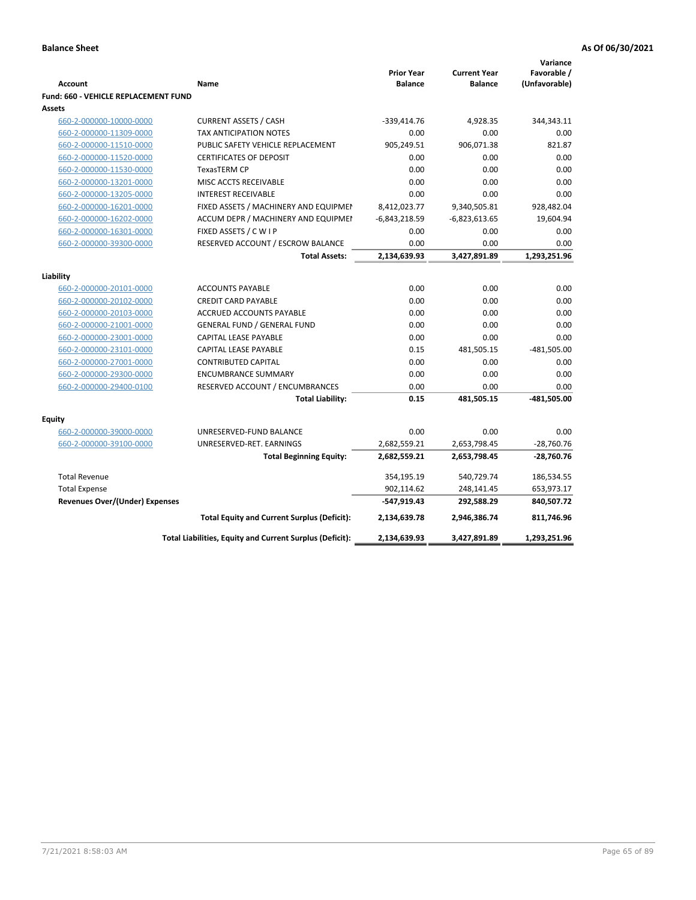**Balance Sheet** **As Of 06/30/2021**

| Account | Name | Prior Year Balance | Current Year Balance | Variance Favorable / (Unfavorable) |
|---|---|---|---|---|
| **Fund: 660 - VEHICLE REPLACEMENT FUND** | | | | |
| **Assets** | | | | |
| 660-2-000000-10000-0000 | CURRENT ASSETS / CASH | -339,414.76 | 4,928.35 | 344,343.11 |
| 660-2-000000-11309-0000 | TAX ANTICIPATION NOTES | 0.00 | 0.00 | 0.00 |
| 660-2-000000-11510-0000 | PUBLIC SAFETY VEHICLE REPLACEMENT | 905,249.51 | 906,071.38 | 821.87 |
| 660-2-000000-11520-0000 | CERTIFICATES OF DEPOSIT | 0.00 | 0.00 | 0.00 |
| 660-2-000000-11530-0000 | TexasTERM CP | 0.00 | 0.00 | 0.00 |
| 660-2-000000-13201-0000 | MISC ACCTS RECEIVABLE | 0.00 | 0.00 | 0.00 |
| 660-2-000000-13205-0000 | INTEREST RECEIVABLE | 0.00 | 0.00 | 0.00 |
| 660-2-000000-16201-0000 | FIXED ASSETS / MACHINERY AND EQUIPMEN | 8,412,023.77 | 9,340,505.81 | 928,482.04 |
| 660-2-000000-16202-0000 | ACCUM DEPR / MACHINERY AND EQUIPMEI | -6,843,218.59 | -6,823,613.65 | 19,604.94 |
| 660-2-000000-16301-0000 | FIXED ASSETS / C W I P | 0.00 | 0.00 | 0.00 |
| 660-2-000000-39300-0000 | RESERVED ACCOUNT / ESCROW BALANCE | 0.00 | 0.00 | 0.00 |
| | **Total Assets:** | **2,134,639.93** | **3,427,891.89** | **1,293,251.96** |
| **Liability** | | | | |
| 660-2-000000-20101-0000 | ACCOUNTS PAYABLE | 0.00 | 0.00 | 0.00 |
| 660-2-000000-20102-0000 | CREDIT CARD PAYABLE | 0.00 | 0.00 | 0.00 |
| 660-2-000000-20103-0000 | ACCRUED ACCOUNTS PAYABLE | 0.00 | 0.00 | 0.00 |
| 660-2-000000-21001-0000 | GENERAL FUND / GENERAL FUND | 0.00 | 0.00 | 0.00 |
| 660-2-000000-23001-0000 | CAPITAL LEASE PAYABLE | 0.00 | 0.00 | 0.00 |
| 660-2-000000-23101-0000 | CAPITAL LEASE PAYABLE | 0.15 | 481,505.15 | -481,505.00 |
| 660-2-000000-27001-0000 | CONTRIBUTED CAPITAL | 0.00 | 0.00 | 0.00 |
| 660-2-000000-29300-0000 | ENCUMBRANCE SUMMARY | 0.00 | 0.00 | 0.00 |
| 660-2-000000-29400-0100 | RESERVED ACCOUNT / ENCUMBRANCES | 0.00 | 0.00 | 0.00 |
| | **Total Liability:** | **0.15** | **481,505.15** | **-481,505.00** |
| **Equity** | | | | |
| 660-2-000000-39000-0000 | UNRESERVED-FUND BALANCE | 0.00 | 0.00 | 0.00 |
| 660-2-000000-39100-0000 | UNRESERVED-RET. EARNINGS | 2,682,559.21 | 2,653,798.45 | -28,760.76 |
| | **Total Beginning Equity:** | **2,682,559.21** | **2,653,798.45** | **-28,760.76** |
| Total Revenue | | 354,195.19 | 540,729.74 | 186,534.55 |
| Total Expense | | 902,114.62 | 248,141.45 | 653,973.17 |
| **Revenues Over/(Under) Expenses** | | **-547,919.43** | **292,588.29** | **840,507.72** |
| | **Total Equity and Current Surplus (Deficit):** | **2,134,639.78** | **2,946,386.74** | **811,746.96** |
| | **Total Liabilities, Equity and Current Surplus (Deficit):** | **2,134,639.93** | **3,427,891.89** | **1,293,251.96** |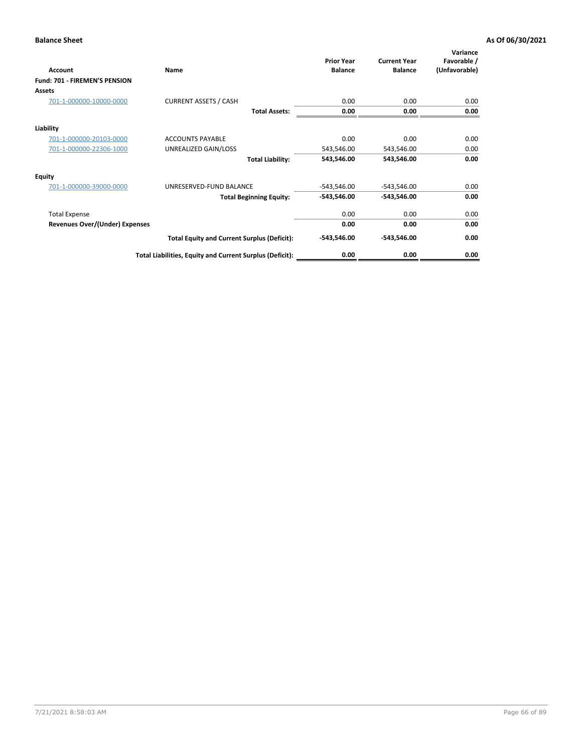**Balance Sheet** **As Of 06/30/2021**

| Account | Name | Prior Year Balance | Current Year Balance | Variance Favorable / (Unfavorable) |
|---|---|---|---|---|
| **Fund: 701 - FIREMEN'S PENSION** | | | | |
| **Assets** | | | | |
| 701-1-000000-10000-0000 | CURRENT ASSETS / CASH | 0.00 | 0.00 | 0.00 |
| | **Total Assets:** | **0.00** | **0.00** | **0.00** |
| **Liability** | | | | |
| 701-1-000000-20103-0000 | ACCOUNTS PAYABLE | 0.00 | 0.00 | 0.00 |
| 701-1-000000-22306-1000 | UNREALIZED GAIN/LOSS | 543,546.00 | 543,546.00 | 0.00 |
| | **Total Liability:** | **543,546.00** | **543,546.00** | **0.00** |
| **Equity** | | | | |
| 701-1-000000-39000-0000 | UNRESERVED-FUND BALANCE | -543,546.00 | -543,546.00 | 0.00 |
| | **Total Beginning Equity:** | **-543,546.00** | **-543,546.00** | **0.00** |
| Total Expense | | 0.00 | 0.00 | 0.00 |
| **Revenues Over/(Under) Expenses** | | **0.00** | **0.00** | **0.00** |
| | **Total Equity and Current Surplus (Deficit):** | **-543,546.00** | **-543,546.00** | **0.00** |
| | **Total Liabilities, Equity and Current Surplus (Deficit):** | **0.00** | **0.00** | **0.00** |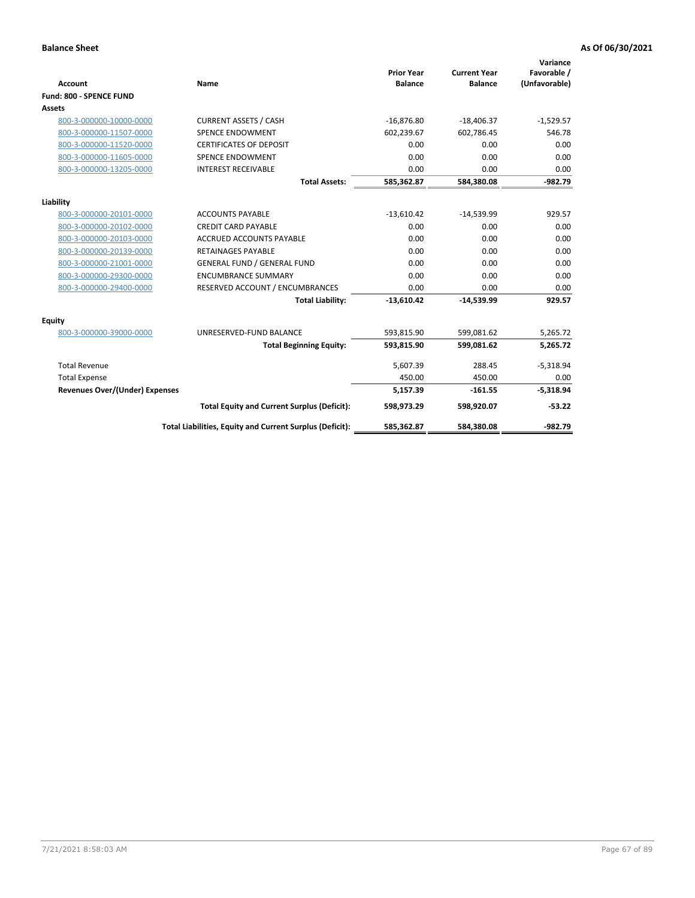**Balance Sheet** **As Of 06/30/2021**

| Account | Name | Prior Year Balance | Current Year Balance | Variance Favorable / (Unfavorable) |
|---|---|---|---|---|
| **Fund: 800 - SPENCE FUND** | | | | |
| **Assets** | | | | |
| 800-3-000000-10000-0000 | CURRENT ASSETS / CASH | -16,876.80 | -18,406.37 | -1,529.57 |
| 800-3-000000-11507-0000 | SPENCE ENDOWMENT | 602,239.67 | 602,786.45 | 546.78 |
| 800-3-000000-11520-0000 | CERTIFICATES OF DEPOSIT | 0.00 | 0.00 | 0.00 |
| 800-3-000000-11605-0000 | SPENCE ENDOWMENT | 0.00 | 0.00 | 0.00 |
| 800-3-000000-13205-0000 | INTEREST RECEIVABLE | 0.00 | 0.00 | 0.00 |
| | **Total Assets:** | **585,362.87** | **584,380.08** | **-982.79** |
| **Liability** | | | | |
| 800-3-000000-20101-0000 | ACCOUNTS PAYABLE | -13,610.42 | -14,539.99 | 929.57 |
| 800-3-000000-20102-0000 | CREDIT CARD PAYABLE | 0.00 | 0.00 | 0.00 |
| 800-3-000000-20103-0000 | ACCRUED ACCOUNTS PAYABLE | 0.00 | 0.00 | 0.00 |
| 800-3-000000-20139-0000 | RETAINAGES PAYABLE | 0.00 | 0.00 | 0.00 |
| 800-3-000000-21001-0000 | GENERAL FUND / GENERAL FUND | 0.00 | 0.00 | 0.00 |
| 800-3-000000-29300-0000 | ENCUMBRANCE SUMMARY | 0.00 | 0.00 | 0.00 |
| 800-3-000000-29400-0000 | RESERVED ACCOUNT / ENCUMBRANCES | 0.00 | 0.00 | 0.00 |
| | **Total Liability:** | **-13,610.42** | **-14,539.99** | **929.57** |
| **Equity** | | | | |
| 800-3-000000-39000-0000 | UNRESERVED-FUND BALANCE | 593,815.90 | 599,081.62 | 5,265.72 |
| | **Total Beginning Equity:** | **593,815.90** | **599,081.62** | **5,265.72** |
| Total Revenue | | 5,607.39 | 288.45 | -5,318.94 |
| Total Expense | | 450.00 | 450.00 | 0.00 |
| **Revenues Over/(Under) Expenses** | | **5,157.39** | **-161.55** | **-5,318.94** |
| | **Total Equity and Current Surplus (Deficit):** | **598,973.29** | **598,920.07** | **-53.22** |
| | **Total Liabilities, Equity and Current Surplus (Deficit):** | **585,362.87** | **584,380.08** | **-982.79** |

7/21/2021 8:58:03 AM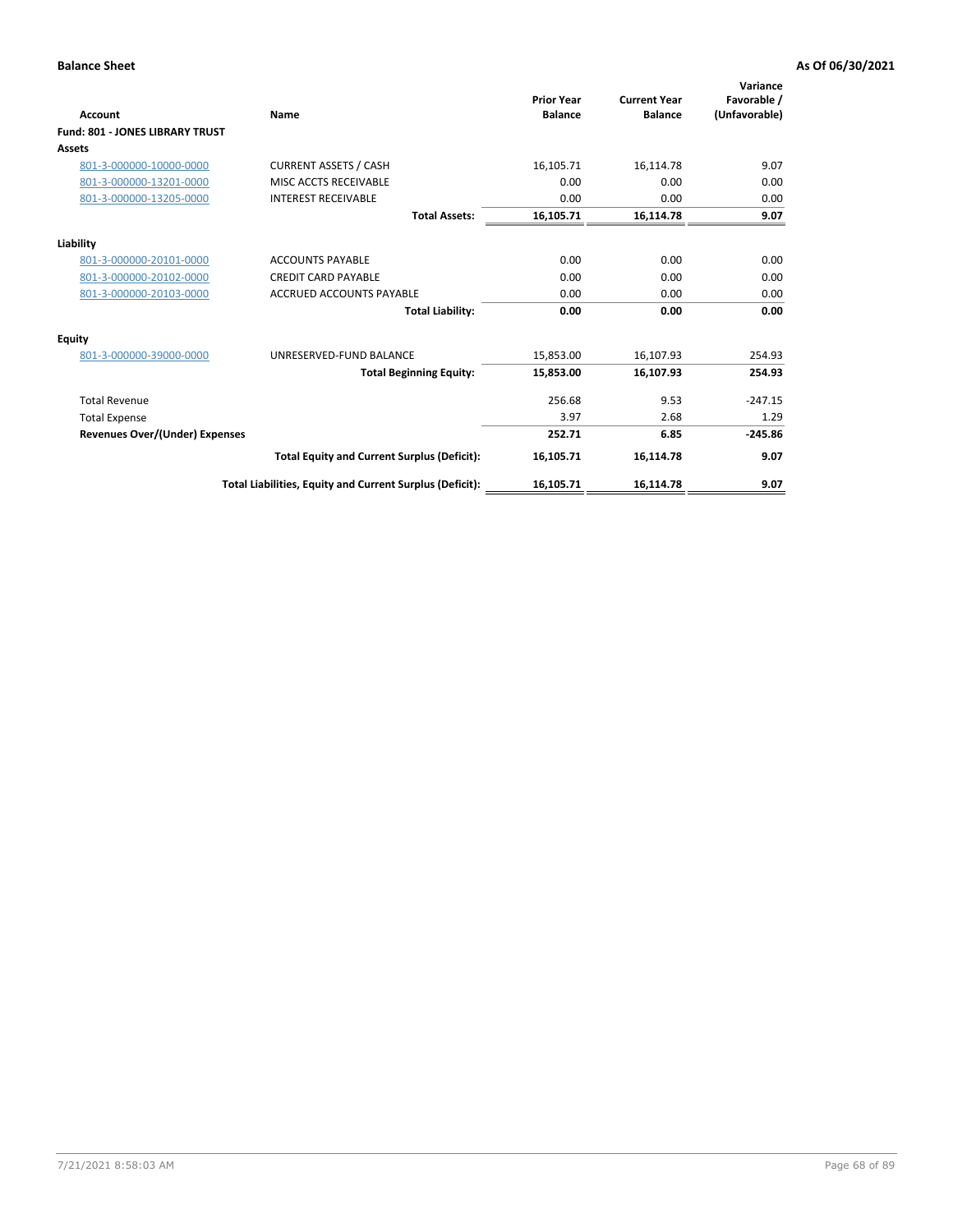**Balance Sheet** **As Of 06/30/2021**

| Account | Name | Prior Year Balance | Current Year Balance | Variance Favorable / (Unfavorable) |
|---|---|---|---|---|
| **Fund: 801 - JONES LIBRARY TRUST** | | | | |
| **Assets** | | | | |
| 801-3-000000-10000-0000 | CURRENT ASSETS / CASH | 16,105.71 | 16,114.78 | 9.07 |
| 801-3-000000-13201-0000 | MISC ACCTS RECEIVABLE | 0.00 | 0.00 | 0.00 |
| 801-3-000000-13205-0000 | INTEREST RECEIVABLE | 0.00 | 0.00 | 0.00 |
| | **Total Assets:** | **16,105.71** | **16,114.78** | **9.07** |
| **Liability** | | | | |
| 801-3-000000-20101-0000 | ACCOUNTS PAYABLE | 0.00 | 0.00 | 0.00 |
| 801-3-000000-20102-0000 | CREDIT CARD PAYABLE | 0.00 | 0.00 | 0.00 |
| 801-3-000000-20103-0000 | ACCRUED ACCOUNTS PAYABLE | 0.00 | 0.00 | 0.00 |
| | **Total Liability:** | **0.00** | **0.00** | **0.00** |
| **Equity** | | | | |
| 801-3-000000-39000-0000 | UNRESERVED-FUND BALANCE | 15,853.00 | 16,107.93 | 254.93 |
| | **Total Beginning Equity:** | **15,853.00** | **16,107.93** | **254.93** |
| Total Revenue | | 256.68 | 9.53 | -247.15 |
| Total Expense | | 3.97 | 2.68 | 1.29 |
| **Revenues Over/(Under) Expenses** | | **252.71** | **6.85** | **-245.86** |
| | **Total Equity and Current Surplus (Deficit):** | **16,105.71** | **16,114.78** | **9.07** |
| | **Total Liabilities, Equity and Current Surplus (Deficit):** | **16,105.71** | **16,114.78** | **9.07** |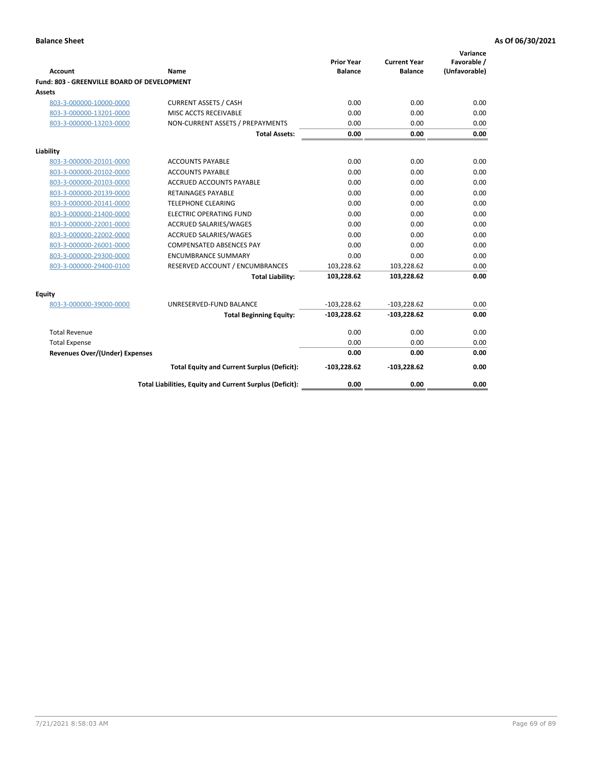**Balance Sheet** **As Of 06/30/2021**

| Account | Name | Prior Year Balance | Current Year Balance | Variance Favorable / (Unfavorable) |
|---|---|---|---|---|
| **Fund: 803 - GREENVILLE BOARD OF DEVELOPMENT** | | | | |
| **Assets** | | | | |
| 803-3-000000-10000-0000 | CURRENT ASSETS / CASH | 0.00 | 0.00 | 0.00 |
| 803-3-000000-13201-0000 | MISC ACCTS RECEIVABLE | 0.00 | 0.00 | 0.00 |
| 803-3-000000-13203-0000 | NON-CURRENT ASSETS / PREPAYMENTS | 0.00 | 0.00 | 0.00 |
| | **Total Assets:** | **0.00** | **0.00** | **0.00** |
| **Liability** | | | | |
| 803-3-000000-20101-0000 | ACCOUNTS PAYABLE | 0.00 | 0.00 | 0.00 |
| 803-3-000000-20102-0000 | ACCOUNTS PAYABLE | 0.00 | 0.00 | 0.00 |
| 803-3-000000-20103-0000 | ACCRUED ACCOUNTS PAYABLE | 0.00 | 0.00 | 0.00 |
| 803-3-000000-20139-0000 | RETAINAGES PAYABLE | 0.00 | 0.00 | 0.00 |
| 803-3-000000-20141-0000 | TELEPHONE CLEARING | 0.00 | 0.00 | 0.00 |
| 803-3-000000-21400-0000 | ELECTRIC OPERATING FUND | 0.00 | 0.00 | 0.00 |
| 803-3-000000-22001-0000 | ACCRUED SALARIES/WAGES | 0.00 | 0.00 | 0.00 |
| 803-3-000000-22002-0000 | ACCRUED SALARIES/WAGES | 0.00 | 0.00 | 0.00 |
| 803-3-000000-26001-0000 | COMPENSATED ABSENCES PAY | 0.00 | 0.00 | 0.00 |
| 803-3-000000-29300-0000 | ENCUMBRANCE SUMMARY | 0.00 | 0.00 | 0.00 |
| 803-3-000000-29400-0100 | RESERVED ACCOUNT / ENCUMBRANCES | 103,228.62 | 103,228.62 | 0.00 |
| | **Total Liability:** | **103,228.62** | **103,228.62** | **0.00** |
| **Equity** | | | | |
| 803-3-000000-39000-0000 | UNRESERVED-FUND BALANCE | -103,228.62 | -103,228.62 | 0.00 |
| | **Total Beginning Equity:** | **-103,228.62** | **-103,228.62** | **0.00** |
| Total Revenue | | 0.00 | 0.00 | 0.00 |
| Total Expense | | 0.00 | 0.00 | 0.00 |
| **Revenues Over/(Under) Expenses** | | **0.00** | **0.00** | **0.00** |
| | **Total Equity and Current Surplus (Deficit):** | **-103,228.62** | **-103,228.62** | **0.00** |
| | **Total Liabilities, Equity and Current Surplus (Deficit):** | **0.00** | **0.00** | **0.00** |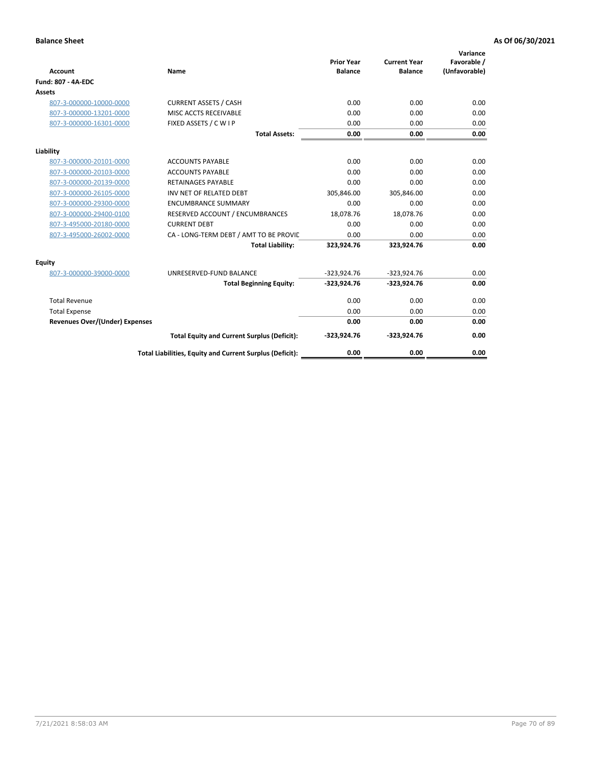**Balance Sheet** **As Of 06/30/2021**

| Account | Name | Prior Year Balance | Current Year Balance | Variance Favorable / (Unfavorable) |
|---|---|---|---|---|
| **Fund: 807 - 4A-EDC** | | | | |
| **Assets** | | | | |
| 807-3-000000-10000-0000 | CURRENT ASSETS / CASH | 0.00 | 0.00 | 0.00 |
| 807-3-000000-13201-0000 | MISC ACCTS RECEIVABLE | 0.00 | 0.00 | 0.00 |
| 807-3-000000-16301-0000 | FIXED ASSETS / C W I P | 0.00 | 0.00 | 0.00 |
| | **Total Assets:** | **0.00** | **0.00** | **0.00** |
| **Liability** | | | | |
| 807-3-000000-20101-0000 | ACCOUNTS PAYABLE | 0.00 | 0.00 | 0.00 |
| 807-3-000000-20103-0000 | ACCOUNTS PAYABLE | 0.00 | 0.00 | 0.00 |
| 807-3-000000-20139-0000 | RETAINAGES PAYABLE | 0.00 | 0.00 | 0.00 |
| 807-3-000000-26105-0000 | INV NET OF RELATED DEBT | 305,846.00 | 305,846.00 | 0.00 |
| 807-3-000000-29300-0000 | ENCUMBRANCE SUMMARY | 0.00 | 0.00 | 0.00 |
| 807-3-000000-29400-0100 | RESERVED ACCOUNT / ENCUMBRANCES | 18,078.76 | 18,078.76 | 0.00 |
| 807-3-495000-20180-0000 | CURRENT DEBT | 0.00 | 0.00 | 0.00 |
| 807-3-495000-26002-0000 | CA - LONG-TERM DEBT / AMT TO BE PROVIC | 0.00 | 0.00 | 0.00 |
| | **Total Liability:** | **323,924.76** | **323,924.76** | **0.00** |
| **Equity** | | | | |
| 807-3-000000-39000-0000 | UNRESERVED-FUND BALANCE | -323,924.76 | -323,924.76 | 0.00 |
| | **Total Beginning Equity:** | **-323,924.76** | **-323,924.76** | **0.00** |
| Total Revenue | | 0.00 | 0.00 | 0.00 |
| Total Expense | | 0.00 | 0.00 | 0.00 |
| **Revenues Over/(Under) Expenses** | | **0.00** | **0.00** | **0.00** |
| | **Total Equity and Current Surplus (Deficit):** | **-323,924.76** | **-323,924.76** | **0.00** |
| | **Total Liabilities, Equity and Current Surplus (Deficit):** | **0.00** | **0.00** | **0.00** |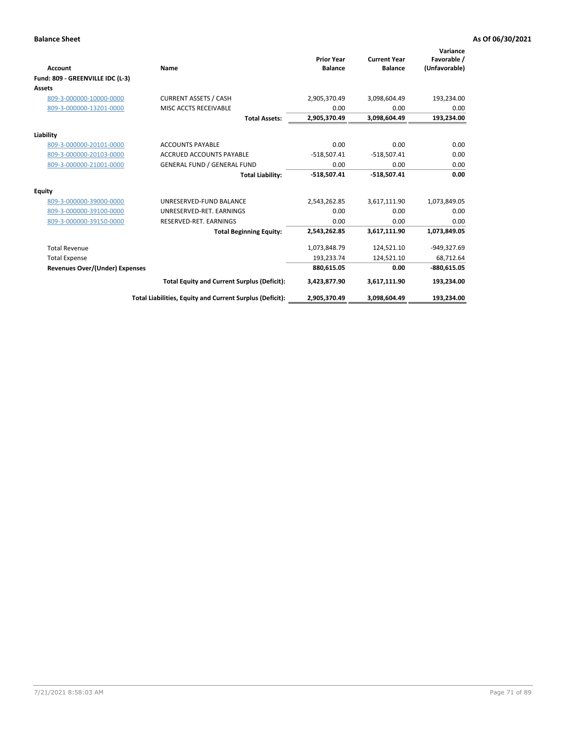**Balance Sheet** **As Of 06/30/2021**

| Account | Name | Prior Year Balance | Current Year Balance | Variance Favorable / (Unfavorable) |
|---|---|---|---|---|
| **Fund: 809 - GREENVILLE IDC (L-3)** | | | | |
| **Assets** | | | | |
| 809-3-000000-10000-0000 | CURRENT ASSETS / CASH | 2,905,370.49 | 3,098,604.49 | 193,234.00 |
| 809-3-000000-13201-0000 | MISC ACCTS RECEIVABLE | 0.00 | 0.00 | 0.00 |
| | **Total Assets:** | **2,905,370.49** | **3,098,604.49** | **193,234.00** |
| **Liability** | | | | |
| 809-3-000000-20101-0000 | ACCOUNTS PAYABLE | 0.00 | 0.00 | 0.00 |
| 809-3-000000-20103-0000 | ACCRUED ACCOUNTS PAYABLE | -518,507.41 | -518,507.41 | 0.00 |
| 809-3-000000-21001-0000 | GENERAL FUND / GENERAL FUND | 0.00 | 0.00 | 0.00 |
| | **Total Liability:** | **-518,507.41** | **-518,507.41** | **0.00** |
| **Equity** | | | | |
| 809-3-000000-39000-0000 | UNRESERVED-FUND BALANCE | 2,543,262.85 | 3,617,111.90 | 1,073,849.05 |
| 809-3-000000-39100-0000 | UNRESERVED-RET. EARNINGS | 0.00 | 0.00 | 0.00 |
| 809-3-000000-39150-0000 | RESERVED-RET. EARNINGS | 0.00 | 0.00 | 0.00 |
| | **Total Beginning Equity:** | **2,543,262.85** | **3,617,111.90** | **1,073,849.05** |
| Total Revenue | | 1,073,848.79 | 124,521.10 | -949,327.69 |
| Total Expense | | 193,233.74 | 124,521.10 | 68,712.64 |
| **Revenues Over/(Under) Expenses** | | **880,615.05** | **0.00** | **-880,615.05** |
| | **Total Equity and Current Surplus (Deficit):** | **3,423,877.90** | **3,617,111.90** | **193,234.00** |
| | **Total Liabilities, Equity and Current Surplus (Deficit):** | **2,905,370.49** | **3,098,604.49** | **193,234.00** |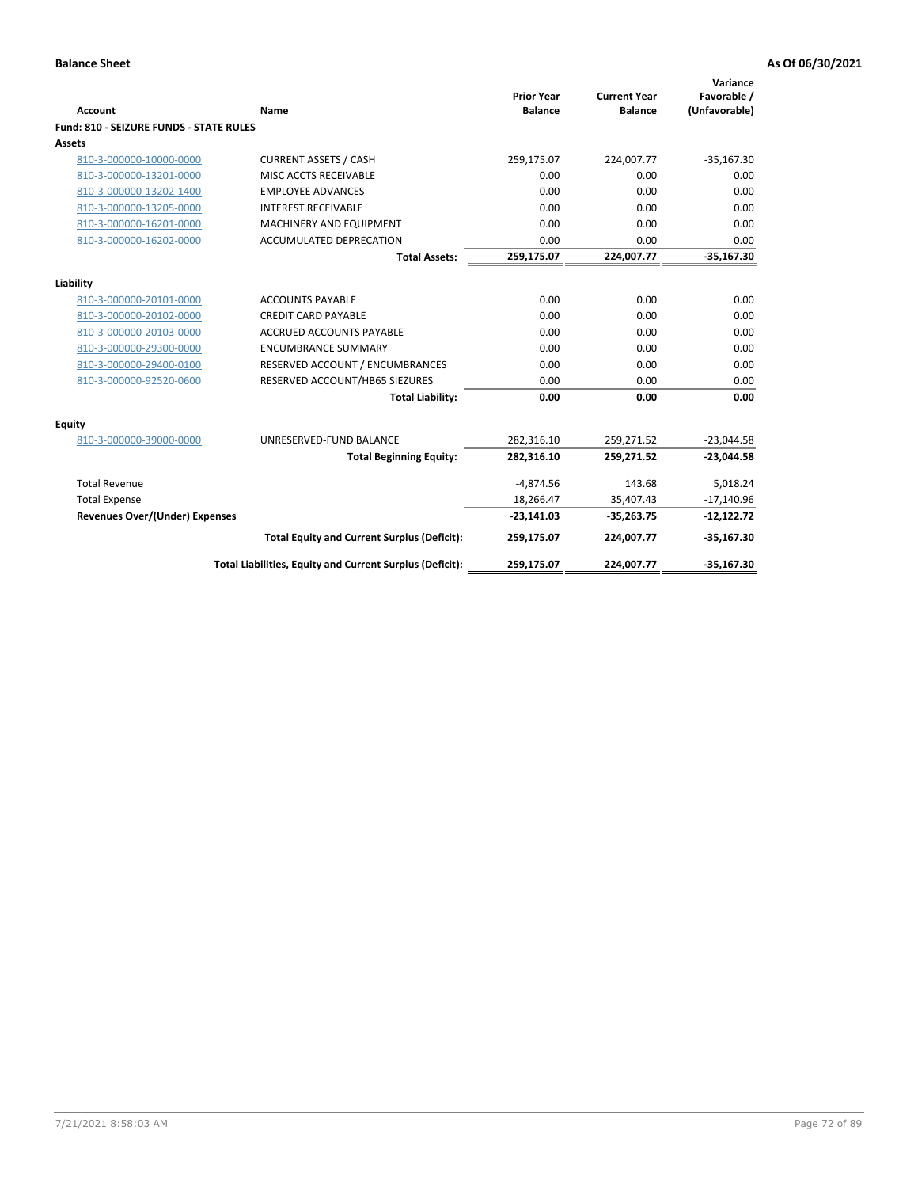**Balance Sheet** **As Of 06/30/2021**

| Account | Name | Prior Year Balance | Current Year Balance | Variance Favorable / (Unfavorable) |
|---|---|---|---|---|
| **Fund: 810 - SEIZURE FUNDS - STATE RULES** | | | | |
| **Assets** | | | | |
| 810-3-000000-10000-0000 | CURRENT ASSETS / CASH | 259,175.07 | 224,007.77 | -35,167.30 |
| 810-3-000000-13201-0000 | MISC ACCTS RECEIVABLE | 0.00 | 0.00 | 0.00 |
| 810-3-000000-13202-1400 | EMPLOYEE ADVANCES | 0.00 | 0.00 | 0.00 |
| 810-3-000000-13205-0000 | INTEREST RECEIVABLE | 0.00 | 0.00 | 0.00 |
| 810-3-000000-16201-0000 | MACHINERY AND EQUIPMENT | 0.00 | 0.00 | 0.00 |
| 810-3-000000-16202-0000 | ACCUMULATED DEPRECATION | 0.00 | 0.00 | 0.00 |
| | **Total Assets:** | **259,175.07** | **224,007.77** | **-35,167.30** |
| **Liability** | | | | |
| 810-3-000000-20101-0000 | ACCOUNTS PAYABLE | 0.00 | 0.00 | 0.00 |
| 810-3-000000-20102-0000 | CREDIT CARD PAYABLE | 0.00 | 0.00 | 0.00 |
| 810-3-000000-20103-0000 | ACCRUED ACCOUNTS PAYABLE | 0.00 | 0.00 | 0.00 |
| 810-3-000000-29300-0000 | ENCUMBRANCE SUMMARY | 0.00 | 0.00 | 0.00 |
| 810-3-000000-29400-0100 | RESERVED ACCOUNT / ENCUMBRANCES | 0.00 | 0.00 | 0.00 |
| 810-3-000000-92520-0600 | RESERVED ACCOUNT/HB65 SIEZURES | 0.00 | 0.00 | 0.00 |
| | **Total Liability:** | **0.00** | **0.00** | **0.00** |
| **Equity** | | | | |
| 810-3-000000-39000-0000 | UNRESERVED-FUND BALANCE | 282,316.10 | 259,271.52 | -23,044.58 |
| | **Total Beginning Equity:** | **282,316.10** | **259,271.52** | **-23,044.58** |
| Total Revenue | | -4,874.56 | 143.68 | 5,018.24 |
| Total Expense | | 18,266.47 | 35,407.43 | -17,140.96 |
| **Revenues Over/(Under) Expenses** | | **-23,141.03** | **-35,263.75** | **-12,122.72** |
| | **Total Equity and Current Surplus (Deficit):** | **259,175.07** | **224,007.77** | **-35,167.30** |
| | **Total Liabilities, Equity and Current Surplus (Deficit):** | **259,175.07** | **224,007.77** | **-35,167.30** |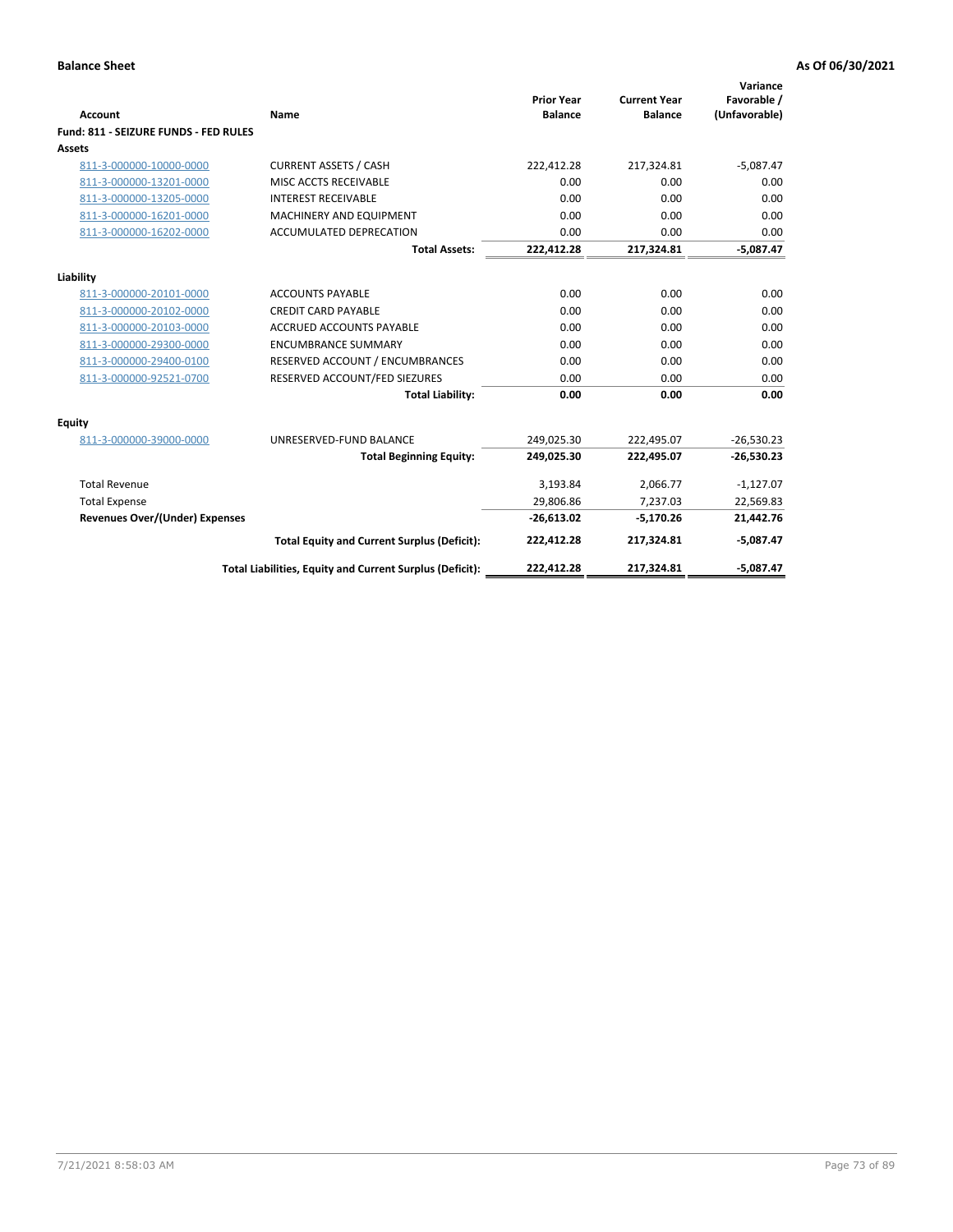**Balance Sheet** — **As Of 06/30/2021**

| Account | Name | Prior Year Balance | Current Year Balance | Variance Favorable / (Unfavorable) |
|---|---|---|---|---|
| **Fund: 811 - SEIZURE FUNDS - FED RULES** | | | | |
| **Assets** | | | | |
| 811-3-000000-10000-0000 | CURRENT ASSETS / CASH | 222,412.28 | 217,324.81 | -5,087.47 |
| 811-3-000000-13201-0000 | MISC ACCTS RECEIVABLE | 0.00 | 0.00 | 0.00 |
| 811-3-000000-13205-0000 | INTEREST RECEIVABLE | 0.00 | 0.00 | 0.00 |
| 811-3-000000-16201-0000 | MACHINERY AND EQUIPMENT | 0.00 | 0.00 | 0.00 |
| 811-3-000000-16202-0000 | ACCUMULATED DEPRECATION | 0.00 | 0.00 | 0.00 |
| | **Total Assets:** | **222,412.28** | **217,324.81** | **-5,087.47** |
| **Liability** | | | | |
| 811-3-000000-20101-0000 | ACCOUNTS PAYABLE | 0.00 | 0.00 | 0.00 |
| 811-3-000000-20102-0000 | CREDIT CARD PAYABLE | 0.00 | 0.00 | 0.00 |
| 811-3-000000-20103-0000 | ACCRUED ACCOUNTS PAYABLE | 0.00 | 0.00 | 0.00 |
| 811-3-000000-29300-0000 | ENCUMBRANCE SUMMARY | 0.00 | 0.00 | 0.00 |
| 811-3-000000-29400-0100 | RESERVED ACCOUNT / ENCUMBRANCES | 0.00 | 0.00 | 0.00 |
| 811-3-000000-92521-0700 | RESERVED ACCOUNT/FED SIEZURES | 0.00 | 0.00 | 0.00 |
| | **Total Liability:** | **0.00** | **0.00** | **0.00** |
| **Equity** | | | | |
| 811-3-000000-39000-0000 | UNRESERVED-FUND BALANCE | 249,025.30 | 222,495.07 | -26,530.23 |
| | **Total Beginning Equity:** | **249,025.30** | **222,495.07** | **-26,530.23** |
| Total Revenue | | 3,193.84 | 2,066.77 | -1,127.07 |
| Total Expense | | 29,806.86 | 7,237.03 | 22,569.83 |
| **Revenues Over/(Under) Expenses** | | **-26,613.02** | **-5,170.26** | **21,442.76** |
| | **Total Equity and Current Surplus (Deficit):** | **222,412.28** | **217,324.81** | **-5,087.47** |
| | **Total Liabilities, Equity and Current Surplus (Deficit):** | **222,412.28** | **217,324.81** | **-5,087.47** |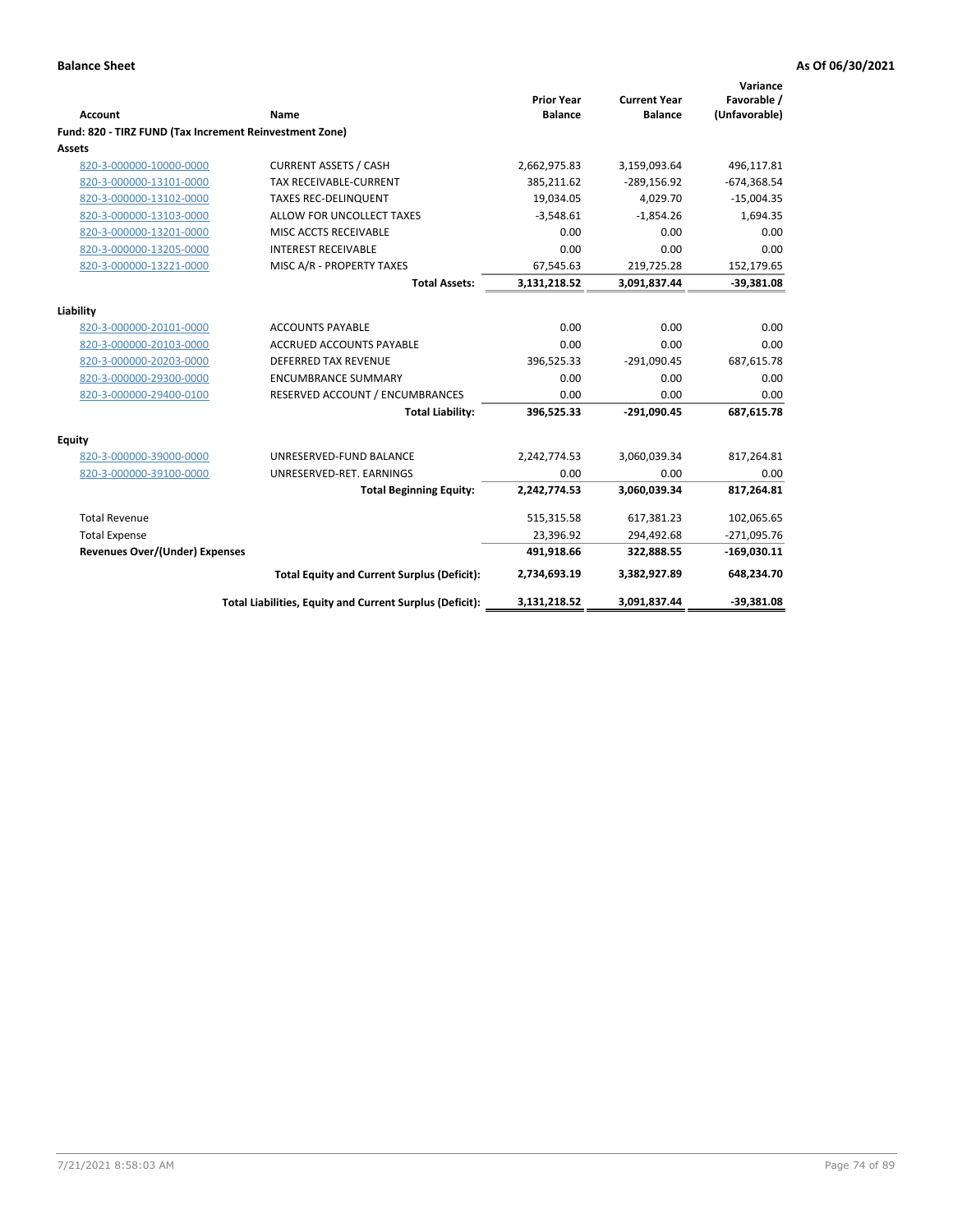**Balance Sheet** **As Of 06/30/2021**

| Account | Name | Prior Year Balance | Current Year Balance | Variance Favorable / (Unfavorable) |
|---|---|---|---|---|
| **Fund: 820 - TIRZ FUND (Tax Increment Reinvestment Zone)** | | | | |
| **Assets** | | | | |
| 820-3-000000-10000-0000 | CURRENT ASSETS / CASH | 2,662,975.83 | 3,159,093.64 | 496,117.81 |
| 820-3-000000-13101-0000 | TAX RECEIVABLE-CURRENT | 385,211.62 | -289,156.92 | -674,368.54 |
| 820-3-000000-13102-0000 | TAXES REC-DELINQUENT | 19,034.05 | 4,029.70 | -15,004.35 |
| 820-3-000000-13103-0000 | ALLOW FOR UNCOLLECT TAXES | -3,548.61 | -1,854.26 | 1,694.35 |
| 820-3-000000-13201-0000 | MISC ACCTS RECEIVABLE | 0.00 | 0.00 | 0.00 |
| 820-3-000000-13205-0000 | INTEREST RECEIVABLE | 0.00 | 0.00 | 0.00 |
| 820-3-000000-13221-0000 | MISC A/R - PROPERTY TAXES | 67,545.63 | 219,725.28 | 152,179.65 |
| | **Total Assets:** | **3,131,218.52** | **3,091,837.44** | **-39,381.08** |
| **Liability** | | | | |
| 820-3-000000-20101-0000 | ACCOUNTS PAYABLE | 0.00 | 0.00 | 0.00 |
| 820-3-000000-20103-0000 | ACCRUED ACCOUNTS PAYABLE | 0.00 | 0.00 | 0.00 |
| 820-3-000000-20203-0000 | DEFERRED TAX REVENUE | 396,525.33 | -291,090.45 | 687,615.78 |
| 820-3-000000-29300-0000 | ENCUMBRANCE SUMMARY | 0.00 | 0.00 | 0.00 |
| 820-3-000000-29400-0100 | RESERVED ACCOUNT / ENCUMBRANCES | 0.00 | 0.00 | 0.00 |
| | **Total Liability:** | **396,525.33** | **-291,090.45** | **687,615.78** |
| **Equity** | | | | |
| 820-3-000000-39000-0000 | UNRESERVED-FUND BALANCE | 2,242,774.53 | 3,060,039.34 | 817,264.81 |
| 820-3-000000-39100-0000 | UNRESERVED-RET. EARNINGS | 0.00 | 0.00 | 0.00 |
| | **Total Beginning Equity:** | **2,242,774.53** | **3,060,039.34** | **817,264.81** |
| Total Revenue | | 515,315.58 | 617,381.23 | 102,065.65 |
| Total Expense | | 23,396.92 | 294,492.68 | -271,095.76 |
| **Revenues Over/(Under) Expenses** | | **491,918.66** | **322,888.55** | **-169,030.11** |
| | **Total Equity and Current Surplus (Deficit):** | **2,734,693.19** | **3,382,927.89** | **648,234.70** |
| | **Total Liabilities, Equity and Current Surplus (Deficit):** | **3,131,218.52** | **3,091,837.44** | **-39,381.08** |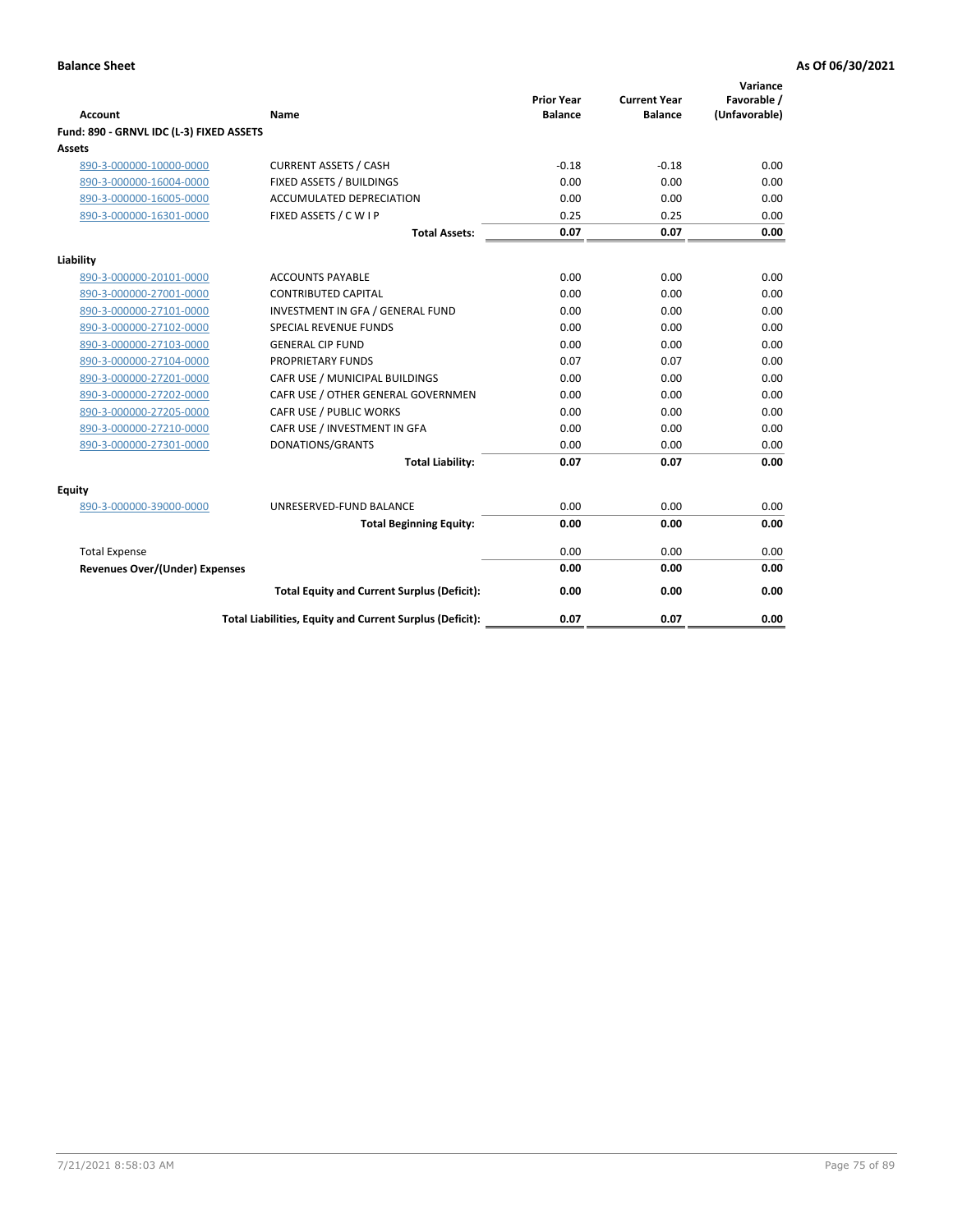**Balance Sheet** **As Of 06/30/2021**

| Account | Name | Prior Year Balance | Current Year Balance | Variance Favorable / (Unfavorable) |
|---|---|---|---|---|
| **Fund: 890 - GRNVL IDC (L-3) FIXED ASSETS** | | | | |
| **Assets** | | | | |
| 890-3-000000-10000-0000 | CURRENT ASSETS / CASH | -0.18 | -0.18 | 0.00 |
| 890-3-000000-16004-0000 | FIXED ASSETS / BUILDINGS | 0.00 | 0.00 | 0.00 |
| 890-3-000000-16005-0000 | ACCUMULATED DEPRECIATION | 0.00 | 0.00 | 0.00 |
| 890-3-000000-16301-0000 | FIXED ASSETS / C W I P | 0.25 | 0.25 | 0.00 |
| | **Total Assets:** | **0.07** | **0.07** | **0.00** |
| **Liability** | | | | |
| 890-3-000000-20101-0000 | ACCOUNTS PAYABLE | 0.00 | 0.00 | 0.00 |
| 890-3-000000-27001-0000 | CONTRIBUTED CAPITAL | 0.00 | 0.00 | 0.00 |
| 890-3-000000-27101-0000 | INVESTMENT IN GFA / GENERAL FUND | 0.00 | 0.00 | 0.00 |
| 890-3-000000-27102-0000 | SPECIAL REVENUE FUNDS | 0.00 | 0.00 | 0.00 |
| 890-3-000000-27103-0000 | GENERAL CIP FUND | 0.00 | 0.00 | 0.00 |
| 890-3-000000-27104-0000 | PROPRIETARY FUNDS | 0.07 | 0.07 | 0.00 |
| 890-3-000000-27201-0000 | CAFR USE / MUNICIPAL BUILDINGS | 0.00 | 0.00 | 0.00 |
| 890-3-000000-27202-0000 | CAFR USE / OTHER GENERAL GOVERNMEN | 0.00 | 0.00 | 0.00 |
| 890-3-000000-27205-0000 | CAFR USE / PUBLIC WORKS | 0.00 | 0.00 | 0.00 |
| 890-3-000000-27210-0000 | CAFR USE / INVESTMENT IN GFA | 0.00 | 0.00 | 0.00 |
| 890-3-000000-27301-0000 | DONATIONS/GRANTS | 0.00 | 0.00 | 0.00 |
| | **Total Liability:** | **0.07** | **0.07** | **0.00** |
| **Equity** | | | | |
| 890-3-000000-39000-0000 | UNRESERVED-FUND BALANCE | 0.00 | 0.00 | 0.00 |
| | **Total Beginning Equity:** | **0.00** | **0.00** | **0.00** |
| Total Expense | | 0.00 | 0.00 | 0.00 |
| **Revenues Over/(Under) Expenses** | | **0.00** | **0.00** | **0.00** |
| | **Total Equity and Current Surplus (Deficit):** | **0.00** | **0.00** | **0.00** |
| | **Total Liabilities, Equity and Current Surplus (Deficit):** | **0.07** | **0.07** | **0.00** |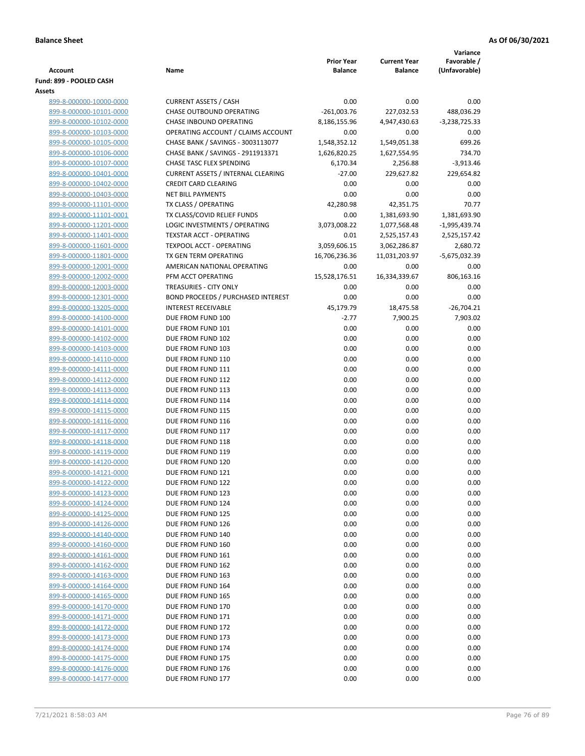**Balance Sheet** **As Of 06/30/2021**

| Account | Name | Prior Year Balance | Current Year Balance | Variance Favorable / (Unfavorable) |
|---|---|---|---|---|
| **Fund: 899 - POOLED CASH** | | | | |
| **Assets** | | | | |
| 899-8-000000-10000-0000 | CURRENT ASSETS / CASH | 0.00 | 0.00 | 0.00 |
| 899-8-000000-10101-0000 | CHASE OUTBOUND OPERATING | -261,003.76 | 227,032.53 | 488,036.29 |
| 899-8-000000-10102-0000 | CHASE INBOUND OPERATING | 8,186,155.96 | 4,947,430.63 | -3,238,725.33 |
| 899-8-000000-10103-0000 | OPERATING ACCOUNT / CLAIMS ACCOUNT | 0.00 | 0.00 | 0.00 |
| 899-8-000000-10105-0000 | CHASE BANK / SAVINGS - 3003113077 | 1,548,352.12 | 1,549,051.38 | 699.26 |
| 899-8-000000-10106-0000 | CHASE BANK / SAVINGS - 2911913371 | 1,626,820.25 | 1,627,554.95 | 734.70 |
| 899-8-000000-10107-0000 | CHASE TASC FLEX SPENDING | 6,170.34 | 2,256.88 | -3,913.46 |
| 899-8-000000-10401-0000 | CURRENT ASSETS / INTERNAL CLEARING | -27.00 | 229,627.82 | 229,654.82 |
| 899-8-000000-10402-0000 | CREDIT CARD CLEARING | 0.00 | 0.00 | 0.00 |
| 899-8-000000-10403-0000 | NET BILL PAYMENTS | 0.00 | 0.00 | 0.00 |
| 899-8-000000-11101-0000 | TX CLASS / OPERATING | 42,280.98 | 42,351.75 | 70.77 |
| 899-8-000000-11101-0001 | TX CLASS/COVID RELIEF FUNDS | 0.00 | 1,381,693.90 | 1,381,693.90 |
| 899-8-000000-11201-0000 | LOGIC INVESTMENTS / OPERATING | 3,073,008.22 | 1,077,568.48 | -1,995,439.74 |
| 899-8-000000-11401-0000 | TEXSTAR ACCT - OPERATING | 0.01 | 2,525,157.43 | 2,525,157.42 |
| 899-8-000000-11601-0000 | TEXPOOL ACCT - OPERATING | 3,059,606.15 | 3,062,286.87 | 2,680.72 |
| 899-8-000000-11801-0000 | TX GEN TERM OPERATING | 16,706,236.36 | 11,031,203.97 | -5,675,032.39 |
| 899-8-000000-12001-0000 | AMERICAN NATIONAL OPERATING | 0.00 | 0.00 | 0.00 |
| 899-8-000000-12002-0000 | PFM ACCT OPERATING | 15,528,176.51 | 16,334,339.67 | 806,163.16 |
| 899-8-000000-12003-0000 | TREASURIES - CITY ONLY | 0.00 | 0.00 | 0.00 |
| 899-8-000000-12301-0000 | BOND PROCEEDS / PURCHASED INTEREST | 0.00 | 0.00 | 0.00 |
| 899-8-000000-13205-0000 | INTEREST RECEIVABLE | 45,179.79 | 18,475.58 | -26,704.21 |
| 899-8-000000-14100-0000 | DUE FROM FUND 100 | -2.77 | 7,900.25 | 7,903.02 |
| 899-8-000000-14101-0000 | DUE FROM FUND 101 | 0.00 | 0.00 | 0.00 |
| 899-8-000000-14102-0000 | DUE FROM FUND 102 | 0.00 | 0.00 | 0.00 |
| 899-8-000000-14103-0000 | DUE FROM FUND 103 | 0.00 | 0.00 | 0.00 |
| 899-8-000000-14110-0000 | DUE FROM FUND 110 | 0.00 | 0.00 | 0.00 |
| 899-8-000000-14111-0000 | DUE FROM FUND 111 | 0.00 | 0.00 | 0.00 |
| 899-8-000000-14112-0000 | DUE FROM FUND 112 | 0.00 | 0.00 | 0.00 |
| 899-8-000000-14113-0000 | DUE FROM FUND 113 | 0.00 | 0.00 | 0.00 |
| 899-8-000000-14114-0000 | DUE FROM FUND 114 | 0.00 | 0.00 | 0.00 |
| 899-8-000000-14115-0000 | DUE FROM FUND 115 | 0.00 | 0.00 | 0.00 |
| 899-8-000000-14116-0000 | DUE FROM FUND 116 | 0.00 | 0.00 | 0.00 |
| 899-8-000000-14117-0000 | DUE FROM FUND 117 | 0.00 | 0.00 | 0.00 |
| 899-8-000000-14118-0000 | DUE FROM FUND 118 | 0.00 | 0.00 | 0.00 |
| 899-8-000000-14119-0000 | DUE FROM FUND 119 | 0.00 | 0.00 | 0.00 |
| 899-8-000000-14120-0000 | DUE FROM FUND 120 | 0.00 | 0.00 | 0.00 |
| 899-8-000000-14121-0000 | DUE FROM FUND 121 | 0.00 | 0.00 | 0.00 |
| 899-8-000000-14122-0000 | DUE FROM FUND 122 | 0.00 | 0.00 | 0.00 |
| 899-8-000000-14123-0000 | DUE FROM FUND 123 | 0.00 | 0.00 | 0.00 |
| 899-8-000000-14124-0000 | DUE FROM FUND 124 | 0.00 | 0.00 | 0.00 |
| 899-8-000000-14125-0000 | DUE FROM FUND 125 | 0.00 | 0.00 | 0.00 |
| 899-8-000000-14126-0000 | DUE FROM FUND 126 | 0.00 | 0.00 | 0.00 |
| 899-8-000000-14140-0000 | DUE FROM FUND 140 | 0.00 | 0.00 | 0.00 |
| 899-8-000000-14160-0000 | DUE FROM FUND 160 | 0.00 | 0.00 | 0.00 |
| 899-8-000000-14161-0000 | DUE FROM FUND 161 | 0.00 | 0.00 | 0.00 |
| 899-8-000000-14162-0000 | DUE FROM FUND 162 | 0.00 | 0.00 | 0.00 |
| 899-8-000000-14163-0000 | DUE FROM FUND 163 | 0.00 | 0.00 | 0.00 |
| 899-8-000000-14164-0000 | DUE FROM FUND 164 | 0.00 | 0.00 | 0.00 |
| 899-8-000000-14165-0000 | DUE FROM FUND 165 | 0.00 | 0.00 | 0.00 |
| 899-8-000000-14170-0000 | DUE FROM FUND 170 | 0.00 | 0.00 | 0.00 |
| 899-8-000000-14171-0000 | DUE FROM FUND 171 | 0.00 | 0.00 | 0.00 |
| 899-8-000000-14172-0000 | DUE FROM FUND 172 | 0.00 | 0.00 | 0.00 |
| 899-8-000000-14173-0000 | DUE FROM FUND 173 | 0.00 | 0.00 | 0.00 |
| 899-8-000000-14174-0000 | DUE FROM FUND 174 | 0.00 | 0.00 | 0.00 |
| 899-8-000000-14175-0000 | DUE FROM FUND 175 | 0.00 | 0.00 | 0.00 |
| 899-8-000000-14176-0000 | DUE FROM FUND 176 | 0.00 | 0.00 | 0.00 |
| 899-8-000000-14177-0000 | DUE FROM FUND 177 | 0.00 | 0.00 | 0.00 |

7/21/2021 8:58:03 AM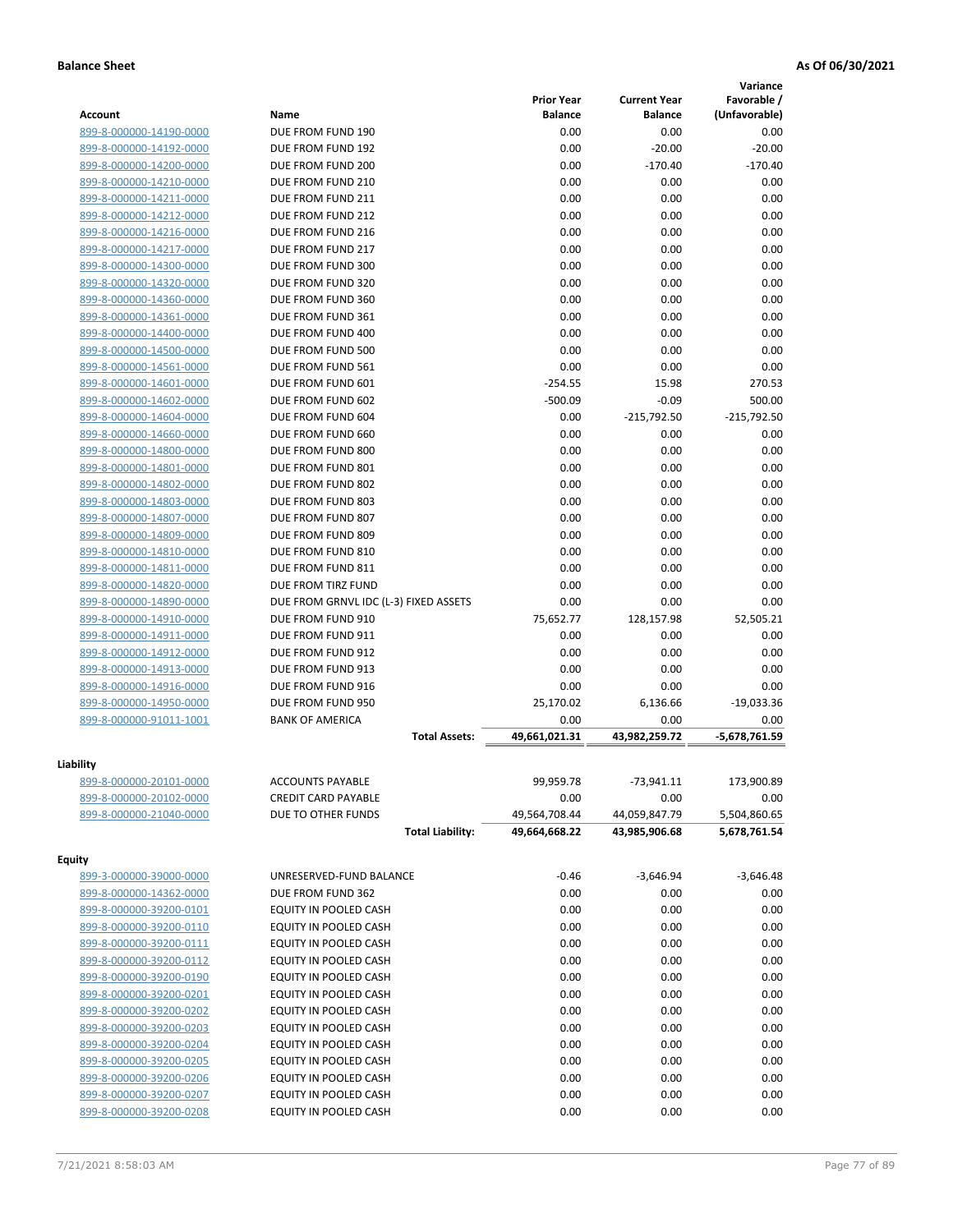**Balance Sheet** **As Of 06/30/2021**

| Account | Name | Prior Year Balance | Current Year Balance | Variance Favorable / (Unfavorable) |
|---|---|---|---|---|
| 899-8-000000-14190-0000 | DUE FROM FUND 190 | 0.00 | 0.00 | 0.00 |
| 899-8-000000-14192-0000 | DUE FROM FUND 192 | 0.00 | -20.00 | -20.00 |
| 899-8-000000-14200-0000 | DUE FROM FUND 200 | 0.00 | -170.40 | -170.40 |
| 899-8-000000-14210-0000 | DUE FROM FUND 210 | 0.00 | 0.00 | 0.00 |
| 899-8-000000-14211-0000 | DUE FROM FUND 211 | 0.00 | 0.00 | 0.00 |
| 899-8-000000-14212-0000 | DUE FROM FUND 212 | 0.00 | 0.00 | 0.00 |
| 899-8-000000-14216-0000 | DUE FROM FUND 216 | 0.00 | 0.00 | 0.00 |
| 899-8-000000-14217-0000 | DUE FROM FUND 217 | 0.00 | 0.00 | 0.00 |
| 899-8-000000-14300-0000 | DUE FROM FUND 300 | 0.00 | 0.00 | 0.00 |
| 899-8-000000-14320-0000 | DUE FROM FUND 320 | 0.00 | 0.00 | 0.00 |
| 899-8-000000-14360-0000 | DUE FROM FUND 360 | 0.00 | 0.00 | 0.00 |
| 899-8-000000-14361-0000 | DUE FROM FUND 361 | 0.00 | 0.00 | 0.00 |
| 899-8-000000-14400-0000 | DUE FROM FUND 400 | 0.00 | 0.00 | 0.00 |
| 899-8-000000-14500-0000 | DUE FROM FUND 500 | 0.00 | 0.00 | 0.00 |
| 899-8-000000-14561-0000 | DUE FROM FUND 561 | 0.00 | 0.00 | 0.00 |
| 899-8-000000-14601-0000 | DUE FROM FUND 601 | -254.55 | 15.98 | 270.53 |
| 899-8-000000-14602-0000 | DUE FROM FUND 602 | -500.09 | -0.09 | 500.00 |
| 899-8-000000-14604-0000 | DUE FROM FUND 604 | 0.00 | -215,792.50 | -215,792.50 |
| 899-8-000000-14660-0000 | DUE FROM FUND 660 | 0.00 | 0.00 | 0.00 |
| 899-8-000000-14800-0000 | DUE FROM FUND 800 | 0.00 | 0.00 | 0.00 |
| 899-8-000000-14801-0000 | DUE FROM FUND 801 | 0.00 | 0.00 | 0.00 |
| 899-8-000000-14802-0000 | DUE FROM FUND 802 | 0.00 | 0.00 | 0.00 |
| 899-8-000000-14803-0000 | DUE FROM FUND 803 | 0.00 | 0.00 | 0.00 |
| 899-8-000000-14807-0000 | DUE FROM FUND 807 | 0.00 | 0.00 | 0.00 |
| 899-8-000000-14809-0000 | DUE FROM FUND 809 | 0.00 | 0.00 | 0.00 |
| 899-8-000000-14810-0000 | DUE FROM FUND 810 | 0.00 | 0.00 | 0.00 |
| 899-8-000000-14811-0000 | DUE FROM FUND 811 | 0.00 | 0.00 | 0.00 |
| 899-8-000000-14820-0000 | DUE FROM TIRZ FUND | 0.00 | 0.00 | 0.00 |
| 899-8-000000-14890-0000 | DUE FROM GRNVL IDC (L-3) FIXED ASSETS | 0.00 | 0.00 | 0.00 |
| 899-8-000000-14910-0000 | DUE FROM FUND 910 | 75,652.77 | 128,157.98 | 52,505.21 |
| 899-8-000000-14911-0000 | DUE FROM FUND 911 | 0.00 | 0.00 | 0.00 |
| 899-8-000000-14912-0000 | DUE FROM FUND 912 | 0.00 | 0.00 | 0.00 |
| 899-8-000000-14913-0000 | DUE FROM FUND 913 | 0.00 | 0.00 | 0.00 |
| 899-8-000000-14916-0000 | DUE FROM FUND 916 | 0.00 | 0.00 | 0.00 |
| 899-8-000000-14950-0000 | DUE FROM FUND 950 | 25,170.02 | 6,136.66 | -19,033.36 |
| 899-8-000000-91011-1001 | BANK OF AMERICA | 0.00 | 0.00 | 0.00 |
| | **Total Assets:** | **49,661,021.31** | **43,982,259.72** | **-5,678,761.59** |

**Liability**

| Account | Name | Prior Year Balance | Current Year Balance | Variance Favorable / (Unfavorable) |
|---|---|---|---|---|
| 899-8-000000-20101-0000 | ACCOUNTS PAYABLE | 99,959.78 | -73,941.11 | 173,900.89 |
| 899-8-000000-20102-0000 | CREDIT CARD PAYABLE | 0.00 | 0.00 | 0.00 |
| 899-8-000000-21040-0000 | DUE TO OTHER FUNDS | 49,564,708.44 | 44,059,847.79 | 5,504,860.65 |
| | **Total Liability:** | **49,664,668.22** | **43,985,906.68** | **5,678,761.54** |

**Equity**

| Account | Name | Prior Year Balance | Current Year Balance | Variance Favorable / (Unfavorable) |
|---|---|---|---|---|
| 899-3-000000-39000-0000 | UNRESERVED-FUND BALANCE | -0.46 | -3,646.94 | -3,646.48 |
| 899-8-000000-14362-0000 | DUE FROM FUND 362 | 0.00 | 0.00 | 0.00 |
| 899-8-000000-39200-0101 | EQUITY IN POOLED CASH | 0.00 | 0.00 | 0.00 |
| 899-8-000000-39200-0110 | EQUITY IN POOLED CASH | 0.00 | 0.00 | 0.00 |
| 899-8-000000-39200-0111 | EQUITY IN POOLED CASH | 0.00 | 0.00 | 0.00 |
| 899-8-000000-39200-0112 | EQUITY IN POOLED CASH | 0.00 | 0.00 | 0.00 |
| 899-8-000000-39200-0190 | EQUITY IN POOLED CASH | 0.00 | 0.00 | 0.00 |
| 899-8-000000-39200-0201 | EQUITY IN POOLED CASH | 0.00 | 0.00 | 0.00 |
| 899-8-000000-39200-0202 | EQUITY IN POOLED CASH | 0.00 | 0.00 | 0.00 |
| 899-8-000000-39200-0203 | EQUITY IN POOLED CASH | 0.00 | 0.00 | 0.00 |
| 899-8-000000-39200-0204 | EQUITY IN POOLED CASH | 0.00 | 0.00 | 0.00 |
| 899-8-000000-39200-0205 | EQUITY IN POOLED CASH | 0.00 | 0.00 | 0.00 |
| 899-8-000000-39200-0206 | EQUITY IN POOLED CASH | 0.00 | 0.00 | 0.00 |
| 899-8-000000-39200-0207 | EQUITY IN POOLED CASH | 0.00 | 0.00 | 0.00 |
| 899-8-000000-39200-0208 | EQUITY IN POOLED CASH | 0.00 | 0.00 | 0.00 |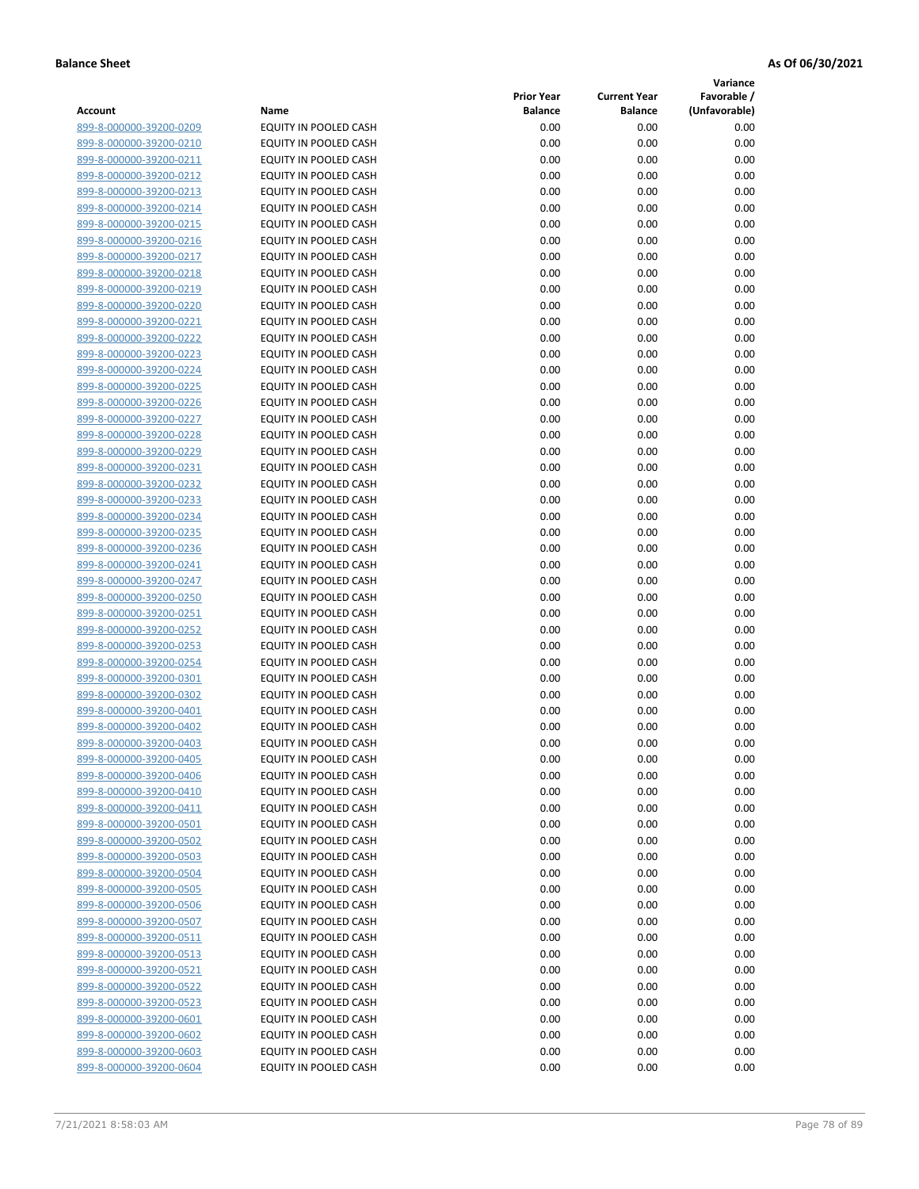**Balance Sheet** **As Of 06/30/2021**

| Account | Name | Prior Year Balance | Current Year Balance | Variance Favorable / (Unfavorable) |
|---|---|---|---|---|
| 899-8-000000-39200-0209 | EQUITY IN POOLED CASH | 0.00 | 0.00 | 0.00 |
| 899-8-000000-39200-0210 | EQUITY IN POOLED CASH | 0.00 | 0.00 | 0.00 |
| 899-8-000000-39200-0211 | EQUITY IN POOLED CASH | 0.00 | 0.00 | 0.00 |
| 899-8-000000-39200-0212 | EQUITY IN POOLED CASH | 0.00 | 0.00 | 0.00 |
| 899-8-000000-39200-0213 | EQUITY IN POOLED CASH | 0.00 | 0.00 | 0.00 |
| 899-8-000000-39200-0214 | EQUITY IN POOLED CASH | 0.00 | 0.00 | 0.00 |
| 899-8-000000-39200-0215 | EQUITY IN POOLED CASH | 0.00 | 0.00 | 0.00 |
| 899-8-000000-39200-0216 | EQUITY IN POOLED CASH | 0.00 | 0.00 | 0.00 |
| 899-8-000000-39200-0217 | EQUITY IN POOLED CASH | 0.00 | 0.00 | 0.00 |
| 899-8-000000-39200-0218 | EQUITY IN POOLED CASH | 0.00 | 0.00 | 0.00 |
| 899-8-000000-39200-0219 | EQUITY IN POOLED CASH | 0.00 | 0.00 | 0.00 |
| 899-8-000000-39200-0220 | EQUITY IN POOLED CASH | 0.00 | 0.00 | 0.00 |
| 899-8-000000-39200-0221 | EQUITY IN POOLED CASH | 0.00 | 0.00 | 0.00 |
| 899-8-000000-39200-0222 | EQUITY IN POOLED CASH | 0.00 | 0.00 | 0.00 |
| 899-8-000000-39200-0223 | EQUITY IN POOLED CASH | 0.00 | 0.00 | 0.00 |
| 899-8-000000-39200-0224 | EQUITY IN POOLED CASH | 0.00 | 0.00 | 0.00 |
| 899-8-000000-39200-0225 | EQUITY IN POOLED CASH | 0.00 | 0.00 | 0.00 |
| 899-8-000000-39200-0226 | EQUITY IN POOLED CASH | 0.00 | 0.00 | 0.00 |
| 899-8-000000-39200-0227 | EQUITY IN POOLED CASH | 0.00 | 0.00 | 0.00 |
| 899-8-000000-39200-0228 | EQUITY IN POOLED CASH | 0.00 | 0.00 | 0.00 |
| 899-8-000000-39200-0229 | EQUITY IN POOLED CASH | 0.00 | 0.00 | 0.00 |
| 899-8-000000-39200-0231 | EQUITY IN POOLED CASH | 0.00 | 0.00 | 0.00 |
| 899-8-000000-39200-0232 | EQUITY IN POOLED CASH | 0.00 | 0.00 | 0.00 |
| 899-8-000000-39200-0233 | EQUITY IN POOLED CASH | 0.00 | 0.00 | 0.00 |
| 899-8-000000-39200-0234 | EQUITY IN POOLED CASH | 0.00 | 0.00 | 0.00 |
| 899-8-000000-39200-0235 | EQUITY IN POOLED CASH | 0.00 | 0.00 | 0.00 |
| 899-8-000000-39200-0236 | EQUITY IN POOLED CASH | 0.00 | 0.00 | 0.00 |
| 899-8-000000-39200-0241 | EQUITY IN POOLED CASH | 0.00 | 0.00 | 0.00 |
| 899-8-000000-39200-0247 | EQUITY IN POOLED CASH | 0.00 | 0.00 | 0.00 |
| 899-8-000000-39200-0250 | EQUITY IN POOLED CASH | 0.00 | 0.00 | 0.00 |
| 899-8-000000-39200-0251 | EQUITY IN POOLED CASH | 0.00 | 0.00 | 0.00 |
| 899-8-000000-39200-0252 | EQUITY IN POOLED CASH | 0.00 | 0.00 | 0.00 |
| 899-8-000000-39200-0253 | EQUITY IN POOLED CASH | 0.00 | 0.00 | 0.00 |
| 899-8-000000-39200-0254 | EQUITY IN POOLED CASH | 0.00 | 0.00 | 0.00 |
| 899-8-000000-39200-0301 | EQUITY IN POOLED CASH | 0.00 | 0.00 | 0.00 |
| 899-8-000000-39200-0302 | EQUITY IN POOLED CASH | 0.00 | 0.00 | 0.00 |
| 899-8-000000-39200-0401 | EQUITY IN POOLED CASH | 0.00 | 0.00 | 0.00 |
| 899-8-000000-39200-0402 | EQUITY IN POOLED CASH | 0.00 | 0.00 | 0.00 |
| 899-8-000000-39200-0403 | EQUITY IN POOLED CASH | 0.00 | 0.00 | 0.00 |
| 899-8-000000-39200-0405 | EQUITY IN POOLED CASH | 0.00 | 0.00 | 0.00 |
| 899-8-000000-39200-0406 | EQUITY IN POOLED CASH | 0.00 | 0.00 | 0.00 |
| 899-8-000000-39200-0410 | EQUITY IN POOLED CASH | 0.00 | 0.00 | 0.00 |
| 899-8-000000-39200-0411 | EQUITY IN POOLED CASH | 0.00 | 0.00 | 0.00 |
| 899-8-000000-39200-0501 | EQUITY IN POOLED CASH | 0.00 | 0.00 | 0.00 |
| 899-8-000000-39200-0502 | EQUITY IN POOLED CASH | 0.00 | 0.00 | 0.00 |
| 899-8-000000-39200-0503 | EQUITY IN POOLED CASH | 0.00 | 0.00 | 0.00 |
| 899-8-000000-39200-0504 | EQUITY IN POOLED CASH | 0.00 | 0.00 | 0.00 |
| 899-8-000000-39200-0505 | EQUITY IN POOLED CASH | 0.00 | 0.00 | 0.00 |
| 899-8-000000-39200-0506 | EQUITY IN POOLED CASH | 0.00 | 0.00 | 0.00 |
| 899-8-000000-39200-0507 | EQUITY IN POOLED CASH | 0.00 | 0.00 | 0.00 |
| 899-8-000000-39200-0511 | EQUITY IN POOLED CASH | 0.00 | 0.00 | 0.00 |
| 899-8-000000-39200-0513 | EQUITY IN POOLED CASH | 0.00 | 0.00 | 0.00 |
| 899-8-000000-39200-0521 | EQUITY IN POOLED CASH | 0.00 | 0.00 | 0.00 |
| 899-8-000000-39200-0522 | EQUITY IN POOLED CASH | 0.00 | 0.00 | 0.00 |
| 899-8-000000-39200-0523 | EQUITY IN POOLED CASH | 0.00 | 0.00 | 0.00 |
| 899-8-000000-39200-0601 | EQUITY IN POOLED CASH | 0.00 | 0.00 | 0.00 |
| 899-8-000000-39200-0602 | EQUITY IN POOLED CASH | 0.00 | 0.00 | 0.00 |
| 899-8-000000-39200-0603 | EQUITY IN POOLED CASH | 0.00 | 0.00 | 0.00 |
| 899-8-000000-39200-0604 | EQUITY IN POOLED CASH | 0.00 | 0.00 | 0.00 |

7/21/2021 8:58:03 AM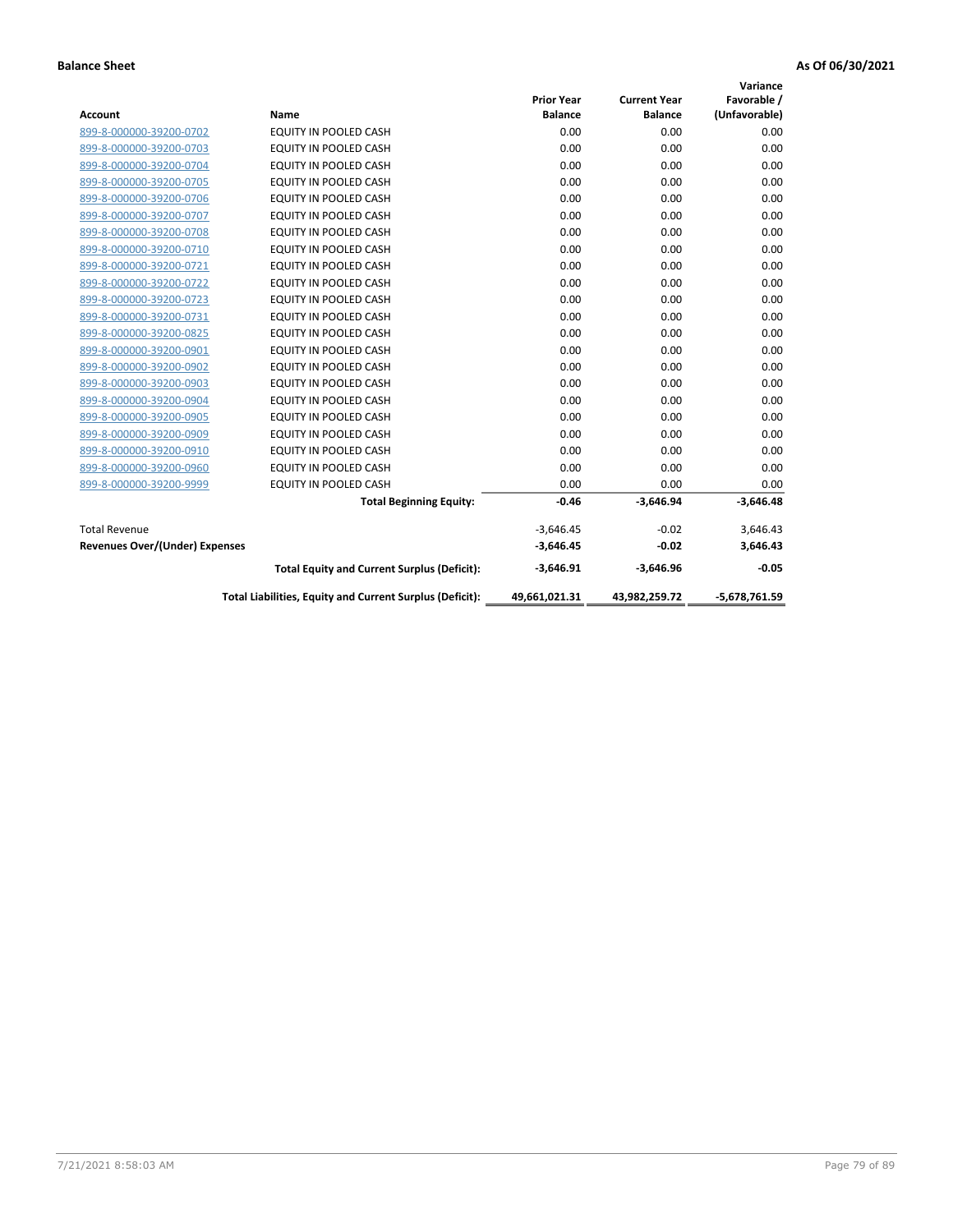**Balance Sheet** **As Of 06/30/2021**

| Account | Name | Prior Year Balance | Current Year Balance | Variance Favorable / (Unfavorable) |
|---|---|---|---|---|
| 899-8-000000-39200-0702 | EQUITY IN POOLED CASH | 0.00 | 0.00 | 0.00 |
| 899-8-000000-39200-0703 | EQUITY IN POOLED CASH | 0.00 | 0.00 | 0.00 |
| 899-8-000000-39200-0704 | EQUITY IN POOLED CASH | 0.00 | 0.00 | 0.00 |
| 899-8-000000-39200-0705 | EQUITY IN POOLED CASH | 0.00 | 0.00 | 0.00 |
| 899-8-000000-39200-0706 | EQUITY IN POOLED CASH | 0.00 | 0.00 | 0.00 |
| 899-8-000000-39200-0707 | EQUITY IN POOLED CASH | 0.00 | 0.00 | 0.00 |
| 899-8-000000-39200-0708 | EQUITY IN POOLED CASH | 0.00 | 0.00 | 0.00 |
| 899-8-000000-39200-0710 | EQUITY IN POOLED CASH | 0.00 | 0.00 | 0.00 |
| 899-8-000000-39200-0721 | EQUITY IN POOLED CASH | 0.00 | 0.00 | 0.00 |
| 899-8-000000-39200-0722 | EQUITY IN POOLED CASH | 0.00 | 0.00 | 0.00 |
| 899-8-000000-39200-0723 | EQUITY IN POOLED CASH | 0.00 | 0.00 | 0.00 |
| 899-8-000000-39200-0731 | EQUITY IN POOLED CASH | 0.00 | 0.00 | 0.00 |
| 899-8-000000-39200-0825 | EQUITY IN POOLED CASH | 0.00 | 0.00 | 0.00 |
| 899-8-000000-39200-0901 | EQUITY IN POOLED CASH | 0.00 | 0.00 | 0.00 |
| 899-8-000000-39200-0902 | EQUITY IN POOLED CASH | 0.00 | 0.00 | 0.00 |
| 899-8-000000-39200-0903 | EQUITY IN POOLED CASH | 0.00 | 0.00 | 0.00 |
| 899-8-000000-39200-0904 | EQUITY IN POOLED CASH | 0.00 | 0.00 | 0.00 |
| 899-8-000000-39200-0905 | EQUITY IN POOLED CASH | 0.00 | 0.00 | 0.00 |
| 899-8-000000-39200-0909 | EQUITY IN POOLED CASH | 0.00 | 0.00 | 0.00 |
| 899-8-000000-39200-0910 | EQUITY IN POOLED CASH | 0.00 | 0.00 | 0.00 |
| 899-8-000000-39200-0960 | EQUITY IN POOLED CASH | 0.00 | 0.00 | 0.00 |
| 899-8-000000-39200-9999 | EQUITY IN POOLED CASH | 0.00 | 0.00 | 0.00 |
| | **Total Beginning Equity:** | **-0.46** | **-3,646.94** | **-3,646.48** |
| Total Revenue | | -3,646.45 | -0.02 | 3,646.43 |
| **Revenues Over/(Under) Expenses** | | **-3,646.45** | **-0.02** | **3,646.43** |
| | **Total Equity and Current Surplus (Deficit):** | **-3,646.91** | **-3,646.96** | **-0.05** |
| | **Total Liabilities, Equity and Current Surplus (Deficit):** | **49,661,021.31** | **43,982,259.72** | **-5,678,761.59** |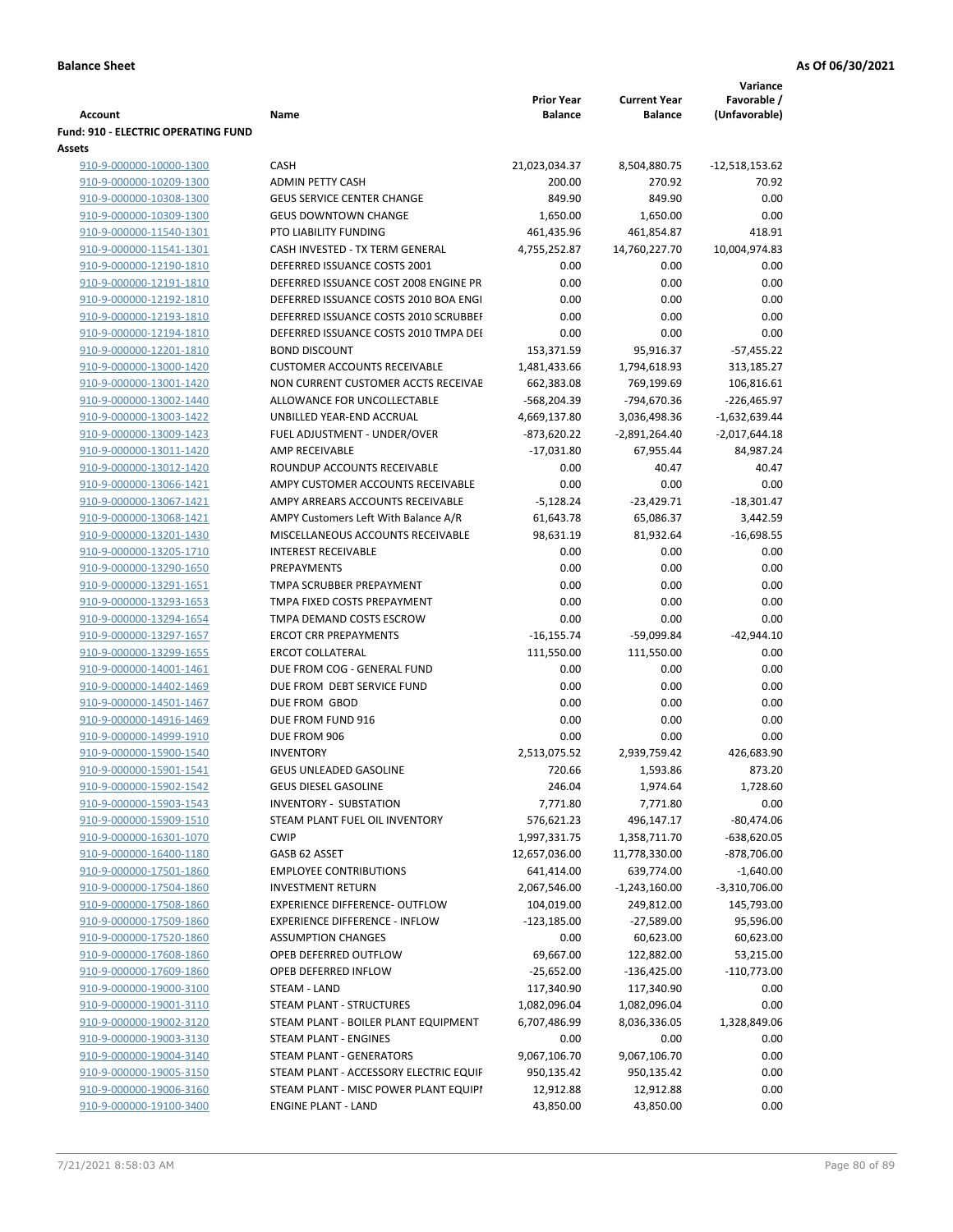**Balance Sheet** **As Of 06/30/2021**

| Account | Name | Prior Year Balance | Current Year Balance | Variance Favorable / (Unfavorable) |
|---|---|---|---|---|
| **Fund: 910 - ELECTRIC OPERATING FUND** | | | | |
| **Assets** | | | | |
| 910-9-000000-10000-1300 | CASH | 21,023,034.37 | 8,504,880.75 | -12,518,153.62 |
| 910-9-000000-10209-1300 | ADMIN PETTY CASH | 200.00 | 270.92 | 70.92 |
| 910-9-000000-10308-1300 | GEUS SERVICE CENTER CHANGE | 849.90 | 849.90 | 0.00 |
| 910-9-000000-10309-1300 | GEUS DOWNTOWN CHANGE | 1,650.00 | 1,650.00 | 0.00 |
| 910-9-000000-11540-1301 | PTO LIABILITY FUNDING | 461,435.96 | 461,854.87 | 418.91 |
| 910-9-000000-11541-1301 | CASH INVESTED - TX TERM GENERAL | 4,755,252.87 | 14,760,227.70 | 10,004,974.83 |
| 910-9-000000-12190-1810 | DEFERRED ISSUANCE COSTS 2001 | 0.00 | 0.00 | 0.00 |
| 910-9-000000-12191-1810 | DEFERRED ISSUANCE COST 2008 ENGINE PR | 0.00 | 0.00 | 0.00 |
| 910-9-000000-12192-1810 | DEFERRED ISSUANCE COSTS 2010 BOA ENGI | 0.00 | 0.00 | 0.00 |
| 910-9-000000-12193-1810 | DEFERRED ISSUANCE COSTS 2010 SCRUBBEI | 0.00 | 0.00 | 0.00 |
| 910-9-000000-12194-1810 | DEFERRED ISSUANCE COSTS 2010 TMPA DEI | 0.00 | 0.00 | 0.00 |
| 910-9-000000-12201-1810 | BOND DISCOUNT | 153,371.59 | 95,916.37 | -57,455.22 |
| 910-9-000000-13000-1420 | CUSTOMER ACCOUNTS RECEIVABLE | 1,481,433.66 | 1,794,618.93 | 313,185.27 |
| 910-9-000000-13001-1420 | NON CURRENT CUSTOMER ACCTS RECEIVAE | 662,383.08 | 769,199.69 | 106,816.61 |
| 910-9-000000-13002-1440 | ALLOWANCE FOR UNCOLLECTABLE | -568,204.39 | -794,670.36 | -226,465.97 |
| 910-9-000000-13003-1422 | UNBILLED YEAR-END ACCRUAL | 4,669,137.80 | 3,036,498.36 | -1,632,639.44 |
| 910-9-000000-13009-1423 | FUEL ADJUSTMENT - UNDER/OVER | -873,620.22 | -2,891,264.40 | -2,017,644.18 |
| 910-9-000000-13011-1420 | AMP RECEIVABLE | -17,031.80 | 67,955.44 | 84,987.24 |
| 910-9-000000-13012-1420 | ROUNDUP ACCOUNTS RECEIVABLE | 0.00 | 40.47 | 40.47 |
| 910-9-000000-13066-1421 | AMPY CUSTOMER ACCOUNTS RECEIVABLE | 0.00 | 0.00 | 0.00 |
| 910-9-000000-13067-1421 | AMPY ARREARS ACCOUNTS RECEIVABLE | -5,128.24 | -23,429.71 | -18,301.47 |
| 910-9-000000-13068-1421 | AMPY Customers Left With Balance A/R | 61,643.78 | 65,086.37 | 3,442.59 |
| 910-9-000000-13201-1430 | MISCELLANEOUS ACCOUNTS RECEIVABLE | 98,631.19 | 81,932.64 | -16,698.55 |
| 910-9-000000-13205-1710 | INTEREST RECEIVABLE | 0.00 | 0.00 | 0.00 |
| 910-9-000000-13290-1650 | PREPAYMENTS | 0.00 | 0.00 | 0.00 |
| 910-9-000000-13291-1651 | TMPA SCRUBBER PREPAYMENT | 0.00 | 0.00 | 0.00 |
| 910-9-000000-13293-1653 | TMPA FIXED COSTS PREPAYMENT | 0.00 | 0.00 | 0.00 |
| 910-9-000000-13294-1654 | TMPA DEMAND COSTS ESCROW | 0.00 | 0.00 | 0.00 |
| 910-9-000000-13297-1657 | ERCOT CRR PREPAYMENTS | -16,155.74 | -59,099.84 | -42,944.10 |
| 910-9-000000-13299-1655 | ERCOT COLLATERAL | 111,550.00 | 111,550.00 | 0.00 |
| 910-9-000000-14001-1461 | DUE FROM COG - GENERAL FUND | 0.00 | 0.00 | 0.00 |
| 910-9-000000-14402-1469 | DUE FROM DEBT SERVICE FUND | 0.00 | 0.00 | 0.00 |
| 910-9-000000-14501-1467 | DUE FROM GBOD | 0.00 | 0.00 | 0.00 |
| 910-9-000000-14916-1469 | DUE FROM FUND 916 | 0.00 | 0.00 | 0.00 |
| 910-9-000000-14999-1910 | DUE FROM 906 | 0.00 | 0.00 | 0.00 |
| 910-9-000000-15900-1540 | INVENTORY | 2,513,075.52 | 2,939,759.42 | 426,683.90 |
| 910-9-000000-15901-1541 | GEUS UNLEADED GASOLINE | 720.66 | 1,593.86 | 873.20 |
| 910-9-000000-15902-1542 | GEUS DIESEL GASOLINE | 246.04 | 1,974.64 | 1,728.60 |
| 910-9-000000-15903-1543 | INVENTORY - SUBSTATION | 7,771.80 | 7,771.80 | 0.00 |
| 910-9-000000-15909-1510 | STEAM PLANT FUEL OIL INVENTORY | 576,621.23 | 496,147.17 | -80,474.06 |
| 910-9-000000-16301-1070 | CWIP | 1,997,331.75 | 1,358,711.70 | -638,620.05 |
| 910-9-000000-16400-1180 | GASB 62 ASSET | 12,657,036.00 | 11,778,330.00 | -878,706.00 |
| 910-9-000000-17501-1860 | EMPLOYEE CONTRIBUTIONS | 641,414.00 | 639,774.00 | -1,640.00 |
| 910-9-000000-17504-1860 | INVESTMENT RETURN | 2,067,546.00 | -1,243,160.00 | -3,310,706.00 |
| 910-9-000000-17508-1860 | EXPERIENCE DIFFERENCE- OUTFLOW | 104,019.00 | 249,812.00 | 145,793.00 |
| 910-9-000000-17509-1860 | EXPERIENCE DIFFERENCE - INFLOW | -123,185.00 | -27,589.00 | 95,596.00 |
| 910-9-000000-17520-1860 | ASSUMPTION CHANGES | 0.00 | 60,623.00 | 60,623.00 |
| 910-9-000000-17608-1860 | OPEB DEFERRED OUTFLOW | 69,667.00 | 122,882.00 | 53,215.00 |
| 910-9-000000-17609-1860 | OPEB DEFERRED INFLOW | -25,652.00 | -136,425.00 | -110,773.00 |
| 910-9-000000-19000-3100 | STEAM - LAND | 117,340.90 | 117,340.90 | 0.00 |
| 910-9-000000-19001-3110 | STEAM PLANT - STRUCTURES | 1,082,096.04 | 1,082,096.04 | 0.00 |
| 910-9-000000-19002-3120 | STEAM PLANT - BOILER PLANT EQUIPMENT | 6,707,486.99 | 8,036,336.05 | 1,328,849.06 |
| 910-9-000000-19003-3130 | STEAM PLANT - ENGINES | 0.00 | 0.00 | 0.00 |
| 910-9-000000-19004-3140 | STEAM PLANT - GENERATORS | 9,067,106.70 | 9,067,106.70 | 0.00 |
| 910-9-000000-19005-3150 | STEAM PLANT - ACCESSORY ELECTRIC EQUIF | 950,135.42 | 950,135.42 | 0.00 |
| 910-9-000000-19006-3160 | STEAM PLANT - MISC POWER PLANT EQUIPI | 12,912.88 | 12,912.88 | 0.00 |
| 910-9-000000-19100-3400 | ENGINE PLANT - LAND | 43,850.00 | 43,850.00 | 0.00 |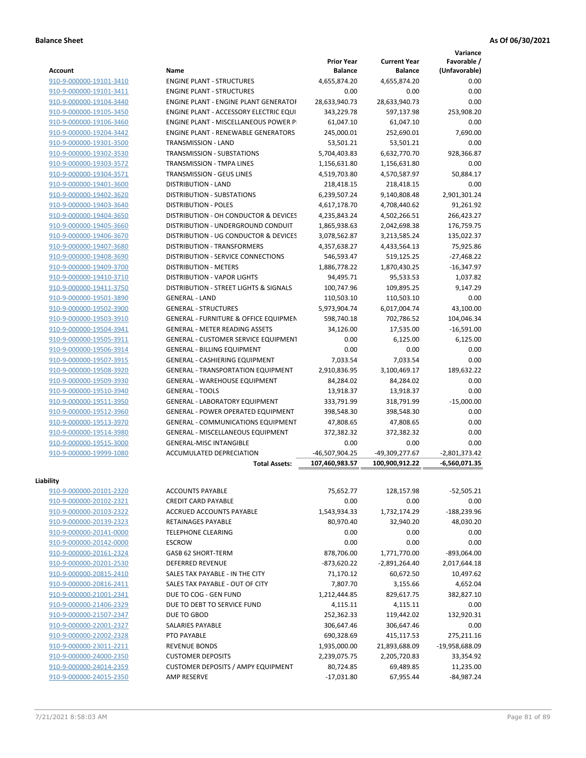**Balance Sheet** **As Of 06/30/2021**

| Account | Name | Prior Year Balance | Current Year Balance | Variance Favorable / (Unfavorable) |
|---|---|---|---|---|
| 910-9-000000-19101-3410 | ENGINE PLANT - STRUCTURES | 4,655,874.20 | 4,655,874.20 | 0.00 |
| 910-9-000000-19101-3411 | ENGINE PLANT - STRUCTURES | 0.00 | 0.00 | 0.00 |
| 910-9-000000-19104-3440 | ENGINE PLANT - ENGINE PLANT GENERATOF | 28,633,940.73 | 28,633,940.73 | 0.00 |
| 910-9-000000-19105-3450 | ENGINE PLANT - ACCESSORY ELECTRIC EQUI | 343,229.78 | 597,137.98 | 253,908.20 |
| 910-9-000000-19106-3460 | ENGINE PLANT - MISCELLANEOUS POWER P | 61,047.10 | 61,047.10 | 0.00 |
| 910-9-000000-19204-3442 | ENGINE PLANT - RENEWABLE GENERATORS | 245,000.01 | 252,690.01 | 7,690.00 |
| 910-9-000000-19301-3500 | TRANSMISSION - LAND | 53,501.21 | 53,501.21 | 0.00 |
| 910-9-000000-19302-3530 | TRANSMISSION - SUBSTATIONS | 5,704,403.83 | 6,632,770.70 | 928,366.87 |
| 910-9-000000-19303-3572 | TRANSMISSION - TMPA LINES | 1,156,631.80 | 1,156,631.80 | 0.00 |
| 910-9-000000-19304-3571 | TRANSMISSION - GEUS LINES | 4,519,703.80 | 4,570,587.97 | 50,884.17 |
| 910-9-000000-19401-3600 | DISTRIBUTION - LAND | 218,418.15 | 218,418.15 | 0.00 |
| 910-9-000000-19402-3620 | DISTRIBUTION - SUBSTATIONS | 6,239,507.24 | 9,140,808.48 | 2,901,301.24 |
| 910-9-000000-19403-3640 | DISTRIBUTION - POLES | 4,617,178.70 | 4,708,440.62 | 91,261.92 |
| 910-9-000000-19404-3650 | DISTRIBUTION - OH CONDUCTOR & DEVICES | 4,235,843.24 | 4,502,266.51 | 266,423.27 |
| 910-9-000000-19405-3660 | DISTRIBUTION - UNDERGROUND CONDUIT | 1,865,938.63 | 2,042,698.38 | 176,759.75 |
| 910-9-000000-19406-3670 | DISTRIBUTION - UG CONDUCTOR & DEVICES | 3,078,562.87 | 3,213,585.24 | 135,022.37 |
| 910-9-000000-19407-3680 | DISTRIBUTION - TRANSFORMERS | 4,357,638.27 | 4,433,564.13 | 75,925.86 |
| 910-9-000000-19408-3690 | DISTRIBUTION - SERVICE CONNECTIONS | 546,593.47 | 519,125.25 | -27,468.22 |
| 910-9-000000-19409-3700 | DISTRIBUTION - METERS | 1,886,778.22 | 1,870,430.25 | -16,347.97 |
| 910-9-000000-19410-3710 | DISTRIBUTION - VAPOR LIGHTS | 94,495.71 | 95,533.53 | 1,037.82 |
| 910-9-000000-19411-3750 | DISTRIBUTION - STREET LIGHTS & SIGNALS | 100,747.96 | 109,895.25 | 9,147.29 |
| 910-9-000000-19501-3890 | GENERAL - LAND | 110,503.10 | 110,503.10 | 0.00 |
| 910-9-000000-19502-3900 | GENERAL - STRUCTURES | 5,973,904.74 | 6,017,004.74 | 43,100.00 |
| 910-9-000000-19503-3910 | GENERAL - FURNITURE & OFFICE EQUIPMEN | 598,740.18 | 702,786.52 | 104,046.34 |
| 910-9-000000-19504-3941 | GENERAL - METER READING ASSETS | 34,126.00 | 17,535.00 | -16,591.00 |
| 910-9-000000-19505-3911 | GENERAL - CUSTOMER SERVICE EQUIPMENT | 0.00 | 6,125.00 | 6,125.00 |
| 910-9-000000-19506-3914 | GENERAL - BILLING EQUIPMENT | 0.00 | 0.00 | 0.00 |
| 910-9-000000-19507-3915 | GENERAL - CASHIERING EQUIPMENT | 7,033.54 | 7,033.54 | 0.00 |
| 910-9-000000-19508-3920 | GENERAL - TRANSPORTATION EQUIPMENT | 2,910,836.95 | 3,100,469.17 | 189,632.22 |
| 910-9-000000-19509-3930 | GENERAL - WAREHOUSE EQUIPMENT | 84,284.02 | 84,284.02 | 0.00 |
| 910-9-000000-19510-3940 | GENERAL - TOOLS | 13,918.37 | 13,918.37 | 0.00 |
| 910-9-000000-19511-3950 | GENERAL - LABORATORY EQUIPMENT | 333,791.99 | 318,791.99 | -15,000.00 |
| 910-9-000000-19512-3960 | GENERAL - POWER OPERATED EQUIPMENT | 398,548.30 | 398,548.30 | 0.00 |
| 910-9-000000-19513-3970 | GENERAL - COMMUNICATIONS EQUIPMENT | 47,808.65 | 47,808.65 | 0.00 |
| 910-9-000000-19514-3980 | GENERAL - MISCELLANEOUS EQUIPMENT | 372,382.32 | 372,382.32 | 0.00 |
| 910-9-000000-19515-3000 | GENERAL-MISC INTANGIBLE | 0.00 | 0.00 | 0.00 |
| 910-9-000000-19999-1080 | ACCUMULATED DEPRECIATION | -46,507,904.25 | -49,309,277.67 | -2,801,373.42 |
| | **Total Assets:** | **107,460,983.57** | **100,900,912.22** | **-6,560,071.35** |

**Liability**

| Account | Name | Prior Year Balance | Current Year Balance | Variance Favorable / (Unfavorable) |
|---|---|---|---|---|
| 910-9-000000-20101-2320 | ACCOUNTS PAYABLE | 75,652.77 | 128,157.98 | -52,505.21 |
| 910-9-000000-20102-2321 | CREDIT CARD PAYABLE | 0.00 | 0.00 | 0.00 |
| 910-9-000000-20103-2322 | ACCRUED ACCOUNTS PAYABLE | 1,543,934.33 | 1,732,174.29 | -188,239.96 |
| 910-9-000000-20139-2323 | RETAINAGES PAYABLE | 80,970.40 | 32,940.20 | 48,030.20 |
| 910-9-000000-20141-0000 | TELEPHONE CLEARING | 0.00 | 0.00 | 0.00 |
| 910-9-000000-20142-0000 | ESCROW | 0.00 | 0.00 | 0.00 |
| 910-9-000000-20161-2324 | GASB 62 SHORT-TERM | 878,706.00 | 1,771,770.00 | -893,064.00 |
| 910-9-000000-20201-2530 | DEFERRED REVENUE | -873,620.22 | -2,891,264.40 | 2,017,644.18 |
| 910-9-000000-20815-2410 | SALES TAX PAYABLE - IN THE CITY | 71,170.12 | 60,672.50 | 10,497.62 |
| 910-9-000000-20816-2411 | SALES TAX PAYABLE - OUT OF CITY | 7,807.70 | 3,155.66 | 4,652.04 |
| 910-9-000000-21001-2341 | DUE TO COG - GEN FUND | 1,212,444.85 | 829,617.75 | 382,827.10 |
| 910-9-000000-21406-2329 | DUE TO DEBT TO SERVICE FUND | 4,115.11 | 4,115.11 | 0.00 |
| 910-9-000000-21507-2347 | DUE TO GBOD | 252,362.33 | 119,442.02 | 132,920.31 |
| 910-9-000000-22001-2327 | SALARIES PAYABLE | 306,647.46 | 306,647.46 | 0.00 |
| 910-9-000000-22002-2328 | PTO PAYABLE | 690,328.69 | 415,117.53 | 275,211.16 |
| 910-9-000000-23011-2211 | REVENUE BONDS | 1,935,000.00 | 21,893,688.09 | -19,958,688.09 |
| 910-9-000000-24000-2350 | CUSTOMER DEPOSITS | 2,239,075.75 | 2,205,720.83 | 33,354.92 |
| 910-9-000000-24014-2359 | CUSTOMER DEPOSITS / AMPY EQUIPMENT | 80,724.85 | 69,489.85 | 11,235.00 |
| 910-9-000000-24015-2350 | AMP RESERVE | -17,031.80 | 67,955.44 | -84,987.24 |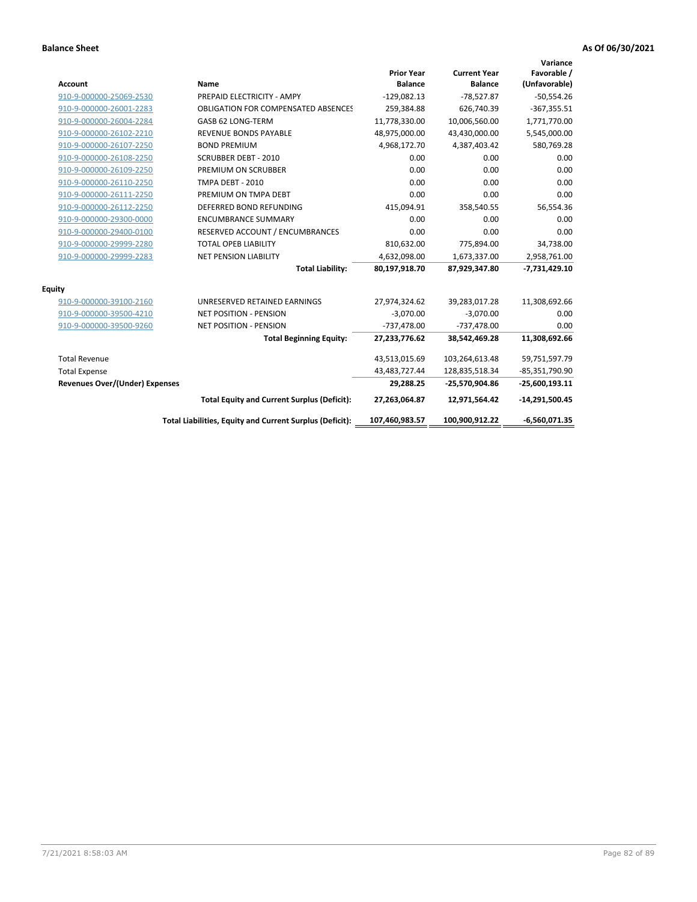**Balance Sheet** **As Of 06/30/2021**

| Account | Name | Prior Year Balance | Current Year Balance | Variance Favorable / (Unfavorable) |
|---|---|---|---|---|
| 910-9-000000-25069-2530 | PREPAID ELECTRICITY - AMPY | -129,082.13 | -78,527.87 | -50,554.26 |
| 910-9-000000-26001-2283 | OBLIGATION FOR COMPENSATED ABSENCES | 259,384.88 | 626,740.39 | -367,355.51 |
| 910-9-000000-26004-2284 | GASB 62 LONG-TERM | 11,778,330.00 | 10,006,560.00 | 1,771,770.00 |
| 910-9-000000-26102-2210 | REVENUE BONDS PAYABLE | 48,975,000.00 | 43,430,000.00 | 5,545,000.00 |
| 910-9-000000-26107-2250 | BOND PREMIUM | 4,968,172.70 | 4,387,403.42 | 580,769.28 |
| 910-9-000000-26108-2250 | SCRUBBER DEBT - 2010 | 0.00 | 0.00 | 0.00 |
| 910-9-000000-26109-2250 | PREMIUM ON SCRUBBER | 0.00 | 0.00 | 0.00 |
| 910-9-000000-26110-2250 | TMPA DEBT - 2010 | 0.00 | 0.00 | 0.00 |
| 910-9-000000-26111-2250 | PREMIUM ON TMPA DEBT | 0.00 | 0.00 | 0.00 |
| 910-9-000000-26112-2250 | DEFERRED BOND REFUNDING | 415,094.91 | 358,540.55 | 56,554.36 |
| 910-9-000000-29300-0000 | ENCUMBRANCE SUMMARY | 0.00 | 0.00 | 0.00 |
| 910-9-000000-29400-0100 | RESERVED ACCOUNT / ENCUMBRANCES | 0.00 | 0.00 | 0.00 |
| 910-9-000000-29999-2280 | TOTAL OPEB LIABILITY | 810,632.00 | 775,894.00 | 34,738.00 |
| 910-9-000000-29999-2283 | NET PENSION LIABILITY | 4,632,098.00 | 1,673,337.00 | 2,958,761.00 |
| | **Total Liability:** | **80,197,918.70** | **87,929,347.80** | **-7,731,429.10** |
| **Equity** | | | | |
| 910-9-000000-39100-2160 | UNRESERVED RETAINED EARNINGS | 27,974,324.62 | 39,283,017.28 | 11,308,692.66 |
| 910-9-000000-39500-4210 | NET POSITION - PENSION | -3,070.00 | -3,070.00 | 0.00 |
| 910-9-000000-39500-9260 | NET POSITION - PENSION | -737,478.00 | -737,478.00 | 0.00 |
| | **Total Beginning Equity:** | **27,233,776.62** | **38,542,469.28** | **11,308,692.66** |
| Total Revenue | | 43,513,015.69 | 103,264,613.48 | 59,751,597.79 |
| Total Expense | | 43,483,727.44 | 128,835,518.34 | -85,351,790.90 |
| **Revenues Over/(Under) Expenses** | | **29,288.25** | **-25,570,904.86** | **-25,600,193.11** |
| | **Total Equity and Current Surplus (Deficit):** | **27,263,064.87** | **12,971,564.42** | **-14,291,500.45** |
| | **Total Liabilities, Equity and Current Surplus (Deficit):** | **107,460,983.57** | **100,900,912.22** | **-6,560,071.35** |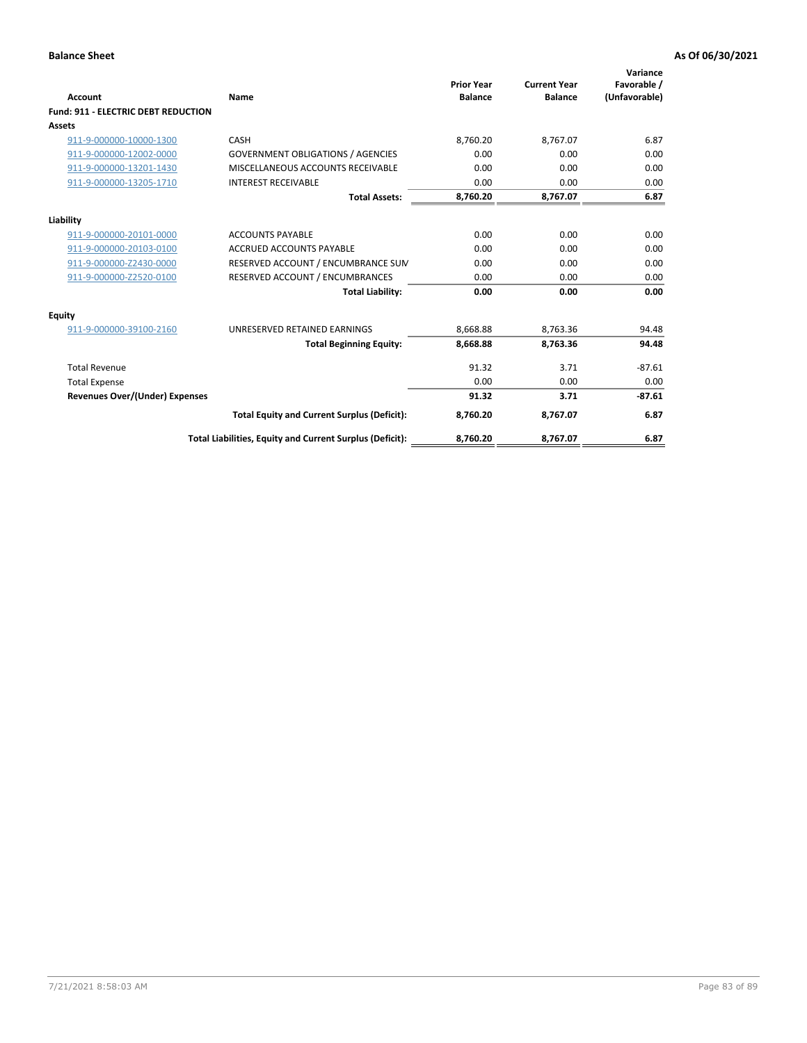**Balance Sheet** — **As Of 06/30/2021**

| Account | Name | Prior Year Balance | Current Year Balance | Variance Favorable / (Unfavorable) |
|---|---|---|---|---|
| **Fund: 911 - ELECTRIC DEBT REDUCTION** | | | | |
| **Assets** | | | | |
| 911-9-000000-10000-1300 | CASH | 8,760.20 | 8,767.07 | 6.87 |
| 911-9-000000-12002-0000 | GOVERNMENT OBLIGATIONS / AGENCIES | 0.00 | 0.00 | 0.00 |
| 911-9-000000-13201-1430 | MISCELLANEOUS ACCOUNTS RECEIVABLE | 0.00 | 0.00 | 0.00 |
| 911-9-000000-13205-1710 | INTEREST RECEIVABLE | 0.00 | 0.00 | 0.00 |
| | **Total Assets:** | **8,760.20** | **8,767.07** | **6.87** |
| **Liability** | | | | |
| 911-9-000000-20101-0000 | ACCOUNTS PAYABLE | 0.00 | 0.00 | 0.00 |
| 911-9-000000-20103-0100 | ACCRUED ACCOUNTS PAYABLE | 0.00 | 0.00 | 0.00 |
| 911-9-000000-Z2430-0000 | RESERVED ACCOUNT / ENCUMBRANCE SUM | 0.00 | 0.00 | 0.00 |
| 911-9-000000-Z2520-0100 | RESERVED ACCOUNT / ENCUMBRANCES | 0.00 | 0.00 | 0.00 |
| | **Total Liability:** | **0.00** | **0.00** | **0.00** |
| **Equity** | | | | |
| 911-9-000000-39100-2160 | UNRESERVED RETAINED EARNINGS | 8,668.88 | 8,763.36 | 94.48 |
| | **Total Beginning Equity:** | **8,668.88** | **8,763.36** | **94.48** |
| Total Revenue | | 91.32 | 3.71 | -87.61 |
| Total Expense | | 0.00 | 0.00 | 0.00 |
| **Revenues Over/(Under) Expenses** | | **91.32** | **3.71** | **-87.61** |
| | **Total Equity and Current Surplus (Deficit):** | **8,760.20** | **8,767.07** | **6.87** |
| | **Total Liabilities, Equity and Current Surplus (Deficit):** | **8,760.20** | **8,767.07** | **6.87** |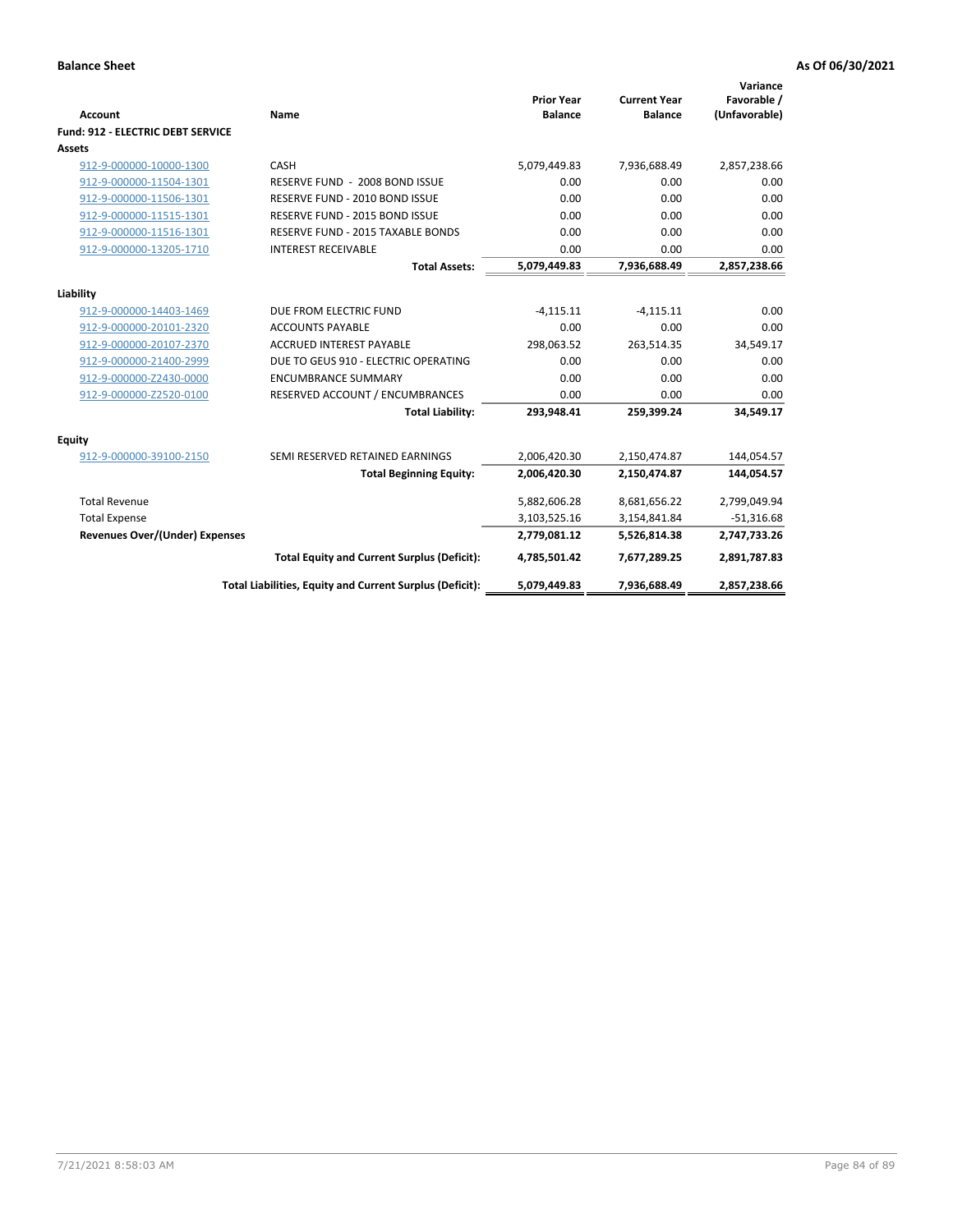**Balance Sheet** **As Of 06/30/2021**

| Account | Name | Prior Year Balance | Current Year Balance | Variance Favorable / (Unfavorable) |
|---|---|---|---|---|
| **Fund: 912 - ELECTRIC DEBT SERVICE** | | | | |
| **Assets** | | | | |
| 912-9-000000-10000-1300 | CASH | 5,079,449.83 | 7,936,688.49 | 2,857,238.66 |
| 912-9-000000-11504-1301 | RESERVE FUND - 2008 BOND ISSUE | 0.00 | 0.00 | 0.00 |
| 912-9-000000-11506-1301 | RESERVE FUND - 2010 BOND ISSUE | 0.00 | 0.00 | 0.00 |
| 912-9-000000-11515-1301 | RESERVE FUND - 2015 BOND ISSUE | 0.00 | 0.00 | 0.00 |
| 912-9-000000-11516-1301 | RESERVE FUND - 2015 TAXABLE BONDS | 0.00 | 0.00 | 0.00 |
| 912-9-000000-13205-1710 | INTEREST RECEIVABLE | 0.00 | 0.00 | 0.00 |
| | **Total Assets:** | **5,079,449.83** | **7,936,688.49** | **2,857,238.66** |
| **Liability** | | | | |
| 912-9-000000-14403-1469 | DUE FROM ELECTRIC FUND | -4,115.11 | -4,115.11 | 0.00 |
| 912-9-000000-20101-2320 | ACCOUNTS PAYABLE | 0.00 | 0.00 | 0.00 |
| 912-9-000000-20107-2370 | ACCRUED INTEREST PAYABLE | 298,063.52 | 263,514.35 | 34,549.17 |
| 912-9-000000-21400-2999 | DUE TO GEUS 910 - ELECTRIC OPERATING | 0.00 | 0.00 | 0.00 |
| 912-9-000000-Z2430-0000 | ENCUMBRANCE SUMMARY | 0.00 | 0.00 | 0.00 |
| 912-9-000000-Z2520-0100 | RESERVED ACCOUNT / ENCUMBRANCES | 0.00 | 0.00 | 0.00 |
| | **Total Liability:** | **293,948.41** | **259,399.24** | **34,549.17** |
| **Equity** | | | | |
| 912-9-000000-39100-2150 | SEMI RESERVED RETAINED EARNINGS | 2,006,420.30 | 2,150,474.87 | 144,054.57 |
| | **Total Beginning Equity:** | **2,006,420.30** | **2,150,474.87** | **144,054.57** |
| Total Revenue | | 5,882,606.28 | 8,681,656.22 | 2,799,049.94 |
| Total Expense | | 3,103,525.16 | 3,154,841.84 | -51,316.68 |
| **Revenues Over/(Under) Expenses** | | **2,779,081.12** | **5,526,814.38** | **2,747,733.26** |
| | **Total Equity and Current Surplus (Deficit):** | **4,785,501.42** | **7,677,289.25** | **2,891,787.83** |
| | **Total Liabilities, Equity and Current Surplus (Deficit):** | **5,079,449.83** | **7,936,688.49** | **2,857,238.66** |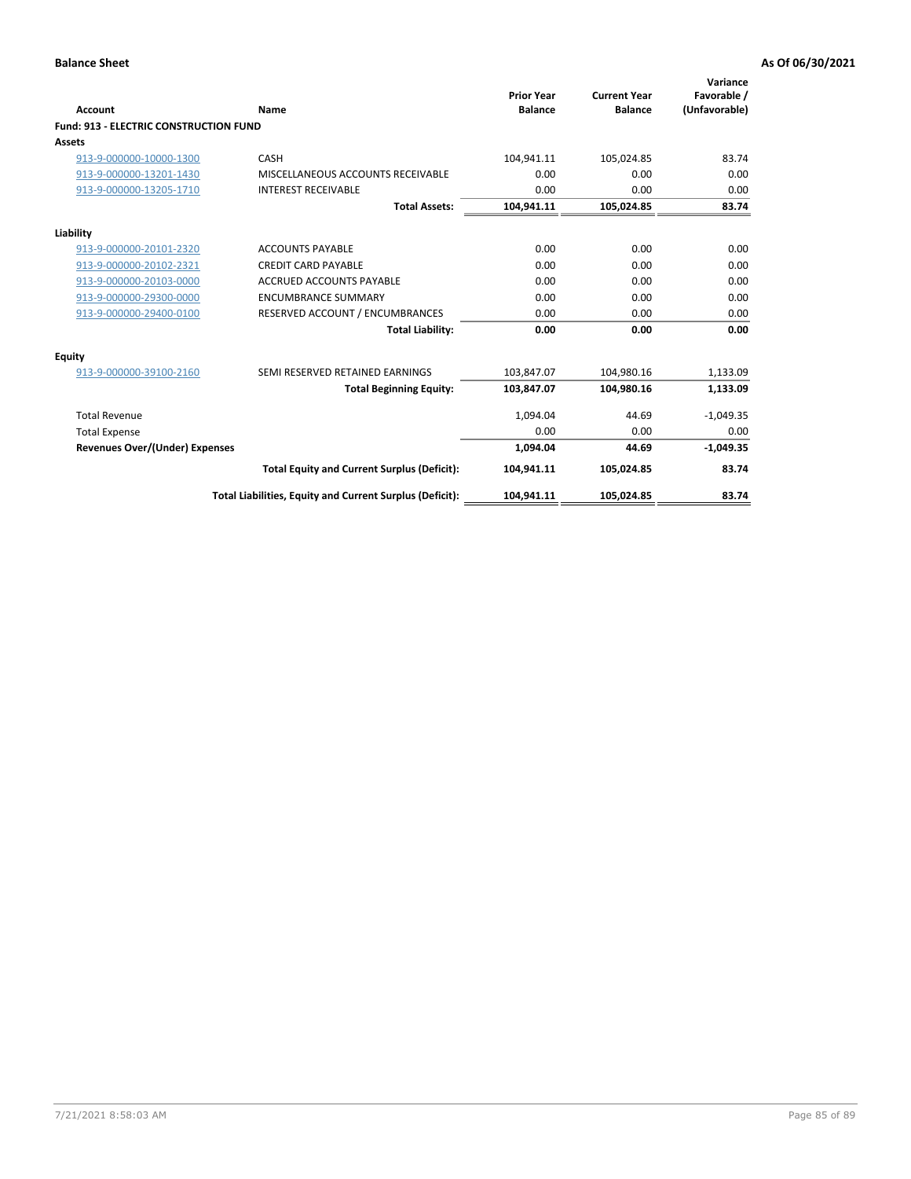**Balance Sheet** **As Of 06/30/2021**

| Account | Name | Prior Year Balance | Current Year Balance | Variance Favorable / (Unfavorable) |
|---|---|---|---|---|
| **Fund: 913 - ELECTRIC CONSTRUCTION FUND** | | | | |
| **Assets** | | | | |
| 913-9-000000-10000-1300 | CASH | 104,941.11 | 105,024.85 | 83.74 |
| 913-9-000000-13201-1430 | MISCELLANEOUS ACCOUNTS RECEIVABLE | 0.00 | 0.00 | 0.00 |
| 913-9-000000-13205-1710 | INTEREST RECEIVABLE | 0.00 | 0.00 | 0.00 |
| | **Total Assets:** | **104,941.11** | **105,024.85** | **83.74** |
| **Liability** | | | | |
| 913-9-000000-20101-2320 | ACCOUNTS PAYABLE | 0.00 | 0.00 | 0.00 |
| 913-9-000000-20102-2321 | CREDIT CARD PAYABLE | 0.00 | 0.00 | 0.00 |
| 913-9-000000-20103-0000 | ACCRUED ACCOUNTS PAYABLE | 0.00 | 0.00 | 0.00 |
| 913-9-000000-29300-0000 | ENCUMBRANCE SUMMARY | 0.00 | 0.00 | 0.00 |
| 913-9-000000-29400-0100 | RESERVED ACCOUNT / ENCUMBRANCES | 0.00 | 0.00 | 0.00 |
| | **Total Liability:** | **0.00** | **0.00** | **0.00** |
| **Equity** | | | | |
| 913-9-000000-39100-2160 | SEMI RESERVED RETAINED EARNINGS | 103,847.07 | 104,980.16 | 1,133.09 |
| | **Total Beginning Equity:** | **103,847.07** | **104,980.16** | **1,133.09** |
| Total Revenue | | 1,094.04 | 44.69 | -1,049.35 |
| Total Expense | | 0.00 | 0.00 | 0.00 |
| **Revenues Over/(Under) Expenses** | | **1,094.04** | **44.69** | **-1,049.35** |
| | **Total Equity and Current Surplus (Deficit):** | **104,941.11** | **105,024.85** | **83.74** |
| | **Total Liabilities, Equity and Current Surplus (Deficit):** | **104,941.11** | **105,024.85** | **83.74** |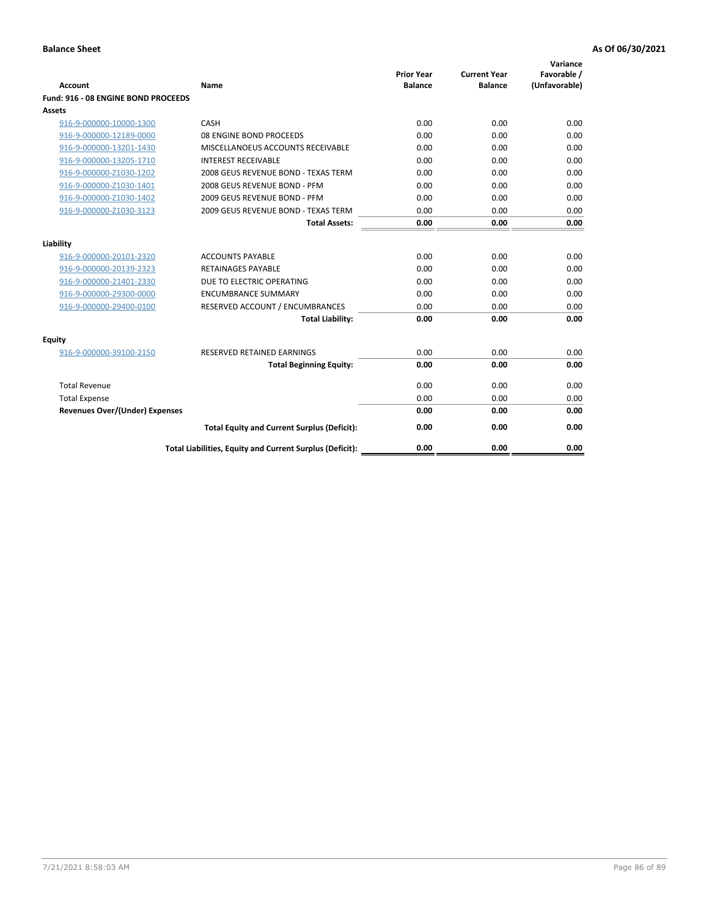**Balance Sheet** **As Of 06/30/2021**

| Account | Name | Prior Year Balance | Current Year Balance | Variance Favorable / (Unfavorable) |
|---|---|---|---|---|
| **Fund: 916 - 08 ENGINE BOND PROCEEDS** | | | | |
| **Assets** | | | | |
| 916-9-000000-10000-1300 | CASH | 0.00 | 0.00 | 0.00 |
| 916-9-000000-12189-0000 | 08 ENGINE BOND PROCEEDS | 0.00 | 0.00 | 0.00 |
| 916-9-000000-13201-1430 | MISCELLANOEUS ACCOUNTS RECEIVABLE | 0.00 | 0.00 | 0.00 |
| 916-9-000000-13205-1710 | INTEREST RECEIVABLE | 0.00 | 0.00 | 0.00 |
| 916-9-000000-Z1030-1202 | 2008 GEUS REVENUE BOND - TEXAS TERM | 0.00 | 0.00 | 0.00 |
| 916-9-000000-Z1030-1401 | 2008 GEUS REVENUE BOND - PFM | 0.00 | 0.00 | 0.00 |
| 916-9-000000-Z1030-1402 | 2009 GEUS REVENUE BOND - PFM | 0.00 | 0.00 | 0.00 |
| 916-9-000000-Z1030-3123 | 2009 GEUS REVENUE BOND - TEXAS TERM | 0.00 | 0.00 | 0.00 |
| | **Total Assets:** | **0.00** | **0.00** | **0.00** |
| **Liability** | | | | |
| 916-9-000000-20101-2320 | ACCOUNTS PAYABLE | 0.00 | 0.00 | 0.00 |
| 916-9-000000-20139-2323 | RETAINAGES PAYABLE | 0.00 | 0.00 | 0.00 |
| 916-9-000000-21401-2330 | DUE TO ELECTRIC OPERATING | 0.00 | 0.00 | 0.00 |
| 916-9-000000-29300-0000 | ENCUMBRANCE SUMMARY | 0.00 | 0.00 | 0.00 |
| 916-9-000000-29400-0100 | RESERVED ACCOUNT / ENCUMBRANCES | 0.00 | 0.00 | 0.00 |
| | **Total Liability:** | **0.00** | **0.00** | **0.00** |
| **Equity** | | | | |
| 916-9-000000-39100-2150 | RESERVED RETAINED EARNINGS | 0.00 | 0.00 | 0.00 |
| | **Total Beginning Equity:** | **0.00** | **0.00** | **0.00** |
| Total Revenue | | 0.00 | 0.00 | 0.00 |
| Total Expense | | 0.00 | 0.00 | 0.00 |
| **Revenues Over/(Under) Expenses** | | **0.00** | **0.00** | **0.00** |
| | **Total Equity and Current Surplus (Deficit):** | **0.00** | **0.00** | **0.00** |
| | **Total Liabilities, Equity and Current Surplus (Deficit):** | **0.00** | **0.00** | **0.00** |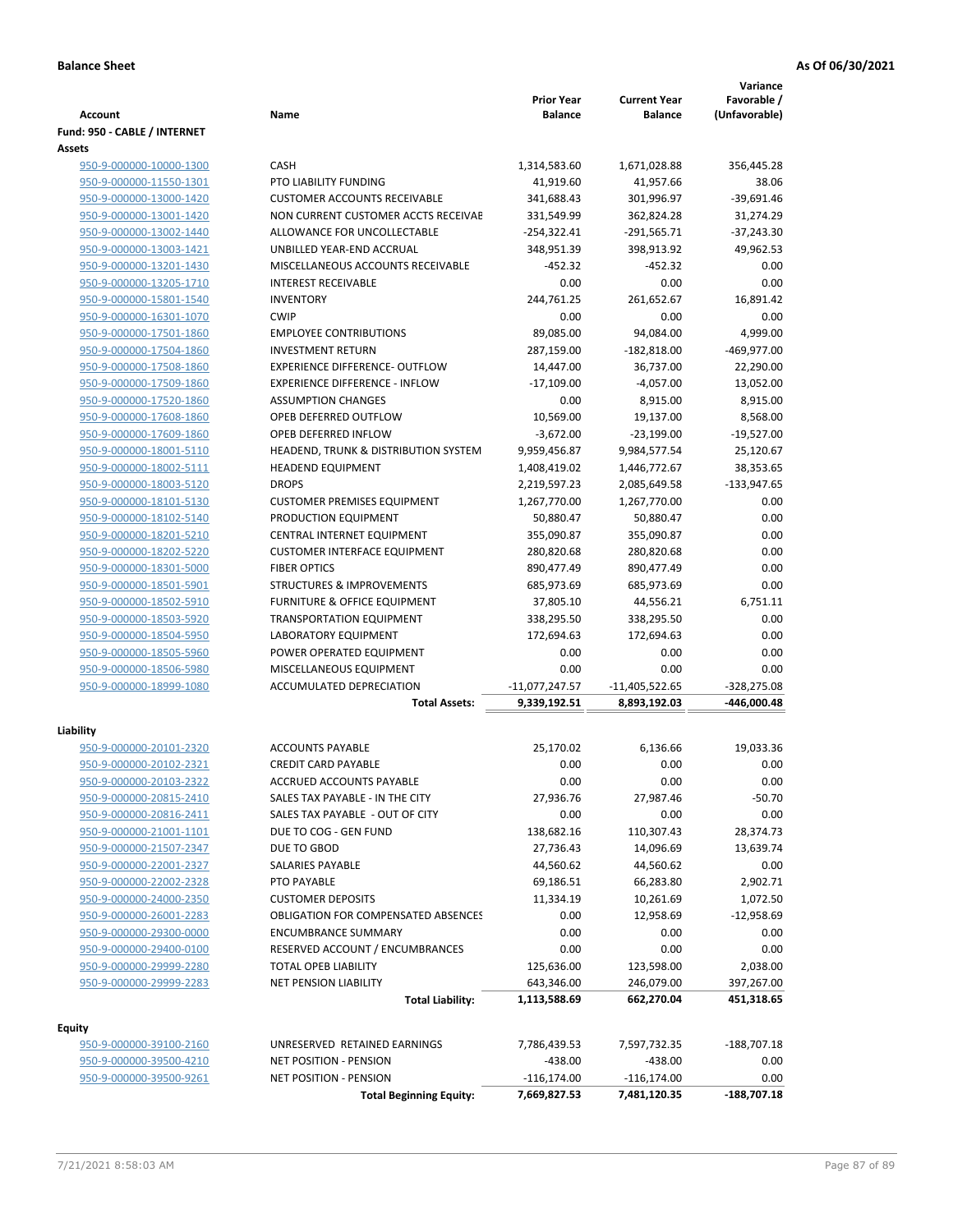**Balance Sheet** **As Of 06/30/2021**

| Account | Name | Prior Year Balance | Current Year Balance | Variance Favorable / (Unfavorable) |
|---|---|---|---|---|
| **Fund: 950 - CABLE / INTERNET** | | | | |
| **Assets** | | | | |
| 950-9-000000-10000-1300 | CASH | 1,314,583.60 | 1,671,028.88 | 356,445.28 |
| 950-9-000000-11550-1301 | PTO LIABILITY FUNDING | 41,919.60 | 41,957.66 | 38.06 |
| 950-9-000000-13000-1420 | CUSTOMER ACCOUNTS RECEIVABLE | 341,688.43 | 301,996.97 | -39,691.46 |
| 950-9-000000-13001-1420 | NON CURRENT CUSTOMER ACCTS RECEIVAE | 331,549.99 | 362,824.28 | 31,274.29 |
| 950-9-000000-13002-1440 | ALLOWANCE FOR UNCOLLECTABLE | -254,322.41 | -291,565.71 | -37,243.30 |
| 950-9-000000-13003-1421 | UNBILLED YEAR-END ACCRUAL | 348,951.39 | 398,913.92 | 49,962.53 |
| 950-9-000000-13201-1430 | MISCELLANEOUS ACCOUNTS RECEIVABLE | -452.32 | -452.32 | 0.00 |
| 950-9-000000-13205-1710 | INTEREST RECEIVABLE | 0.00 | 0.00 | 0.00 |
| 950-9-000000-15801-1540 | INVENTORY | 244,761.25 | 261,652.67 | 16,891.42 |
| 950-9-000000-16301-1070 | CWIP | 0.00 | 0.00 | 0.00 |
| 950-9-000000-17501-1860 | EMPLOYEE CONTRIBUTIONS | 89,085.00 | 94,084.00 | 4,999.00 |
| 950-9-000000-17504-1860 | INVESTMENT RETURN | 287,159.00 | -182,818.00 | -469,977.00 |
| 950-9-000000-17508-1860 | EXPERIENCE DIFFERENCE- OUTFLOW | 14,447.00 | 36,737.00 | 22,290.00 |
| 950-9-000000-17509-1860 | EXPERIENCE DIFFERENCE - INFLOW | -17,109.00 | -4,057.00 | 13,052.00 |
| 950-9-000000-17520-1860 | ASSUMPTION CHANGES | 0.00 | 8,915.00 | 8,915.00 |
| 950-9-000000-17608-1860 | OPEB DEFERRED OUTFLOW | 10,569.00 | 19,137.00 | 8,568.00 |
| 950-9-000000-17609-1860 | OPEB DEFERRED INFLOW | -3,672.00 | -23,199.00 | -19,527.00 |
| 950-9-000000-18001-5110 | HEADEND, TRUNK & DISTRIBUTION SYSTEM | 9,959,456.87 | 9,984,577.54 | 25,120.67 |
| 950-9-000000-18002-5111 | HEADEND EQUIPMENT | 1,408,419.02 | 1,446,772.67 | 38,353.65 |
| 950-9-000000-18003-5120 | DROPS | 2,219,597.23 | 2,085,649.58 | -133,947.65 |
| 950-9-000000-18101-5130 | CUSTOMER PREMISES EQUIPMENT | 1,267,770.00 | 1,267,770.00 | 0.00 |
| 950-9-000000-18102-5140 | PRODUCTION EQUIPMENT | 50,880.47 | 50,880.47 | 0.00 |
| 950-9-000000-18201-5210 | CENTRAL INTERNET EQUIPMENT | 355,090.87 | 355,090.87 | 0.00 |
| 950-9-000000-18202-5220 | CUSTOMER INTERFACE EQUIPMENT | 280,820.68 | 280,820.68 | 0.00 |
| 950-9-000000-18301-5000 | FIBER OPTICS | 890,477.49 | 890,477.49 | 0.00 |
| 950-9-000000-18501-5901 | STRUCTURES & IMPROVEMENTS | 685,973.69 | 685,973.69 | 0.00 |
| 950-9-000000-18502-5910 | FURNITURE & OFFICE EQUIPMENT | 37,805.10 | 44,556.21 | 6,751.11 |
| 950-9-000000-18503-5920 | TRANSPORTATION EQUIPMENT | 338,295.50 | 338,295.50 | 0.00 |
| 950-9-000000-18504-5950 | LABORATORY EQUIPMENT | 172,694.63 | 172,694.63 | 0.00 |
| 950-9-000000-18505-5960 | POWER OPERATED EQUIPMENT | 0.00 | 0.00 | 0.00 |
| 950-9-000000-18506-5980 | MISCELLANEOUS EQUIPMENT | 0.00 | 0.00 | 0.00 |
| 950-9-000000-18999-1080 | ACCUMULATED DEPRECIATION | -11,077,247.57 | -11,405,522.65 | -328,275.08 |
| | **Total Assets:** | **9,339,192.51** | **8,893,192.03** | **-446,000.48** |
| **Liability** | | | | |
| 950-9-000000-20101-2320 | ACCOUNTS PAYABLE | 25,170.02 | 6,136.66 | 19,033.36 |
| 950-9-000000-20102-2321 | CREDIT CARD PAYABLE | 0.00 | 0.00 | 0.00 |
| 950-9-000000-20103-2322 | ACCRUED ACCOUNTS PAYABLE | 0.00 | 0.00 | 0.00 |
| 950-9-000000-20815-2410 | SALES TAX PAYABLE - IN THE CITY | 27,936.76 | 27,987.46 | -50.70 |
| 950-9-000000-20816-2411 | SALES TAX PAYABLE - OUT OF CITY | 0.00 | 0.00 | 0.00 |
| 950-9-000000-21001-1101 | DUE TO COG - GEN FUND | 138,682.16 | 110,307.43 | 28,374.73 |
| 950-9-000000-21507-2347 | DUE TO GBOD | 27,736.43 | 14,096.69 | 13,639.74 |
| 950-9-000000-22001-2327 | SALARIES PAYABLE | 44,560.62 | 44,560.62 | 0.00 |
| 950-9-000000-22002-2328 | PTO PAYABLE | 69,186.51 | 66,283.80 | 2,902.71 |
| 950-9-000000-24000-2350 | CUSTOMER DEPOSITS | 11,334.19 | 10,261.69 | 1,072.50 |
| 950-9-000000-26001-2283 | OBLIGATION FOR COMPENSATED ABSENCES | 0.00 | 12,958.69 | -12,958.69 |
| 950-9-000000-29300-0000 | ENCUMBRANCE SUMMARY | 0.00 | 0.00 | 0.00 |
| 950-9-000000-29400-0100 | RESERVED ACCOUNT / ENCUMBRANCES | 0.00 | 0.00 | 0.00 |
| 950-9-000000-29999-2280 | TOTAL OPEB LIABILITY | 125,636.00 | 123,598.00 | 2,038.00 |
| 950-9-000000-29999-2283 | NET PENSION LIABILITY | 643,346.00 | 246,079.00 | 397,267.00 |
| | **Total Liability:** | **1,113,588.69** | **662,270.04** | **451,318.65** |
| **Equity** | | | | |
| 950-9-000000-39100-2160 | UNRESERVED RETAINED EARNINGS | 7,786,439.53 | 7,597,732.35 | -188,707.18 |
| 950-9-000000-39500-4210 | NET POSITION - PENSION | -438.00 | -438.00 | 0.00 |
| 950-9-000000-39500-9261 | NET POSITION - PENSION | -116,174.00 | -116,174.00 | 0.00 |
| | **Total Beginning Equity:** | **7,669,827.53** | **7,481,120.35** | **-188,707.18** |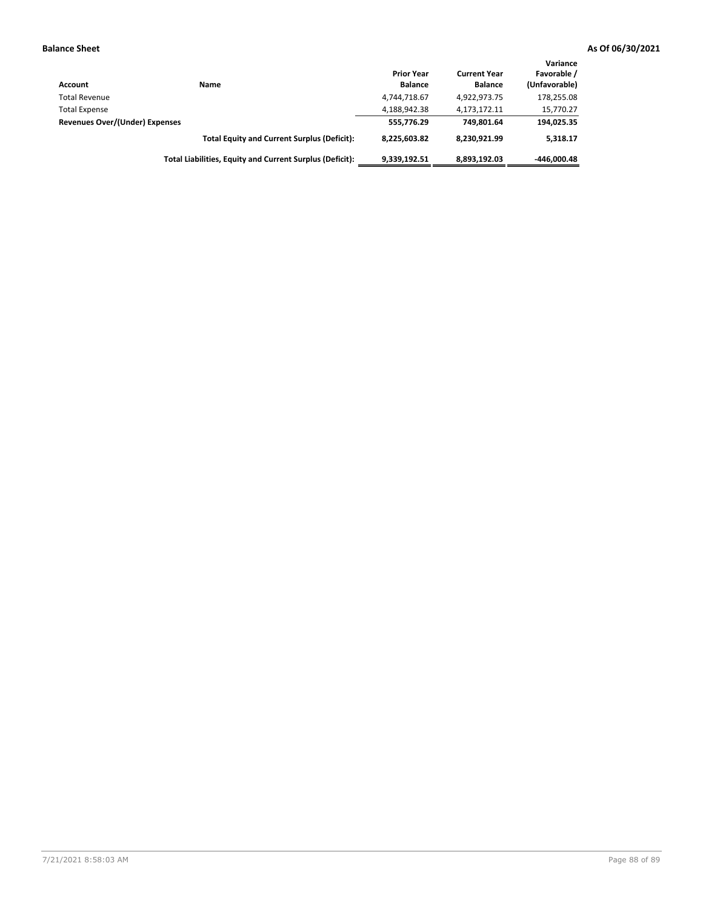**Balance Sheet** **As Of 06/30/2021**

| Account | Name | Prior Year Balance | Current Year Balance | Variance Favorable / (Unfavorable) |
|---|---|---|---|---|
| Total Revenue | | 4,744,718.67 | 4,922,973.75 | 178,255.08 |
| Total Expense | | 4,188,942.38 | 4,173,172.11 | 15,770.27 |
| **Revenues Over/(Under) Expenses** | | **555,776.29** | **749,801.64** | **194,025.35** |
| | **Total Equity and Current Surplus (Deficit):** | **8,225,603.82** | **8,230,921.99** | **5,318.17** |
| | **Total Liabilities, Equity and Current Surplus (Deficit):** | **9,339,192.51** | **8,893,192.03** | **-446,000.48** |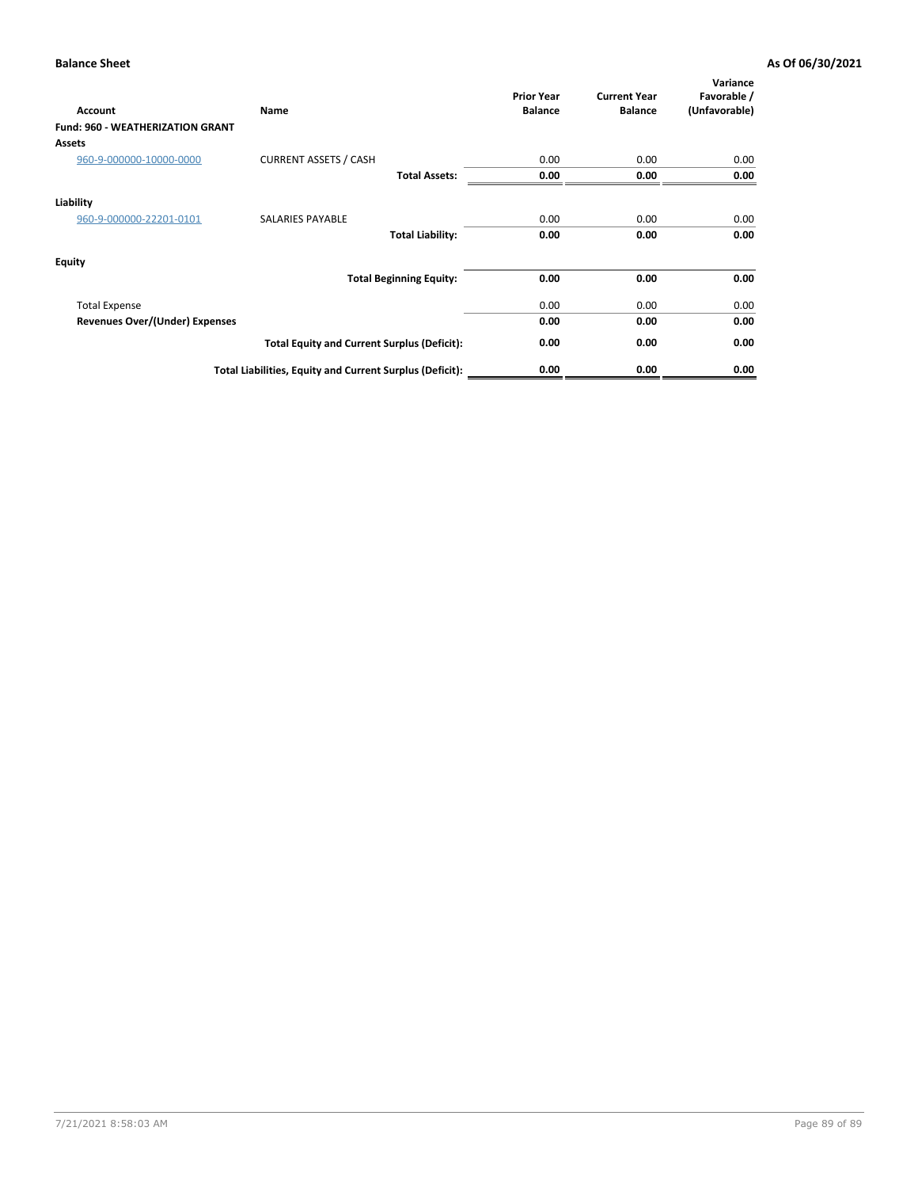**Balance Sheet** **As Of 06/30/2021**

| Account | Name | Prior Year Balance | Current Year Balance | Variance Favorable / (Unfavorable) |
|---|---|---|---|---|
| **Fund: 960 - WEATHERIZATION GRANT** | | | | |
| **Assets** | | | | |
| 960-9-000000-10000-0000 | CURRENT ASSETS / CASH | 0.00 | 0.00 | 0.00 |
| | **Total Assets:** | **0.00** | **0.00** | **0.00** |
| **Liability** | | | | |
| 960-9-000000-22201-0101 | SALARIES PAYABLE | 0.00 | 0.00 | 0.00 |
| | **Total Liability:** | **0.00** | **0.00** | **0.00** |
| **Equity** | | | | |
| | **Total Beginning Equity:** | **0.00** | **0.00** | **0.00** |
| Total Expense | | 0.00 | 0.00 | 0.00 |
| **Revenues Over/(Under) Expenses** | | **0.00** | **0.00** | **0.00** |
| | **Total Equity and Current Surplus (Deficit):** | **0.00** | **0.00** | **0.00** |
| | **Total Liabilities, Equity and Current Surplus (Deficit):** | **0.00** | **0.00** | **0.00** |

7/21/2021 8:58:03 AM